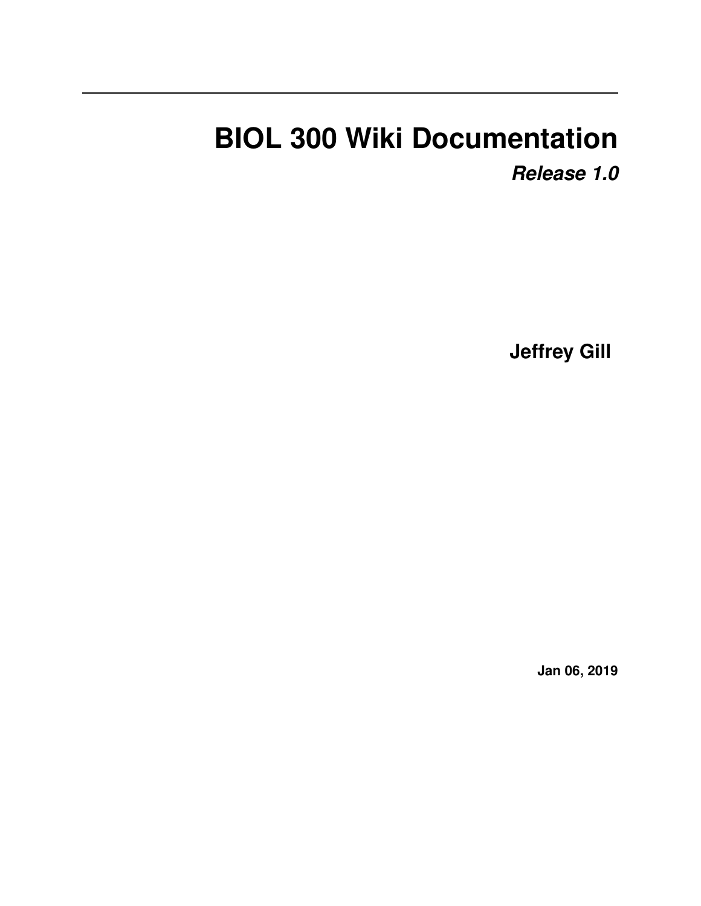# BIOL 300 Wiki Documentation

***Release 1.0***

**Jeffrey Gill**

**Jan 06, 2019**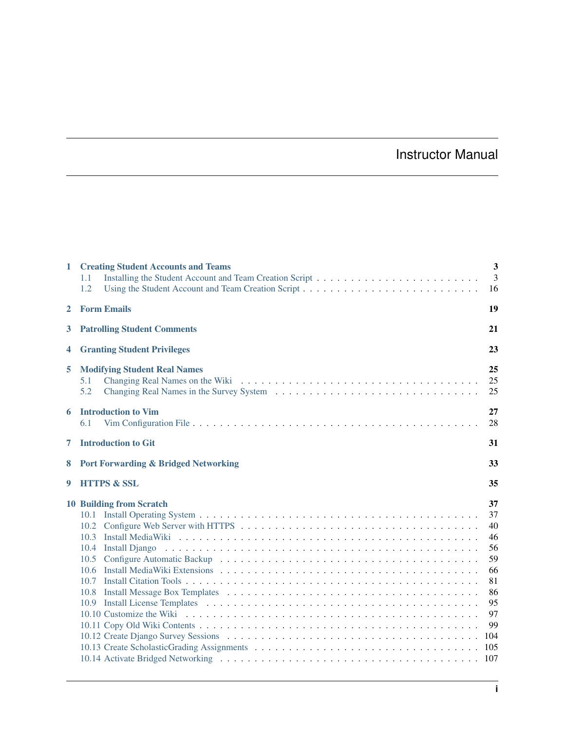# Instructor Manual

| | | |
|---|---|---|
| **1** | **Creating Student Accounts and Teams** | **3** |
| 1.1 | Installing the Student Account and Team Creation Script | 3 |
| 1.2 | Using the Student Account and Team Creation Script | 16 |
| **2** | **Form Emails** | **19** |
| **3** | **Patrolling Student Comments** | **21** |
| **4** | **Granting Student Privileges** | **23** |
| **5** | **Modifying Student Real Names** | **25** |
| 5.1 | Changing Real Names on the Wiki | 25 |
| 5.2 | Changing Real Names in the Survey System | 25 |
| **6** | **Introduction to Vim** | **27** |
| 6.1 | Vim Configuration File | 28 |
| **7** | **Introduction to Git** | **31** |
| **8** | **Port Forwarding & Bridged Networking** | **33** |
| **9** | **HTTPS & SSL** | **35** |
| **10** | **Building from Scratch** | **37** |
| 10.1 | Install Operating System | 37 |
| 10.2 | Configure Web Server with HTTPS | 40 |
| 10.3 | Install MediaWiki | 46 |
| 10.4 | Install Django | 56 |
| 10.5 | Configure Automatic Backup | 59 |
| 10.6 | Install MediaWiki Extensions | 66 |
| 10.7 | Install Citation Tools | 81 |
| 10.8 | Install Message Box Templates | 86 |
| 10.9 | Install License Templates | 95 |
| 10.10 | Customize the Wiki | 97 |
| 10.11 | Copy Old Wiki Contents | 99 |
| 10.12 | Create Django Survey Sessions | 104 |
| 10.13 | Create ScholasticGrading Assignments | 105 |
| 10.14 | Activate Bridged Networking | 107 |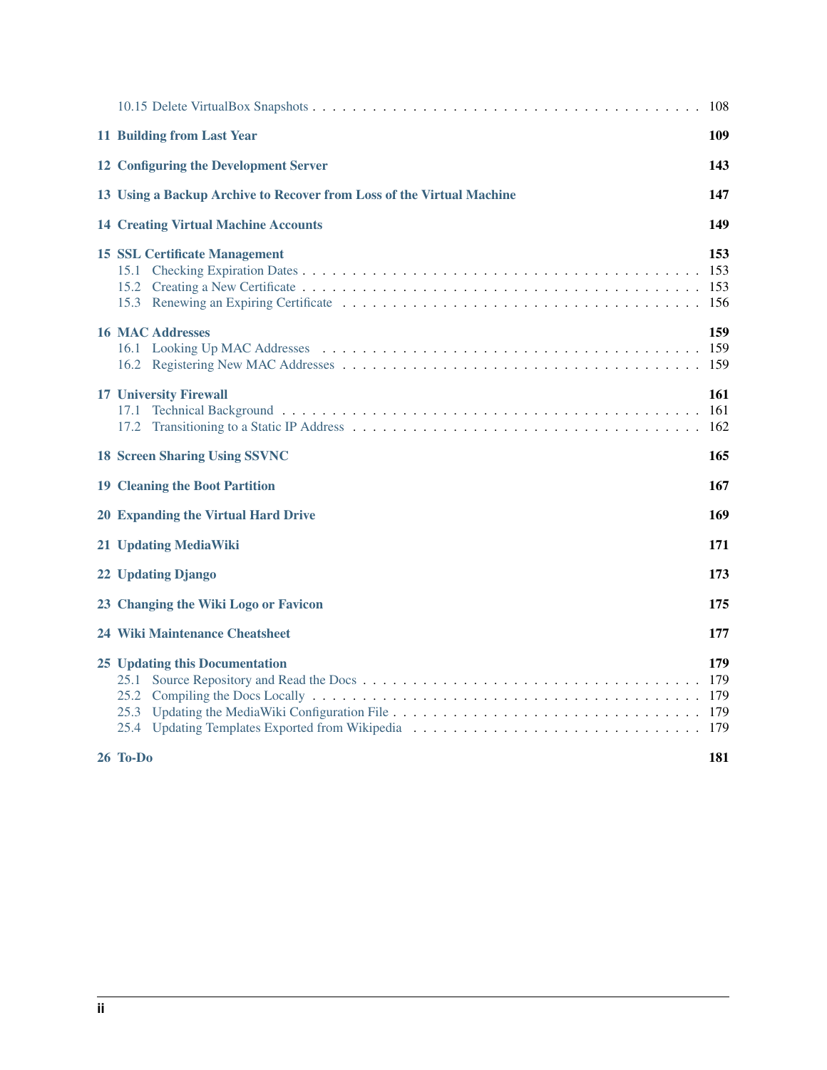10.15 Delete VirtualBox Snapshots . . . . . . . . . . . . . . . . . . . . . . . . . . . . . . . . . . . . . 108

**11 Building from Last Year** **109**

**12 Configuring the Development Server** **143**

**13 Using a Backup Archive to Recover from Loss of the Virtual Machine** **147**

**14 Creating Virtual Machine Accounts** **149**

**15 SSL Certificate Management** **153**
15.1 Checking Expiration Dates . . . . . . . . . . . . . . . . . . . . . . . . . . . . . . . . . . . . . . 153
15.2 Creating a New Certificate . . . . . . . . . . . . . . . . . . . . . . . . . . . . . . . . . . . . . . 153
15.3 Renewing an Expiring Certificate . . . . . . . . . . . . . . . . . . . . . . . . . . . . . . . . . . 156

**16 MAC Addresses** **159**
16.1 Looking Up MAC Addresses . . . . . . . . . . . . . . . . . . . . . . . . . . . . . . . . . . . . . 159
16.2 Registering New MAC Addresses . . . . . . . . . . . . . . . . . . . . . . . . . . . . . . . . . . 159

**17 University Firewall** **161**
17.1 Technical Background . . . . . . . . . . . . . . . . . . . . . . . . . . . . . . . . . . . . . . . . 161
17.2 Transitioning to a Static IP Address . . . . . . . . . . . . . . . . . . . . . . . . . . . . . . . . 162

**18 Screen Sharing Using SSVNC** **165**

**19 Cleaning the Boot Partition** **167**

**20 Expanding the Virtual Hard Drive** **169**

**21 Updating MediaWiki** **171**

**22 Updating Django** **173**

**23 Changing the Wiki Logo or Favicon** **175**

**24 Wiki Maintenance Cheatsheet** **177**

**25 Updating this Documentation** **179**
25.1 Source Repository and Read the Docs . . . . . . . . . . . . . . . . . . . . . . . . . . . . . . . 179
25.2 Compiling the Docs Locally . . . . . . . . . . . . . . . . . . . . . . . . . . . . . . . . . . . . . 179
25.3 Updating the MediaWiki Configuration File . . . . . . . . . . . . . . . . . . . . . . . . . . . . 179
25.4 Updating Templates Exported from Wikipedia . . . . . . . . . . . . . . . . . . . . . . . . . . . 179

**26 To-Do** **181**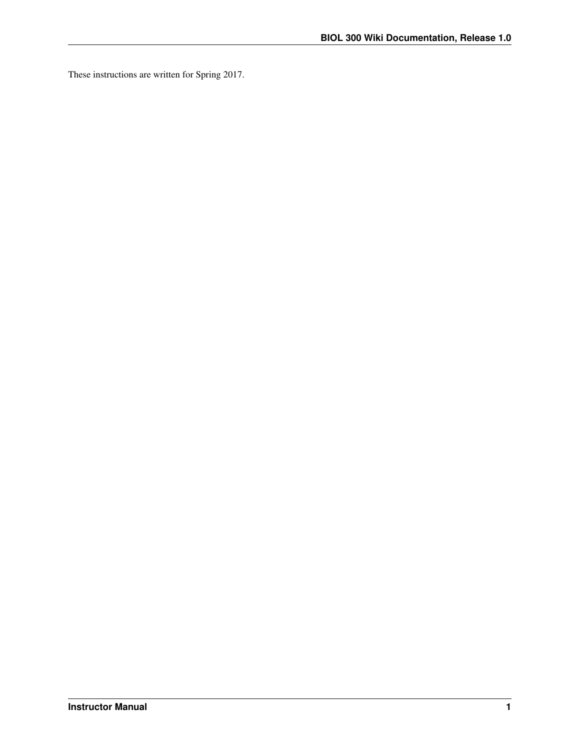These instructions are written for Spring 2017.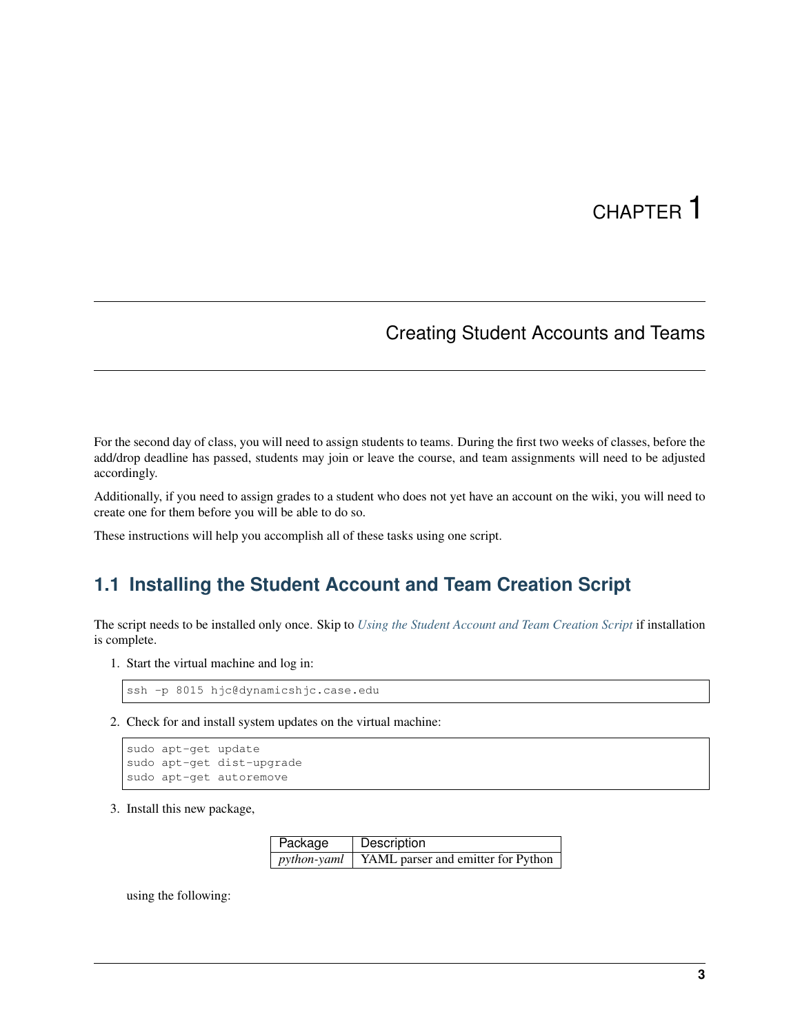# CHAPTER 1

# Creating Student Accounts and Teams

For the second day of class, you will need to assign students to teams. During the first two weeks of classes, before the add/drop deadline has passed, students may join or leave the course, and team assignments will need to be adjusted accordingly.

Additionally, if you need to assign grades to a student who does not yet have an account on the wiki, you will need to create one for them before you will be able to do so.

These instructions will help you accomplish all of these tasks using one script.

## 1.1 Installing the Student Account and Team Creation Script

The script needs to be installed only once. Skip to *Using the Student Account and Team Creation Script* if installation is complete.

1. Start the virtual machine and log in:

```
ssh -p 8015 hjc@dynamicshjc.case.edu
```

2. Check for and install system updates on the virtual machine:

```
sudo apt-get update
sudo apt-get dist-upgrade
sudo apt-get autoremove
```

3. Install this new package,

| Package | Description |
|---|---|
| *python-yaml* | YAML parser and emitter for Python |

using the following: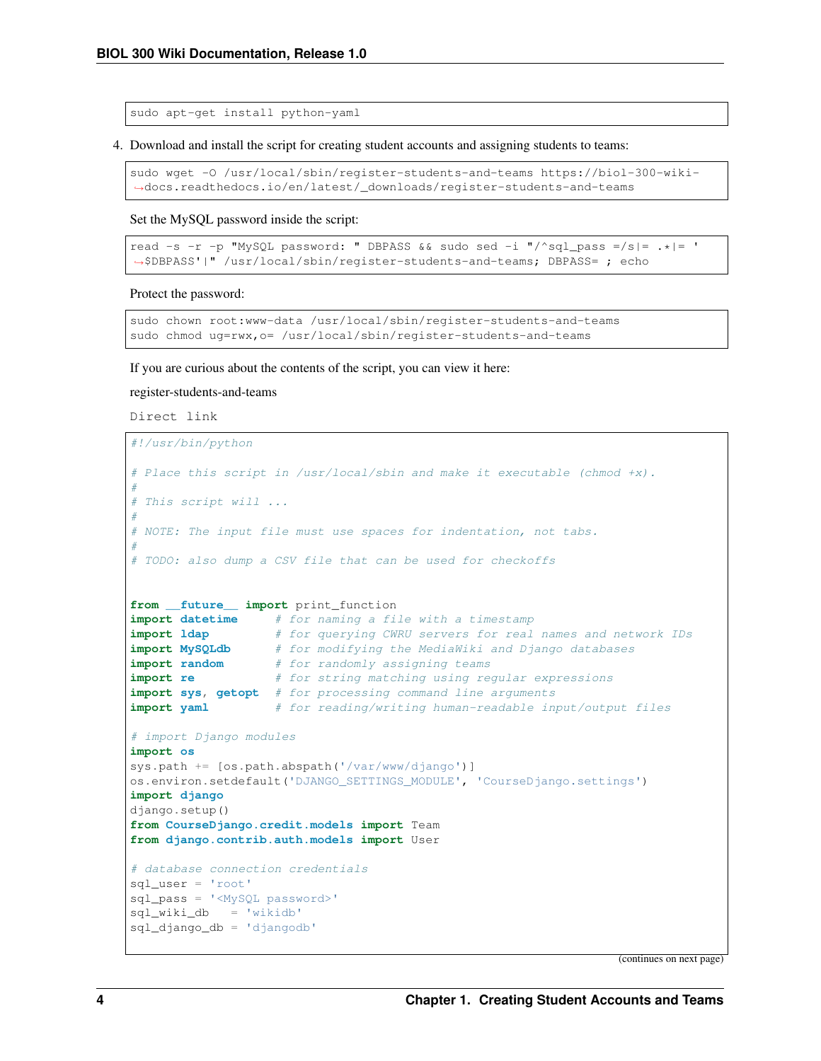```
sudo apt-get install python-yaml
```

4. Download and install the script for creating student accounts and assigning students to teams:

```
sudo wget -O /usr/local/sbin/register-students-and-teams https://biol-300-wiki-
↪docs.readthedocs.io/en/latest/_downloads/register-students-and-teams
```

Set the MySQL password inside the script:

```
read -s -r -p "MySQL password: " DBPASS && sudo sed -i "/^sql_pass =/s|= .*|= '
↪$DBPASS'|" /usr/local/sbin/register-students-and-teams; DBPASS= ; echo
```

Protect the password:

```
sudo chown root:www-data /usr/local/sbin/register-students-and-teams
sudo chmod ug=rwx,o= /usr/local/sbin/register-students-and-teams
```

If you are curious about the contents of the script, you can view it here:

register-students-and-teams

Direct link

```
#!/usr/bin/python

# Place this script in /usr/local/sbin and make it executable (chmod +x).
#
# This script will ...
#
# NOTE: The input file must use spaces for indentation, not tabs.
#
# TODO: also dump a CSV file that can be used for checkoffs


from __future__ import print_function
import datetime      # for naming a file with a timestamp
import ldap          # for querying CWRU servers for real names and network IDs
import MySQLdb       # for modifying the MediaWiki and Django databases
import random        # for randomly assigning teams
import re            # for string matching using regular expressions
import sys, getopt   # for processing command line arguments
import yaml          # for reading/writing human-readable input/output files

# import Django modules
import os
sys.path += [os.path.abspath('/var/www/django')]
os.environ.setdefault('DJANGO_SETTINGS_MODULE', 'CourseDjango.settings')
import django
django.setup()
from CourseDjango.credit.models import Team
from django.contrib.auth.models import User

# database connection credentials
sql_user = 'root'
sql_pass = '<MySQL password>'
sql_wiki_db   = 'wikidb'
sql_django_db = 'djangodb'
```

(continues on next page)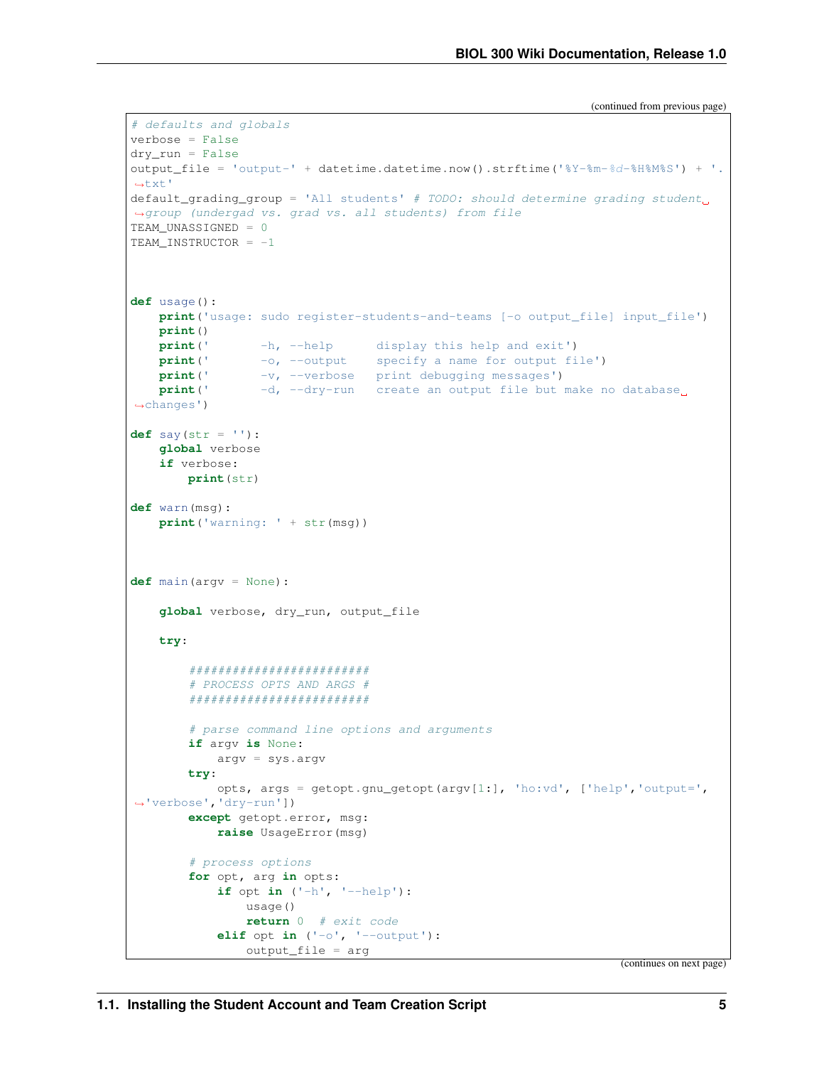(continued from previous page)

```
# defaults and globals
verbose = False
dry_run = False
output_file = 'output-' + datetime.datetime.now().strftime('%Y-%m-%d-%H%M%S') + '.txt'
default_grading_group = 'All students' # TODO: should determine grading student group (undergad vs. grad vs. all students) from file
TEAM_UNASSIGNED = 0
TEAM_INSTRUCTOR = -1



def usage():
    print('usage: sudo register-students-and-teams [-o output_file] input_file')
    print()
    print('       -h, --help      display this help and exit')
    print('       -o, --output    specify a name for output file')
    print('       -v, --verbose   print debugging messages')
    print('       -d, --dry-run   create an output file but make no database changes')

def say(str = ''):
    global verbose
    if verbose:
        print(str)

def warn(msg):
    print('warning: ' + str(msg))



def main(argv = None):

    global verbose, dry_run, output_file

    try:

        ########################
        # PROCESS OPTS AND ARGS #
        ########################

        # parse command line options and arguments
        if argv is None:
            argv = sys.argv
        try:
            opts, args = getopt.gnu_getopt(argv[1:], 'ho:vd', ['help','output=','verbose','dry-run'])
        except getopt.error, msg:
            raise UsageError(msg)

        # process options
        for opt, arg in opts:
            if opt in ('-h', '--help'):
                usage()
                return 0  # exit code
            elif opt in ('-o', '--output'):
                output_file = arg
```

(continues on next page)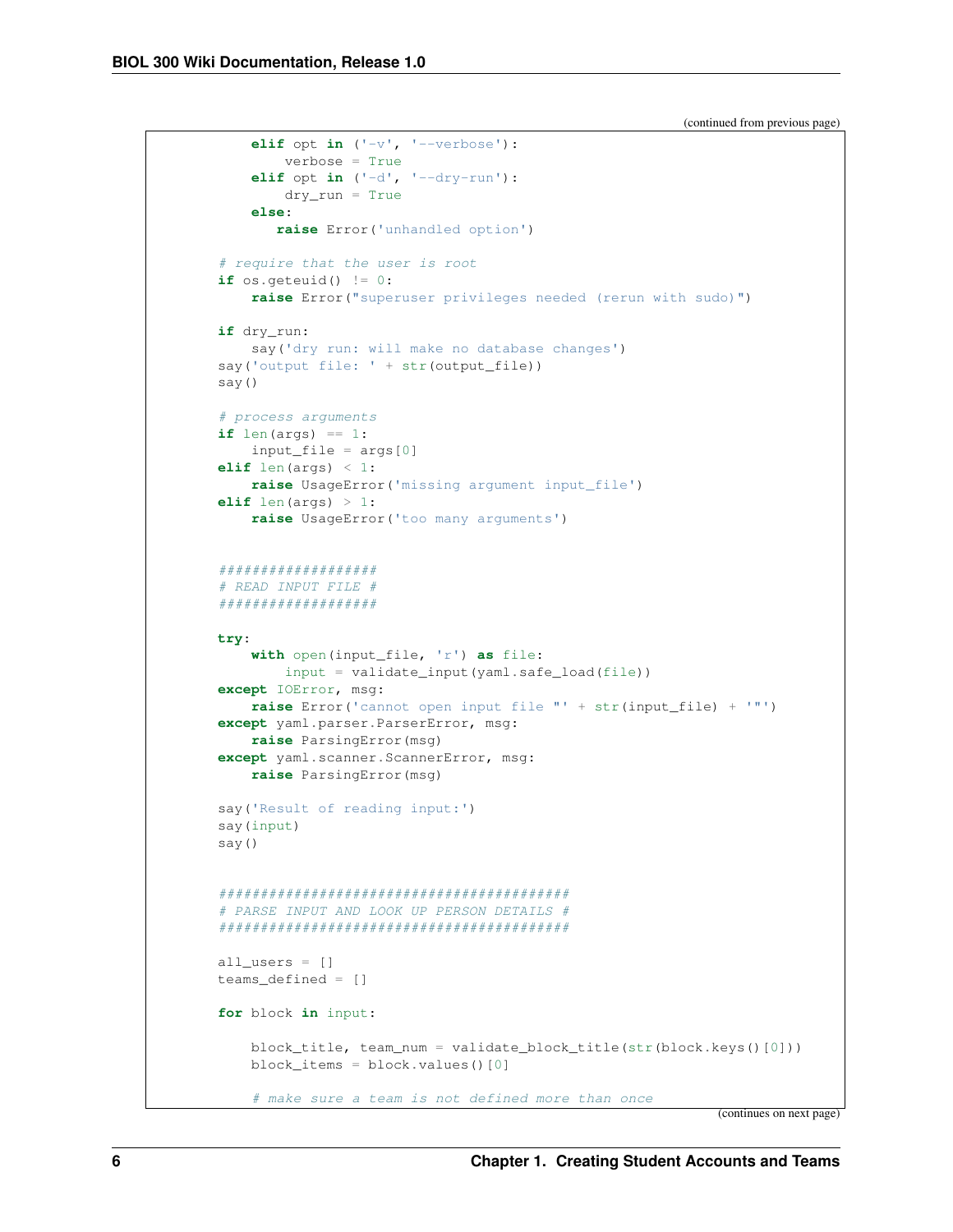(continued from previous page)

```
        elif opt in ('-v', '--verbose'):
            verbose = True
        elif opt in ('-d', '--dry-run'):
            dry_run = True
        else:
            raise Error('unhandled option')

    # require that the user is root
    if os.geteuid() != 0:
        raise Error("superuser privileges needed (rerun with sudo)")

    if dry_run:
        say('dry run: will make no database changes')
    say('output file: ' + str(output_file))
    say()

    # process arguments
    if len(args) == 1:
        input_file = args[0]
    elif len(args) < 1:
        raise UsageError('missing argument input_file')
    elif len(args) > 1:
        raise UsageError('too many arguments')


    ###################
    # READ INPUT FILE #
    ###################

    try:
        with open(input_file, 'r') as file:
            input = validate_input(yaml.safe_load(file))
    except IOError, msg:
        raise Error('cannot open input file "' + str(input_file) + '"')
    except yaml.parser.ParserError, msg:
        raise ParsingError(msg)
    except yaml.scanner.ScannerError, msg:
        raise ParsingError(msg)

    say('Result of reading input:')
    say(input)
    say()


    #########################################
    # PARSE INPUT AND LOOK UP PERSON DETAILS #
    #########################################

    all_users = []
    teams_defined = []

    for block in input:

        block_title, team_num = validate_block_title(str(block.keys()[0]))
        block_items = block.values()[0]

        # make sure a team is not defined more than once
```

(continues on next page)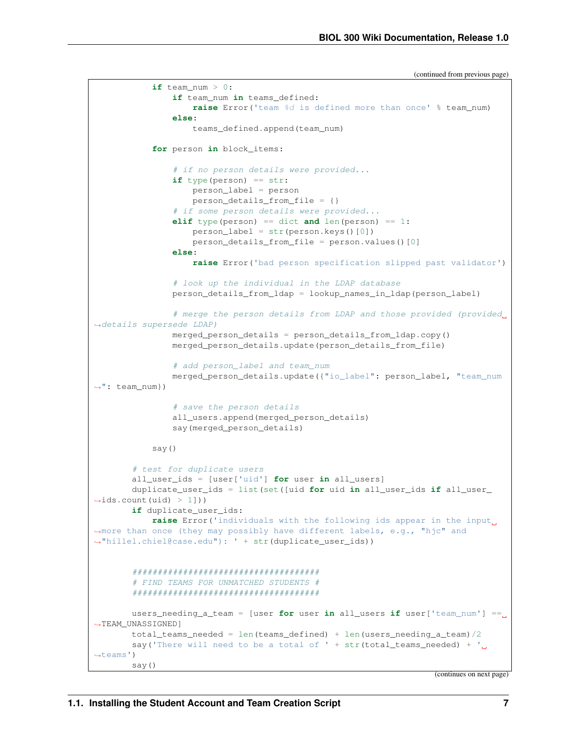(continued from previous page)

```
            if team_num > 0:
                if team_num in teams_defined:
                    raise Error('team %d is defined more than once' % team_num)
                else:
                    teams_defined.append(team_num)

            for person in block_items:

                # if no person details were provided...
                if type(person) == str:
                    person_label = person
                    person_details_from_file = {}
                # if some person details were provided...
                elif type(person) == dict and len(person) == 1:
                    person_label = str(person.keys()[0])
                    person_details_from_file = person.values()[0]
                else:
                    raise Error('bad person specification slipped past validator')

                # look up the individual in the LDAP database
                person_details_from_ldap = lookup_names_in_ldap(person_label)

                # merge the person details from LDAP and those provided (provided details supersede LDAP)
                merged_person_details = person_details_from_ldap.copy()
                merged_person_details.update(person_details_from_file)

                # add person_label and team_num
                merged_person_details.update({"io_label": person_label, "team_num": team_num})

                # save the person details
                all_users.append(merged_person_details)
                say(merged_person_details)

            say()

        # test for duplicate users
        all_user_ids = [user['uid'] for user in all_users]
        duplicate_user_ids = list(set([uid for uid in all_user_ids if all_user_ids.count(uid) > 1]))
        if duplicate_user_ids:
            raise Error('individuals with the following ids appear in the input more than once (they may possibly have different labels, e.g., "hjc" and "hillel.chiel@case.edu"): ' + str(duplicate_user_ids))


        ####################################
        # FIND TEAMS FOR UNMATCHED STUDENTS #
        ####################################

        users_needing_a_team = [user for user in all_users if user['team_num'] == TEAM_UNASSIGNED]
        total_teams_needed = len(teams_defined) + len(users_needing_a_team)/2
        say('There will need to be a total of ' + str(total_teams_needed) + ' teams')
        say()
```

(continues on next page)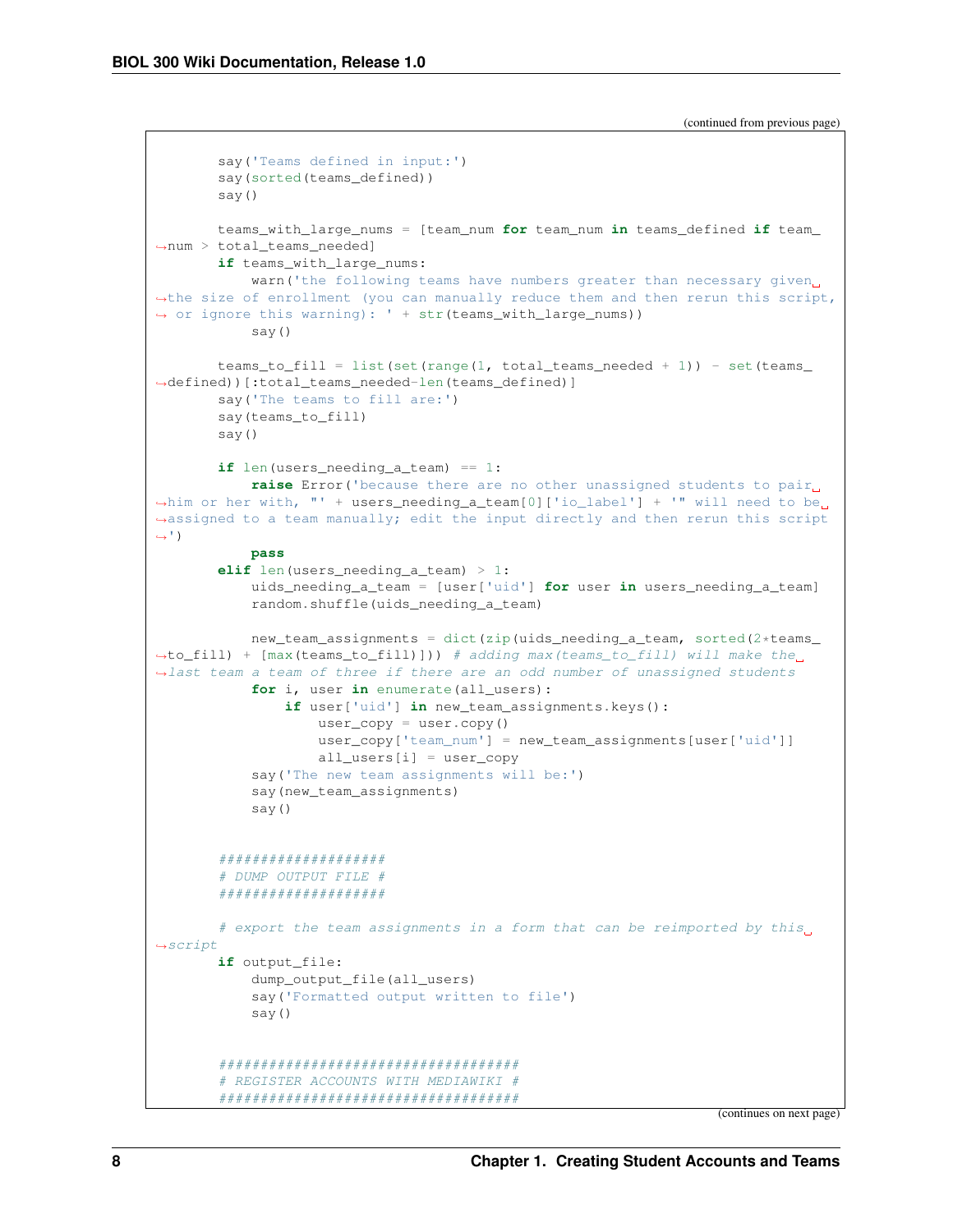(continued from previous page)

```
        say('Teams defined in input:')
        say(sorted(teams_defined))
        say()

        teams_with_large_nums = [team_num for team_num in teams_defined if team_
→num > total_teams_needed]
        if teams_with_large_nums:
            warn('the following teams have numbers greater than necessary given␣
→the size of enrollment (you can manually reduce them and then rerun this script,
→ or ignore this warning): ' + str(teams_with_large_nums))
            say()

        teams_to_fill = list(set(range(1, total_teams_needed + 1)) - set(teams_
→defined))[:total_teams_needed-len(teams_defined)]
        say('The teams to fill are:')
        say(teams_to_fill)
        say()

        if len(users_needing_a_team) == 1:
            raise Error('because there are no other unassigned students to pair␣
→him or her with, "' + users_needing_a_team[0]['io_label'] + '" will need to be␣
→assigned to a team manually; edit the input directly and then rerun this script
→')
            pass
        elif len(users_needing_a_team) > 1:
            uids_needing_a_team = [user['uid'] for user in users_needing_a_team]
            random.shuffle(uids_needing_a_team)

            new_team_assignments = dict(zip(uids_needing_a_team, sorted(2*teams_
→to_fill) + [max(teams_to_fill)])) # adding max(teams_to_fill) will make the␣
→last team a team of three if there are an odd number of unassigned students
            for i, user in enumerate(all_users):
                if user['uid'] in new_team_assignments.keys():
                    user_copy = user.copy()
                    user_copy['team_num'] = new_team_assignments[user['uid']]
                    all_users[i] = user_copy
            say('The new team assignments will be:')
            say(new_team_assignments)
            say()


        ####################
        # DUMP OUTPUT FILE #
        ####################

        # export the team assignments in a form that can be reimported by this␣
→script
        if output_file:
            dump_output_file(all_users)
            say('Formatted output written to file')
            say()


        #####################################
        # REGISTER ACCOUNTS WITH MEDIAWIKI #
        #####################################
```

(continues on next page)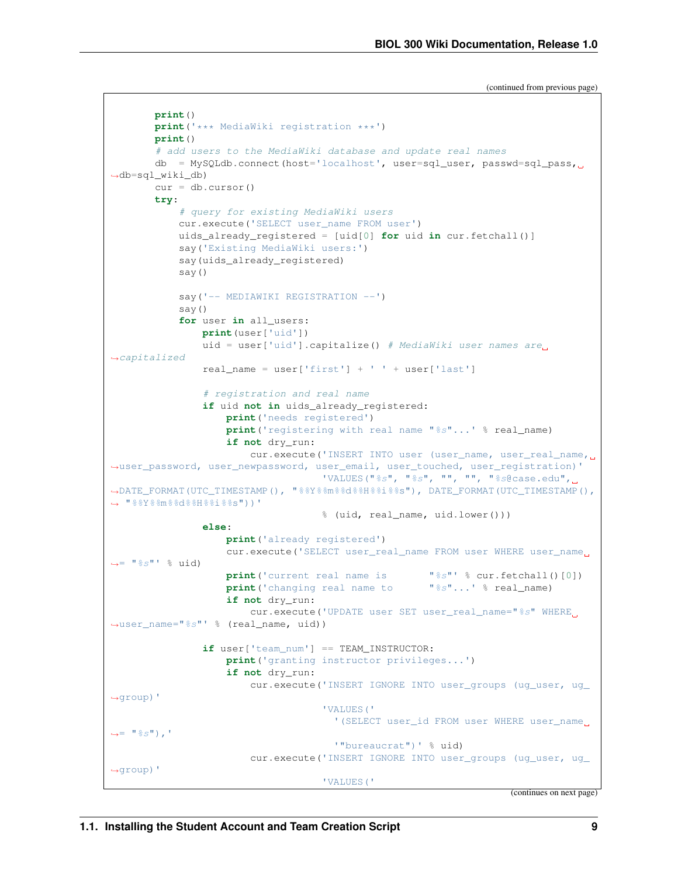(continued from previous page)

```
        print()
        print('*** MediaWiki registration ***')
        print()
        # add users to the MediaWiki database and update real names
        db  = MySQLdb.connect(host='localhost', user=sql_user, passwd=sql_pass,␣
↪db=sql_wiki_db)
        cur = db.cursor()
        try:
            # query for existing MediaWiki users
            cur.execute('SELECT user_name FROM user')
            uids_already_registered = [uid[0] for uid in cur.fetchall()]
            say('Existing MediaWiki users:')
            say(uids_already_registered)
            say()

            say('-- MEDIAWIKI REGISTRATION --')
            say()
            for user in all_users:
                print(user['uid'])
                uid = user['uid'].capitalize() # MediaWiki user names are␣
↪capitalized
                real_name = user['first'] + ' ' + user['last']

                # registration and real name
                if uid not in uids_already_registered:
                    print('needs registered')
                    print('registering with real name "%s"...' % real_name)
                    if not dry_run:
                        cur.execute('INSERT INTO user (user_name, user_real_name,␣
↪user_password, user_newpassword, user_email, user_touched, user_registration)'
                                    'VALUES("%s", "%s", "", "", "%s@case.edu",␣
↪DATE_FORMAT(UTC_TIMESTAMP(), "%%Y%%m%%d%%H%%i%%s"), DATE_FORMAT(UTC_TIMESTAMP(),
↪ "%%Y%%m%%d%%H%%i%%s"))'
                                    % (uid, real_name, uid.lower()))
                else:
                    print('already registered')
                    cur.execute('SELECT user_real_name FROM user WHERE user_name␣
↪= "%s"' % uid)
                    print('current real name is       "%s"' % cur.fetchall()[0])
                    print('changing real name to      "%s"...' % real_name)
                    if not dry_run:
                        cur.execute('UPDATE user SET user_real_name="%s" WHERE␣
↪user_name="%s"' % (real_name, uid))

                if user['team_num'] == TEAM_INSTRUCTOR:
                    print('granting instructor privileges...')
                    if not dry_run:
                        cur.execute('INSERT IGNORE INTO user_groups (ug_user, ug_
↪group)'
                                    'VALUES('
                                      '(SELECT user_id FROM user WHERE user_name␣
↪= "%s"),'
                                      '"bureaucrat")' % uid)
                        cur.execute('INSERT IGNORE INTO user_groups (ug_user, ug_
↪group)'
                                    'VALUES('
```

(continues on next page)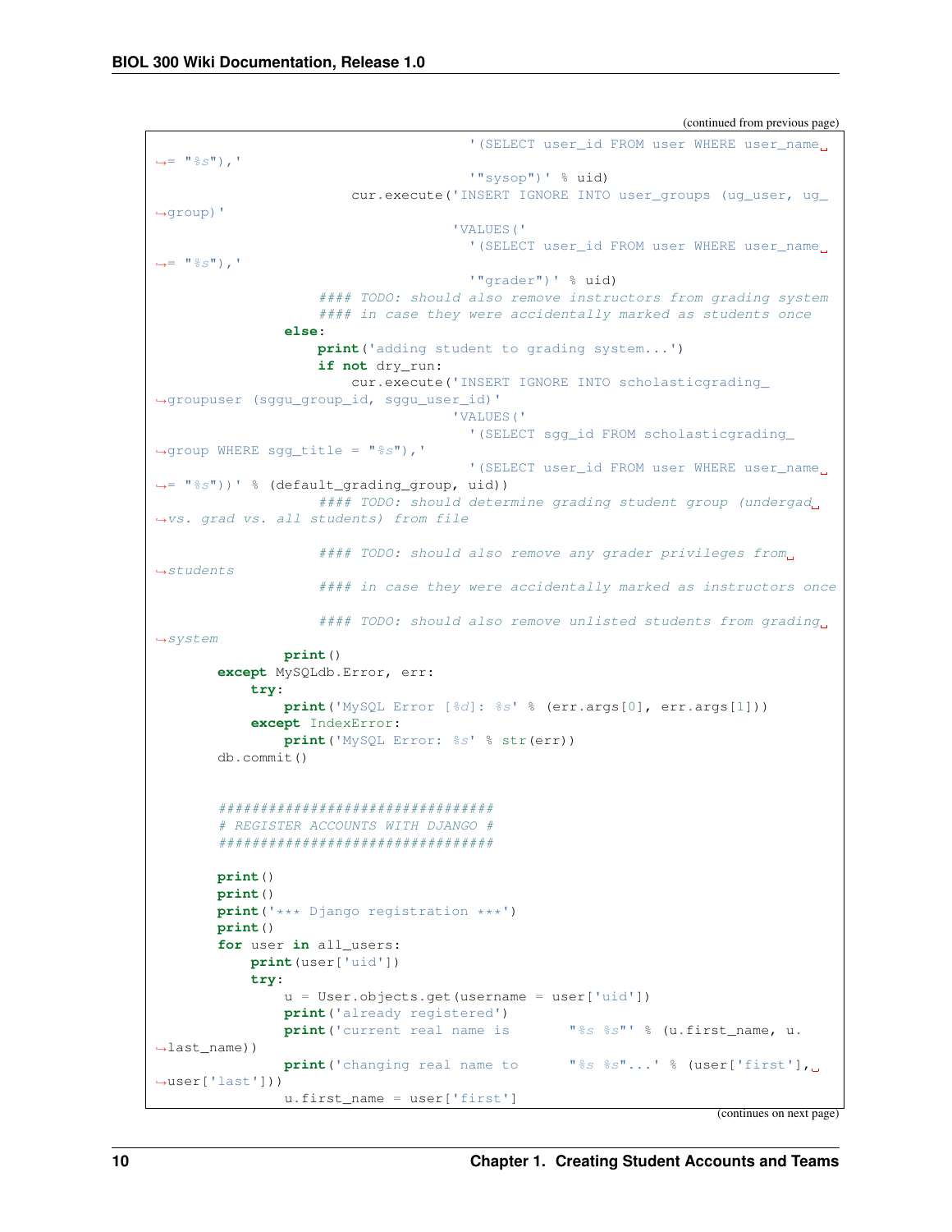(continued from previous page)

```
                                        '(SELECT user_id FROM user WHERE user_name␣
↪= "%s"),'
                                        '"sysop")' % uid)
                            cur.execute('INSERT IGNORE INTO user_groups (ug_user, ug_
↪group)'
                                      'VALUES ('
                                        '(SELECT user_id FROM user WHERE user_name␣
↪= "%s"),'
                                        '"grader")' % uid)
                    #### TODO: should also remove instructors from grading system
                    #### in case they were accidentally marked as students once
                else:
                    print('adding student to grading system...')
                    if not dry_run:
                        cur.execute('INSERT IGNORE INTO scholasticgrading_
↪groupuser (sggu_group_id, sggu_user_id)'
                                  'VALUES ('
                                    '(SELECT sgg_id FROM scholasticgrading_
↪group WHERE sgg_title = "%s"),'
                                    '(SELECT user_id FROM user WHERE user_name␣
↪= "%s"))' % (default_grading_group, uid))
                    #### TODO: should determine grading student group (undergad␣
↪vs. grad vs. all students) from file

                    #### TODO: should also remove any grader privileges from␣
↪students
                    #### in case they were accidentally marked as instructors once

                    #### TODO: should also remove unlisted students from grading␣
↪system
                print()
        except MySQLdb.Error, err:
            try:
                print('MySQL Error [%d]: %s' % (err.args[0], err.args[1]))
            except IndexError:
                print('MySQL Error: %s' % str(err))
        db.commit()


        #################################
        # REGISTER ACCOUNTS WITH DJANGO #
        #################################

        print()
        print()
        print('*** Django registration ***')
        print()
        for user in all_users:
            print(user['uid'])
            try:
                u = User.objects.get(username = user['uid'])
                print('already registered')
                print('current real name is       "%s %s"' % (u.first_name, u.
↪last_name))
                print('changing real name to      "%s %s"...' % (user['first'],␣
↪user['last']))
                u.first_name = user['first']
```

(continues on next page)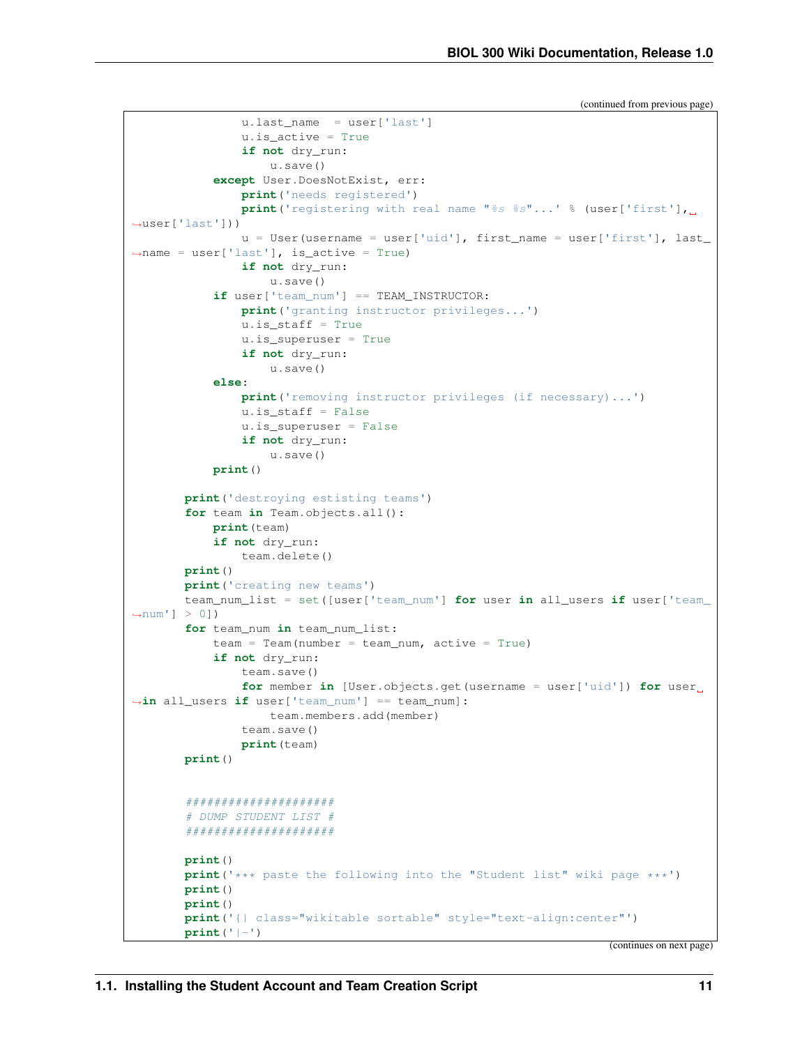(continued from previous page)

```
                u.last_name  = user['last']
                u.is_active = True
                if not dry_run:
                    u.save()
            except User.DoesNotExist, err:
                print('needs registered')
                print('registering with real name "%s %s"...' % (user['first'],
↪user['last']))
                u = User(username = user['uid'], first_name = user['first'], last_
↪name = user['last'], is_active = True)
                if not dry_run:
                    u.save()
            if user['team_num'] == TEAM_INSTRUCTOR:
                print('granting instructor privileges...')
                u.is_staff = True
                u.is_superuser = True
                if not dry_run:
                    u.save()
            else:
                print('removing instructor privileges (if necessary)...')
                u.is_staff = False
                u.is_superuser = False
                if not dry_run:
                    u.save()
            print()

        print('destroying estisting teams')
        for team in Team.objects.all():
            print(team)
            if not dry_run:
                team.delete()
        print()
        print('creating new teams')
        team_num_list = set([user['team_num'] for user in all_users if user['team_
↪num'] > 0])
        for team_num in team_num_list:
            team = Team(number = team_num, active = True)
            if not dry_run:
                team.save()
                for member in [User.objects.get(username = user['uid']) for user
↪in all_users if user['team_num'] == team_num]:
                    team.members.add(member)
                team.save()
                print(team)
        print()


        #####################
        # DUMP STUDENT LIST #
        #####################

        print()
        print('*** paste the following into the "Student list" wiki page ***')
        print()
        print()
        print('{| class="wikitable sortable" style="text-align:center"')
        print('|-')
```

(continues on next page)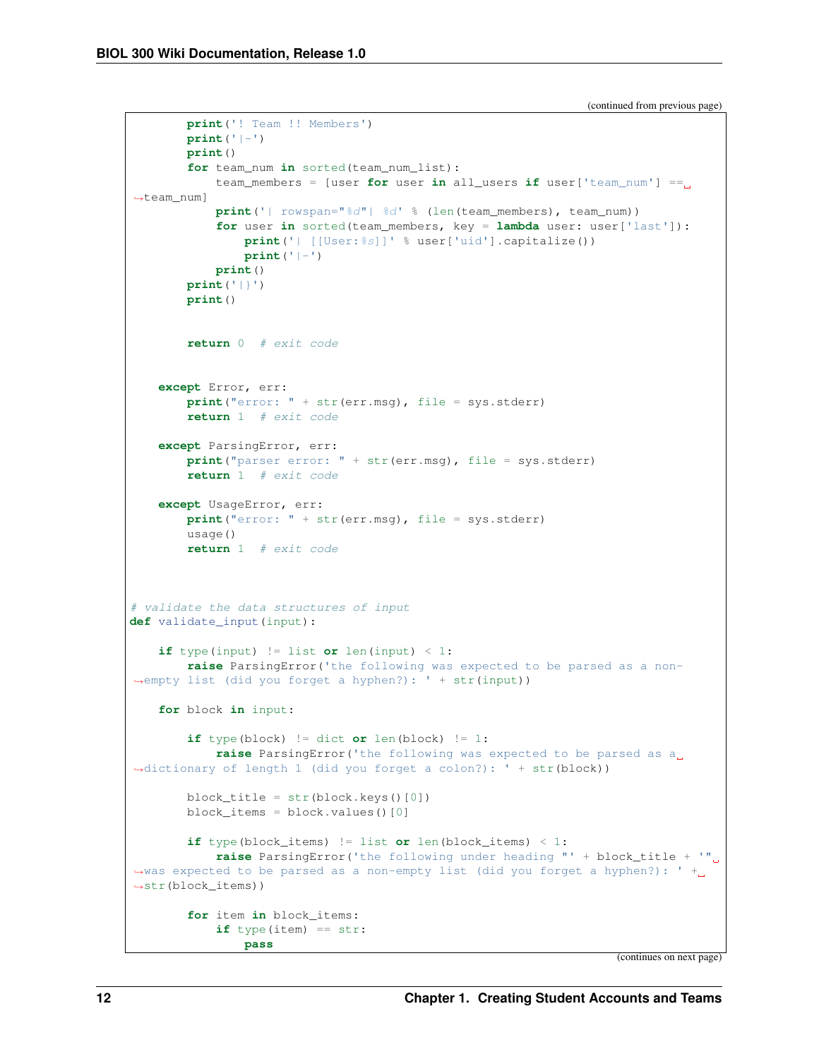(continued from previous page)

```
        print('! Team !! Members')
        print('|-')
        print()
        for team_num in sorted(team_num_list):
            team_members = [user for user in all_users if user['team_num'] == team_num]
            print('| rowspan="%d"| %d' % (len(team_members), team_num))
            for user in sorted(team_members, key = lambda user: user['last']):
                print('| [[User:%s]]' % user['uid'].capitalize())
                print('|-')
            print()
        print('|}')
        print()


        return 0  # exit code


    except Error, err:
        print("error: " + str(err.msg), file = sys.stderr)
        return 1  # exit code

    except ParsingError, err:
        print("parser error: " + str(err.msg), file = sys.stderr)
        return 1  # exit code

    except UsageError, err:
        print("error: " + str(err.msg), file = sys.stderr)
        usage()
        return 1  # exit code



# validate the data structures of input
def validate_input(input):

    if type(input) != list or len(input) < 1:
        raise ParsingError('the following was expected to be parsed as a non-empty list (did you forget a hyphen?): ' + str(input))

    for block in input:

        if type(block) != dict or len(block) != 1:
            raise ParsingError('the following was expected to be parsed as a dictionary of length 1 (did you forget a colon?): ' + str(block))

        block_title = str(block.keys()[0])
        block_items = block.values()[0]

        if type(block_items) != list or len(block_items) < 1:
            raise ParsingError('the following under heading "' + block_title + '" was expected to be parsed as a non-empty list (did you forget a hyphen?): ' + str(block_items))

        for item in block_items:
            if type(item) == str:
                pass
```

(continues on next page)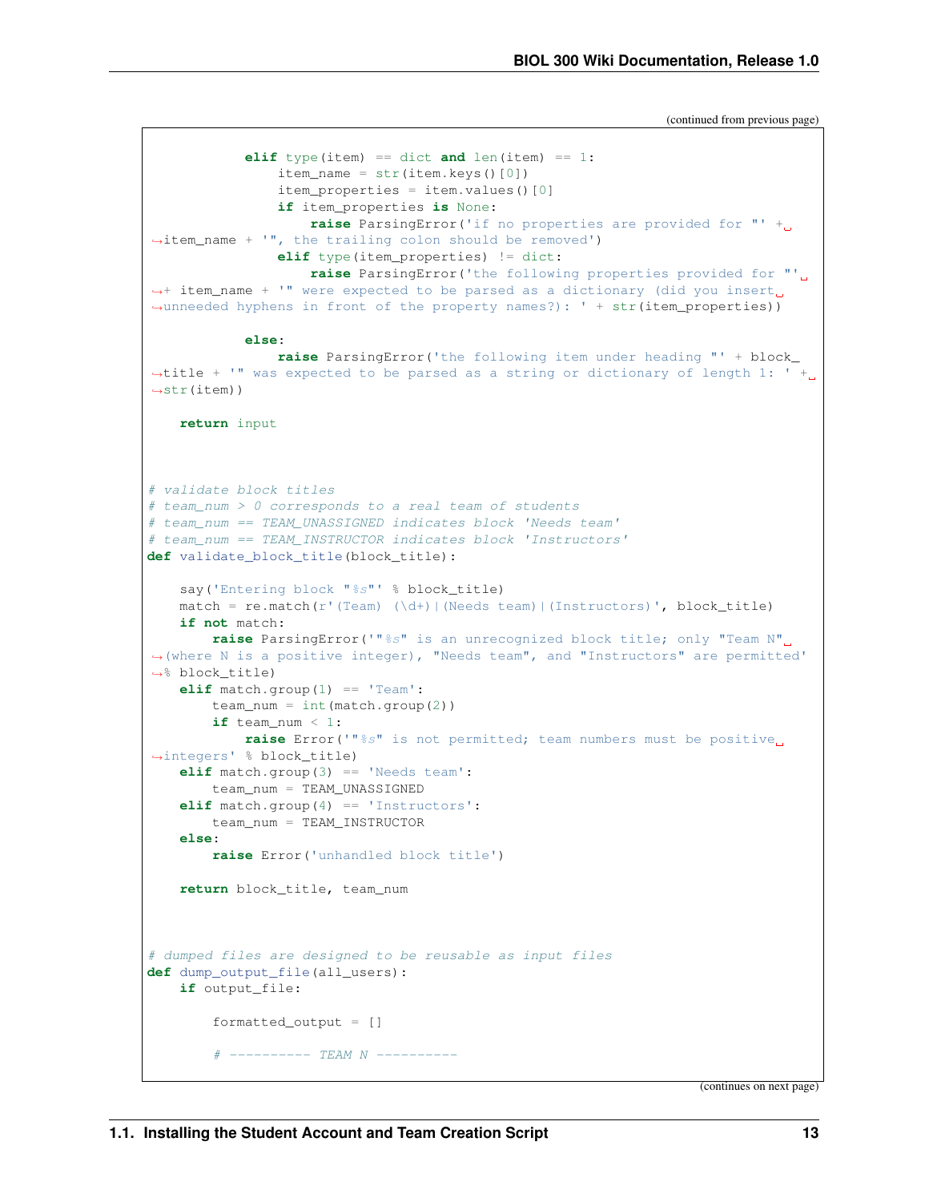(continued from previous page)

```
            elif type(item) == dict and len(item) == 1:
                item_name = str(item.keys()[0])
                item_properties = item.values()[0]
                if item_properties is None:
                    raise ParsingError('if no properties are provided for "' + item_name + '", the trailing colon should be removed')
                elif type(item_properties) != dict:
                    raise ParsingError('the following properties provided for "' + item_name + '" were expected to be parsed as a dictionary (did you insert unneeded hyphens in front of the property names?): ' + str(item_properties))

            else:
                raise ParsingError('the following item under heading "' + block_title + '" was expected to be parsed as a string or dictionary of length 1: ' + str(item))

    return input



# validate block titles
# team_num > 0 corresponds to a real team of students
# team_num == TEAM_UNASSIGNED indicates block 'Needs team'
# team_num == TEAM_INSTRUCTOR indicates block 'Instructors'
def validate_block_title(block_title):

    say('Entering block "%s"' % block_title)
    match = re.match(r'(Team) (\d+)|(Needs team)|(Instructors)', block_title)
    if not match:
        raise ParsingError('"%s" is an unrecognized block title; only "Team N" (where N is a positive integer), "Needs team", and "Instructors" are permitted' % block_title)
    elif match.group(1) == 'Team':
        team_num = int(match.group(2))
        if team_num < 1:
            raise Error('"%s" is not permitted; team numbers must be positive integers' % block_title)
    elif match.group(3) == 'Needs team':
        team_num = TEAM_UNASSIGNED
    elif match.group(4) == 'Instructors':
        team_num = TEAM_INSTRUCTOR
    else:
        raise Error('unhandled block title')

    return block_title, team_num



# dumped files are designed to be reusable as input files
def dump_output_file(all_users):
    if output_file:

        formatted_output = []

        # ---------- TEAM N ----------
```

(continues on next page)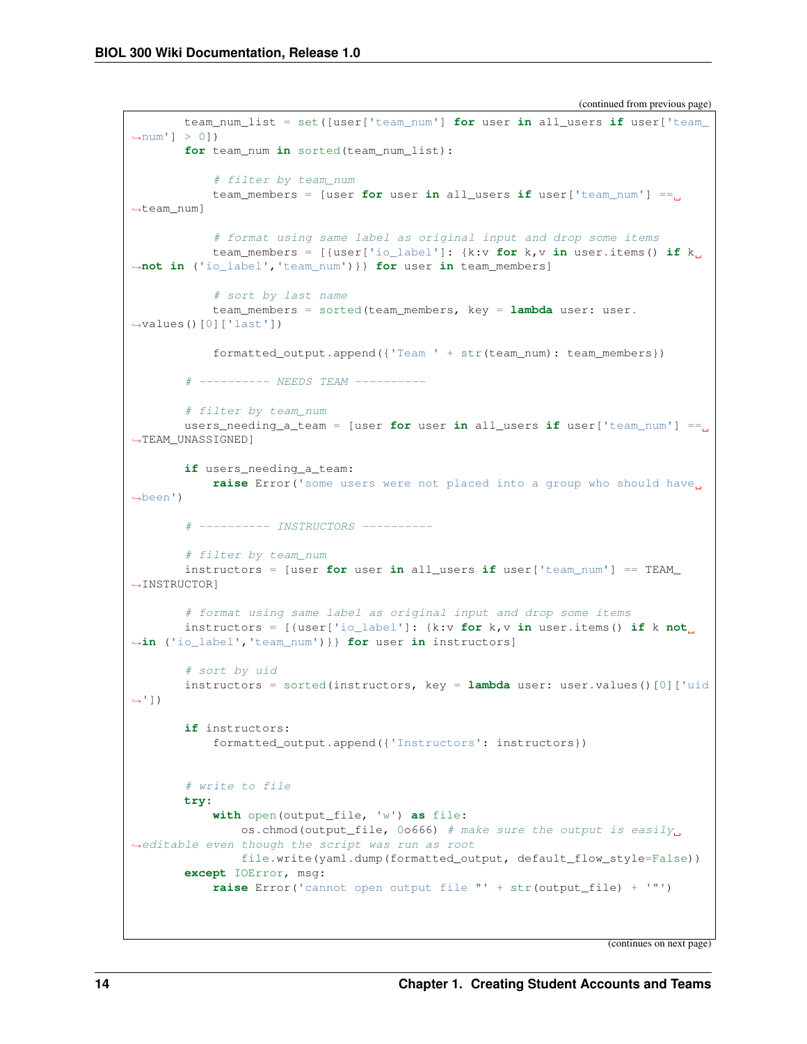(continued from previous page)

```
        team_num_list = set([user['team_num'] for user in all_users if user['team_
→num'] > 0])
        for team_num in sorted(team_num_list):

            # filter by team_num
            team_members = [user for user in all_users if user['team_num'] ==␣
→team_num]

            # format using same label as original input and drop some items
            team_members = [{user['io_label']: {k:v for k,v in user.items() if k␣
→not in ('io_label','team_num')}} for user in team_members]

            # sort by last name
            team_members = sorted(team_members, key = lambda user: user.
→values()[0]['last'])

            formatted_output.append({'Team ' + str(team_num): team_members})

        # ---------- NEEDS TEAM ----------

        # filter by team_num
        users_needing_a_team = [user for user in all_users if user['team_num'] ==␣
→TEAM_UNASSIGNED]

        if users_needing_a_team:
            raise Error('some users were not placed into a group who should have␣
→been')

        # ---------- INSTRUCTORS ----------

        # filter by team_num
        instructors = [user for user in all_users if user['team_num'] == TEAM_
→INSTRUCTOR]

        # format using same label as original input and drop some items
        instructors = [{user['io_label']: {k:v for k,v in user.items() if k not␣
→in ('io_label','team_num')}} for user in instructors]

        # sort by uid
        instructors = sorted(instructors, key = lambda user: user.values()[0]['uid
→'])

        if instructors:
            formatted_output.append({'Instructors': instructors})


        # write to file
        try:
            with open(output_file, 'w') as file:
                os.chmod(output_file, 0o666) # make sure the output is easily␣
→editable even though the script was run as root
                file.write(yaml.dump(formatted_output, default_flow_style=False))
        except IOError, msg:
            raise Error('cannot open output file "' + str(output_file) + '"')
```

(continues on next page)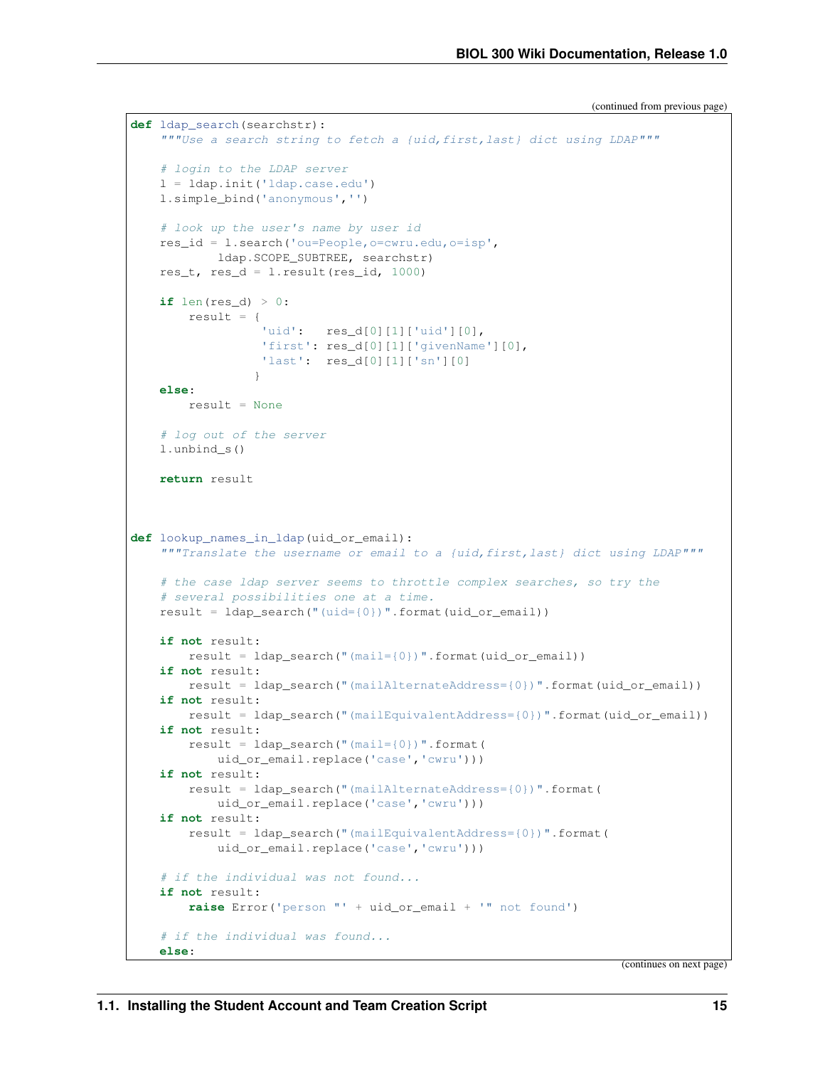(continued from previous page)

```
def ldap_search(searchstr):
    """Use a search string to fetch a {uid,first,last} dict using LDAP"""

    # login to the LDAP server
    l = ldap.init('ldap.case.edu')
    l.simple_bind('anonymous','')

    # look up the user's name by user id
    res_id = l.search('ou=People,o=cwru.edu,o=isp',
            ldap.SCOPE_SUBTREE, searchstr)
    res_t, res_d = l.result(res_id, 1000)

    if len(res_d) > 0:
        result = {
                  'uid':   res_d[0][1]['uid'][0],
                  'first': res_d[0][1]['givenName'][0],
                  'last':  res_d[0][1]['sn'][0]
                 }
    else:
        result = None

    # log out of the server
    l.unbind_s()

    return result



def lookup_names_in_ldap(uid_or_email):
    """Translate the username or email to a {uid,first,last} dict using LDAP"""

    # the case ldap server seems to throttle complex searches, so try the
    # several possibilities one at a time.
    result = ldap_search("(uid={0})".format(uid_or_email))

    if not result:
        result = ldap_search("(mail={0})".format(uid_or_email))
    if not result:
        result = ldap_search("(mailAlternateAddress={0})".format(uid_or_email))
    if not result:
        result = ldap_search("(mailEquivalentAddress={0})".format(uid_or_email))
    if not result:
        result = ldap_search("(mail={0})".format(
            uid_or_email.replace('case','cwru')))
    if not result:
        result = ldap_search("(mailAlternateAddress={0})".format(
            uid_or_email.replace('case','cwru')))
    if not result:
        result = ldap_search("(mailEquivalentAddress={0})".format(
            uid_or_email.replace('case','cwru')))

    # if the individual was not found...
    if not result:
        raise Error('person "' + uid_or_email + '" not found')

    # if the individual was found...
    else:
```

(continues on next page)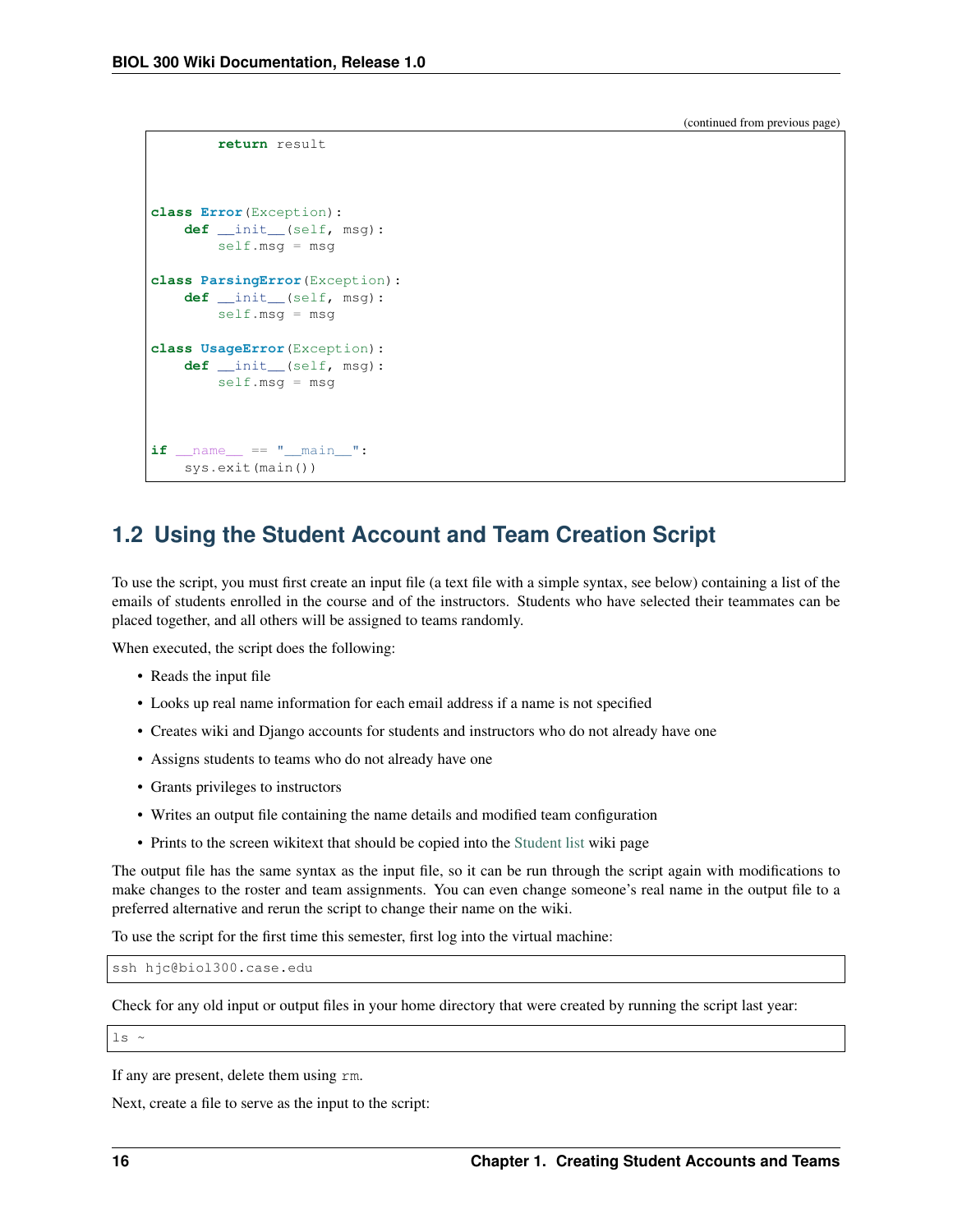(continued from previous page)

```
        return result


class Error(Exception):
    def __init__(self, msg):
        self.msg = msg

class ParsingError(Exception):
    def __init__(self, msg):
        self.msg = msg

class UsageError(Exception):
    def __init__(self, msg):
        self.msg = msg



if __name__ == "__main__":
    sys.exit(main())
```

## 1.2 Using the Student Account and Team Creation Script

To use the script, you must first create an input file (a text file with a simple syntax, see below) containing a list of the emails of students enrolled in the course and of the instructors. Students who have selected their teammates can be placed together, and all others will be assigned to teams randomly.

When executed, the script does the following:

- Reads the input file
- Looks up real name information for each email address if a name is not specified
- Creates wiki and Django accounts for students and instructors who do not already have one
- Assigns students to teams who do not already have one
- Grants privileges to instructors
- Writes an output file containing the name details and modified team configuration
- Prints to the screen wikitext that should be copied into the Student list wiki page

The output file has the same syntax as the input file, so it can be run through the script again with modifications to make changes to the roster and team assignments. You can even change someone's real name in the output file to a preferred alternative and rerun the script to change their name on the wiki.

To use the script for the first time this semester, first log into the virtual machine:

```
ssh hjc@biol300.case.edu
```

Check for any old input or output files in your home directory that were created by running the script last year:

```
ls ~
```

If any are present, delete them using `rm`.

Next, create a file to serve as the input to the script: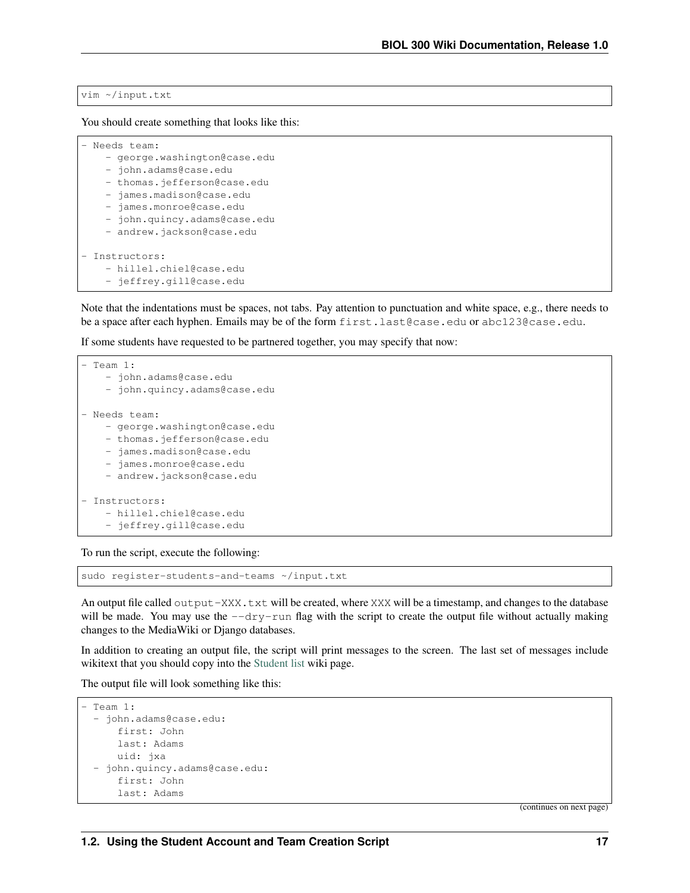```
vim ~/input.txt
```

You should create something that looks like this:

```
- Needs team:
    - george.washington@case.edu
    - john.adams@case.edu
    - thomas.jefferson@case.edu
    - james.madison@case.edu
    - james.monroe@case.edu
    - john.quincy.adams@case.edu
    - andrew.jackson@case.edu

- Instructors:
    - hillel.chiel@case.edu
    - jeffrey.gill@case.edu
```

Note that the indentations must be spaces, not tabs. Pay attention to punctuation and white space, e.g., there needs to be a space after each hyphen. Emails may be of the form `first.last@case.edu` or `abc123@case.edu`.

If some students have requested to be partnered together, you may specify that now:

```
- Team 1:
    - john.adams@case.edu
    - john.quincy.adams@case.edu

- Needs team:
    - george.washington@case.edu
    - thomas.jefferson@case.edu
    - james.madison@case.edu
    - james.monroe@case.edu
    - andrew.jackson@case.edu

- Instructors:
    - hillel.chiel@case.edu
    - jeffrey.gill@case.edu
```

To run the script, execute the following:

```
sudo register-students-and-teams ~/input.txt
```

An output file called `output-XXX.txt` will be created, where `XXX` will be a timestamp, and changes to the database will be made. You may use the `--dry-run` flag with the script to create the output file without actually making changes to the MediaWiki or Django databases.

In addition to creating an output file, the script will print messages to the screen. The last set of messages include wikitext that you should copy into the Student list wiki page.

The output file will look something like this:

```
- Team 1:
  - john.adams@case.edu:
      first: John
      last: Adams
      uid: jxa
  - john.quincy.adams@case.edu:
      first: John
      last: Adams
```

(continues on next page)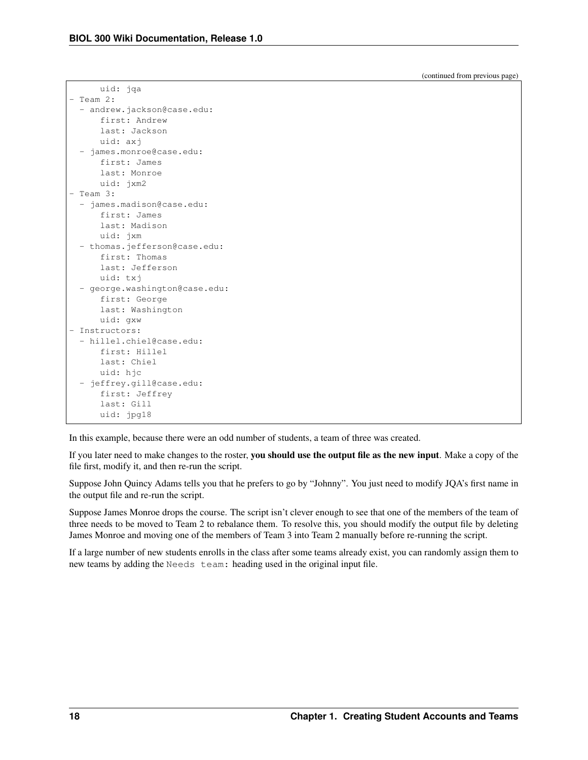(continued from previous page)

```
      uid: jqa
- Team 2:
  - andrew.jackson@case.edu:
      first: Andrew
      last: Jackson
      uid: axj
  - james.monroe@case.edu:
      first: James
      last: Monroe
      uid: jxm2
- Team 3:
  - james.madison@case.edu:
      first: James
      last: Madison
      uid: jxm
  - thomas.jefferson@case.edu:
      first: Thomas
      last: Jefferson
      uid: txj
  - george.washington@case.edu:
      first: George
      last: Washington
      uid: gxw
- Instructors:
  - hillel.chiel@case.edu:
      first: Hillel
      last: Chiel
      uid: hjc
  - jeffrey.gill@case.edu:
      first: Jeffrey
      last: Gill
      uid: jpg18
```

In this example, because there were an odd number of students, a team of three was created.

If you later need to make changes to the roster, **you should use the output file as the new input**. Make a copy of the file first, modify it, and then re-run the script.

Suppose John Quincy Adams tells you that he prefers to go by "Johnny". You just need to modify JQA's first name in the output file and re-run the script.

Suppose James Monroe drops the course. The script isn't clever enough to see that one of the members of the team of three needs to be moved to Team 2 to rebalance them. To resolve this, you should modify the output file by deleting James Monroe and moving one of the members of Team 3 into Team 2 manually before re-running the script.

If a large number of new students enrolls in the class after some teams already exist, you can randomly assign them to new teams by adding the `Needs team:` heading used in the original input file.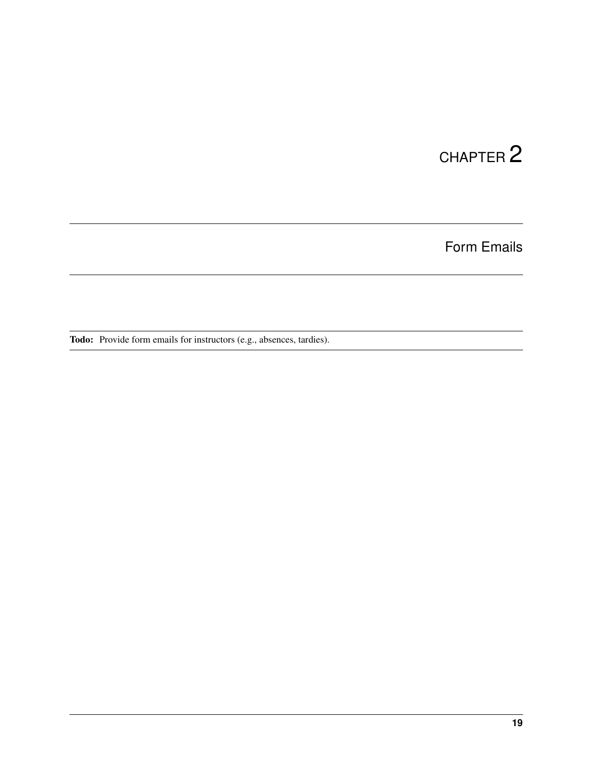# CHAPTER 2

# Form Emails

**Todo:** Provide form emails for instructors (e.g., absences, tardies).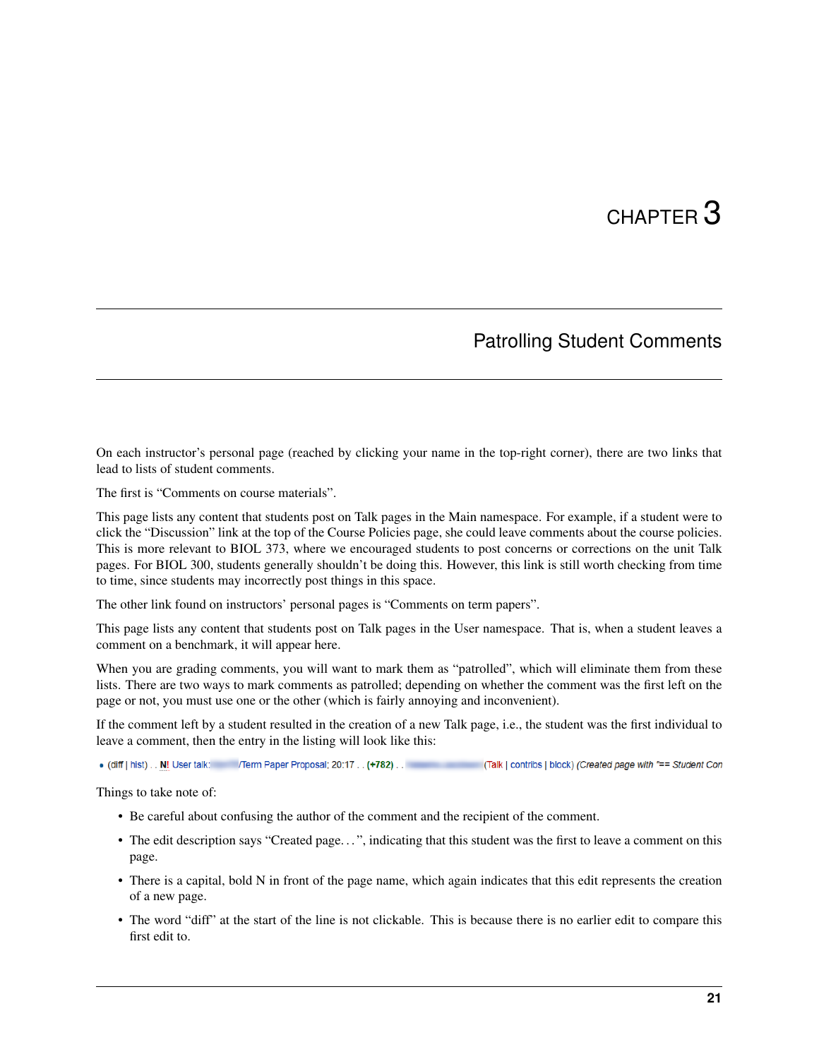# CHAPTER 3

## Patrolling Student Comments

On each instructor's personal page (reached by clicking your name in the top-right corner), there are two links that lead to lists of student comments.

The first is "Comments on course materials".

This page lists any content that students post on Talk pages in the Main namespace. For example, if a student were to click the "Discussion" link at the top of the Course Policies page, she could leave comments about the course policies. This is more relevant to BIOL 373, where we encouraged students to post concerns or corrections on the unit Talk pages. For BIOL 300, students generally shouldn't be doing this. However, this link is still worth checking from time to time, since students may incorrectly post things in this space.

The other link found on instructors' personal pages is "Comments on term papers".

This page lists any content that students post on Talk pages in the User namespace. That is, when a student leaves a comment on a benchmark, it will appear here.

When you are grading comments, you will want to mark them as "patrolled", which will eliminate them from these lists. There are two ways to mark comments as patrolled; depending on whether the comment was the first left on the page or not, you must use one or the other (which is fairly annoying and inconvenient).

If the comment left by a student resulted in the creation of a new Talk page, i.e., the student was the first individual to leave a comment, then the entry in the listing will look like this:

- (diff | hist) . . **N!** User talk:/Term Paper Proposal; 20:17 . . **(+782)** . . (Talk | contribs | block) *(Created page with "== Student Con*

Things to take note of:

- Be careful about confusing the author of the comment and the recipient of the comment.
- The edit description says "Created page. . . ", indicating that this student was the first to leave a comment on this page.
- There is a capital, bold N in front of the page name, which again indicates that this edit represents the creation of a new page.
- The word "diff" at the start of the line is not clickable. This is because there is no earlier edit to compare this first edit to.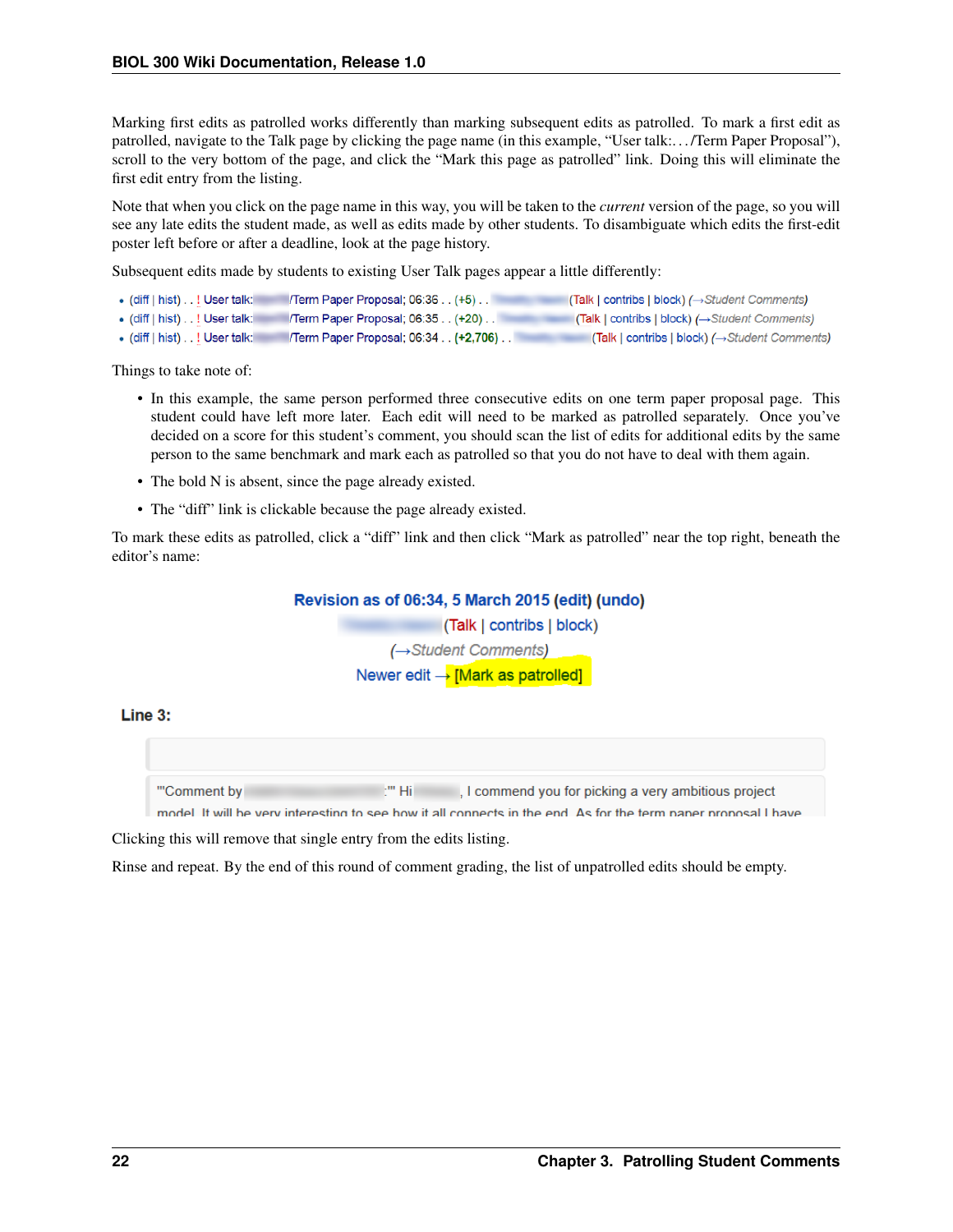Marking first edits as patrolled works differently than marking subsequent edits as patrolled. To mark a first edit as patrolled, navigate to the Talk page by clicking the page name (in this example, "User talk:. . . /Term Paper Proposal"), scroll to the very bottom of the page, and click the "Mark this page as patrolled" link. Doing this will eliminate the first edit entry from the listing.

Note that when you click on the page name in this way, you will be taken to the *current* version of the page, so you will see any late edits the student made, as well as edits made by other students. To disambiguate which edits the first-edit poster left before or after a deadline, look at the page history.

Subsequent edits made by students to existing User Talk pages appear a little differently:

- (diff | hist) . . ! User talk: /Term Paper Proposal; 06:36 . . (+5) . . (Talk | contribs | block) (→Student Comments)
- (diff | hist) . . ! User talk: /Term Paper Proposal; 06:35 . . (+20) . . (Talk | contribs | block) (→Student Comments)
- (diff | hist) . . ! User talk: /Term Paper Proposal; 06:34 . . (+2,706) . . (Talk | contribs | block) (→Student Comments)

Things to take note of:

- In this example, the same person performed three consecutive edits on one term paper proposal page. This student could have left more later. Each edit will need to be marked as patrolled separately. Once you've decided on a score for this student's comment, you should scan the list of edits for additional edits by the same person to the same benchmark and mark each as patrolled so that you do not have to deal with them again.
- The bold N is absent, since the page already existed.
- The "diff" link is clickable because the page already existed.

To mark these edits as patrolled, click a "diff" link and then click "Mark as patrolled" near the top right, beneath the editor's name:

Revision as of 06:34, 5 March 2015 (edit) (undo)
(Talk | contribs | block)
(→Student Comments)
Newer edit → [Mark as patrolled]

**Line 3:**

'''Comment by :''' Hi , I commend you for picking a very ambitious project model. It will be very interesting to see how it all connects in the end. As for the term paper proposal I have

Clicking this will remove that single entry from the edits listing.

Rinse and repeat. By the end of this round of comment grading, the list of unpatrolled edits should be empty.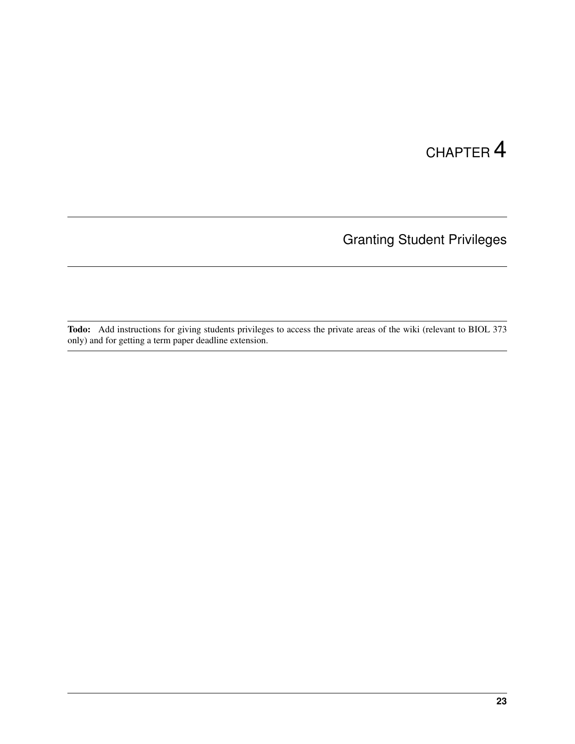# CHAPTER 4

## Granting Student Privileges

**Todo:** Add instructions for giving students privileges to access the private areas of the wiki (relevant to BIOL 373 only) and for getting a term paper deadline extension.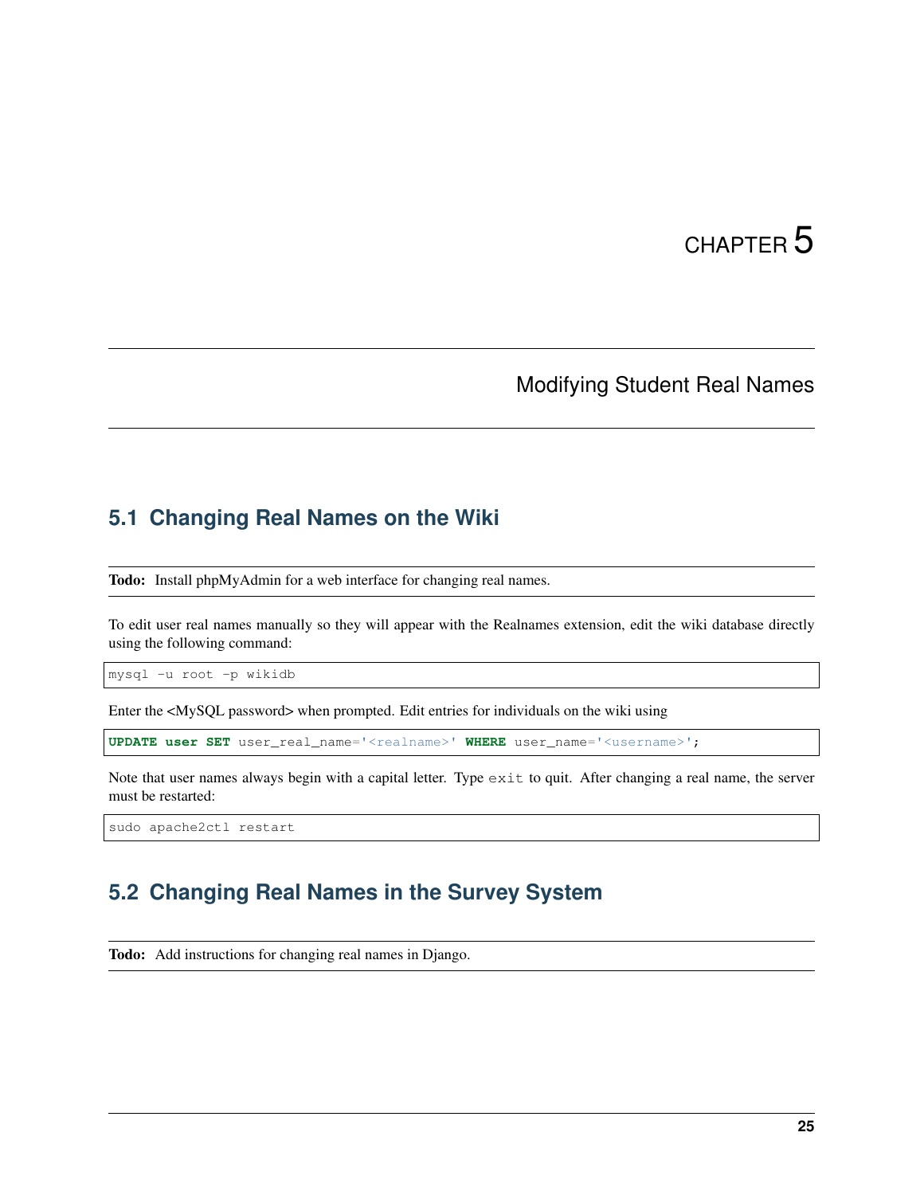# CHAPTER 5

# Modifying Student Real Names

## 5.1 Changing Real Names on the Wiki

**Todo:** Install phpMyAdmin for a web interface for changing real names.

To edit user real names manually so they will appear with the Realnames extension, edit the wiki database directly using the following command:

```
mysql -u root -p wikidb
```

Enter the <MySQL password> when prompted. Edit entries for individuals on the wiki using

```
UPDATE user SET user_real_name='<realname>' WHERE user_name='<username>';
```

Note that user names always begin with a capital letter. Type `exit` to quit. After changing a real name, the server must be restarted:

```
sudo apache2ctl restart
```

## 5.2 Changing Real Names in the Survey System

**Todo:** Add instructions for changing real names in Django.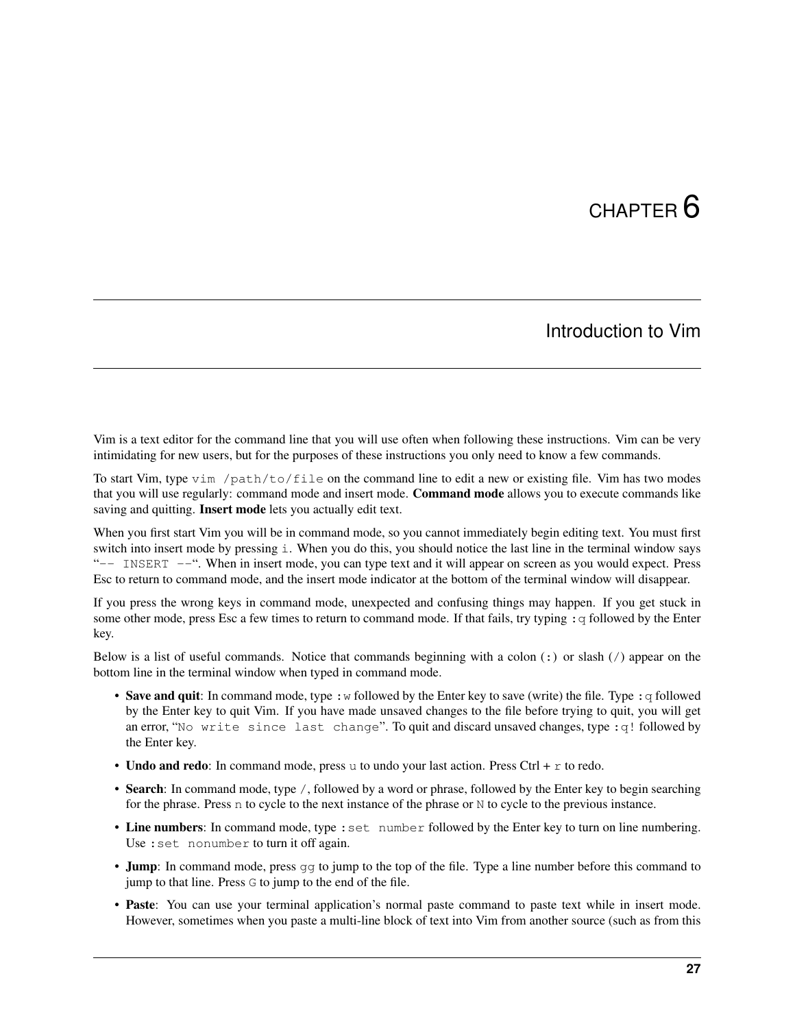# CHAPTER 6

## Introduction to Vim

Vim is a text editor for the command line that you will use often when following these instructions. Vim can be very intimidating for new users, but for the purposes of these instructions you only need to know a few commands.

To start Vim, type `vim /path/to/file` on the command line to edit a new or existing file. Vim has two modes that you will use regularly: command mode and insert mode. **Command mode** allows you to execute commands like saving and quitting. **Insert mode** lets you actually edit text.

When you first start Vim you will be in command mode, so you cannot immediately begin editing text. You must first switch into insert mode by pressing `i`. When you do this, you should notice the last line in the terminal window says "`-- INSERT --`". When in insert mode, you can type text and it will appear on screen as you would expect. Press Esc to return to command mode, and the insert mode indicator at the bottom of the terminal window will disappear.

If you press the wrong keys in command mode, unexpected and confusing things may happen. If you get stuck in some other mode, press Esc a few times to return to command mode. If that fails, try typing `:q` followed by the Enter key.

Below is a list of useful commands. Notice that commands beginning with a colon (`:`) or slash (`/`) appear on the bottom line in the terminal window when typed in command mode.

- **Save and quit**: In command mode, type `:w` followed by the Enter key to save (write) the file. Type `:q` followed by the Enter key to quit Vim. If you have made unsaved changes to the file before trying to quit, you will get an error, "`No write since last change`". To quit and discard unsaved changes, type `:q!` followed by the Enter key.
- **Undo and redo**: In command mode, press `u` to undo your last action. Press Ctrl + `r` to redo.
- **Search**: In command mode, type `/`, followed by a word or phrase, followed by the Enter key to begin searching for the phrase. Press `n` to cycle to the next instance of the phrase or `N` to cycle to the previous instance.
- **Line numbers**: In command mode, type `:set number` followed by the Enter key to turn on line numbering. Use `:set nonumber` to turn it off again.
- **Jump**: In command mode, press `gg` to jump to the top of the file. Type a line number before this command to jump to that line. Press `G` to jump to the end of the file.
- **Paste**: You can use your terminal application's normal paste command to paste text while in insert mode. However, sometimes when you paste a multi-line block of text into Vim from another source (such as from this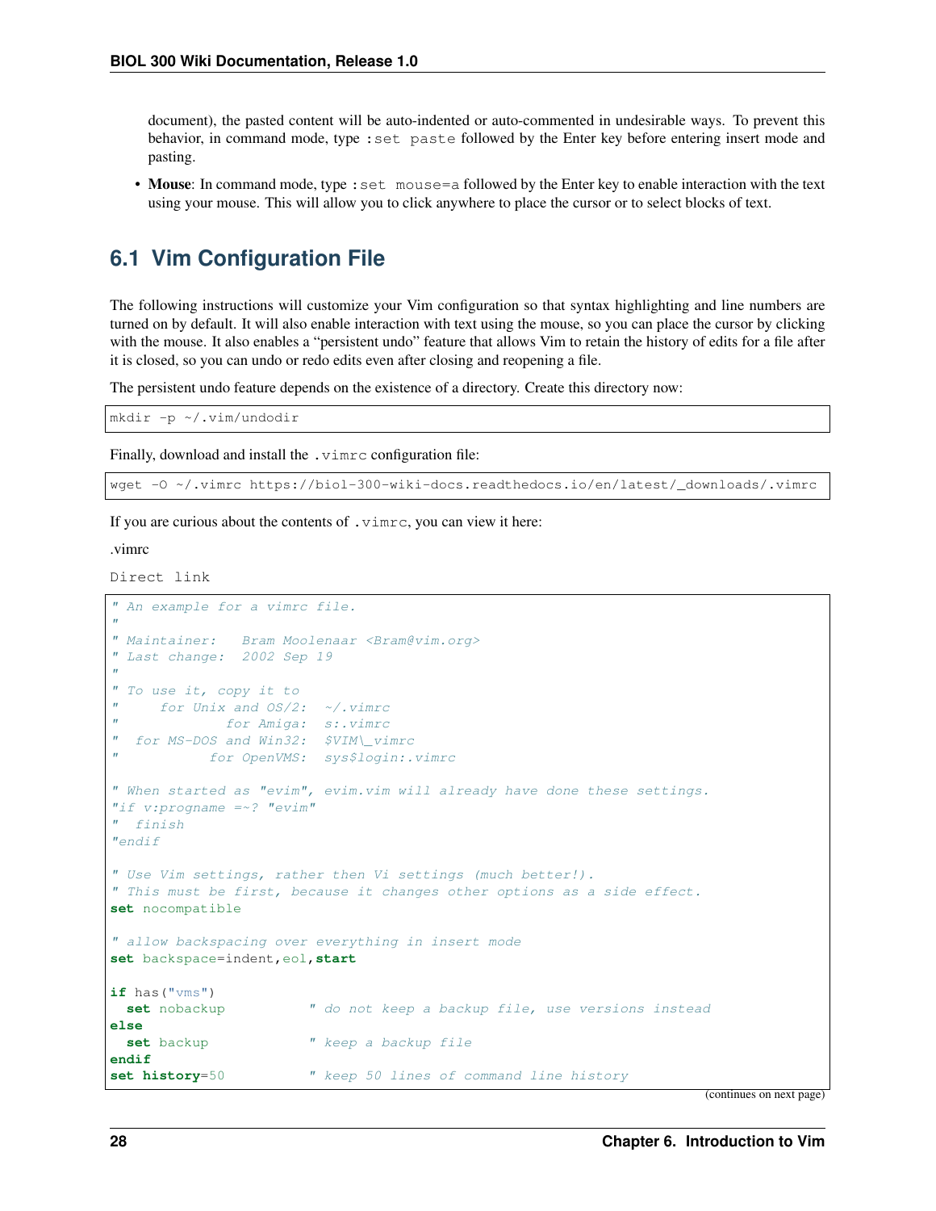document), the pasted content will be auto-indented or auto-commented in undesirable ways. To prevent this behavior, in command mode, type `:set paste` followed by the Enter key before entering insert mode and pasting.

- **Mouse**: In command mode, type `:set mouse=a` followed by the Enter key to enable interaction with the text using your mouse. This will allow you to click anywhere to place the cursor or to select blocks of text.

## 6.1 Vim Configuration File

The following instructions will customize your Vim configuration so that syntax highlighting and line numbers are turned on by default. It will also enable interaction with text using the mouse, so you can place the cursor by clicking with the mouse. It also enables a "persistent undo" feature that allows Vim to retain the history of edits for a file after it is closed, so you can undo or redo edits even after closing and reopening a file.

The persistent undo feature depends on the existence of a directory. Create this directory now:

```
mkdir -p ~/.vim/undodir
```

Finally, download and install the `.vimrc` configuration file:

```
wget -O ~/.vimrc https://biol-300-wiki-docs.readthedocs.io/en/latest/_downloads/.vimrc
```

If you are curious about the contents of `.vimrc`, you can view it here:

.vimrc

Direct link

```
" An example for a vimrc file.
"
" Maintainer:   Bram Moolenaar <Bram@vim.org>
" Last change:  2002 Sep 19
"
" To use it, copy it to
"     for Unix and OS/2:  ~/.vimrc
"             for Amiga:  s:.vimrc
"  for MS-DOS and Win32:  $VIM\_vimrc
"           for OpenVMS:  sys$login:.vimrc

" When started as "evim", evim.vim will already have done these settings.
"if v:progname =~? "evim"
"  finish
"endif

" Use Vim settings, rather then Vi settings (much better!).
" This must be first, because it changes other options as a side effect.
set nocompatible

" allow backspacing over everything in insert mode
set backspace=indent,eol,start

if has("vms")
  set nobackup          " do not keep a backup file, use versions instead
else
  set backup            " keep a backup file
endif
set history=50          " keep 50 lines of command line history
```

(continues on next page)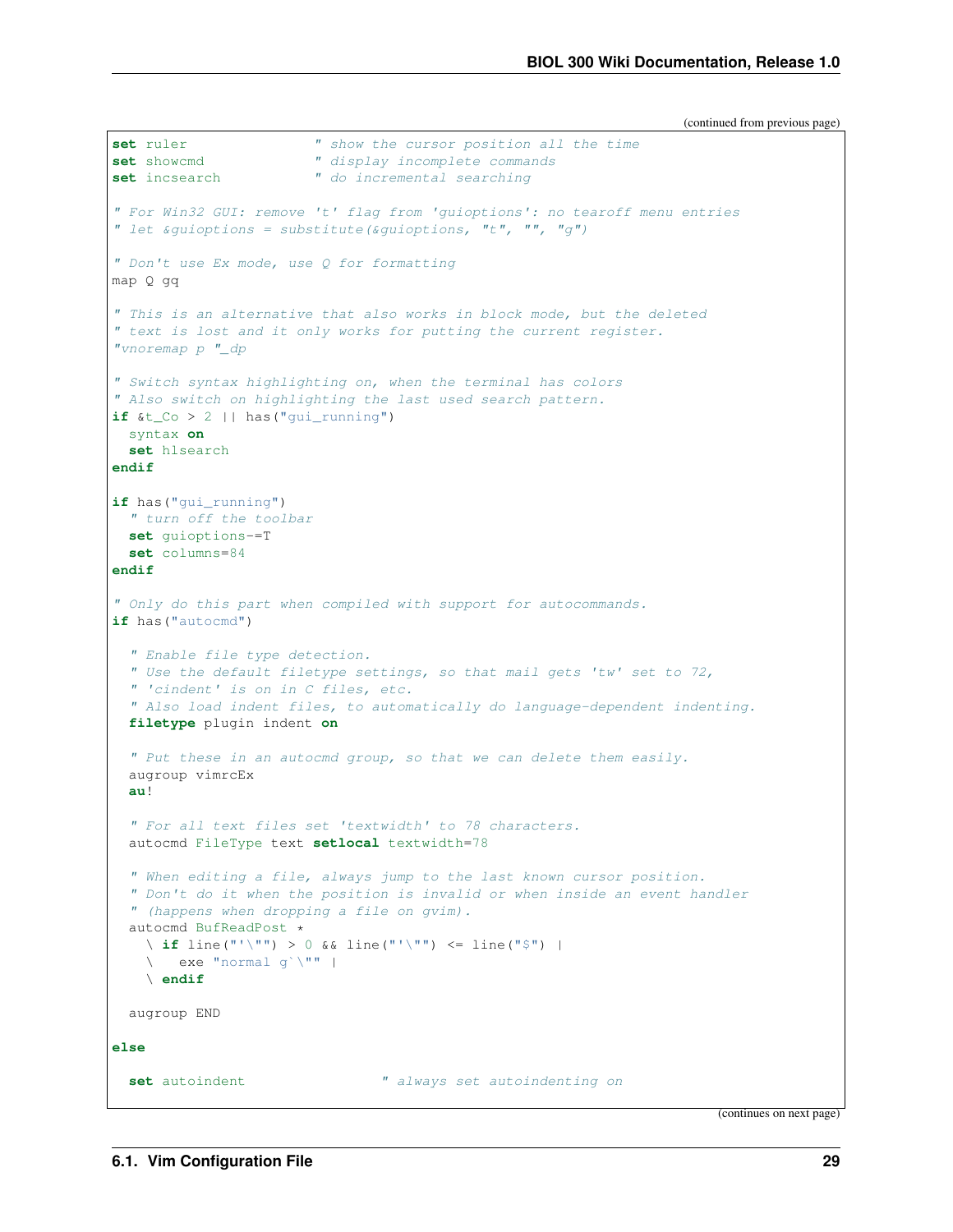(continued from previous page)

```
set ruler               " show the cursor position all the time
set showcmd             " display incomplete commands
set incsearch           " do incremental searching

" For Win32 GUI: remove 't' flag from 'guioptions': no tearoff menu entries
" let &guioptions = substitute(&guioptions, "t", "", "g")

" Don't use Ex mode, use Q for formatting
map Q gq

" This is an alternative that also works in block mode, but the deleted
" text is lost and it only works for putting the current register.
"vnoremap p "_dp

" Switch syntax highlighting on, when the terminal has colors
" Also switch on highlighting the last used search pattern.
if &t_Co > 2 || has("gui_running")
  syntax on
  set hlsearch
endif

if has("gui_running")
  " turn off the toolbar
  set guioptions-=T
  set columns=84
endif

" Only do this part when compiled with support for autocommands.
if has("autocmd")

  " Enable file type detection.
  " Use the default filetype settings, so that mail gets 'tw' set to 72,
  " 'cindent' is on in C files, etc.
  " Also load indent files, to automatically do language-dependent indenting.
  filetype plugin indent on

  " Put these in an autocmd group, so that we can delete them easily.
  augroup vimrcEx
  au!

  " For all text files set 'textwidth' to 78 characters.
  autocmd FileType text setlocal textwidth=78

  " When editing a file, always jump to the last known cursor position.
  " Don't do it when the position is invalid or when inside an event handler
  " (happens when dropping a file on gvim).
  autocmd BufReadPost *
    \ if line("'\"") > 0 && line("'\"") <= line("$") |
    \   exe "normal g`\"" |
    \ endif

  augroup END

else

  set autoindent                " always set autoindenting on
```

(continues on next page)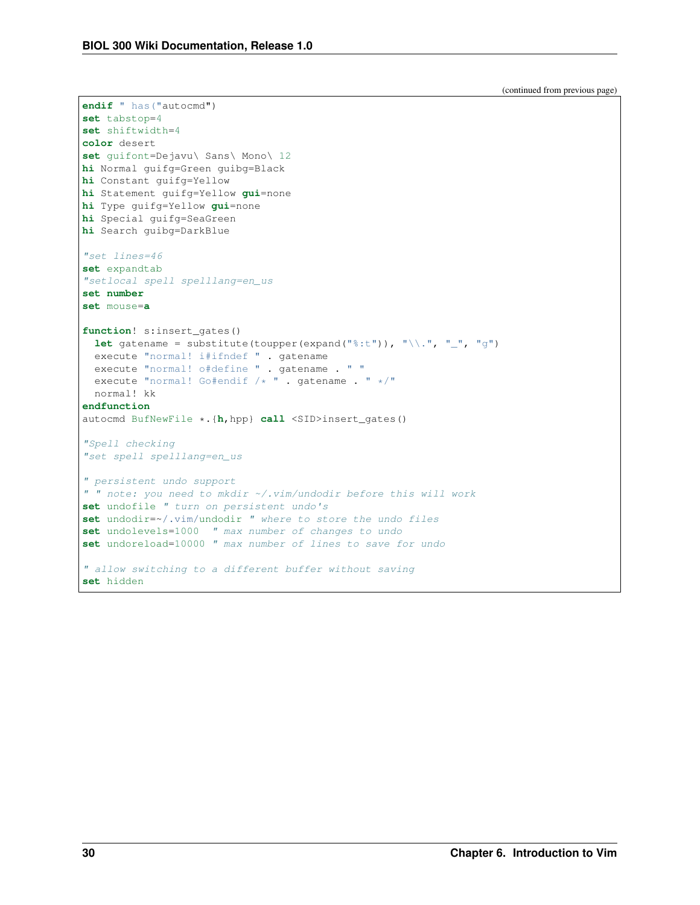(continued from previous page)

```
endif " has("autocmd")
set tabstop=4
set shiftwidth=4
color desert
set guifont=Dejavu\ Sans\ Mono\ 12
hi Normal guifg=Green guibg=Black
hi Constant guifg=Yellow
hi Statement guifg=Yellow gui=none
hi Type guifg=Yellow gui=none
hi Special guifg=SeaGreen
hi Search guibg=DarkBlue

"set lines=46
set expandtab
"setlocal spell spelllang=en_us
set number
set mouse=a

function! s:insert_gates()
  let gatename = substitute(toupper(expand("%:t")), "\\.", "_", "g")
  execute "normal! i#ifndef " . gatename
  execute "normal! o#define " . gatename . " "
  execute "normal! Go#endif /* " . gatename . " */"
  normal! kk
endfunction
autocmd BufNewFile *.{h,hpp} call <SID>insert_gates()

"Spell checking
"set spell spelllang=en_us

" persistent undo support
" " note: you need to mkdir ~/.vim/undodir before this will work
set undofile " turn on persistent undo's
set undodir=~/.vim/undodir " where to store the undo files
set undolevels=1000  " max number of changes to undo
set undoreload=10000 " max number of lines to save for undo

" allow switching to a different buffer without saving
set hidden
```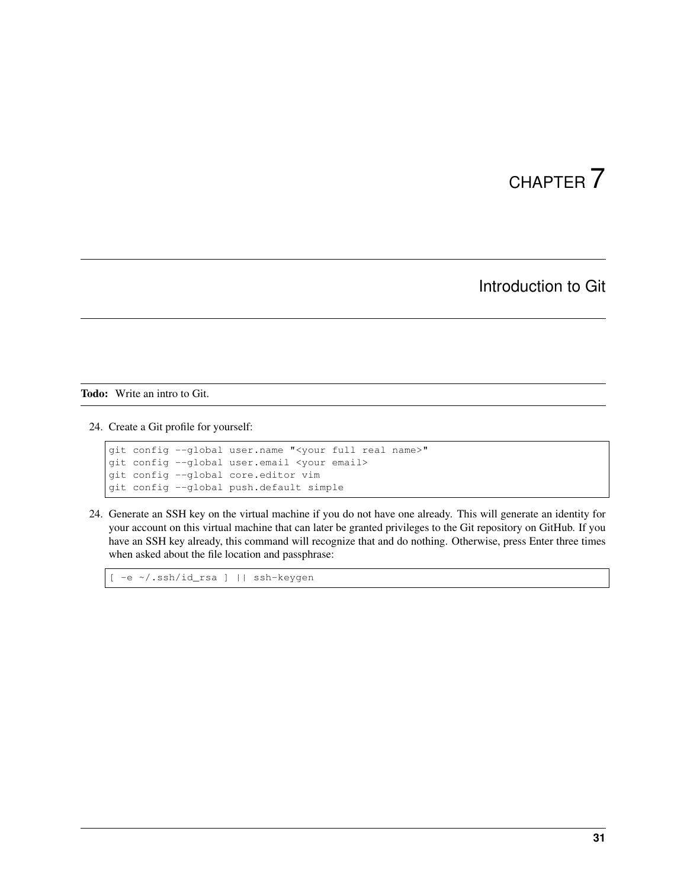# CHAPTER 7

# Introduction to Git

---

**Todo:** Write an intro to Git.

---

24. Create a Git profile for yourself:

```
git config --global user.name "<your full real name>"
git config --global user.email <your email>
git config --global core.editor vim
git config --global push.default simple
```

24. Generate an SSH key on the virtual machine if you do not have one already. This will generate an identity for your account on this virtual machine that can later be granted privileges to the Git repository on GitHub. If you have an SSH key already, this command will recognize that and do nothing. Otherwise, press Enter three times when asked about the file location and passphrase:

```
[ -e ~/.ssh/id_rsa ] || ssh-keygen
```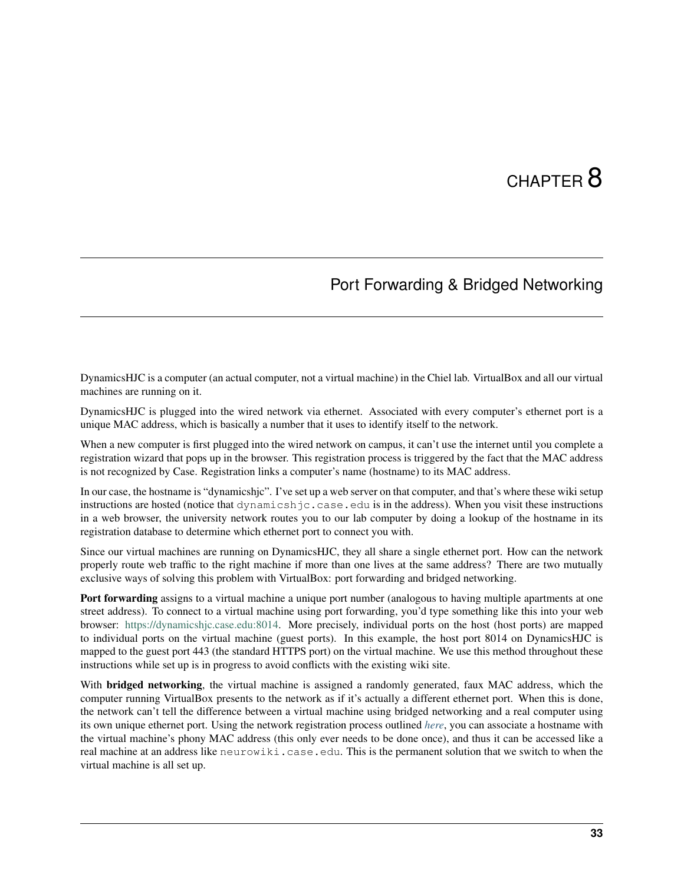# CHAPTER 8

## Port Forwarding & Bridged Networking

DynamicsHJC is a computer (an actual computer, not a virtual machine) in the Chiel lab. VirtualBox and all our virtual machines are running on it.

DynamicsHJC is plugged into the wired network via ethernet. Associated with every computer's ethernet port is a unique MAC address, which is basically a number that it uses to identify itself to the network.

When a new computer is first plugged into the wired network on campus, it can't use the internet until you complete a registration wizard that pops up in the browser. This registration process is triggered by the fact that the MAC address is not recognized by Case. Registration links a computer's name (hostname) to its MAC address.

In our case, the hostname is "dynamicshjc". I've set up a web server on that computer, and that's where these wiki setup instructions are hosted (notice that `dynamicshjc.case.edu` is in the address). When you visit these instructions in a web browser, the university network routes you to our lab computer by doing a lookup of the hostname in its registration database to determine which ethernet port to connect you with.

Since our virtual machines are running on DynamicsHJC, they all share a single ethernet port. How can the network properly route web traffic to the right machine if more than one lives at the same address? There are two mutually exclusive ways of solving this problem with VirtualBox: port forwarding and bridged networking.

**Port forwarding** assigns to a virtual machine a unique port number (analogous to having multiple apartments at one street address). To connect to a virtual machine using port forwarding, you'd type something like this into your web browser: https://dynamicshjc.case.edu:8014. More precisely, individual ports on the host (host ports) are mapped to individual ports on the virtual machine (guest ports). In this example, the host port 8014 on DynamicsHJC is mapped to the guest port 443 (the standard HTTPS port) on the virtual machine. We use this method throughout these instructions while set up is in progress to avoid conflicts with the existing wiki site.

With **bridged networking**, the virtual machine is assigned a randomly generated, faux MAC address, which the computer running VirtualBox presents to the network as if it's actually a different ethernet port. When this is done, the network can't tell the difference between a virtual machine using bridged networking and a real computer using its own unique ethernet port. Using the network registration process outlined *here*, you can associate a hostname with the virtual machine's phony MAC address (this only ever needs to be done once), and thus it can be accessed like a real machine at an address like `neurowiki.case.edu`. This is the permanent solution that we switch to when the virtual machine is all set up.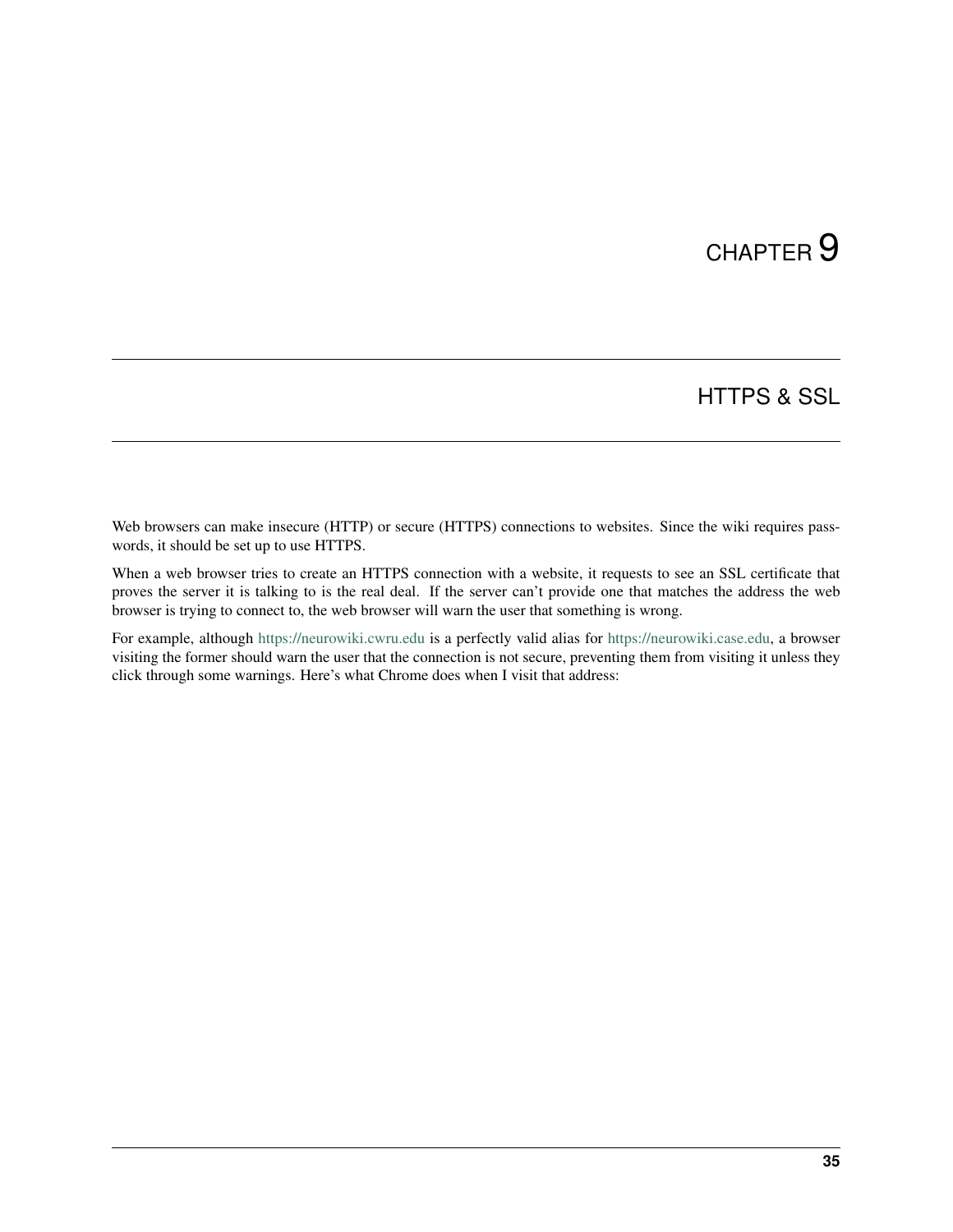# CHAPTER 9

# HTTPS & SSL

Web browsers can make insecure (HTTP) or secure (HTTPS) connections to websites. Since the wiki requires passwords, it should be set up to use HTTPS.

When a web browser tries to create an HTTPS connection with a website, it requests to see an SSL certificate that proves the server it is talking to is the real deal. If the server can't provide one that matches the address the web browser is trying to connect to, the web browser will warn the user that something is wrong.

For example, although https://neurowiki.cwru.edu is a perfectly valid alias for https://neurowiki.case.edu, a browser visiting the former should warn the user that the connection is not secure, preventing them from visiting it unless they click through some warnings. Here's what Chrome does when I visit that address: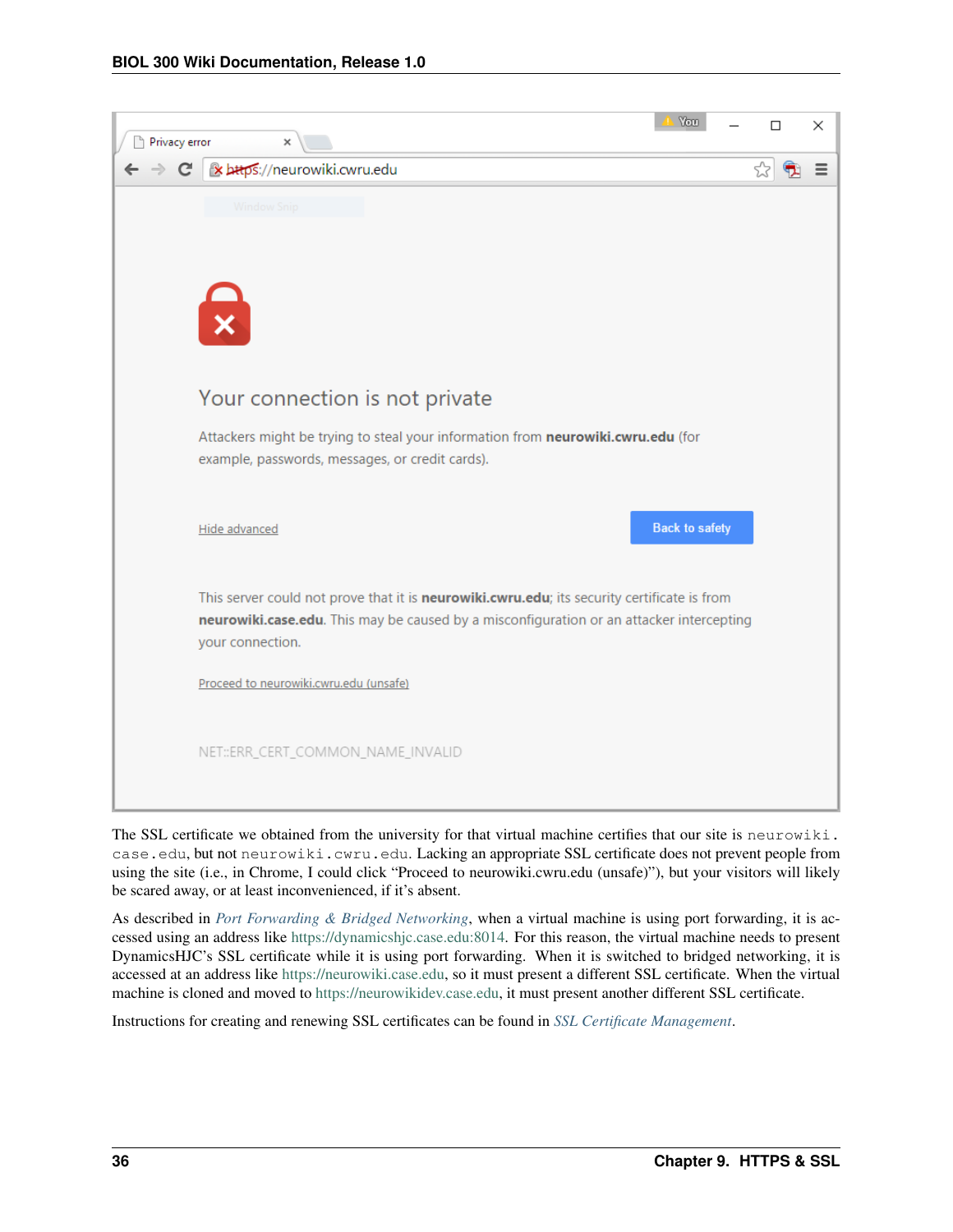The SSL certificate we obtained from the university for that virtual machine certifies that our site is `neurowiki.case.edu`, but not `neurowiki.cwru.edu`. Lacking an appropriate SSL certificate does not prevent people from using the site (i.e., in Chrome, I could click "Proceed to neurowiki.cwru.edu (unsafe)"), but your visitors will likely be scared away, or at least inconvenienced, if it's absent.

As described in *Port Forwarding & Bridged Networking*, when a virtual machine is using port forwarding, it is accessed using an address like https://dynamicshjc.case.edu:8014. For this reason, the virtual machine needs to present DynamicsHJC's SSL certificate while it is using port forwarding. When it is switched to bridged networking, it is accessed at an address like https://neurowiki.case.edu, so it must present a different SSL certificate. When the virtual machine is cloned and moved to https://neurowikidev.case.edu, it must present another different SSL certificate.

Instructions for creating and renewing SSL certificates can be found in *SSL Certificate Management*.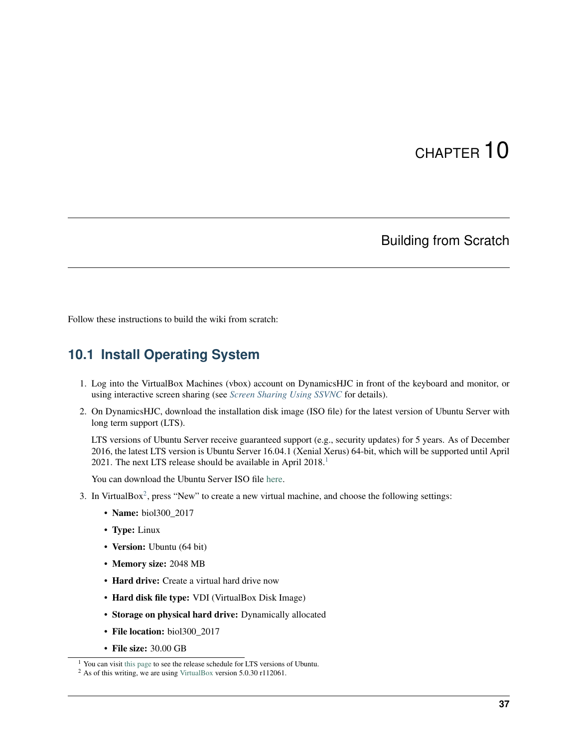# CHAPTER 10

# Building from Scratch

Follow these instructions to build the wiki from scratch:

## 10.1 Install Operating System

1. Log into the VirtualBox Machines (vbox) account on DynamicsHJC in front of the keyboard and monitor, or using interactive screen sharing (see *Screen Sharing Using SSVNC* for details).
2. On DynamicsHJC, download the installation disk image (ISO file) for the latest version of Ubuntu Server with long term support (LTS).

   LTS versions of Ubuntu Server receive guaranteed support (e.g., security updates) for 5 years. As of December 2016, the latest LTS version is Ubuntu Server 16.04.1 (Xenial Xerus) 64-bit, which will be supported until April 2021. The next LTS release should be available in April 2018.[1]

   You can download the Ubuntu Server ISO file here.
3. In VirtualBox[2], press "New" to create a new virtual machine, and choose the following settings:
   - **Name:** biol300_2017
   - **Type:** Linux
   - **Version:** Ubuntu (64 bit)
   - **Memory size:** 2048 MB
   - **Hard drive:** Create a virtual hard drive now
   - **Hard disk file type:** VDI (VirtualBox Disk Image)
   - **Storage on physical hard drive:** Dynamically allocated
   - **File location:** biol300_2017
   - **File size:** 30.00 GB

[1] You can visit this page to see the release schedule for LTS versions of Ubuntu.

[2] As of this writing, we are using VirtualBox version 5.0.30 r112061.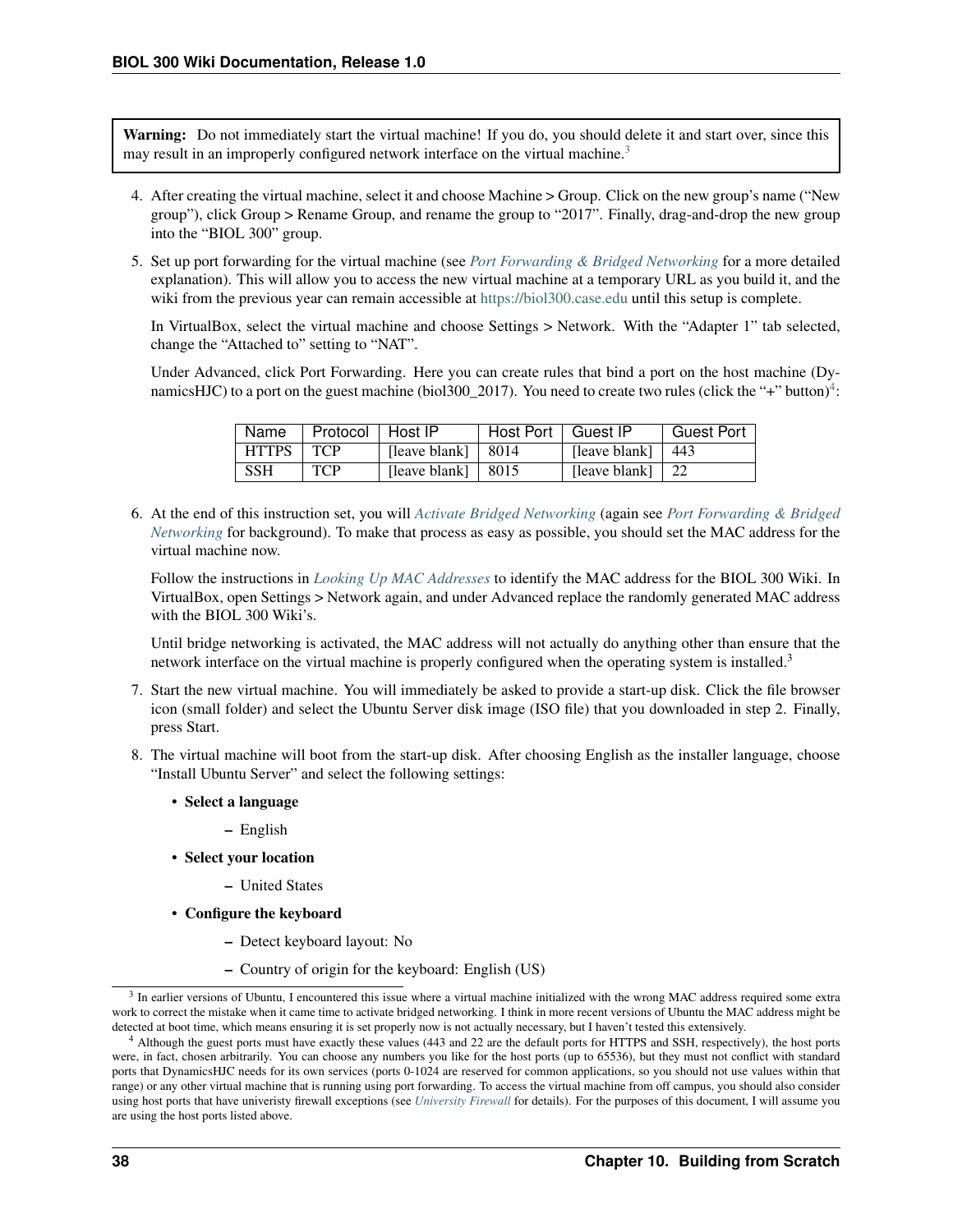**Warning:** Do not immediately start the virtual machine! If you do, you should delete it and start over, since this may result in an improperly configured network interface on the virtual machine.[3]

4. After creating the virtual machine, select it and choose Machine > Group. Click on the new group's name ("New group"), click Group > Rename Group, and rename the group to "2017". Finally, drag-and-drop the new group into the "BIOL 300" group.

5. Set up port forwarding for the virtual machine (see *Port Forwarding & Bridged Networking* for a more detailed explanation). This will allow you to access the new virtual machine at a temporary URL as you build it, and the wiki from the previous year can remain accessible at https://biol300.case.edu until this setup is complete.

   In VirtualBox, select the virtual machine and choose Settings > Network. With the "Adapter 1" tab selected, change the "Attached to" setting to "NAT".

   Under Advanced, click Port Forwarding. Here you can create rules that bind a port on the host machine (DynamicsHJC) to a port on the guest machine (biol300_2017). You need to create two rules (click the "+" button)[4]:

   | Name | Protocol | Host IP | Host Port | Guest IP | Guest Port |
   | --- | --- | --- | --- | --- | --- |
   | HTTPS | TCP | [leave blank] | 8014 | [leave blank] | 443 |
   | SSH | TCP | [leave blank] | 8015 | [leave blank] | 22 |

6. At the end of this instruction set, you will *Activate Bridged Networking* (again see *Port Forwarding & Bridged Networking* for background). To make that process as easy as possible, you should set the MAC address for the virtual machine now.

   Follow the instructions in *Looking Up MAC Addresses* to identify the MAC address for the BIOL 300 Wiki. In VirtualBox, open Settings > Network again, and under Advanced replace the randomly generated MAC address with the BIOL 300 Wiki's.

   Until bridge networking is activated, the MAC address will not actually do anything other than ensure that the network interface on the virtual machine is properly configured when the operating system is installed.[3]

7. Start the new virtual machine. You will immediately be asked to provide a start-up disk. Click the file browser icon (small folder) and select the Ubuntu Server disk image (ISO file) that you downloaded in step 2. Finally, press Start.

8. The virtual machine will boot from the start-up disk. After choosing English as the installer language, choose "Install Ubuntu Server" and select the following settings:

   - **Select a language**
     - English
   - **Select your location**
     - United States
   - **Configure the keyboard**
     - Detect keyboard layout: No
     - Country of origin for the keyboard: English (US)

---

[3] In earlier versions of Ubuntu, I encountered this issue where a virtual machine initialized with the wrong MAC address required some extra work to correct the mistake when it came time to activate bridged networking. I think in more recent versions of Ubuntu the MAC address might be detected at boot time, which means ensuring it is set properly now is not actually necessary, but I haven't tested this extensively.

[4] Although the guest ports must have exactly these values (443 and 22 are the default ports for HTTPS and SSH, respectively), the host ports were, in fact, chosen arbitrarily. You can choose any numbers you like for the host ports (up to 65536), but they must not conflict with standard ports that DynamicsHJC needs for its own services (ports 0-1024 are reserved for common applications, so you should not use values within that range) or any other virtual machine that is running using port forwarding. To access the virtual machine from off campus, you should also consider using host ports that have univeristy firewall exceptions (see *University Firewall* for details). For the purposes of this document, I will assume you are using the host ports listed above.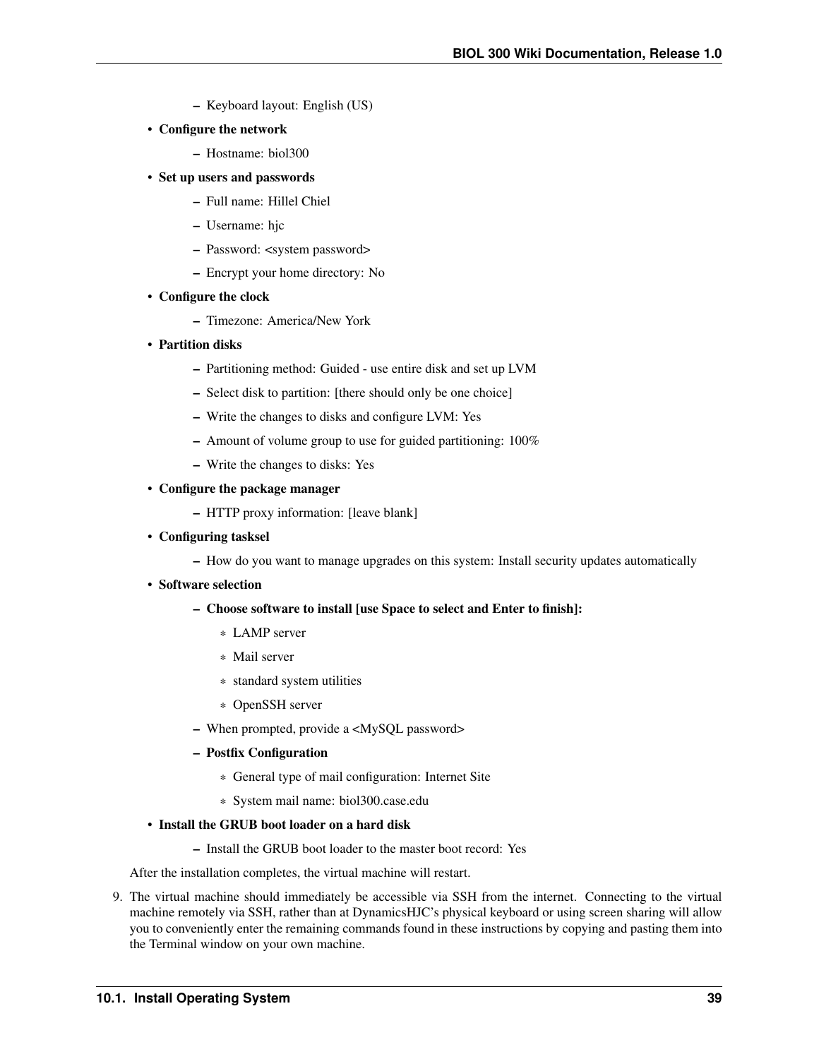- Keyboard layout: English (US)

- **Configure the network**
  - Hostname: biol300
- **Set up users and passwords**
  - Full name: Hillel Chiel
  - Username: hjc
  - Password: <system password>
  - Encrypt your home directory: No
- **Configure the clock**
  - Timezone: America/New York
- **Partition disks**
  - Partitioning method: Guided - use entire disk and set up LVM
  - Select disk to partition: [there should only be one choice]
  - Write the changes to disks and configure LVM: Yes
  - Amount of volume group to use for guided partitioning: 100%
  - Write the changes to disks: Yes
- **Configure the package manager**
  - HTTP proxy information: [leave blank]
- **Configuring tasksel**
  - How do you want to manage upgrades on this system: Install security updates automatically
- **Software selection**
  - **Choose software to install [use Space to select and Enter to finish]:**
    - LAMP server
    - Mail server
    - standard system utilities
    - OpenSSH server
  - When prompted, provide a <MySQL password>
  - **Postfix Configuration**
    - General type of mail configuration: Internet Site
    - System mail name: biol300.case.edu
- **Install the GRUB boot loader on a hard disk**
  - Install the GRUB boot loader to the master boot record: Yes

After the installation completes, the virtual machine will restart.

9. The virtual machine should immediately be accessible via SSH from the internet. Connecting to the virtual machine remotely via SSH, rather than at DynamicsHJC's physical keyboard or using screen sharing will allow you to conveniently enter the remaining commands found in these instructions by copying and pasting them into the Terminal window on your own machine.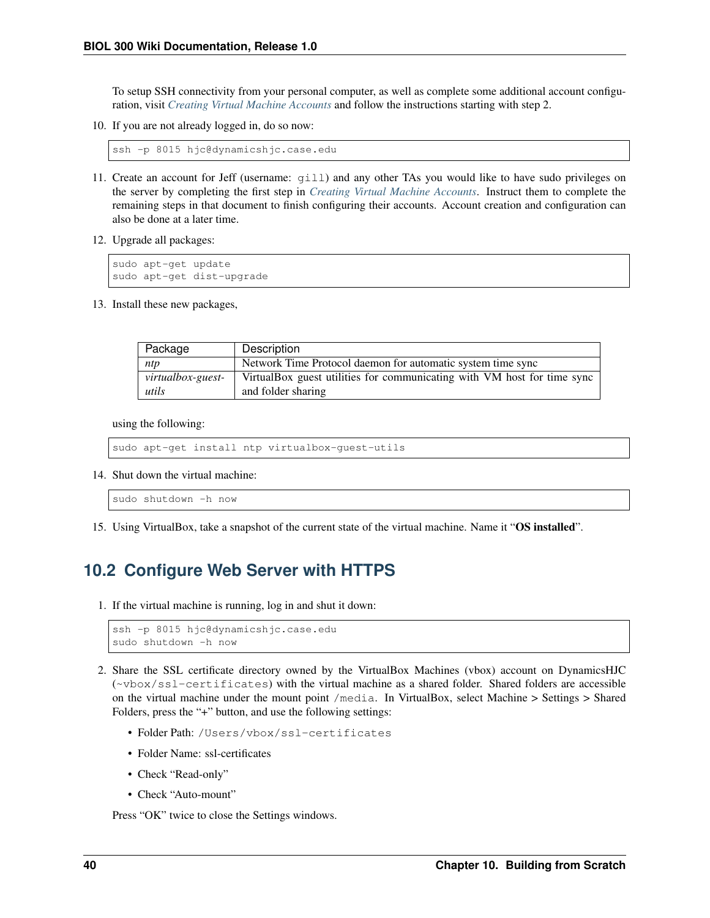To setup SSH connectivity from your personal computer, as well as complete some additional account configuration, visit *Creating Virtual Machine Accounts* and follow the instructions starting with step 2.

10. If you are not already logged in, do so now:

```
ssh -p 8015 hjc@dynamicshjc.case.edu
```

11. Create an account for Jeff (username: `gill`) and any other TAs you would like to have sudo privileges on the server by completing the first step in *Creating Virtual Machine Accounts*. Instruct them to complete the remaining steps in that document to finish configuring their accounts. Account creation and configuration can also be done at a later time.

12. Upgrade all packages:

```
sudo apt-get update
sudo apt-get dist-upgrade
```

13. Install these new packages,

| Package | Description |
| --- | --- |
| *ntp* | Network Time Protocol daemon for automatic system time sync |
| *virtualbox-guest-utils* | VirtualBox guest utilities for communicating with VM host for time sync and folder sharing |

using the following:

```
sudo apt-get install ntp virtualbox-guest-utils
```

14. Shut down the virtual machine:

```
sudo shutdown -h now
```

15. Using VirtualBox, take a snapshot of the current state of the virtual machine. Name it "**OS installed**".

## 10.2 Configure Web Server with HTTPS

1. If the virtual machine is running, log in and shut it down:

```
ssh -p 8015 hjc@dynamicshjc.case.edu
sudo shutdown -h now
```

2. Share the SSL certificate directory owned by the VirtualBox Machines (vbox) account on DynamicsHJC (`~vbox/ssl-certificates`) with the virtual machine as a shared folder. Shared folders are accessible on the virtual machine under the mount point `/media`. In VirtualBox, select Machine > Settings > Shared Folders, press the "+" button, and use the following settings:

   - Folder Path: `/Users/vbox/ssl-certificates`
   - Folder Name: ssl-certificates
   - Check "Read-only"
   - Check "Auto-mount"

   Press "OK" twice to close the Settings windows.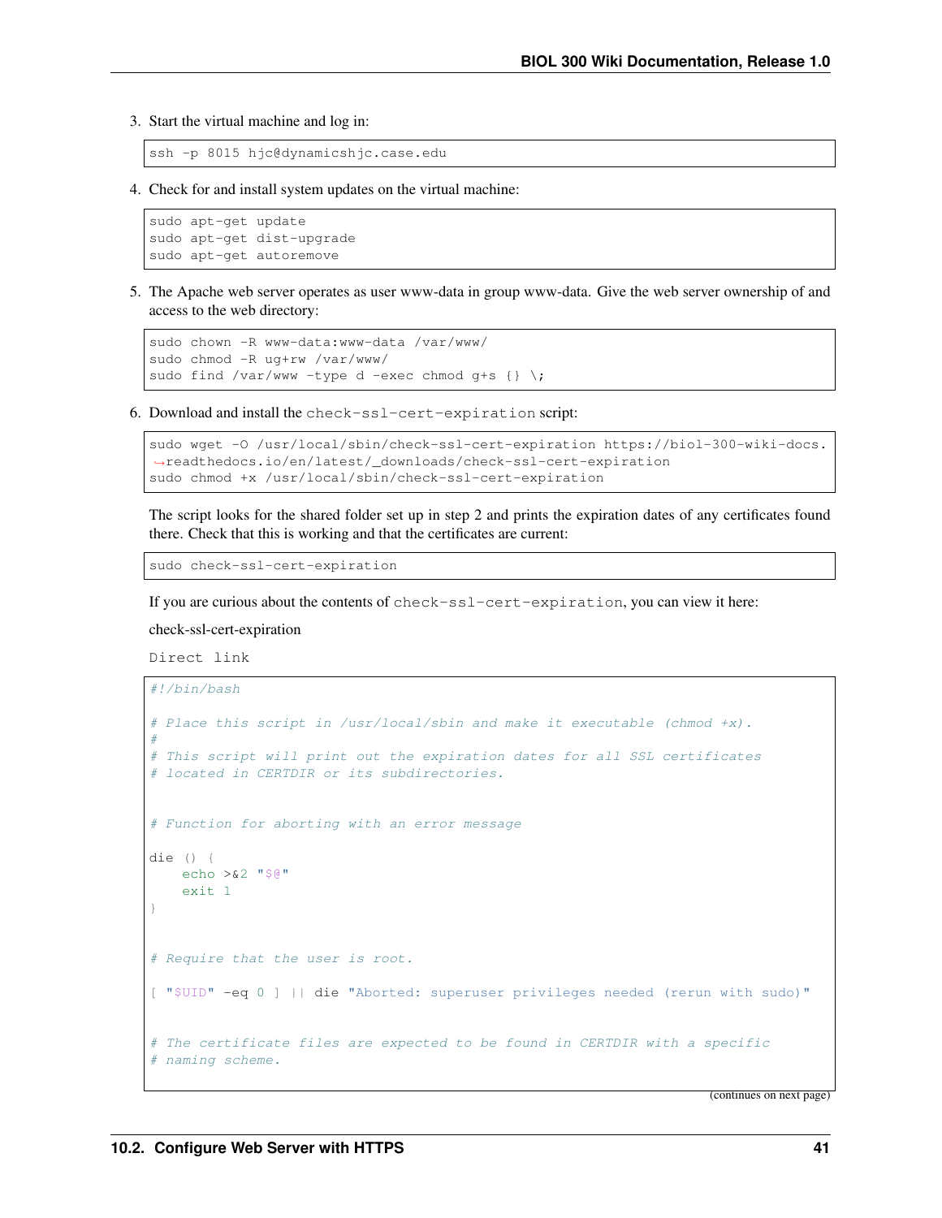3. Start the virtual machine and log in:

```
ssh -p 8015 hjc@dynamicshjc.case.edu
```

4. Check for and install system updates on the virtual machine:

```
sudo apt-get update
sudo apt-get dist-upgrade
sudo apt-get autoremove
```

5. The Apache web server operates as user www-data in group www-data. Give the web server ownership of and access to the web directory:

```
sudo chown -R www-data:www-data /var/www/
sudo chmod -R ug+rw /var/www/
sudo find /var/www -type d -exec chmod g+s {} \;
```

6. Download and install the `check-ssl-cert-expiration` script:

```
sudo wget -O /usr/local/sbin/check-ssl-cert-expiration https://biol-300-wiki-docs.
→readthedocs.io/en/latest/_downloads/check-ssl-cert-expiration
sudo chmod +x /usr/local/sbin/check-ssl-cert-expiration
```

The script looks for the shared folder set up in step 2 and prints the expiration dates of any certificates found there. Check that this is working and that the certificates are current:

```
sudo check-ssl-cert-expiration
```

If you are curious about the contents of `check-ssl-cert-expiration`, you can view it here:

check-ssl-cert-expiration

Direct link

```
#!/bin/bash

# Place this script in /usr/local/sbin and make it executable (chmod +x).
#
# This script will print out the expiration dates for all SSL certificates
# located in CERTDIR or its subdirectories.


# Function for aborting with an error message

die () {
    echo >&2 "$@"
    exit 1
}


# Require that the user is root.

[ "$UID" -eq 0 ] || die "Aborted: superuser privileges needed (rerun with sudo)"


# The certificate files are expected to be found in CERTDIR with a specific
# naming scheme.
```

(continues on next page)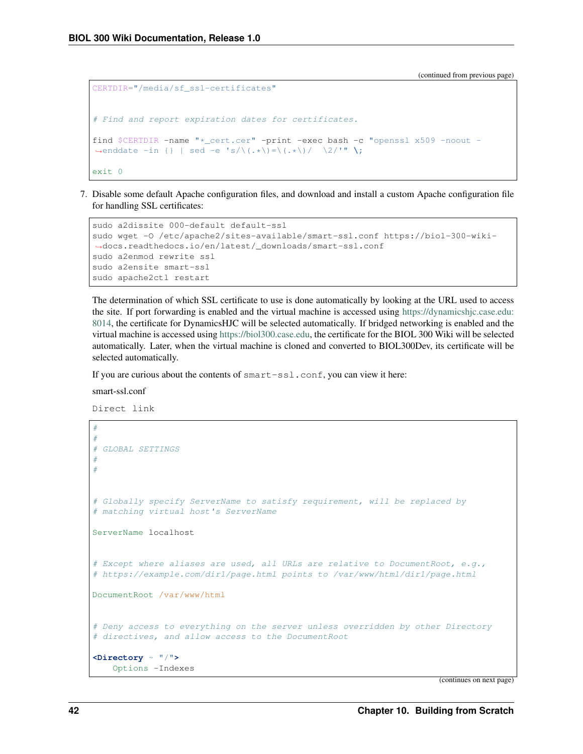(continued from previous page)

```
CERTDIR="/media/sf_ssl-certificates"


# Find and report expiration dates for certificates.

find $CERTDIR -name "*_cert.cer" -print -exec bash -c "openssl x509 -noout -enddate -in {} | sed -e 's/\(.*\)=\(.*\)/  \2/'" \;

exit 0
```

7. Disable some default Apache configuration files, and download and install a custom Apache configuration file for handling SSL certificates:

```
sudo a2dissite 000-default default-ssl
sudo wget -O /etc/apache2/sites-available/smart-ssl.conf https://biol-300-wiki-docs.readthedocs.io/en/latest/_downloads/smart-ssl.conf
sudo a2enmod rewrite ssl
sudo a2ensite smart-ssl
sudo apache2ctl restart
```

The determination of which SSL certificate to use is done automatically by looking at the URL used to access the site. If port forwarding is enabled and the virtual machine is accessed using https://dynamicshjc.case.edu:8014, the certificate for DynamicsHJC will be selected automatically. If bridged networking is enabled and the virtual machine is accessed using https://biol300.case.edu, the certificate for the BIOL 300 Wiki will be selected automatically. Later, when the virtual machine is cloned and converted to BIOL300Dev, its certificate will be selected automatically.

If you are curious about the contents of `smart-ssl.conf`, you can view it here:

smart-ssl.conf

Direct link

```
#
#
# GLOBAL SETTINGS
#
#


# Globally specify ServerName to satisfy requirement, will be replaced by
# matching virtual host's ServerName

ServerName localhost


# Except where aliases are used, all URLs are relative to DocumentRoot, e.g.,
# https://example.com/dir1/page.html points to /var/www/html/dir1/page.html

DocumentRoot /var/www/html


# Deny access to everything on the server unless overridden by other Directory
# directives, and allow access to the DocumentRoot

<Directory ~ "/">
    Options -Indexes
```

(continues on next page)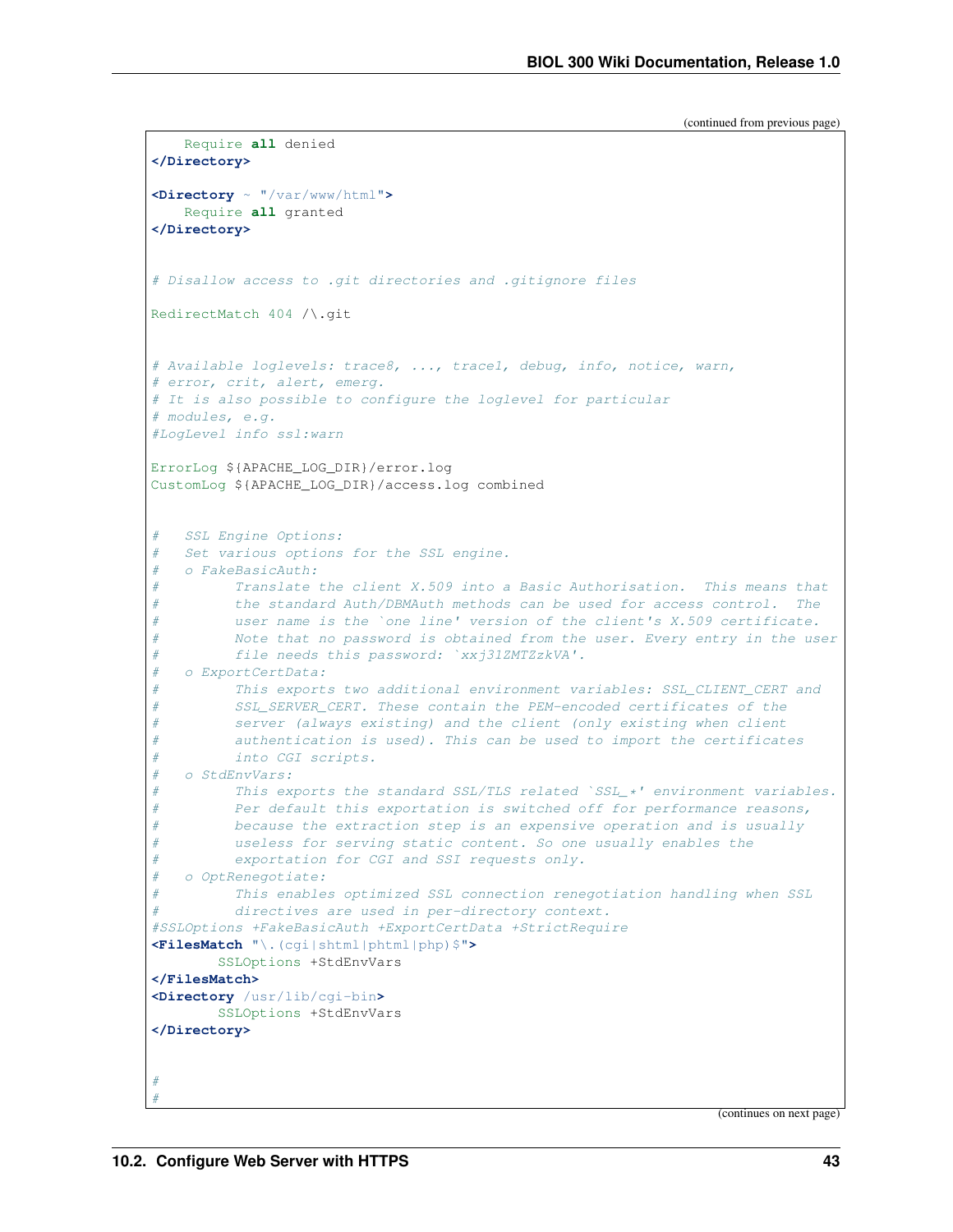(continued from previous page)

```
    Require all denied
</Directory>

<Directory ~ "/var/www/html">
    Require all granted
</Directory>


# Disallow access to .git directories and .gitignore files

RedirectMatch 404 /\.git


# Available loglevels: trace8, ..., trace1, debug, info, notice, warn,
# error, crit, alert, emerg.
# It is also possible to configure the loglevel for particular
# modules, e.g.
#LogLevel info ssl:warn

ErrorLog ${APACHE_LOG_DIR}/error.log
CustomLog ${APACHE_LOG_DIR}/access.log combined


#   SSL Engine Options:
#   Set various options for the SSL engine.
#   o FakeBasicAuth:
#        Translate the client X.509 into a Basic Authorisation.  This means that
#        the standard Auth/DBMAuth methods can be used for access control.  The
#        user name is the `one line' version of the client's X.509 certificate.
#        Note that no password is obtained from the user. Every entry in the user
#        file needs this password: `xxj31ZMTZzkVA'.
#   o ExportCertData:
#        This exports two additional environment variables: SSL_CLIENT_CERT and
#        SSL_SERVER_CERT. These contain the PEM-encoded certificates of the
#        server (always existing) and the client (only existing when client
#        authentication is used). This can be used to import the certificates
#        into CGI scripts.
#   o StdEnvVars:
#        This exports the standard SSL/TLS related `SSL_*' environment variables.
#        Per default this exportation is switched off for performance reasons,
#        because the extraction step is an expensive operation and is usually
#        useless for serving static content. So one usually enables the
#        exportation for CGI and SSI requests only.
#   o OptRenegotiate:
#        This enables optimized SSL connection renegotiation handling when SSL
#        directives are used in per-directory context.
#SSLOptions +FakeBasicAuth +ExportCertData +StrictRequire
<FilesMatch "\.(cgi|shtml|phtml|php)$">
        SSLOptions +StdEnvVars
</FilesMatch>
<Directory /usr/lib/cgi-bin>
        SSLOptions +StdEnvVars
</Directory>


#
#
```

(continues on next page)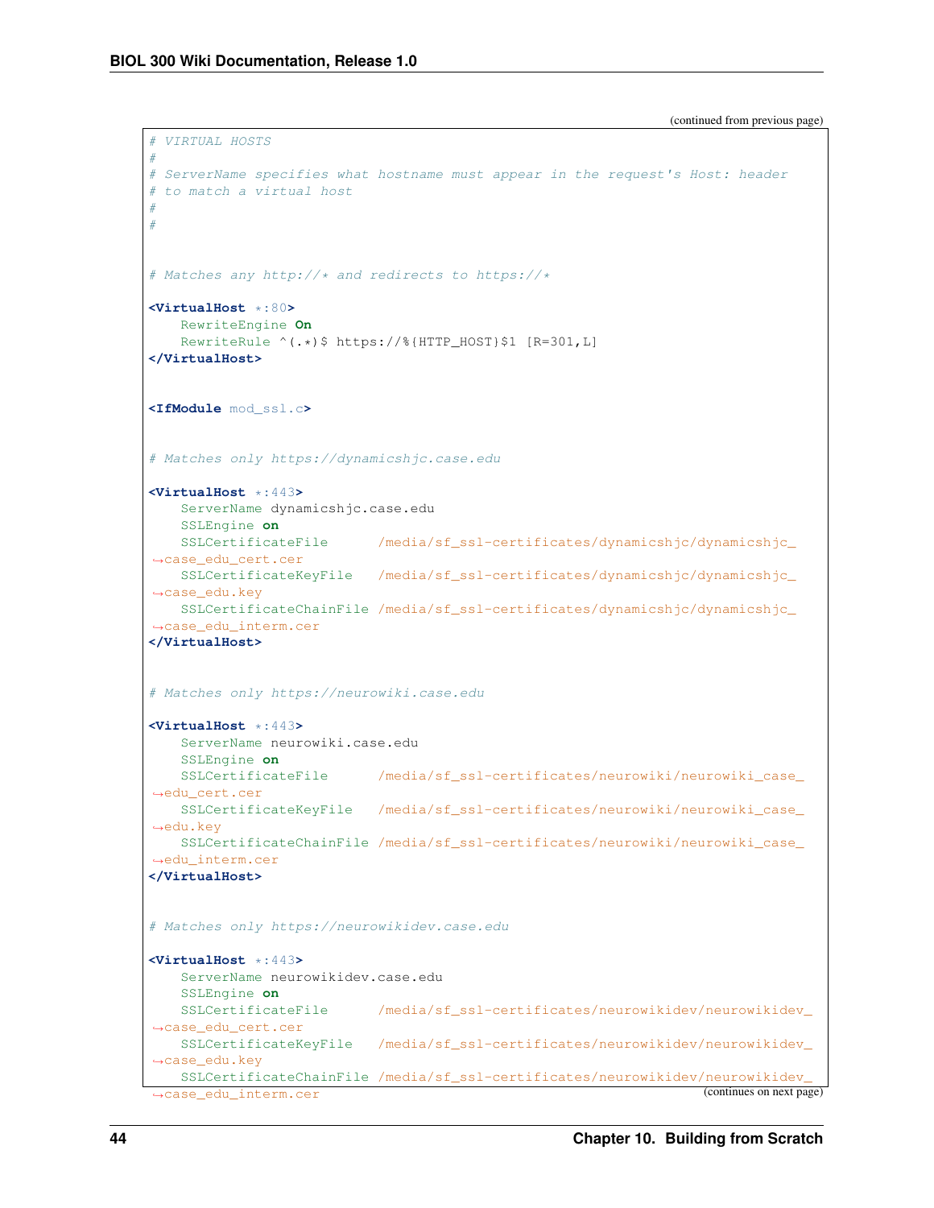(continued from previous page)

```
# VIRTUAL HOSTS
#
# ServerName specifies what hostname must appear in the request's Host: header
# to match a virtual host
#
#


# Matches any http://* and redirects to https://*

<VirtualHost *:80>
    RewriteEngine On
    RewriteRule ^(.*)$ https://%{HTTP_HOST}$1 [R=301,L]
</VirtualHost>


<IfModule mod_ssl.c>


# Matches only https://dynamicshjc.case.edu

<VirtualHost *:443>
    ServerName dynamicshjc.case.edu
    SSLEngine on
    SSLCertificateFile      /media/sf_ssl-certificates/dynamicshjc/dynamicshjc_case_edu_cert.cer
    SSLCertificateKeyFile   /media/sf_ssl-certificates/dynamicshjc/dynamicshjc_case_edu.key
    SSLCertificateChainFile /media/sf_ssl-certificates/dynamicshjc/dynamicshjc_case_edu_interm.cer
</VirtualHost>


# Matches only https://neurowiki.case.edu

<VirtualHost *:443>
    ServerName neurowiki.case.edu
    SSLEngine on
    SSLCertificateFile      /media/sf_ssl-certificates/neurowiki/neurowiki_case_edu_cert.cer
    SSLCertificateKeyFile   /media/sf_ssl-certificates/neurowiki/neurowiki_case_edu.key
    SSLCertificateChainFile /media/sf_ssl-certificates/neurowiki/neurowiki_case_edu_interm.cer
</VirtualHost>


# Matches only https://neurowikidev.case.edu

<VirtualHost *:443>
    ServerName neurowikidev.case.edu
    SSLEngine on
    SSLCertificateFile      /media/sf_ssl-certificates/neurowikidev/neurowikidev_case_edu_cert.cer
    SSLCertificateKeyFile   /media/sf_ssl-certificates/neurowikidev/neurowikidev_case_edu.key
    SSLCertificateChainFile /media/sf_ssl-certificates/neurowikidev/neurowikidev_case_edu_interm.cer
```

(continues on next page)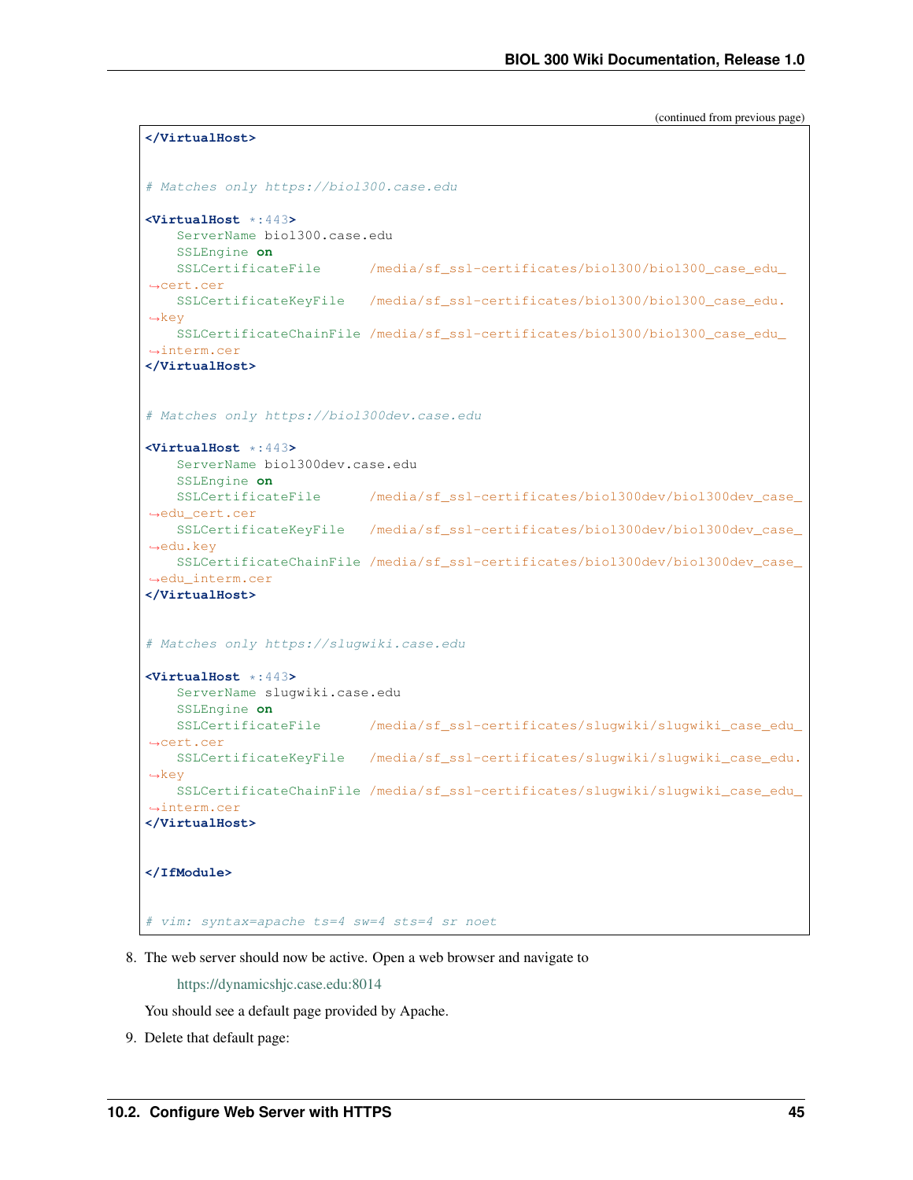(continued from previous page)

```
</VirtualHost>


# Matches only https://biol300.case.edu

<VirtualHost *:443>
    ServerName biol300.case.edu
    SSLEngine on
    SSLCertificateFile      /media/sf_ssl-certificates/biol300/biol300_case_edu_cert.cer
    SSLCertificateKeyFile   /media/sf_ssl-certificates/biol300/biol300_case_edu.key
    SSLCertificateChainFile /media/sf_ssl-certificates/biol300/biol300_case_edu_interm.cer
</VirtualHost>


# Matches only https://biol300dev.case.edu

<VirtualHost *:443>
    ServerName biol300dev.case.edu
    SSLEngine on
    SSLCertificateFile      /media/sf_ssl-certificates/biol300dev/biol300dev_case_edu_cert.cer
    SSLCertificateKeyFile   /media/sf_ssl-certificates/biol300dev/biol300dev_case_edu.key
    SSLCertificateChainFile /media/sf_ssl-certificates/biol300dev/biol300dev_case_edu_interm.cer
</VirtualHost>


# Matches only https://slugwiki.case.edu

<VirtualHost *:443>
    ServerName slugwiki.case.edu
    SSLEngine on
    SSLCertificateFile      /media/sf_ssl-certificates/slugwiki/slugwiki_case_edu_cert.cer
    SSLCertificateKeyFile   /media/sf_ssl-certificates/slugwiki/slugwiki_case_edu.key
    SSLCertificateChainFile /media/sf_ssl-certificates/slugwiki/slugwiki_case_edu_interm.cer
</VirtualHost>


</IfModule>


# vim: syntax=apache ts=4 sw=4 sts=4 sr noet
```

8. The web server should now be active. Open a web browser and navigate to

   https://dynamicshjc.case.edu:8014

   You should see a default page provided by Apache.

9. Delete that default page: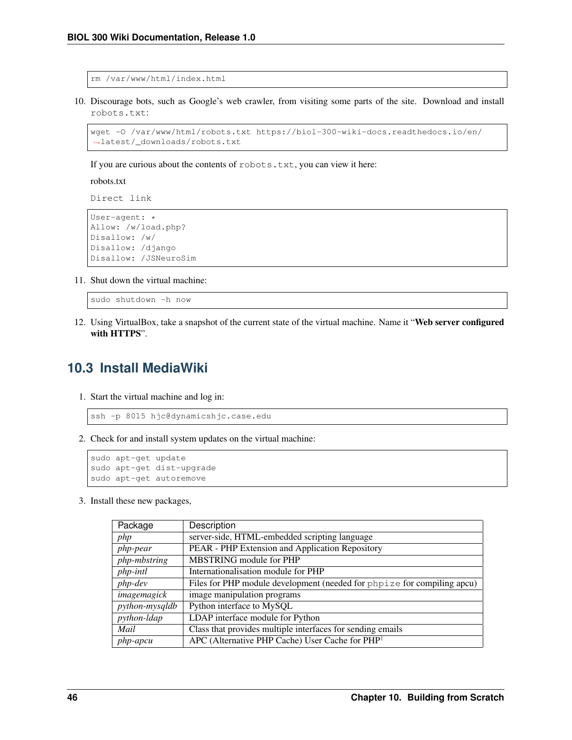```
rm /var/www/html/index.html
```

10. Discourage bots, such as Google's web crawler, from visiting some parts of the site. Download and install `robots.txt`:

```
wget -O /var/www/html/robots.txt https://biol-300-wiki-docs.readthedocs.io/en/
↪latest/_downloads/robots.txt
```

If you are curious about the contents of `robots.txt`, you can view it here:

robots.txt

`Direct link`

```
User-agent: *
Allow: /w/load.php?
Disallow: /w/
Disallow: /django
Disallow: /JSNeuroSim
```

11. Shut down the virtual machine:

```
sudo shutdown -h now
```

12. Using VirtualBox, take a snapshot of the current state of the virtual machine. Name it "**Web server configured with HTTPS**".

## 10.3 Install MediaWiki

1. Start the virtual machine and log in:

```
ssh -p 8015 hjc@dynamicshjc.case.edu
```

2. Check for and install system updates on the virtual machine:

```
sudo apt-get update
sudo apt-get dist-upgrade
sudo apt-get autoremove
```

3. Install these new packages,

| Package | Description |
|---|---|
| *php* | server-side, HTML-embedded scripting language |
| *php-pear* | PEAR - PHP Extension and Application Repository |
| *php-mbstring* | MBSTRING module for PHP |
| *php-intl* | Internationalisation module for PHP |
| *php-dev* | Files for PHP module development (needed for `phpize` for compiling apcu) |
| *imagemagick* | image manipulation programs |
| *python-mysqldb* | Python interface to MySQL |
| *python-ldap* | LDAP interface module for Python |
| *Mail* | Class that provides multiple interfaces for sending emails |
| *php-apcu* | APC (Alternative PHP Cache) User Cache for PHP[1] |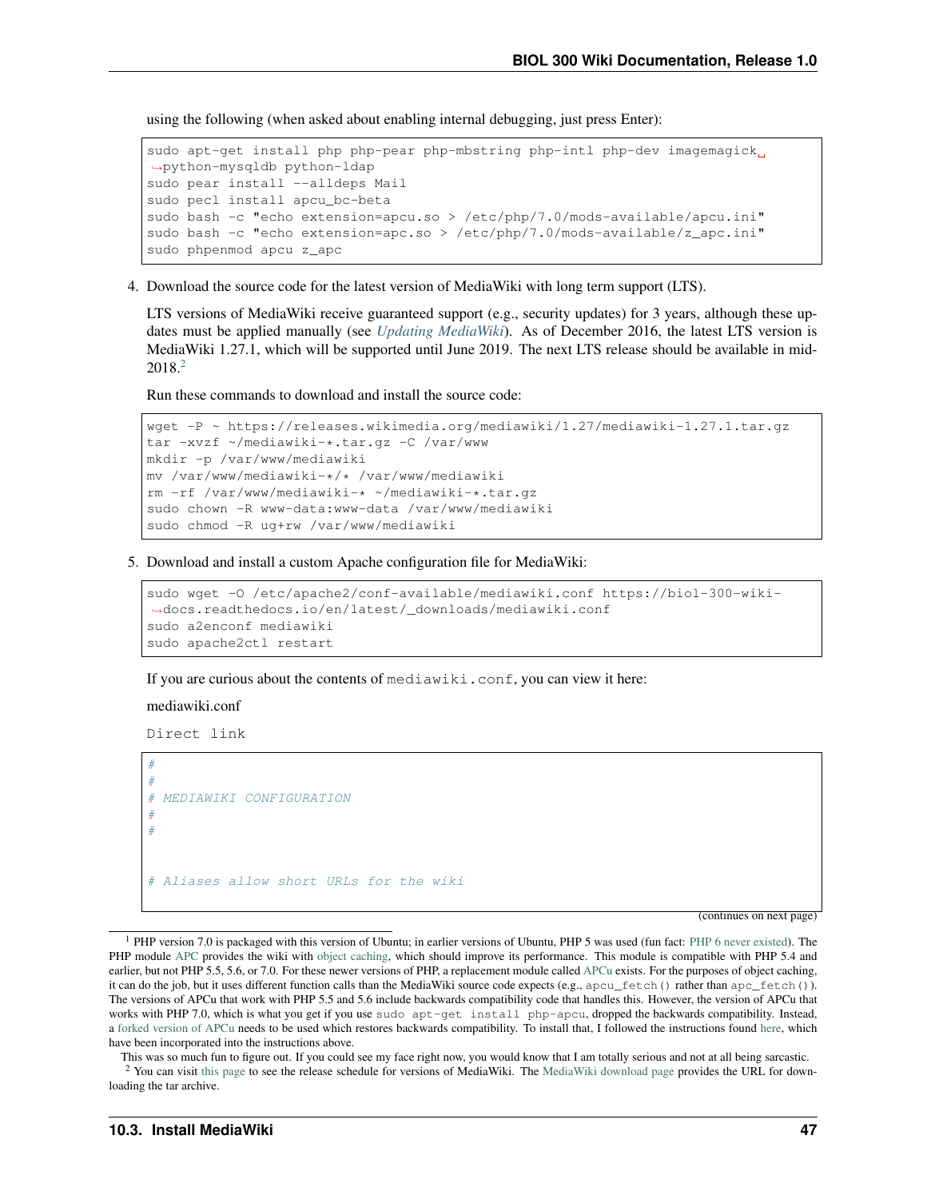using the following (when asked about enabling internal debugging, just press Enter):

```
sudo apt-get install php php-pear php-mbstring php-intl php-dev imagemagick python-mysqldb python-ldap
sudo pear install --alldeps Mail
sudo pecl install apcu_bc-beta
sudo bash -c "echo extension=apcu.so > /etc/php/7.0/mods-available/apcu.ini"
sudo bash -c "echo extension=apc.so > /etc/php/7.0/mods-available/z_apc.ini"
sudo phpenmod apcu z_apc
```

4. Download the source code for the latest version of MediaWiki with long term support (LTS).

   LTS versions of MediaWiki receive guaranteed support (e.g., security updates) for 3 years, although these updates must be applied manually (see *Updating MediaWiki*). As of December 2016, the latest LTS version is MediaWiki 1.27.1, which will be supported until June 2019. The next LTS release should be available in mid-2018.[2]

   Run these commands to download and install the source code:

```
wget -P ~ https://releases.wikimedia.org/mediawiki/1.27/mediawiki-1.27.1.tar.gz
tar -xvzf ~/mediawiki-*.tar.gz -C /var/www
mkdir -p /var/www/mediawiki
mv /var/www/mediawiki-*/* /var/www/mediawiki
rm -rf /var/www/mediawiki-* ~/mediawiki-*.tar.gz
sudo chown -R www-data:www-data /var/www/mediawiki
sudo chmod -R ug+rw /var/www/mediawiki
```

5. Download and install a custom Apache configuration file for MediaWiki:

```
sudo wget -O /etc/apache2/conf-available/mediawiki.conf https://biol-300-wiki-docs.readthedocs.io/en/latest/_downloads/mediawiki.conf
sudo a2enconf mediawiki
sudo apache2ctl restart
```

   If you are curious about the contents of `mediawiki.conf`, you can view it here:

   mediawiki.conf

   Direct link

```
#
#
# MEDIAWIKI CONFIGURATION
#
#


# Aliases allow short URLs for the wiki
```

(continues on next page)

[1] PHP version 7.0 is packaged with this version of Ubuntu; in earlier versions of Ubuntu, PHP 5 was used (fun fact: PHP 6 never existed). The PHP module APC provides the wiki with object caching, which should improve its performance. This module is compatible with PHP 5.4 and earlier, but not PHP 5.5, 5.6, or 7.0. For these newer versions of PHP, a replacement module called APCu exists. For the purposes of object caching, it can do the job, but it uses different function calls than the MediaWiki source code expects (e.g., `apcu_fetch()` rather than `apc_fetch()`). The versions of APCu that work with PHP 5.5 and 5.6 include backwards compatibility code that handles this. However, the version of APCu that works with PHP 7.0, which is what you get if you use `sudo apt-get install php-apcu`, dropped the backwards compatibility. Instead, a forked version of APCu needs to be used which restores backwards compatibility. To install that, I followed the instructions found here, which have been incorporated into the instructions above.

This was so much fun to figure out. If you could see my face right now, you would know that I am totally serious and not at all being sarcastic.

[2] You can visit this page to see the release schedule for versions of MediaWiki. The MediaWiki download page provides the URL for downloading the tar archive.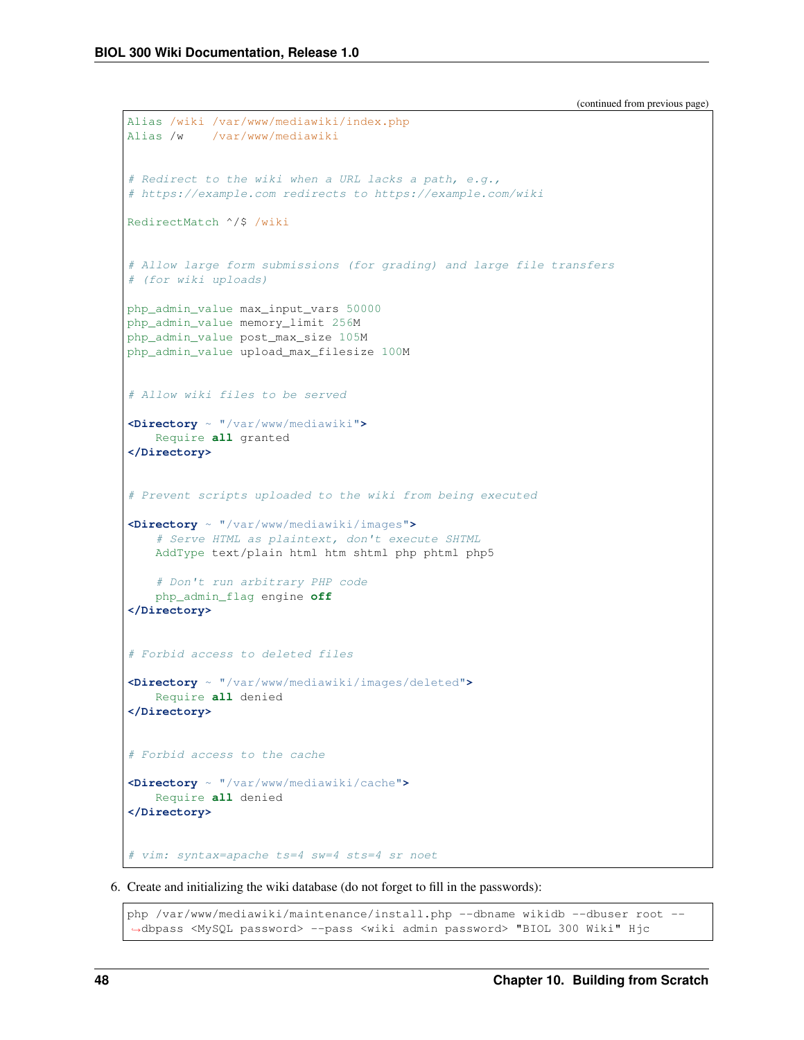(continued from previous page)

```
Alias /wiki /var/www/mediawiki/index.php
Alias /w    /var/www/mediawiki


# Redirect to the wiki when a URL lacks a path, e.g.,
# https://example.com redirects to https://example.com/wiki

RedirectMatch ^/$ /wiki


# Allow large form submissions (for grading) and large file transfers
# (for wiki uploads)

php_admin_value max_input_vars 50000
php_admin_value memory_limit 256M
php_admin_value post_max_size 105M
php_admin_value upload_max_filesize 100M


# Allow wiki files to be served

<Directory ~ "/var/www/mediawiki">
    Require all granted
</Directory>


# Prevent scripts uploaded to the wiki from being executed

<Directory ~ "/var/www/mediawiki/images">
    # Serve HTML as plaintext, don't execute SHTML
    AddType text/plain html htm shtml php phtml php5

    # Don't run arbitrary PHP code
    php_admin_flag engine off
</Directory>


# Forbid access to deleted files

<Directory ~ "/var/www/mediawiki/images/deleted">
    Require all denied
</Directory>


# Forbid access to the cache

<Directory ~ "/var/www/mediawiki/cache">
    Require all denied
</Directory>


# vim: syntax=apache ts=4 sw=4 sts=4 sr noet
```

6. Create and initializing the wiki database (do not forget to fill in the passwords):

```
php /var/www/mediawiki/maintenance/install.php --dbname wikidb --dbuser root --dbpass <MySQL password> --pass <wiki admin password> "BIOL 300 Wiki" Hjc
```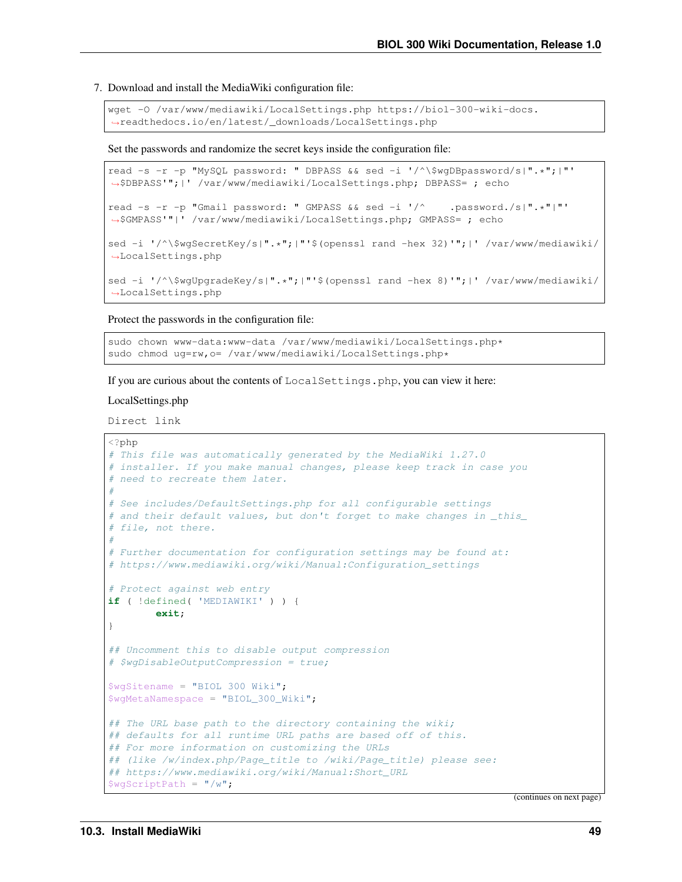7. Download and install the MediaWiki configuration file:

```
wget -O /var/www/mediawiki/LocalSettings.php https://biol-300-wiki-docs.
→readthedocs.io/en/latest/_downloads/LocalSettings.php
```

Set the passwords and randomize the secret keys inside the configuration file:

```
read -s -r -p "MySQL password: " DBPASS && sed -i '/^\$wgDBpassword/s|".*";|"'
→$DBPASS'";|' /var/www/mediawiki/LocalSettings.php; DBPASS= ; echo

read -s -r -p "Gmail password: " GMPASS && sed -i '/^    .password./s|".*"|"'
→$GMPASS'"|' /var/www/mediawiki/LocalSettings.php; GMPASS= ; echo

sed -i '/^\$wgSecretKey/s|".*";|"'$(openssl rand -hex 32)'";|' /var/www/mediawiki/
→LocalSettings.php

sed -i '/^\$wgUpgradeKey/s|".*";|"'$(openssl rand -hex 8)'";|' /var/www/mediawiki/
→LocalSettings.php
```

Protect the passwords in the configuration file:

```
sudo chown www-data:www-data /var/www/mediawiki/LocalSettings.php*
sudo chmod ug=rw,o= /var/www/mediawiki/LocalSettings.php*
```

If you are curious about the contents of `LocalSettings.php`, you can view it here:

LocalSettings.php

Direct link

```php
<?php
# This file was automatically generated by the MediaWiki 1.27.0
# installer. If you make manual changes, please keep track in case you
# need to recreate them later.
#
# See includes/DefaultSettings.php for all configurable settings
# and their default values, but don't forget to make changes in _this_
# file, not there.
#
# Further documentation for configuration settings may be found at:
# https://www.mediawiki.org/wiki/Manual:Configuration_settings

# Protect against web entry
if ( !defined( 'MEDIAWIKI' ) ) {
        exit;
}

## Uncomment this to disable output compression
# $wgDisableOutputCompression = true;

$wgSitename = "BIOL 300 Wiki";
$wgMetaNamespace = "BIOL_300_Wiki";

## The URL base path to the directory containing the wiki;
## defaults for all runtime URL paths are based off of this.
## For more information on customizing the URLs
## (like /w/index.php/Page_title to /wiki/Page_title) please see:
## https://www.mediawiki.org/wiki/Manual:Short_URL
$wgScriptPath = "/w";
```

(continues on next page)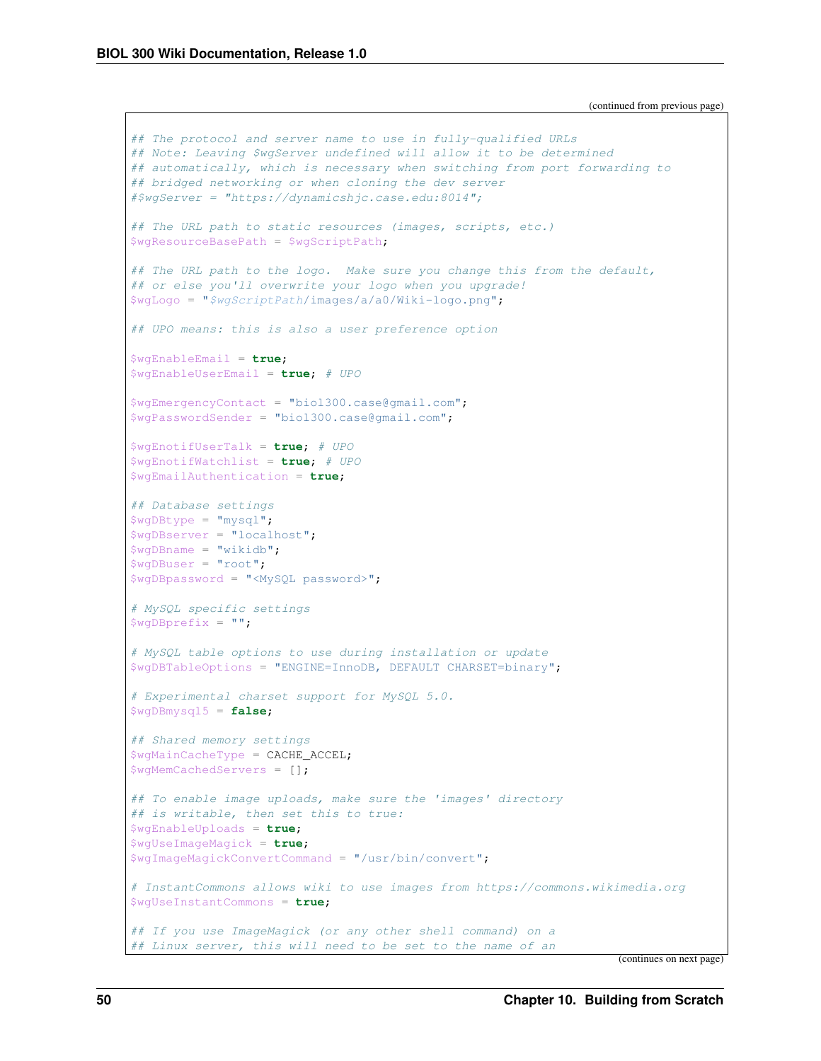(continued from previous page)

```
## The protocol and server name to use in fully-qualified URLs
## Note: Leaving $wgServer undefined will allow it to be determined
## automatically, which is necessary when switching from port forwarding to
## bridged networking or when cloning the dev server
#$wgServer = "https://dynamicshjc.case.edu:8014";

## The URL path to static resources (images, scripts, etc.)
$wgResourceBasePath = $wgScriptPath;

## The URL path to the logo.  Make sure you change this from the default,
## or else you'll overwrite your logo when you upgrade!
$wgLogo = "$wgScriptPath/images/a/a0/Wiki-logo.png";

## UPO means: this is also a user preference option

$wgEnableEmail = true;
$wgEnableUserEmail = true; # UPO

$wgEmergencyContact = "biol300.case@gmail.com";
$wgPasswordSender = "biol300.case@gmail.com";

$wgEnotifUserTalk = true; # UPO
$wgEnotifWatchlist = true; # UPO
$wgEmailAuthentication = true;

## Database settings
$wgDBtype = "mysql";
$wgDBserver = "localhost";
$wgDBname = "wikidb";
$wgDBuser = "root";
$wgDBpassword = "<MySQL password>";

# MySQL specific settings
$wgDBprefix = "";

# MySQL table options to use during installation or update
$wgDBTableOptions = "ENGINE=InnoDB, DEFAULT CHARSET=binary";

# Experimental charset support for MySQL 5.0.
$wgDBmysql5 = false;

## Shared memory settings
$wgMainCacheType = CACHE_ACCEL;
$wgMemCachedServers = [];

## To enable image uploads, make sure the 'images' directory
## is writable, then set this to true:
$wgEnableUploads = true;
$wgUseImageMagick = true;
$wgImageMagickConvertCommand = "/usr/bin/convert";

# InstantCommons allows wiki to use images from https://commons.wikimedia.org
$wgUseInstantCommons = true;

## If you use ImageMagick (or any other shell command) on a
## Linux server, this will need to be set to the name of an
```

(continues on next page)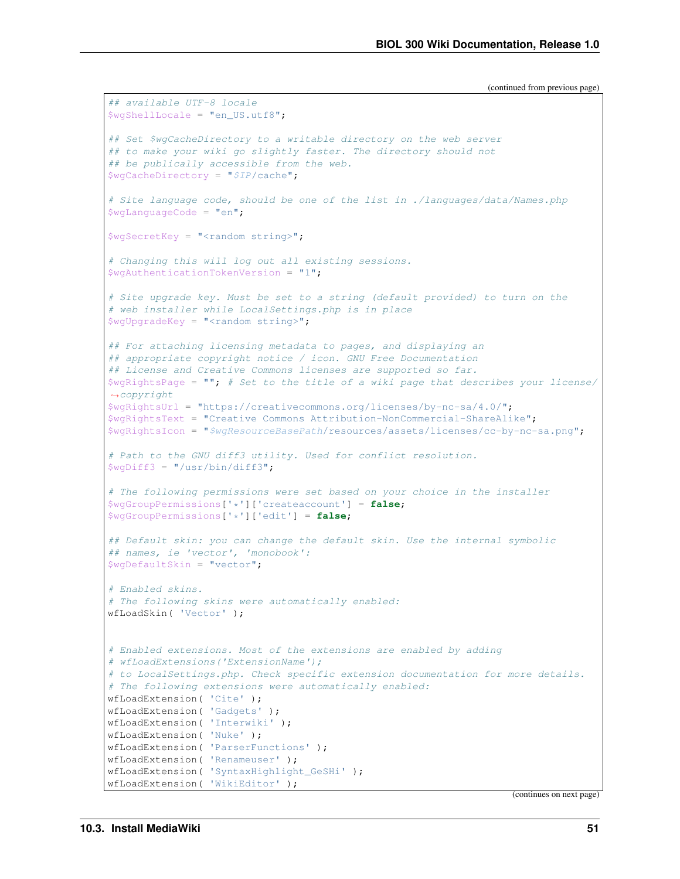(continued from previous page)

```
## available UTF-8 locale
$wgShellLocale = "en_US.utf8";

## Set $wgCacheDirectory to a writable directory on the web server
## to make your wiki go slightly faster. The directory should not
## be publically accessible from the web.
$wgCacheDirectory = "$IP/cache";

# Site language code, should be one of the list in ./languages/data/Names.php
$wgLanguageCode = "en";

$wgSecretKey = "<random string>";

# Changing this will log out all existing sessions.
$wgAuthenticationTokenVersion = "1";

# Site upgrade key. Must be set to a string (default provided) to turn on the
# web installer while LocalSettings.php is in place
$wgUpgradeKey = "<random string>";

## For attaching licensing metadata to pages, and displaying an
## appropriate copyright notice / icon. GNU Free Documentation
## License and Creative Commons licenses are supported so far.
$wgRightsPage = ""; # Set to the title of a wiki page that describes your license/
↪copyright
$wgRightsUrl = "https://creativecommons.org/licenses/by-nc-sa/4.0/";
$wgRightsText = "Creative Commons Attribution-NonCommercial-ShareAlike";
$wgRightsIcon = "$wgResourceBasePath/resources/assets/licenses/cc-by-nc-sa.png";

# Path to the GNU diff3 utility. Used for conflict resolution.
$wgDiff3 = "/usr/bin/diff3";

# The following permissions were set based on your choice in the installer
$wgGroupPermissions['*']['createaccount'] = false;
$wgGroupPermissions['*']['edit'] = false;

## Default skin: you can change the default skin. Use the internal symbolic
## names, ie 'vector', 'monobook':
$wgDefaultSkin = "vector";

# Enabled skins.
# The following skins were automatically enabled:
wfLoadSkin( 'Vector' );


# Enabled extensions. Most of the extensions are enabled by adding
# wfLoadExtensions('ExtensionName');
# to LocalSettings.php. Check specific extension documentation for more details.
# The following extensions were automatically enabled:
wfLoadExtension( 'Cite' );
wfLoadExtension( 'Gadgets' );
wfLoadExtension( 'Interwiki' );
wfLoadExtension( 'Nuke' );
wfLoadExtension( 'ParserFunctions' );
wfLoadExtension( 'Renameuser' );
wfLoadExtension( 'SyntaxHighlight_GeSHi' );
wfLoadExtension( 'WikiEditor' );
```

(continues on next page)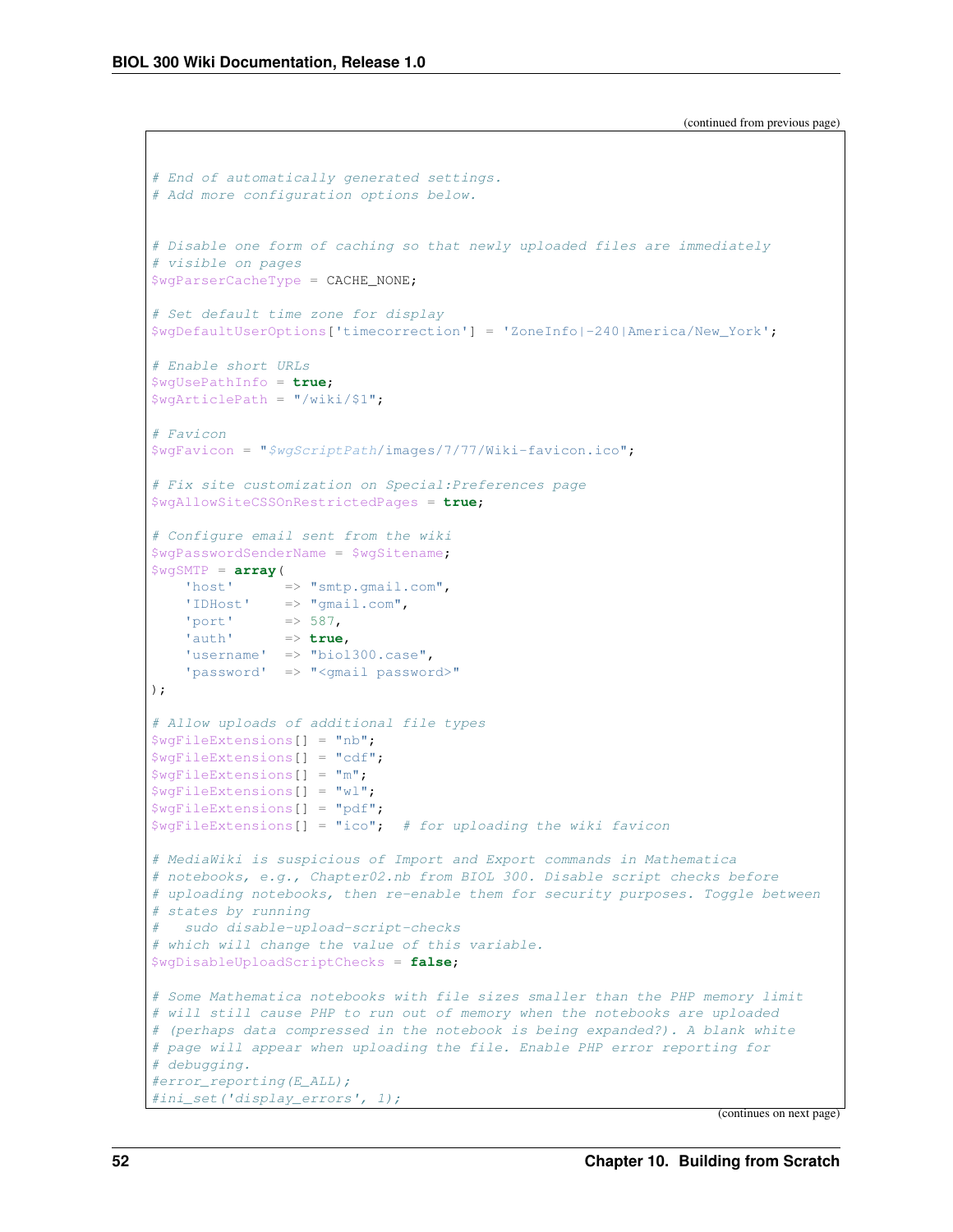(continued from previous page)

```
# End of automatically generated settings.
# Add more configuration options below.


# Disable one form of caching so that newly uploaded files are immediately
# visible on pages
$wgParserCacheType = CACHE_NONE;

# Set default time zone for display
$wgDefaultUserOptions['timecorrection'] = 'ZoneInfo|-240|America/New_York';

# Enable short URLs
$wgUsePathInfo = true;
$wgArticlePath = "/wiki/$1";

# Favicon
$wgFavicon = "$wgScriptPath/images/7/77/Wiki-favicon.ico";

# Fix site customization on Special:Preferences page
$wgAllowSiteCSSOnRestrictedPages = true;

# Configure email sent from the wiki
$wgPasswordSenderName = $wgSitename;
$wgSMTP = array(
    'host'      => "smtp.gmail.com",
    'IDHost'    => "gmail.com",
    'port'      => 587,
    'auth'      => true,
    'username'  => "biol300.case",
    'password'  => "<gmail password>"
);

# Allow uploads of additional file types
$wgFileExtensions[] = "nb";
$wgFileExtensions[] = "cdf";
$wgFileExtensions[] = "m";
$wgFileExtensions[] = "wl";
$wgFileExtensions[] = "pdf";
$wgFileExtensions[] = "ico";  # for uploading the wiki favicon

# MediaWiki is suspicious of Import and Export commands in Mathematica
# notebooks, e.g., Chapter02.nb from BIOL 300. Disable script checks before
# uploading notebooks, then re-enable them for security purposes. Toggle between
# states by running
#   sudo disable-upload-script-checks
# which will change the value of this variable.
$wgDisableUploadScriptChecks = false;

# Some Mathematica notebooks with file sizes smaller than the PHP memory limit
# will still cause PHP to run out of memory when the notebooks are uploaded
# (perhaps data compressed in the notebook is being expanded?). A blank white
# page will appear when uploading the file. Enable PHP error reporting for
# debugging.
#error_reporting(E_ALL);
#ini_set('display_errors', 1);
```

(continues on next page)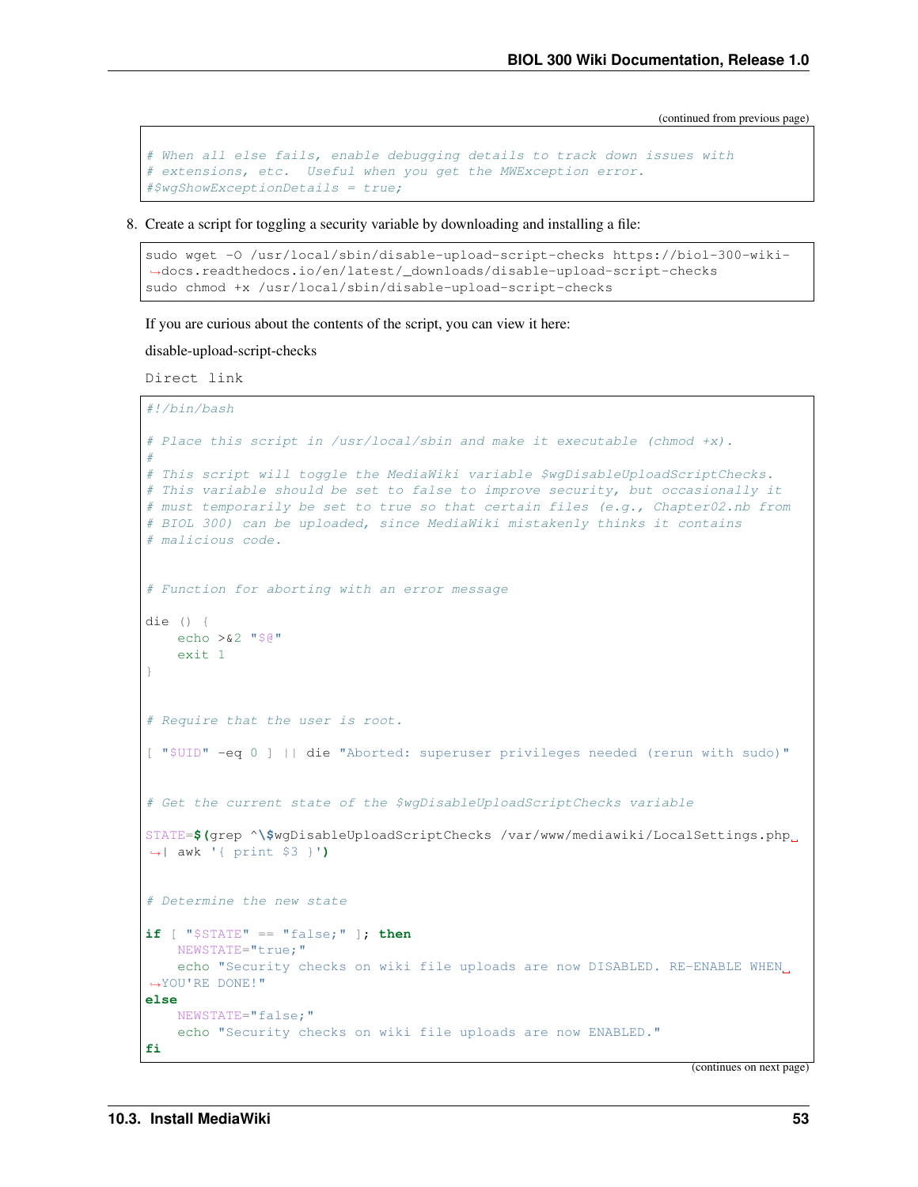(continued from previous page)

```
# When all else fails, enable debugging details to track down issues with
# extensions, etc.  Useful when you get the MWException error.
#$wgShowExceptionDetails = true;
```

8. Create a script for toggling a security variable by downloading and installing a file:

```
sudo wget -O /usr/local/sbin/disable-upload-script-checks https://biol-300-wiki-docs.readthedocs.io/en/latest/_downloads/disable-upload-script-checks
sudo chmod +x /usr/local/sbin/disable-upload-script-checks
```

If you are curious about the contents of the script, you can view it here:

disable-upload-script-checks

`Direct link`

```
#!/bin/bash

# Place this script in /usr/local/sbin and make it executable (chmod +x).
#
# This script will toggle the MediaWiki variable $wgDisableUploadScriptChecks.
# This variable should be set to false to improve security, but occasionally it
# must temporarily be set to true so that certain files (e.g., Chapter02.nb from
# BIOL 300) can be uploaded, since MediaWiki mistakenly thinks it contains
# malicious code.


# Function for aborting with an error message

die () {
    echo >&2 "$@"
    exit 1
}


# Require that the user is root.

[ "$UID" -eq 0 ] || die "Aborted: superuser privileges needed (rerun with sudo)"


# Get the current state of the $wgDisableUploadScriptChecks variable

STATE=$(grep ^\$wgDisableUploadScriptChecks /var/www/mediawiki/LocalSettings.php | awk '{ print $3 }')


# Determine the new state

if [ "$STATE" == "false;" ]; then
    NEWSTATE="true;"
    echo "Security checks on wiki file uploads are now DISABLED. RE-ENABLE WHEN YOU'RE DONE!"
else
    NEWSTATE="false;"
    echo "Security checks on wiki file uploads are now ENABLED."
fi
```

(continues on next page)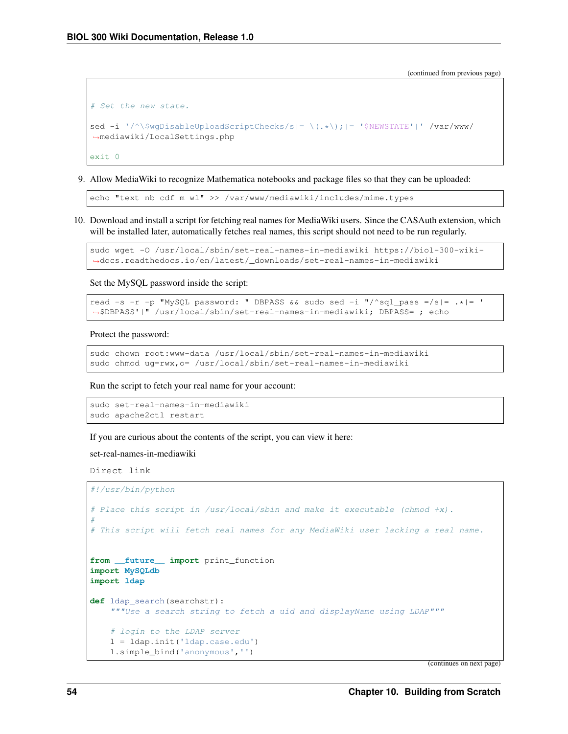(continued from previous page)

```
# Set the new state.

sed -i '/^\$wgDisableUploadScriptChecks/s|= \(.*\);|= '$NEWSTATE'|' /var/www/mediawiki/LocalSettings.php

exit 0
```

9. Allow MediaWiki to recognize Mathematica notebooks and package files so that they can be uploaded:

```
echo "text nb cdf m wl" >> /var/www/mediawiki/includes/mime.types
```

10. Download and install a script for fetching real names for MediaWiki users. Since the CASAuth extension, which will be installed later, automatically fetches real names, this script should not need to be run regularly.

```
sudo wget -O /usr/local/sbin/set-real-names-in-mediawiki https://biol-300-wiki-docs.readthedocs.io/en/latest/_downloads/set-real-names-in-mediawiki
```

Set the MySQL password inside the script:

```
read -s -r -p "MySQL password: " DBPASS && sudo sed -i "/^sql_pass =/s|= .*|= '$DBPASS'|" /usr/local/sbin/set-real-names-in-mediawiki; DBPASS= ; echo
```

Protect the password:

```
sudo chown root:www-data /usr/local/sbin/set-real-names-in-mediawiki
sudo chmod ug=rwx,o= /usr/local/sbin/set-real-names-in-mediawiki
```

Run the script to fetch your real name for your account:

```
sudo set-real-names-in-mediawiki
sudo apache2ctl restart
```

If you are curious about the contents of the script, you can view it here:

set-real-names-in-mediawiki

Direct link

```
#!/usr/bin/python

# Place this script in /usr/local/sbin and make it executable (chmod +x).
#
# This script will fetch real names for any MediaWiki user lacking a real name.


from __future__ import print_function
import MySQLdb
import ldap

def ldap_search(searchstr):
    """Use a search string to fetch a uid and displayName using LDAP"""

    # login to the LDAP server
    l = ldap.init('ldap.case.edu')
    l.simple_bind('anonymous','')
```

(continues on next page)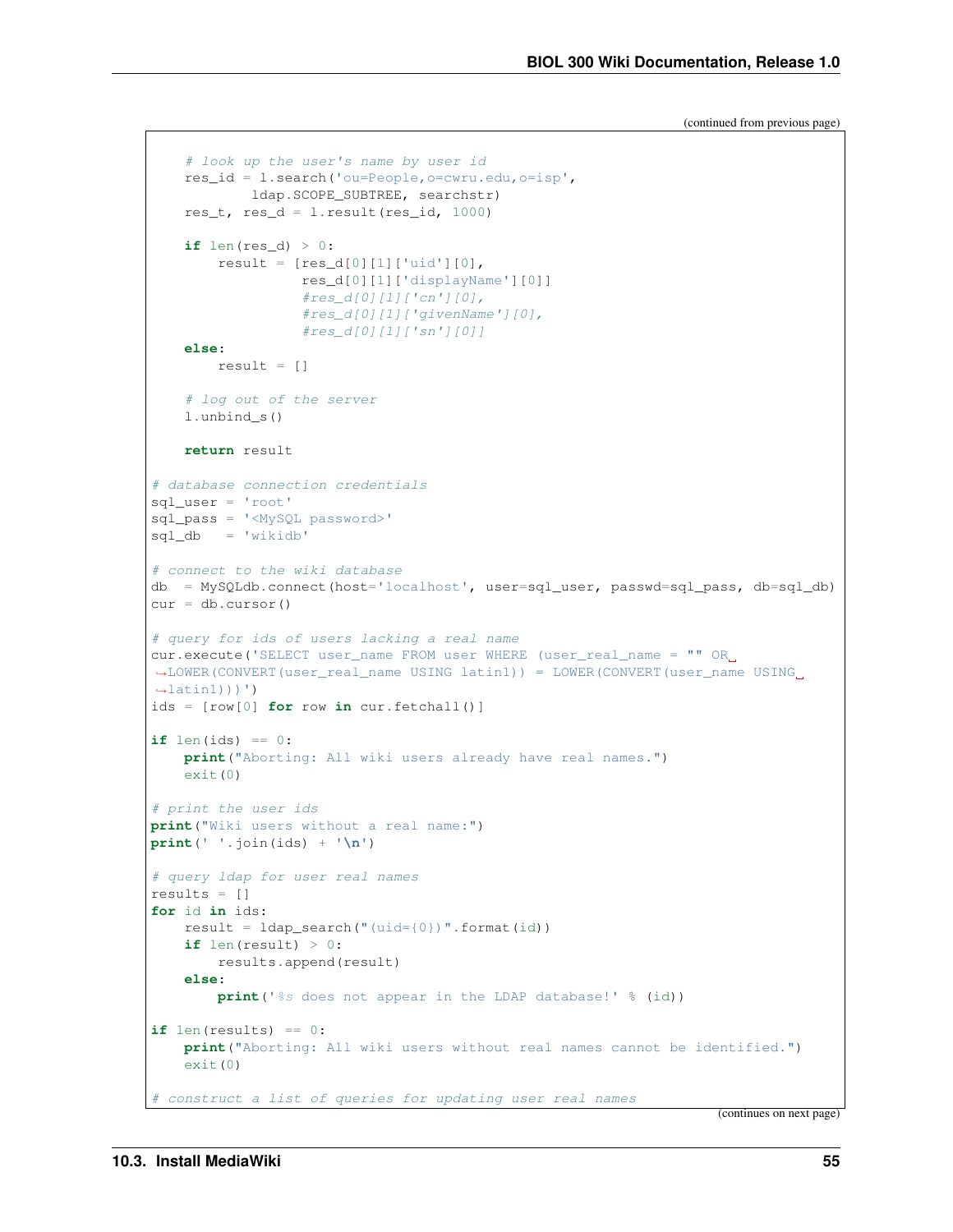(continued from previous page)

```
    # look up the user's name by user id
    res_id = l.search('ou=People,o=cwru.edu,o=isp',
            ldap.SCOPE_SUBTREE, searchstr)
    res_t, res_d = l.result(res_id, 1000)

    if len(res_d) > 0:
        result = [res_d[0][1]['uid'][0],
                  res_d[0][1]['displayName'][0]]
                  #res_d[0][1]['cn'][0],
                  #res_d[0][1]['givenName'][0],
                  #res_d[0][1]['sn'][0]]
    else:
        result = []

    # log out of the server
    l.unbind_s()

    return result

# database connection credentials
sql_user = 'root'
sql_pass = '<MySQL password>'
sql_db   = 'wikidb'

# connect to the wiki database
db  = MySQLdb.connect(host='localhost', user=sql_user, passwd=sql_pass, db=sql_db)
cur = db.cursor()

# query for ids of users lacking a real name
cur.execute('SELECT user_name FROM user WHERE (user_real_name = "" OR LOWER(CONVERT(user_real_name USING latin1)) = LOWER(CONVERT(user_name USING latin1)))')
ids = [row[0] for row in cur.fetchall()]

if len(ids) == 0:
    print("Aborting: All wiki users already have real names.")
    exit(0)

# print the user ids
print("Wiki users without a real name:")
print(' '.join(ids) + '\n')

# query ldap for user real names
results = []
for id in ids:
    result = ldap_search("(uid={0})".format(id))
    if len(result) > 0:
        results.append(result)
    else:
        print('%s does not appear in the LDAP database!' % (id))

if len(results) == 0:
    print("Aborting: All wiki users without real names cannot be identified.")
    exit(0)

# construct a list of queries for updating user real names
```

(continues on next page)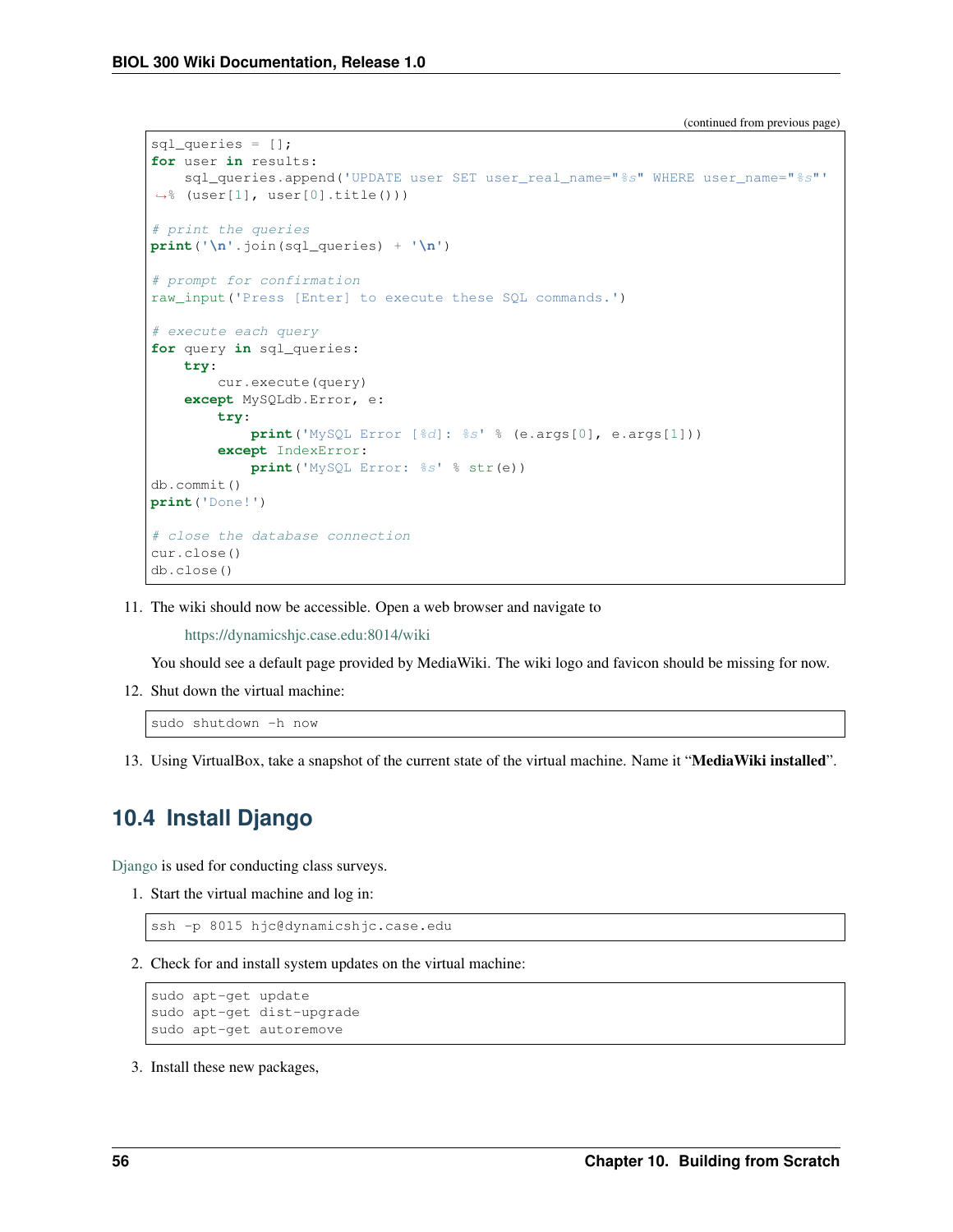(continued from previous page)

```
sql_queries = [];
for user in results:
    sql_queries.append('UPDATE user SET user_real_name="%s" WHERE user_name="%s"'
↪% (user[1], user[0].title()))

# print the queries
print('\n'.join(sql_queries) + '\n')

# prompt for confirmation
raw_input('Press [Enter] to execute these SQL commands.')

# execute each query
for query in sql_queries:
    try:
        cur.execute(query)
    except MySQLdb.Error, e:
        try:
            print('MySQL Error [%d]: %s' % (e.args[0], e.args[1]))
        except IndexError:
            print('MySQL Error: %s' % str(e))
db.commit()
print('Done!')

# close the database connection
cur.close()
db.close()
```

11. The wiki should now be accessible. Open a web browser and navigate to

    https://dynamicshjc.case.edu:8014/wiki

    You should see a default page provided by MediaWiki. The wiki logo and favicon should be missing for now.

12. Shut down the virtual machine:

```
sudo shutdown -h now
```

13. Using VirtualBox, take a snapshot of the current state of the virtual machine. Name it "**MediaWiki installed**".

## 10.4 Install Django

Django is used for conducting class surveys.

1. Start the virtual machine and log in:

```
ssh -p 8015 hjc@dynamicshjc.case.edu
```

2. Check for and install system updates on the virtual machine:

```
sudo apt-get update
sudo apt-get dist-upgrade
sudo apt-get autoremove
```

3. Install these new packages,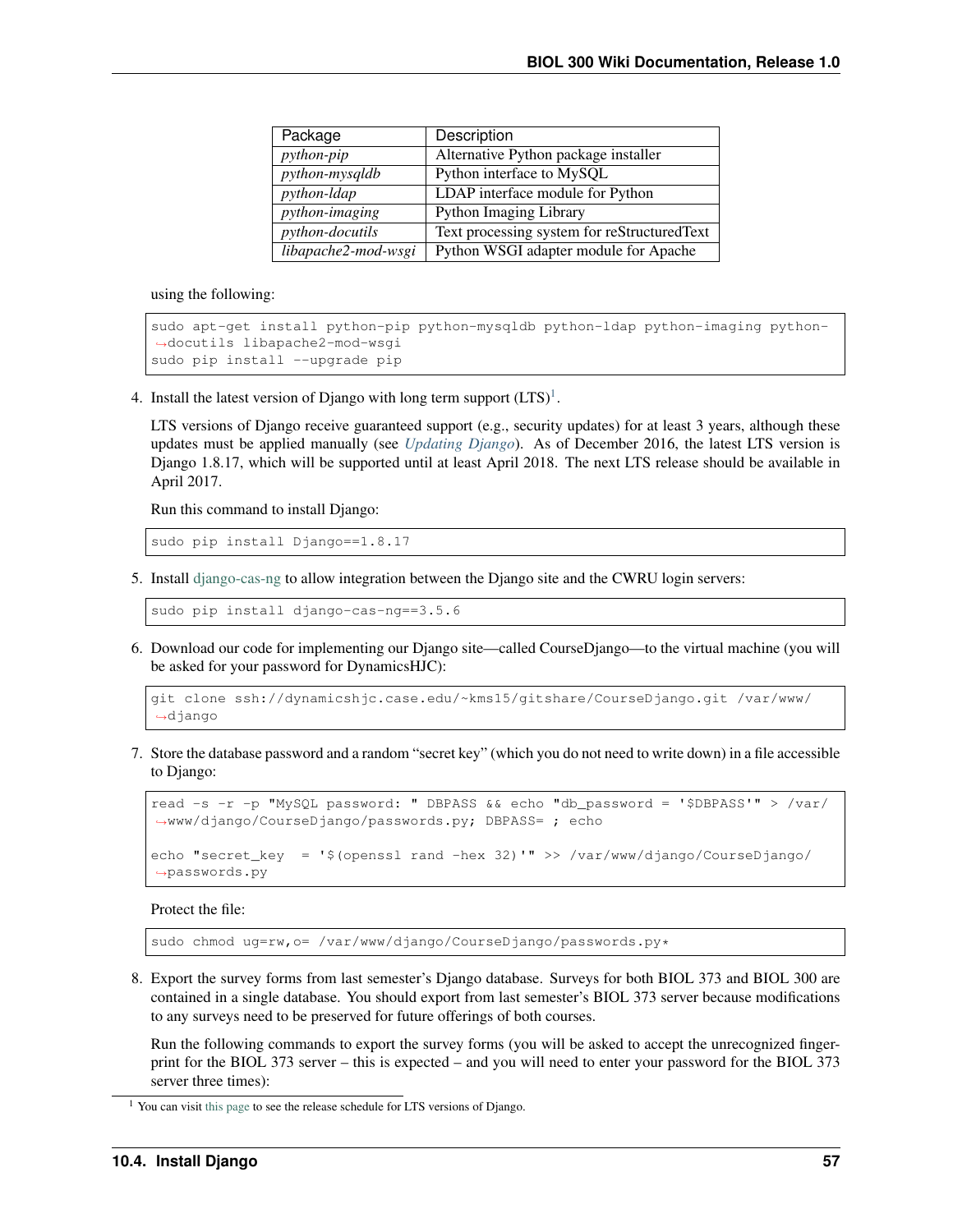| Package | Description |
|---|---|
| *python-pip* | Alternative Python package installer |
| *python-mysqldb* | Python interface to MySQL |
| *python-ldap* | LDAP interface module for Python |
| *python-imaging* | Python Imaging Library |
| *python-docutils* | Text processing system for reStructuredText |
| *libapache2-mod-wsgi* | Python WSGI adapter module for Apache |

using the following:

```
sudo apt-get install python-pip python-mysqldb python-ldap python-imaging python-docutils libapache2-mod-wsgi
sudo pip install --upgrade pip
```

4. Install the latest version of Django with long term support (LTS)[1].

   LTS versions of Django receive guaranteed support (e.g., security updates) for at least 3 years, although these updates must be applied manually (see *Updating Django*). As of December 2016, the latest LTS version is Django 1.8.17, which will be supported until at least April 2018. The next LTS release should be available in April 2017.

   Run this command to install Django:

   ```
   sudo pip install Django==1.8.17
   ```

5. Install django-cas-ng to allow integration between the Django site and the CWRU login servers:

   ```
   sudo pip install django-cas-ng==3.5.6
   ```

6. Download our code for implementing our Django site—called CourseDjango—to the virtual machine (you will be asked for your password for DynamicsHJC):

   ```
   git clone ssh://dynamicshjc.case.edu/~kms15/gitshare/CourseDjango.git /var/www/django
   ```

7. Store the database password and a random "secret key" (which you do not need to write down) in a file accessible to Django:

   ```
   read -s -r -p "MySQL password: " DBPASS && echo "db_password = '$DBPASS'" > /var/www/django/CourseDjango/passwords.py; DBPASS= ; echo

   echo "secret_key  = '$(openssl rand -hex 32)'" >> /var/www/django/CourseDjango/passwords.py
   ```

   Protect the file:

   ```
   sudo chmod ug=rw,o= /var/www/django/CourseDjango/passwords.py*
   ```

8. Export the survey forms from last semester's Django database. Surveys for both BIOL 373 and BIOL 300 are contained in a single database. You should export from last semester's BIOL 373 server because modifications to any surveys need to be preserved for future offerings of both courses.

   Run the following commands to export the survey forms (you will be asked to accept the unrecognized fingerprint for the BIOL 373 server – this is expected – and you will need to enter your password for the BIOL 373 server three times):

[1] You can visit this page to see the release schedule for LTS versions of Django.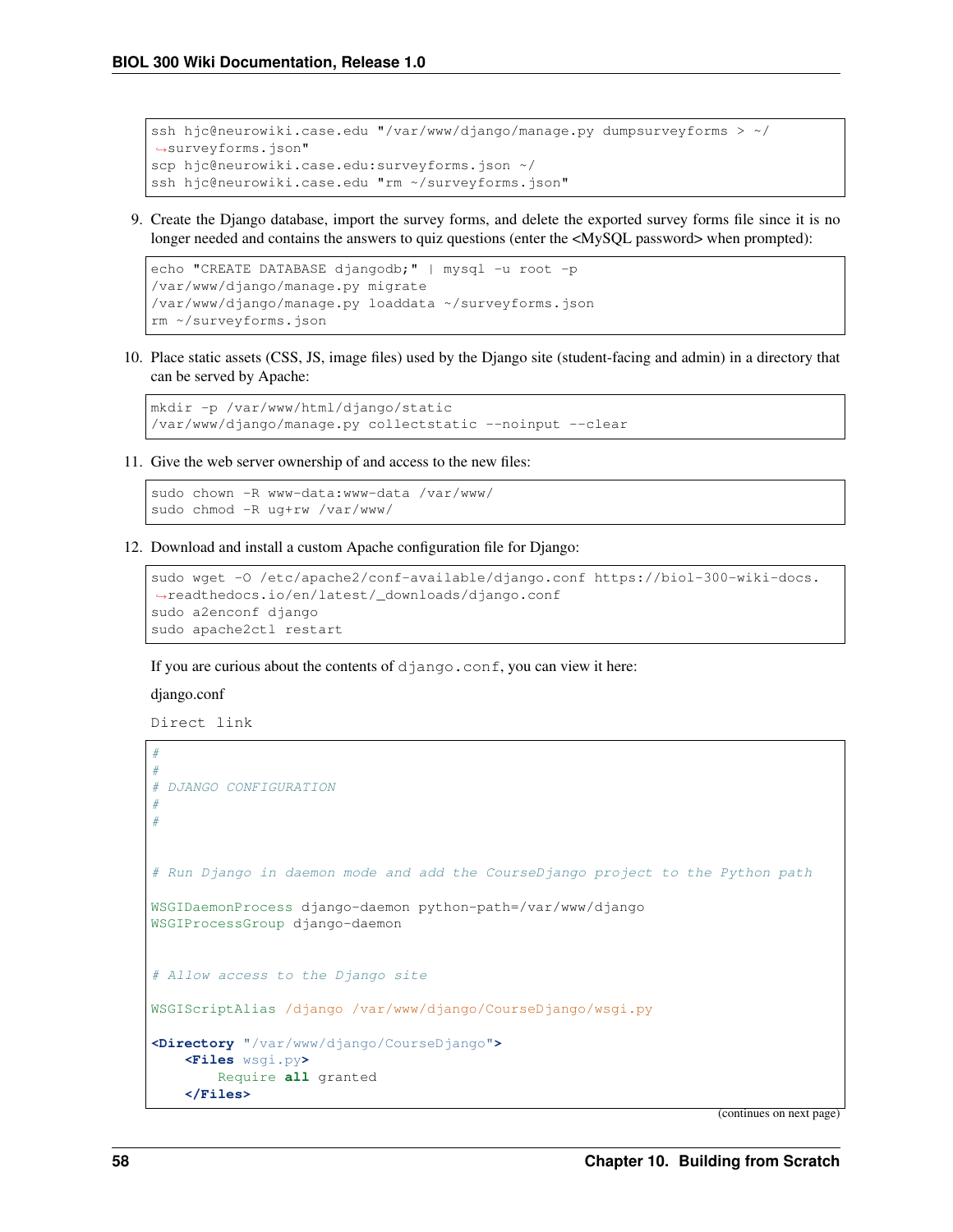```
ssh hjc@neurowiki.case.edu "/var/www/django/manage.py dumpsurveyforms > ~/
↪surveyforms.json"
scp hjc@neurowiki.case.edu:surveyforms.json ~/
ssh hjc@neurowiki.case.edu "rm ~/surveyforms.json"
```

9. Create the Django database, import the survey forms, and delete the exported survey forms file since it is no longer needed and contains the answers to quiz questions (enter the <MySQL password> when prompted):

```
echo "CREATE DATABASE djangodb;" | mysql -u root -p
/var/www/django/manage.py migrate
/var/www/django/manage.py loaddata ~/surveyforms.json
rm ~/surveyforms.json
```

10. Place static assets (CSS, JS, image files) used by the Django site (student-facing and admin) in a directory that can be served by Apache:

```
mkdir -p /var/www/html/django/static
/var/www/django/manage.py collectstatic --noinput --clear
```

11. Give the web server ownership of and access to the new files:

```
sudo chown -R www-data:www-data /var/www/
sudo chmod -R ug+rw /var/www/
```

12. Download and install a custom Apache configuration file for Django:

```
sudo wget -O /etc/apache2/conf-available/django.conf https://biol-300-wiki-docs.
↪readthedocs.io/en/latest/_downloads/django.conf
sudo a2enconf django
sudo apache2ctl restart
```

If you are curious about the contents of `django.conf`, you can view it here:

django.conf

`Direct link`

```
#
#
# DJANGO CONFIGURATION
#
#


# Run Django in daemon mode and add the CourseDjango project to the Python path

WSGIDaemonProcess django-daemon python-path=/var/www/django
WSGIProcessGroup django-daemon


# Allow access to the Django site

WSGIScriptAlias /django /var/www/django/CourseDjango/wsgi.py

<Directory "/var/www/django/CourseDjango">
    <Files wsgi.py>
        Require all granted
    </Files>
```

(continues on next page)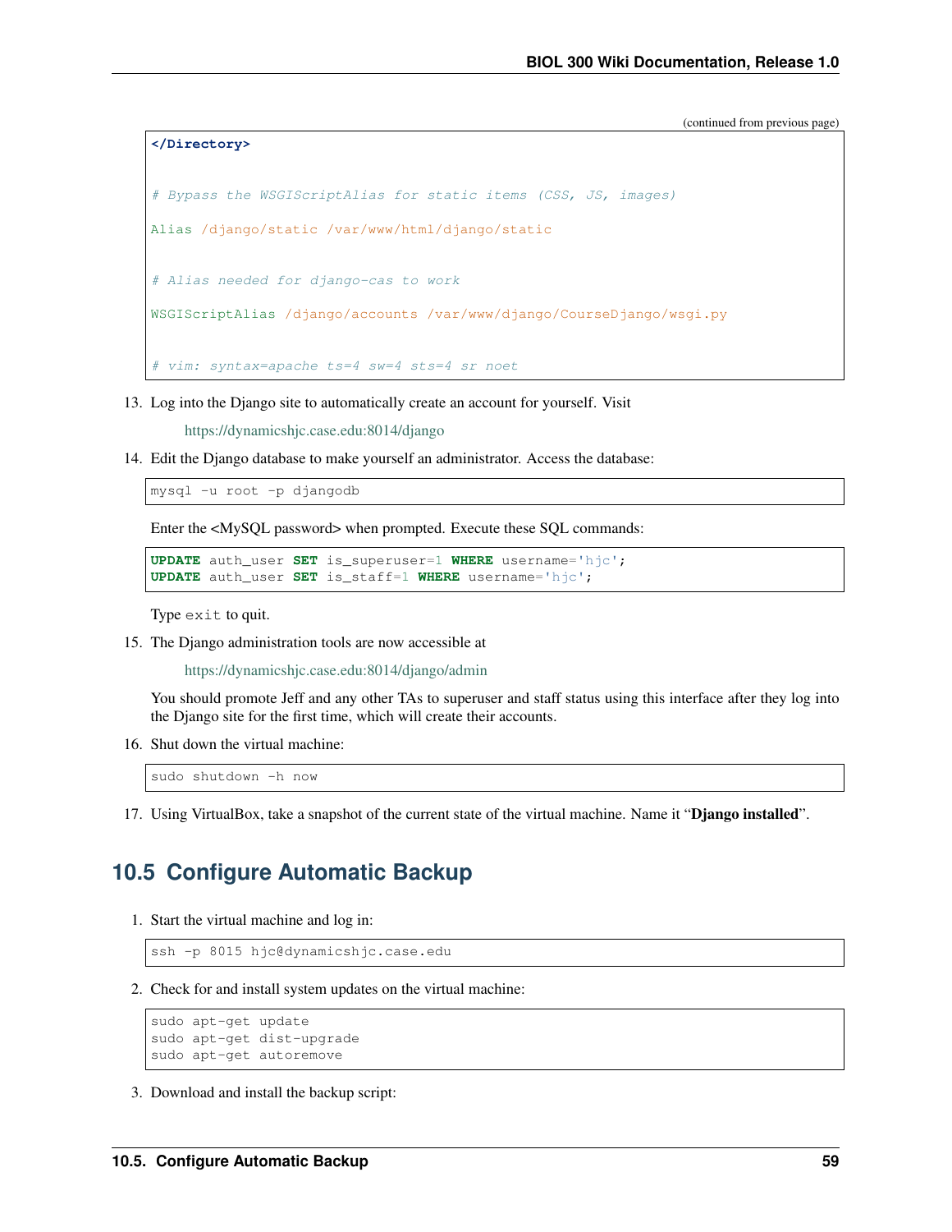(continued from previous page)

```
</Directory>

# Bypass the WSGIScriptAlias for static items (CSS, JS, images)
Alias /django/static /var/www/html/django/static

# Alias needed for django-cas to work
WSGIScriptAlias /django/accounts /var/www/django/CourseDjango/wsgi.py

# vim: syntax=apache ts=4 sw=4 sts=4 sr noet
```

13. Log into the Django site to automatically create an account for yourself. Visit

    https://dynamicshjc.case.edu:8014/django

14. Edit the Django database to make yourself an administrator. Access the database:

    ```
    mysql -u root -p djangodb
    ```

    Enter the <MySQL password> when prompted. Execute these SQL commands:

    ```
    UPDATE auth_user SET is_superuser=1 WHERE username='hjc';
    UPDATE auth_user SET is_staff=1 WHERE username='hjc';
    ```

    Type `exit` to quit.

15. The Django administration tools are now accessible at

    https://dynamicshjc.case.edu:8014/django/admin

    You should promote Jeff and any other TAs to superuser and staff status using this interface after they log into the Django site for the first time, which will create their accounts.

16. Shut down the virtual machine:

    ```
    sudo shutdown -h now
    ```

17. Using VirtualBox, take a snapshot of the current state of the virtual machine. Name it "**Django installed**".

## 10.5 Configure Automatic Backup

1. Start the virtual machine and log in:

   ```
   ssh -p 8015 hjc@dynamicshjc.case.edu
   ```

2. Check for and install system updates on the virtual machine:

   ```
   sudo apt-get update
   sudo apt-get dist-upgrade
   sudo apt-get autoremove
   ```

3. Download and install the backup script: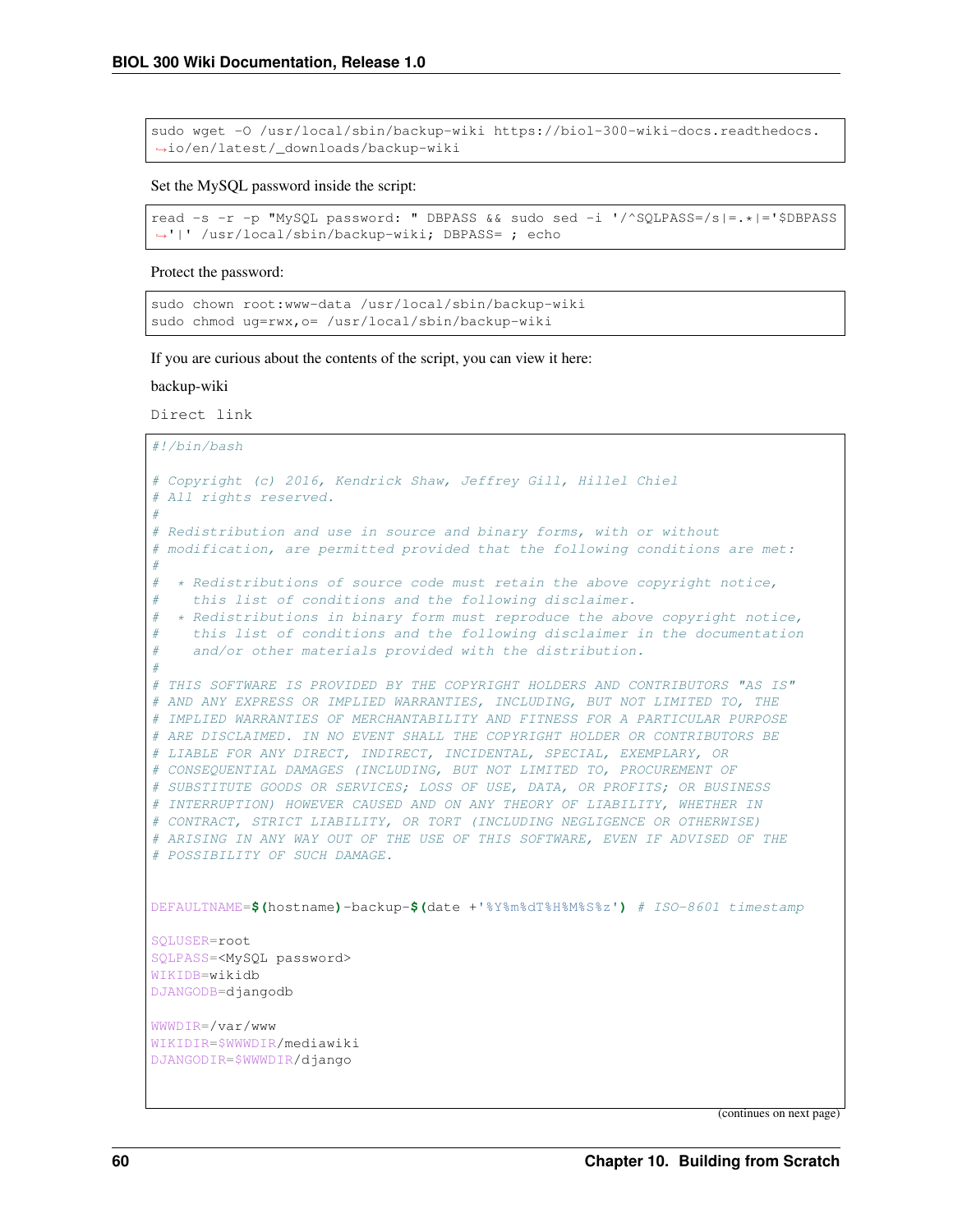```
sudo wget -O /usr/local/sbin/backup-wiki https://biol-300-wiki-docs.readthedocs.io/en/latest/_downloads/backup-wiki
```

Set the MySQL password inside the script:

```
read -s -r -p "MySQL password: " DBPASS && sudo sed -i '/^SQLPASS=/s|=.*|='$DBPASS'|' /usr/local/sbin/backup-wiki; DBPASS= ; echo
```

Protect the password:

```
sudo chown root:www-data /usr/local/sbin/backup-wiki
sudo chmod ug=rwx,o= /usr/local/sbin/backup-wiki
```

If you are curious about the contents of the script, you can view it here:

backup-wiki

Direct link

```
#!/bin/bash

# Copyright (c) 2016, Kendrick Shaw, Jeffrey Gill, Hillel Chiel
# All rights reserved.
#
# Redistribution and use in source and binary forms, with or without
# modification, are permitted provided that the following conditions are met:
#
#  * Redistributions of source code must retain the above copyright notice,
#    this list of conditions and the following disclaimer.
#  * Redistributions in binary form must reproduce the above copyright notice,
#    this list of conditions and the following disclaimer in the documentation
#    and/or other materials provided with the distribution.
#
# THIS SOFTWARE IS PROVIDED BY THE COPYRIGHT HOLDERS AND CONTRIBUTORS "AS IS"
# AND ANY EXPRESS OR IMPLIED WARRANTIES, INCLUDING, BUT NOT LIMITED TO, THE
# IMPLIED WARRANTIES OF MERCHANTABILITY AND FITNESS FOR A PARTICULAR PURPOSE
# ARE DISCLAIMED. IN NO EVENT SHALL THE COPYRIGHT HOLDER OR CONTRIBUTORS BE
# LIABLE FOR ANY DIRECT, INDIRECT, INCIDENTAL, SPECIAL, EXEMPLARY, OR
# CONSEQUENTIAL DAMAGES (INCLUDING, BUT NOT LIMITED TO, PROCUREMENT OF
# SUBSTITUTE GOODS OR SERVICES; LOSS OF USE, DATA, OR PROFITS; OR BUSINESS
# INTERRUPTION) HOWEVER CAUSED AND ON ANY THEORY OF LIABILITY, WHETHER IN
# CONTRACT, STRICT LIABILITY, OR TORT (INCLUDING NEGLIGENCE OR OTHERWISE)
# ARISING IN ANY WAY OUT OF THE USE OF THIS SOFTWARE, EVEN IF ADVISED OF THE
# POSSIBILITY OF SUCH DAMAGE.


DEFAULTNAME=$(hostname)-backup-$(date +'%Y%m%dT%H%M%S%z') # ISO-8601 timestamp

SQLUSER=root
SQLPASS=<MySQL password>
WIKIDB=wikidb
DJANGODB=djangodb

WWWDIR=/var/www
WIKIDIR=$WWWDIR/mediawiki
DJANGODIR=$WWWDIR/django
```

(continues on next page)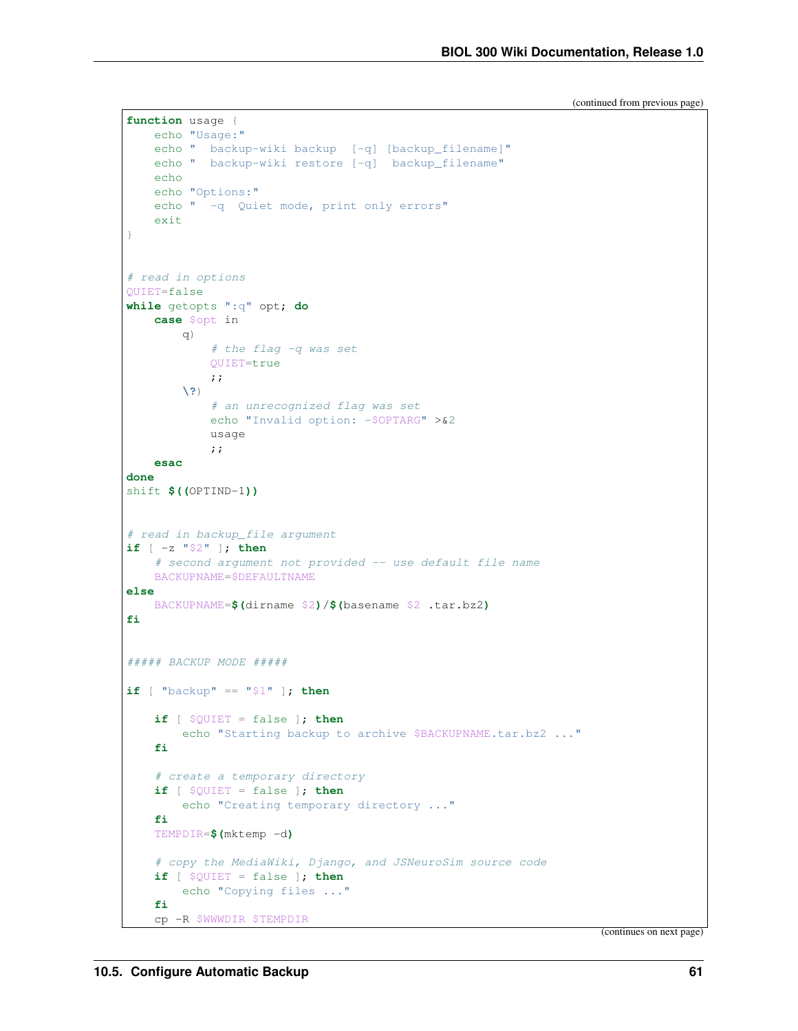(continued from previous page)

```
function usage {
    echo "Usage:"
    echo "  backup-wiki backup  [-q] [backup_filename]"
    echo "  backup-wiki restore [-q]  backup_filename"
    echo
    echo "Options:"
    echo "  -q  Quiet mode, print only errors"
    exit
}


# read in options
QUIET=false
while getopts ":q" opt; do
    case $opt in
        q)
            # the flag -q was set
            QUIET=true
            ;;
        \?)
            # an unrecognized flag was set
            echo "Invalid option: -$OPTARG" >&2
            usage
            ;;
    esac
done
shift $((OPTIND-1))


# read in backup_file argument
if [ -z "$2" ]; then
    # second argument not provided -- use default file name
    BACKUPNAME=$DEFAULTNAME
else
    BACKUPNAME=$(dirname $2)/$(basename $2 .tar.bz2)
fi


##### BACKUP MODE #####

if [ "backup" == "$1" ]; then

    if [ $QUIET = false ]; then
        echo "Starting backup to archive $BACKUPNAME.tar.bz2 ..."
    fi

    # create a temporary directory
    if [ $QUIET = false ]; then
        echo "Creating temporary directory ..."
    fi
    TEMPDIR=$(mktemp -d)

    # copy the MediaWiki, Django, and JSNeuroSim source code
    if [ $QUIET = false ]; then
        echo "Copying files ..."
    fi
    cp -R $WWWDIR $TEMPDIR
```

(continues on next page)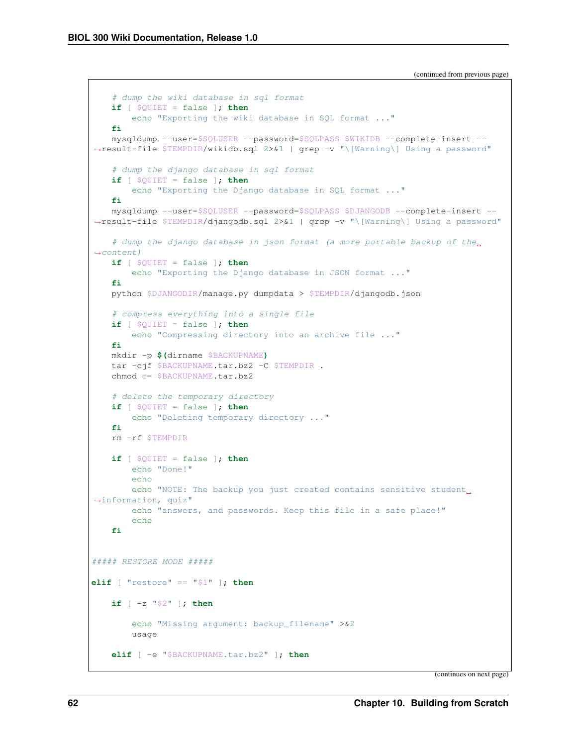(continued from previous page)

```
    # dump the wiki database in sql format
    if [ $QUIET = false ]; then
        echo "Exporting the wiki database in SQL format ..."
    fi
    mysqldump --user=$SQLUSER --password=$SQLPASS $WIKIDB --complete-insert --result-file $TEMPDIR/wikidb.sql 2>&1 | grep -v "\[Warning\] Using a password"

    # dump the django database in sql format
    if [ $QUIET = false ]; then
        echo "Exporting the Django database in SQL format ..."
    fi
    mysqldump --user=$SQLUSER --password=$SQLPASS $DJANGODB --complete-insert --result-file $TEMPDIR/djangodb.sql 2>&1 | grep -v "\[Warning\] Using a password"

    # dump the django database in json format (a more portable backup of the content)
    if [ $QUIET = false ]; then
        echo "Exporting the Django database in JSON format ..."
    fi
    python $DJANGODIR/manage.py dumpdata > $TEMPDIR/djangodb.json

    # compress everything into a single file
    if [ $QUIET = false ]; then
        echo "Compressing directory into an archive file ..."
    fi
    mkdir -p $(dirname $BACKUPNAME)
    tar -cjf $BACKUPNAME.tar.bz2 -C $TEMPDIR .
    chmod o= $BACKUPNAME.tar.bz2

    # delete the temporary directory
    if [ $QUIET = false ]; then
        echo "Deleting temporary directory ..."
    fi
    rm -rf $TEMPDIR

    if [ $QUIET = false ]; then
        echo "Done!"
        echo
        echo "NOTE: The backup you just created contains sensitive student information, quiz"
        echo "answers, and passwords. Keep this file in a safe place!"
        echo
    fi


##### RESTORE MODE #####

elif [ "restore" == "$1" ]; then

    if [ -z "$2" ]; then

        echo "Missing argument: backup_filename" >&2
        usage

    elif [ -e "$BACKUPNAME.tar.bz2" ]; then
```

(continues on next page)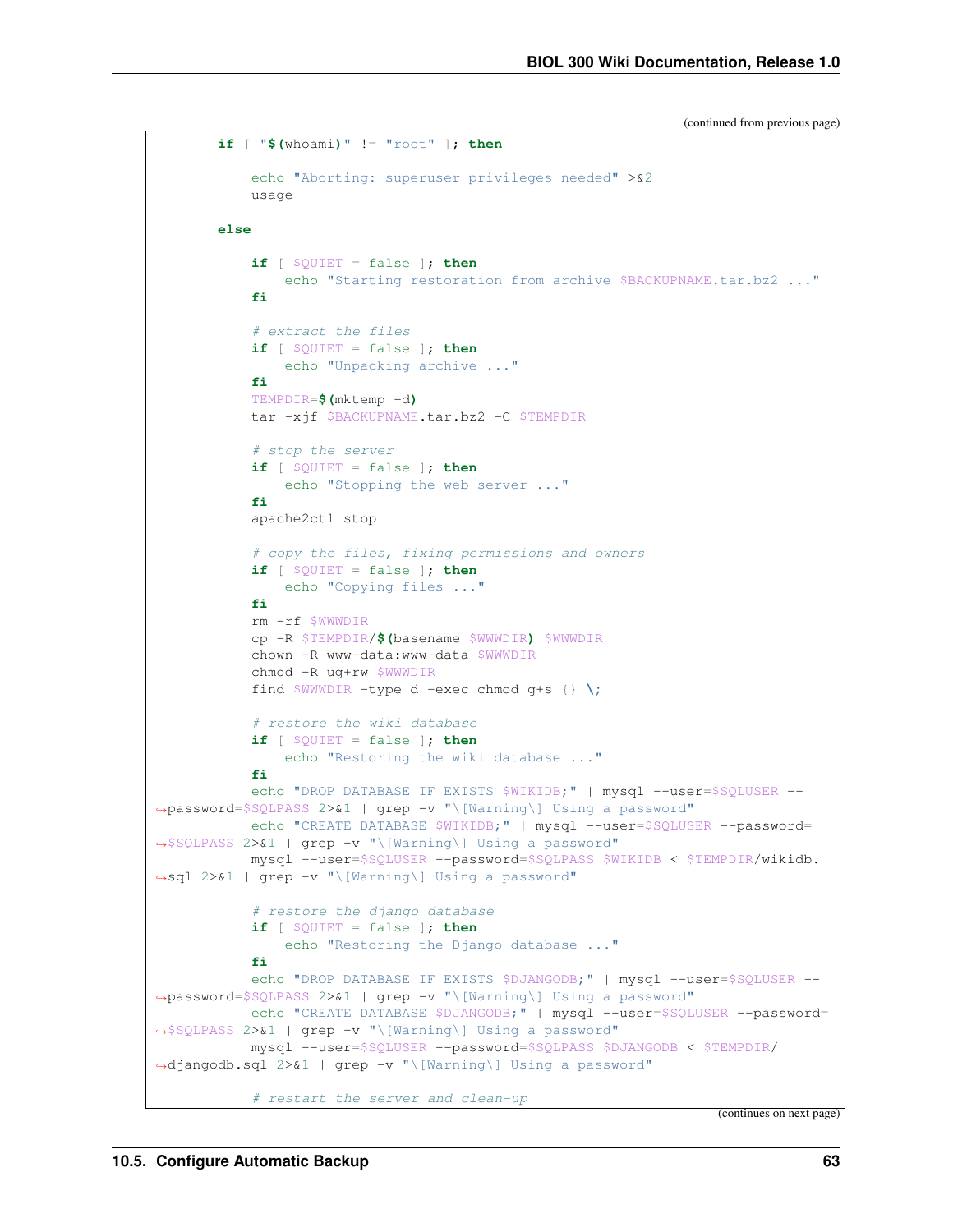(continued from previous page)

```
        if [ "$(whoami)" != "root" ]; then

            echo "Aborting: superuser privileges needed" >&2
            usage

        else

            if [ $QUIET = false ]; then
                echo "Starting restoration from archive $BACKUPNAME.tar.bz2 ..."
            fi

            # extract the files
            if [ $QUIET = false ]; then
                echo "Unpacking archive ..."
            fi
            TEMPDIR=$(mktemp -d)
            tar -xjf $BACKUPNAME.tar.bz2 -C $TEMPDIR

            # stop the server
            if [ $QUIET = false ]; then
                echo "Stopping the web server ..."
            fi
            apache2ctl stop

            # copy the files, fixing permissions and owners
            if [ $QUIET = false ]; then
                echo "Copying files ..."
            fi
            rm -rf $WWWDIR
            cp -R $TEMPDIR/$(basename $WWWDIR) $WWWDIR
            chown -R www-data:www-data $WWWDIR
            chmod -R ug+rw $WWWDIR
            find $WWWDIR -type d -exec chmod g+s {} \;

            # restore the wiki database
            if [ $QUIET = false ]; then
                echo "Restoring the wiki database ..."
            fi
            echo "DROP DATABASE IF EXISTS $WIKIDB;" | mysql --user=$SQLUSER --password=$SQLPASS 2>&1 | grep -v "\[Warning\] Using a password"
            echo "CREATE DATABASE $WIKIDB;" | mysql --user=$SQLUSER --password=$SQLPASS 2>&1 | grep -v "\[Warning\] Using a password"
            mysql --user=$SQLUSER --password=$SQLPASS $WIKIDB < $TEMPDIR/wikidb.sql 2>&1 | grep -v "\[Warning\] Using a password"

            # restore the django database
            if [ $QUIET = false ]; then
                echo "Restoring the Django database ..."
            fi
            echo "DROP DATABASE IF EXISTS $DJANGODB;" | mysql --user=$SQLUSER --password=$SQLPASS 2>&1 | grep -v "\[Warning\] Using a password"
            echo "CREATE DATABASE $DJANGODB;" | mysql --user=$SQLUSER --password=$SQLPASS 2>&1 | grep -v "\[Warning\] Using a password"
            mysql --user=$SQLUSER --password=$SQLPASS $DJANGODB < $TEMPDIR/djangodb.sql 2>&1 | grep -v "\[Warning\] Using a password"

            # restart the server and clean-up
```

(continues on next page)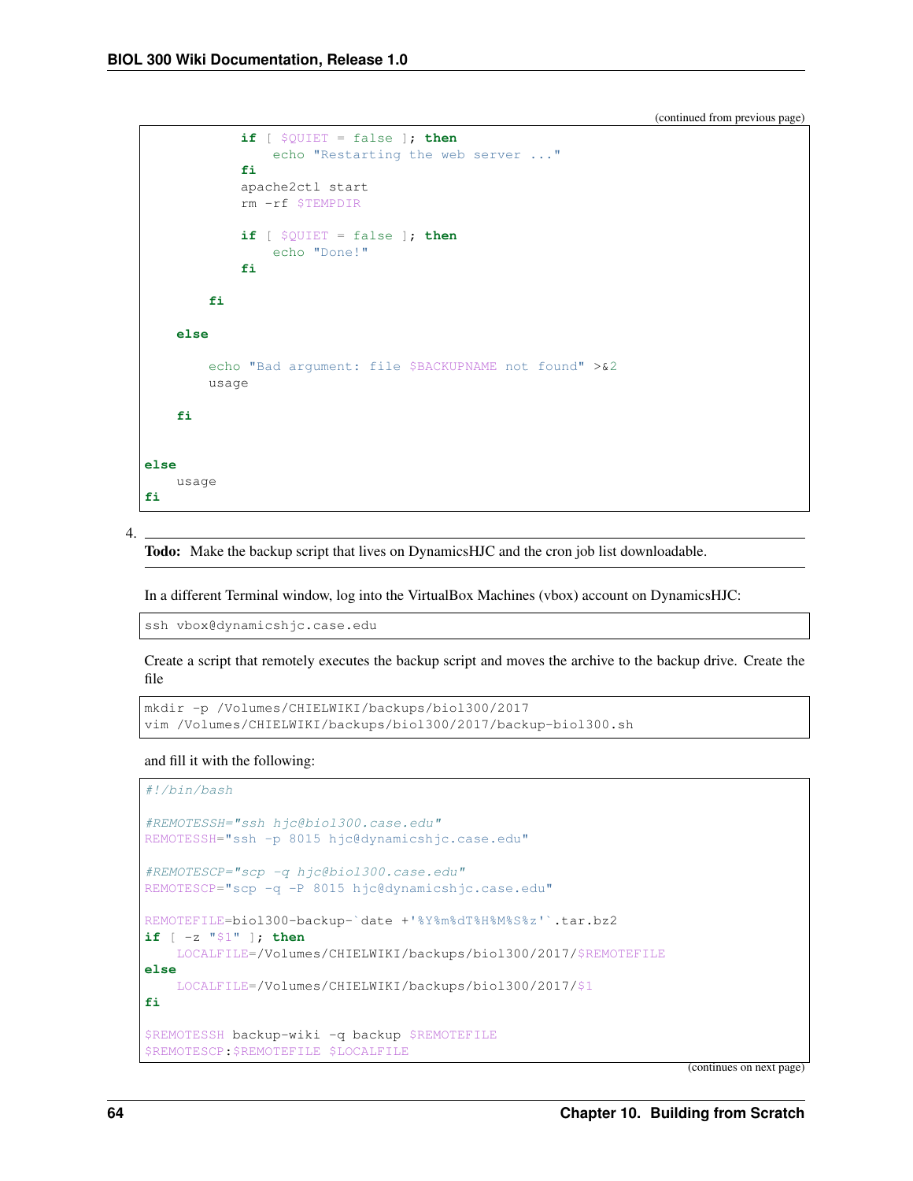(continued from previous page)

```
            if [ $QUIET = false ]; then
                echo "Restarting the web server ..."
            fi
            apache2ctl start
            rm -rf $TEMPDIR

            if [ $QUIET = false ]; then
                echo "Done!"
            fi

        fi

    else

        echo "Bad argument: file $BACKUPNAME not found" >&2
        usage

    fi


else
    usage
fi
```

4. **Todo:** Make the backup script that lives on DynamicsHJC and the cron job list downloadable.

   In a different Terminal window, log into the VirtualBox Machines (vbox) account on DynamicsHJC:

   ```
   ssh vbox@dynamicshjc.case.edu
   ```

   Create a script that remotely executes the backup script and moves the archive to the backup drive. Create the file

   ```
   mkdir -p /Volumes/CHIELWIKI/backups/biol300/2017
   vim /Volumes/CHIELWIKI/backups/biol300/2017/backup-biol300.sh
   ```

   and fill it with the following:

   ```
   #!/bin/bash

   #REMOTESSH="ssh hjc@biol300.case.edu"
   REMOTESSH="ssh -p 8015 hjc@dynamicshjc.case.edu"

   #REMOTESCP="scp -q hjc@biol300.case.edu"
   REMOTESCP="scp -q -P 8015 hjc@dynamicshjc.case.edu"

   REMOTEFILE=biol300-backup-`date +'%Y%m%dT%H%M%S%z'`.tar.bz2
   if [ -z "$1" ]; then
       LOCALFILE=/Volumes/CHIELWIKI/backups/biol300/2017/$REMOTEFILE
   else
       LOCALFILE=/Volumes/CHIELWIKI/backups/biol300/2017/$1
   fi

   $REMOTESSH backup-wiki -q backup $REMOTEFILE
   $REMOTESCP:$REMOTEFILE $LOCALFILE
   ```

   (continues on next page)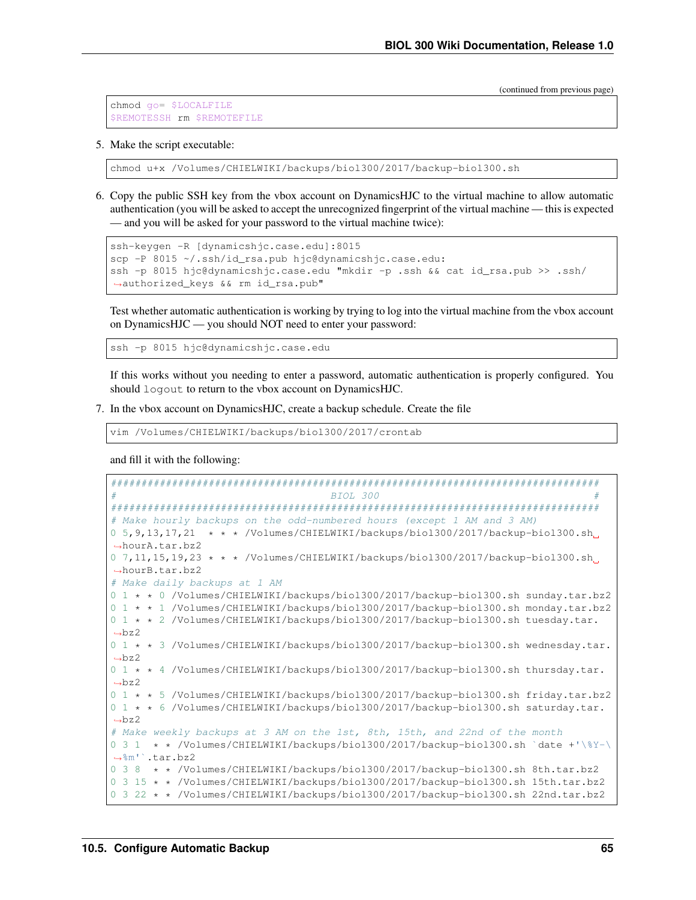(continued from previous page)

```
chmod go= $LOCALFILE
$REMOTESSH rm $REMOTEFILE
```

5. Make the script executable:

```
chmod u+x /Volumes/CHIELWIKI/backups/biol300/2017/backup-biol300.sh
```

6. Copy the public SSH key from the vbox account on DynamicsHJC to the virtual machine to allow automatic authentication (you will be asked to accept the unrecognized fingerprint of the virtual machine — this is expected — and you will be asked for your password to the virtual machine twice):

```
ssh-keygen -R [dynamicshjc.case.edu]:8015
scp -P 8015 ~/.ssh/id_rsa.pub hjc@dynamicshjc.case.edu:
ssh -p 8015 hjc@dynamicshjc.case.edu "mkdir -p .ssh && cat id_rsa.pub >> .ssh/authorized_keys && rm id_rsa.pub"
```

   Test whether automatic authentication is working by trying to log into the virtual machine from the vbox account on DynamicsHJC — you should NOT need to enter your password:

```
ssh -p 8015 hjc@dynamicshjc.case.edu
```

   If this works without you needing to enter a password, automatic authentication is properly configured. You should `logout` to return to the vbox account on DynamicsHJC.

7. In the vbox account on DynamicsHJC, create a backup schedule. Create the file

```
vim /Volumes/CHIELWIKI/backups/biol300/2017/crontab
```

   and fill it with the following:

```
################################################################################
#                                  BIOL 300                                    #
################################################################################
# Make hourly backups on the odd-numbered hours (except 1 AM and 3 AM)
0 5,9,13,17,21  * * * /Volumes/CHIELWIKI/backups/biol300/2017/backup-biol300.sh hourA.tar.bz2
0 7,11,15,19,23 * * * /Volumes/CHIELWIKI/backups/biol300/2017/backup-biol300.sh hourB.tar.bz2
# Make daily backups at 1 AM
0 1 * * 0 /Volumes/CHIELWIKI/backups/biol300/2017/backup-biol300.sh sunday.tar.bz2
0 1 * * 1 /Volumes/CHIELWIKI/backups/biol300/2017/backup-biol300.sh monday.tar.bz2
0 1 * * 2 /Volumes/CHIELWIKI/backups/biol300/2017/backup-biol300.sh tuesday.tar.bz2
0 1 * * 3 /Volumes/CHIELWIKI/backups/biol300/2017/backup-biol300.sh wednesday.tar.bz2
0 1 * * 4 /Volumes/CHIELWIKI/backups/biol300/2017/backup-biol300.sh thursday.tar.bz2
0 1 * * 5 /Volumes/CHIELWIKI/backups/biol300/2017/backup-biol300.sh friday.tar.bz2
0 1 * * 6 /Volumes/CHIELWIKI/backups/biol300/2017/backup-biol300.sh saturday.tar.bz2
# Make weekly backups at 3 AM on the 1st, 8th, 15th, and 22nd of the month
0 3 1  * * /Volumes/CHIELWIKI/backups/biol300/2017/backup-biol300.sh `date +'\%Y-\%m'`.tar.bz2
0 3 8  * * /Volumes/CHIELWIKI/backups/biol300/2017/backup-biol300.sh 8th.tar.bz2
0 3 15 * * /Volumes/CHIELWIKI/backups/biol300/2017/backup-biol300.sh 15th.tar.bz2
0 3 22 * * /Volumes/CHIELWIKI/backups/biol300/2017/backup-biol300.sh 22nd.tar.bz2
```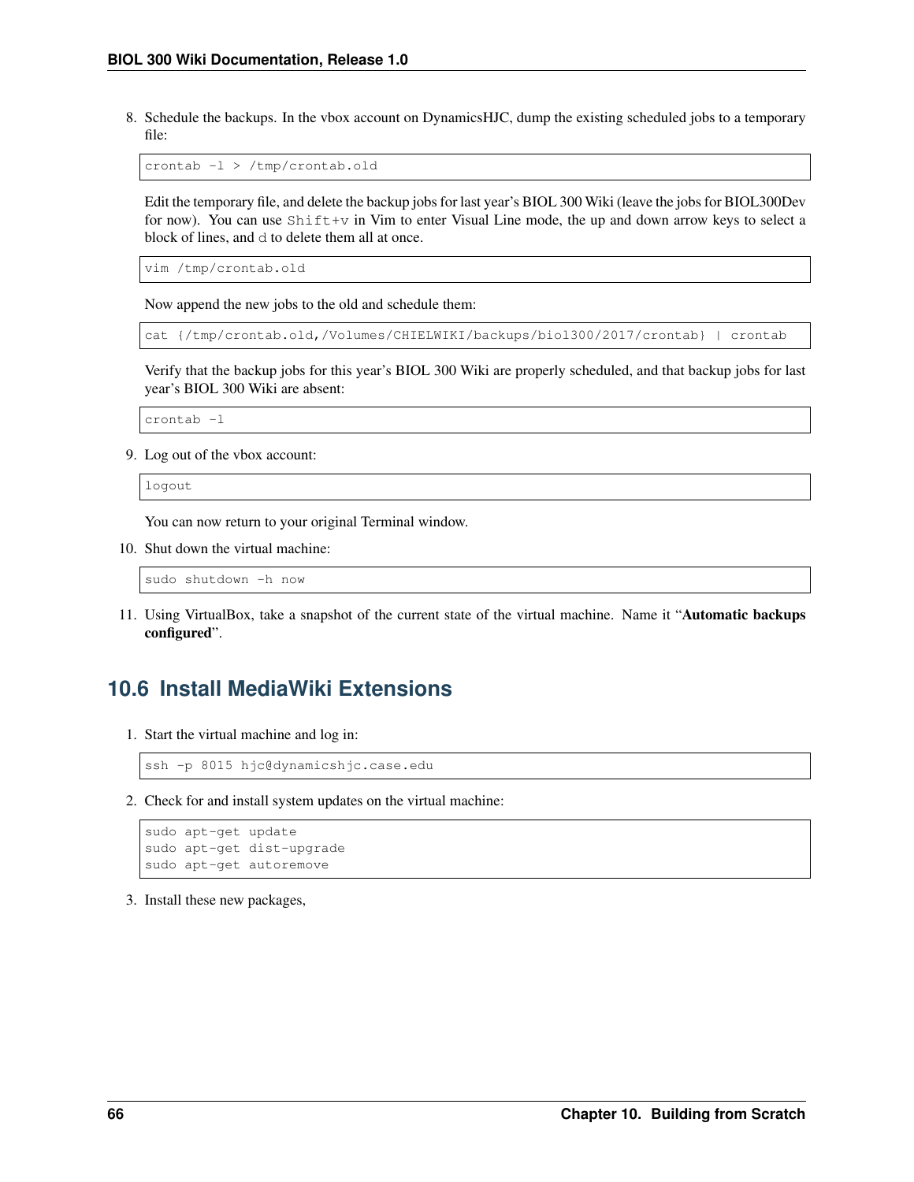8. Schedule the backups. In the vbox account on DynamicsHJC, dump the existing scheduled jobs to a temporary file:

   ```
   crontab -l > /tmp/crontab.old
   ```

   Edit the temporary file, and delete the backup jobs for last year's BIOL 300 Wiki (leave the jobs for BIOL300Dev for now). You can use `Shift+v` in Vim to enter Visual Line mode, the up and down arrow keys to select a block of lines, and `d` to delete them all at once.

   ```
   vim /tmp/crontab.old
   ```

   Now append the new jobs to the old and schedule them:

   ```
   cat {/tmp/crontab.old,/Volumes/CHIELWIKI/backups/biol300/2017/crontab} | crontab
   ```

   Verify that the backup jobs for this year's BIOL 300 Wiki are properly scheduled, and that backup jobs for last year's BIOL 300 Wiki are absent:

   ```
   crontab -l
   ```

9. Log out of the vbox account:

   ```
   logout
   ```

   You can now return to your original Terminal window.

10. Shut down the virtual machine:

    ```
    sudo shutdown -h now
    ```

11. Using VirtualBox, take a snapshot of the current state of the virtual machine. Name it "**Automatic backups configured**".

## 10.6 Install MediaWiki Extensions

1. Start the virtual machine and log in:

   ```
   ssh -p 8015 hjc@dynamicshjc.case.edu
   ```

2. Check for and install system updates on the virtual machine:

   ```
   sudo apt-get update
   sudo apt-get dist-upgrade
   sudo apt-get autoremove
   ```

3. Install these new packages,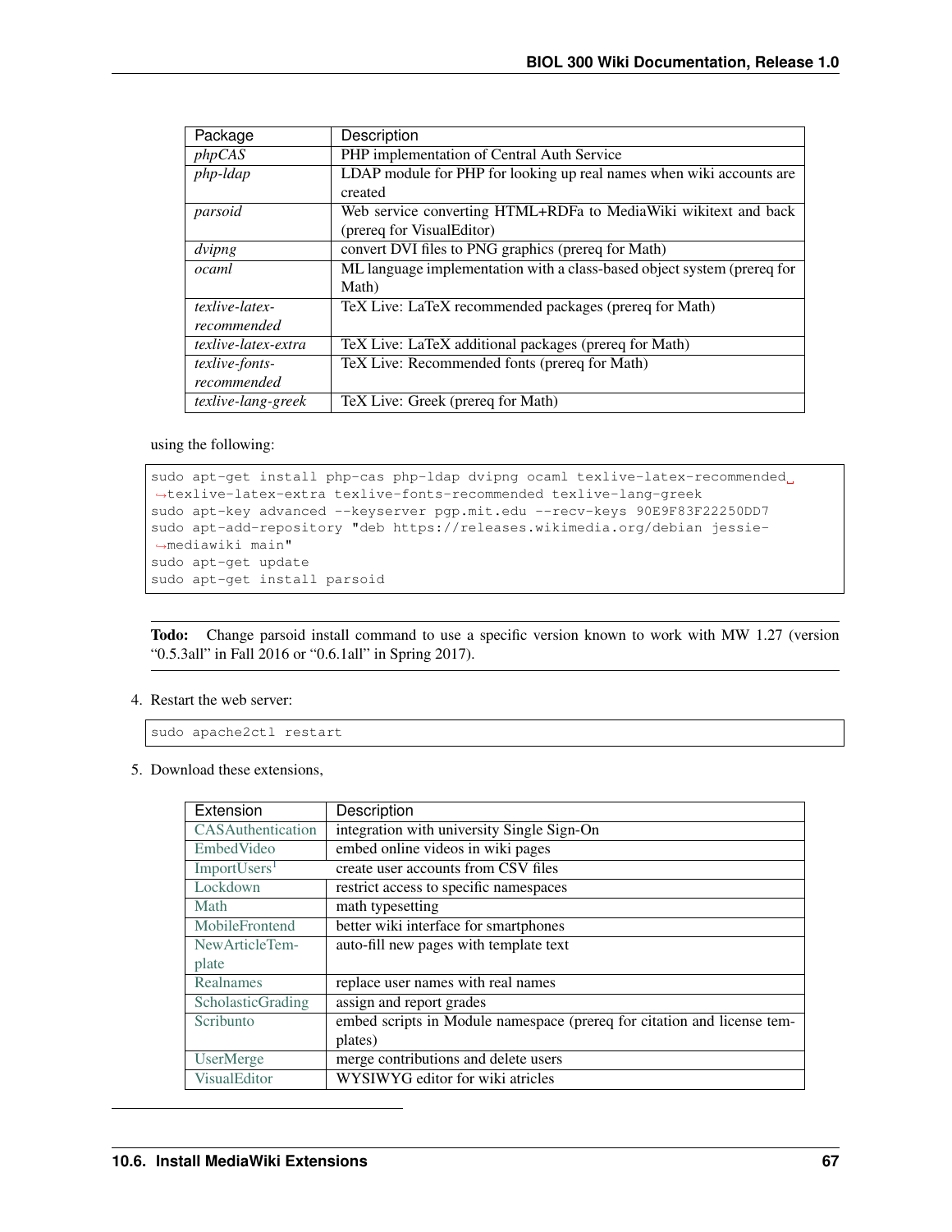| Package | Description |
| --- | --- |
| *phpCAS* | PHP implementation of Central Auth Service |
| *php-ldap* | LDAP module for PHP for looking up real names when wiki accounts are created |
| *parsoid* | Web service converting HTML+RDFa to MediaWiki wikitext and back (prereq for VisualEditor) |
| *dvipng* | convert DVI files to PNG graphics (prereq for Math) |
| *ocaml* | ML language implementation with a class-based object system (prereq for Math) |
| *texlive-latex-recommended* | TeX Live: LaTeX recommended packages (prereq for Math) |
| *texlive-latex-extra* | TeX Live: LaTeX additional packages (prereq for Math) |
| *texlive-fonts-recommended* | TeX Live: Recommended fonts (prereq for Math) |
| *texlive-lang-greek* | TeX Live: Greek (prereq for Math) |

using the following:

```
sudo apt-get install php-cas php-ldap dvipng ocaml texlive-latex-recommended texlive-latex-extra texlive-fonts-recommended texlive-lang-greek
sudo apt-key advanced --keyserver pgp.mit.edu --recv-keys 90E9F83F22250DD7
sudo apt-add-repository "deb https://releases.wikimedia.org/debian jessie-mediawiki main"
sudo apt-get update
sudo apt-get install parsoid
```

**Todo:** Change parsoid install command to use a specific version known to work with MW 1.27 (version "0.5.3all" in Fall 2016 or "0.6.1all" in Spring 2017).

4. Restart the web server:

```
sudo apache2ctl restart
```

5. Download these extensions,

| Extension | Description |
| --- | --- |
| CASAuthentication | integration with university Single Sign-On |
| EmbedVideo | embed online videos in wiki pages |
| ImportUsers[1] | create user accounts from CSV files |
| Lockdown | restrict access to specific namespaces |
| Math | math typesetting |
| MobileFrontend | better wiki interface for smartphones |
| NewArticleTemplate | auto-fill new pages with template text |
| Realnames | replace user names with real names |
| ScholasticGrading | assign and report grades |
| Scribunto | embed scripts in Module namespace (prereq for citation and license templates) |
| UserMerge | merge contributions and delete users |
| VisualEditor | WYSIWYG editor for wiki atricles |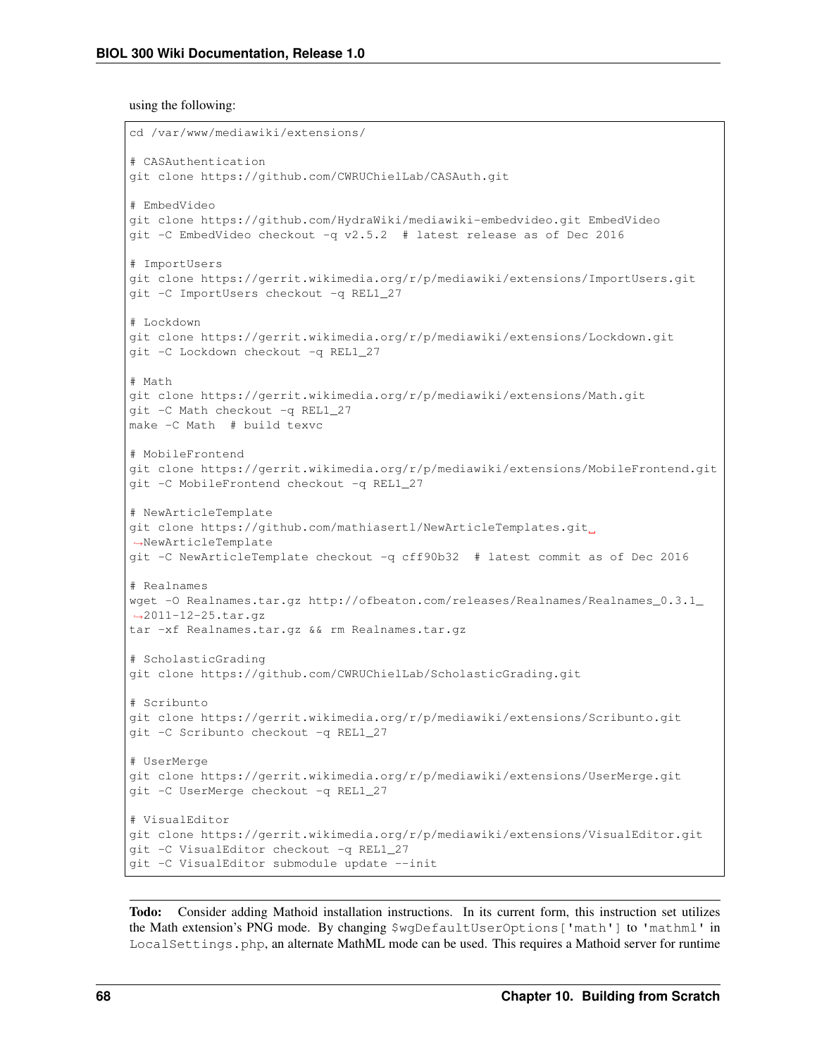using the following:

```
cd /var/www/mediawiki/extensions/

# CASAuthentication
git clone https://github.com/CWRUChielLab/CASAuth.git

# EmbedVideo
git clone https://github.com/HydraWiki/mediawiki-embedvideo.git EmbedVideo
git -C EmbedVideo checkout -q v2.5.2  # latest release as of Dec 2016

# ImportUsers
git clone https://gerrit.wikimedia.org/r/p/mediawiki/extensions/ImportUsers.git
git -C ImportUsers checkout -q REL1_27

# Lockdown
git clone https://gerrit.wikimedia.org/r/p/mediawiki/extensions/Lockdown.git
git -C Lockdown checkout -q REL1_27

# Math
git clone https://gerrit.wikimedia.org/r/p/mediawiki/extensions/Math.git
git -C Math checkout -q REL1_27
make -C Math  # build texvc

# MobileFrontend
git clone https://gerrit.wikimedia.org/r/p/mediawiki/extensions/MobileFrontend.git
git -C MobileFrontend checkout -q REL1_27

# NewArticleTemplate
git clone https://github.com/mathiasertl/NewArticleTemplates.git NewArticleTemplate
git -C NewArticleTemplate checkout -q cff90b32  # latest commit as of Dec 2016

# Realnames
wget -O Realnames.tar.gz http://ofbeaton.com/releases/Realnames/Realnames_0.3.1_2011-12-25.tar.gz
tar -xf Realnames.tar.gz && rm Realnames.tar.gz

# ScholasticGrading
git clone https://github.com/CWRUChielLab/ScholasticGrading.git

# Scribunto
git clone https://gerrit.wikimedia.org/r/p/mediawiki/extensions/Scribunto.git
git -C Scribunto checkout -q REL1_27

# UserMerge
git clone https://gerrit.wikimedia.org/r/p/mediawiki/extensions/UserMerge.git
git -C UserMerge checkout -q REL1_27

# VisualEditor
git clone https://gerrit.wikimedia.org/r/p/mediawiki/extensions/VisualEditor.git
git -C VisualEditor checkout -q REL1_27
git -C VisualEditor submodule update --init
```

**Todo:** Consider adding Mathoid installation instructions. In its current form, this instruction set utilizes the Math extension's PNG mode. By changing `$wgDefaultUserOptions['math']` to `'mathml'` in `LocalSettings.php`, an alternate MathML mode can be used. This requires a Mathoid server for runtime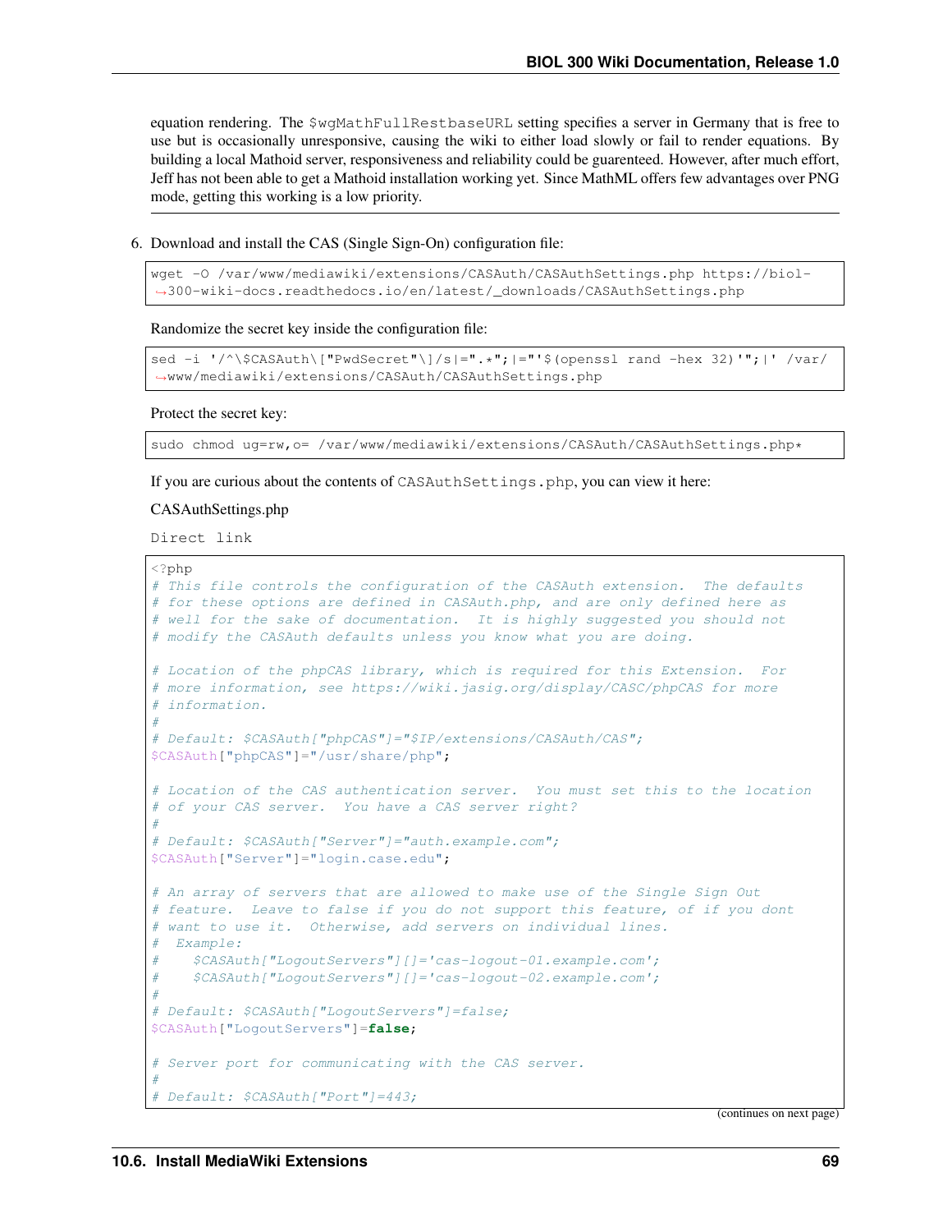equation rendering. The `$wgMathFullRestbaseURL` setting specifies a server in Germany that is free to use but is occasionally unresponsive, causing the wiki to either load slowly or fail to render equations. By building a local Mathoid server, responsiveness and reliability could be guarenteed. However, after much effort, Jeff has not been able to get a Mathoid installation working yet. Since MathML offers few advantages over PNG mode, getting this working is a low priority.

---

6. Download and install the CAS (Single Sign-On) configuration file:

```
wget -O /var/www/mediawiki/extensions/CASAuth/CASAuthSettings.php https://biol-300-wiki-docs.readthedocs.io/en/latest/_downloads/CASAuthSettings.php
```

Randomize the secret key inside the configuration file:

```
sed -i '/^\$CASAuth\["PwdSecret"\]/s|=".*";|="'$(openssl rand -hex 32)'";|' /var/www/mediawiki/extensions/CASAuth/CASAuthSettings.php
```

Protect the secret key:

```
sudo chmod ug=rw,o= /var/www/mediawiki/extensions/CASAuth/CASAuthSettings.php*
```

If you are curious about the contents of `CASAuthSettings.php`, you can view it here:

CASAuthSettings.php

`Direct link`

```php
<?php
# This file controls the configuration of the CASAuth extension.  The defaults
# for these options are defined in CASAuth.php, and are only defined here as
# well for the sake of documentation.  It is highly suggested you should not
# modify the CASAuth defaults unless you know what you are doing.

# Location of the phpCAS library, which is required for this Extension.  For
# more information, see https://wiki.jasig.org/display/CASC/phpCAS for more
# information.
#
# Default: $CASAuth["phpCAS"]="$IP/extensions/CASAuth/CAS";
$CASAuth["phpCAS"]="/usr/share/php";

# Location of the CAS authentication server.  You must set this to the location
# of your CAS server.  You have a CAS server right?
#
# Default: $CASAuth["Server"]="auth.example.com";
$CASAuth["Server"]="login.case.edu";

# An array of servers that are allowed to make use of the Single Sign Out
# feature.  Leave to false if you do not support this feature, of if you dont
# want to use it.  Otherwise, add servers on individual lines.
#  Example:
#    $CASAuth["LogoutServers"][]='cas-logout-01.example.com';
#    $CASAuth["LogoutServers"][]='cas-logout-02.example.com';
#
# Default: $CASAuth["LogoutServers"]=false;
$CASAuth["LogoutServers"]=false;

# Server port for communicating with the CAS server.
#
# Default: $CASAuth["Port"]=443;
```

(continues on next page)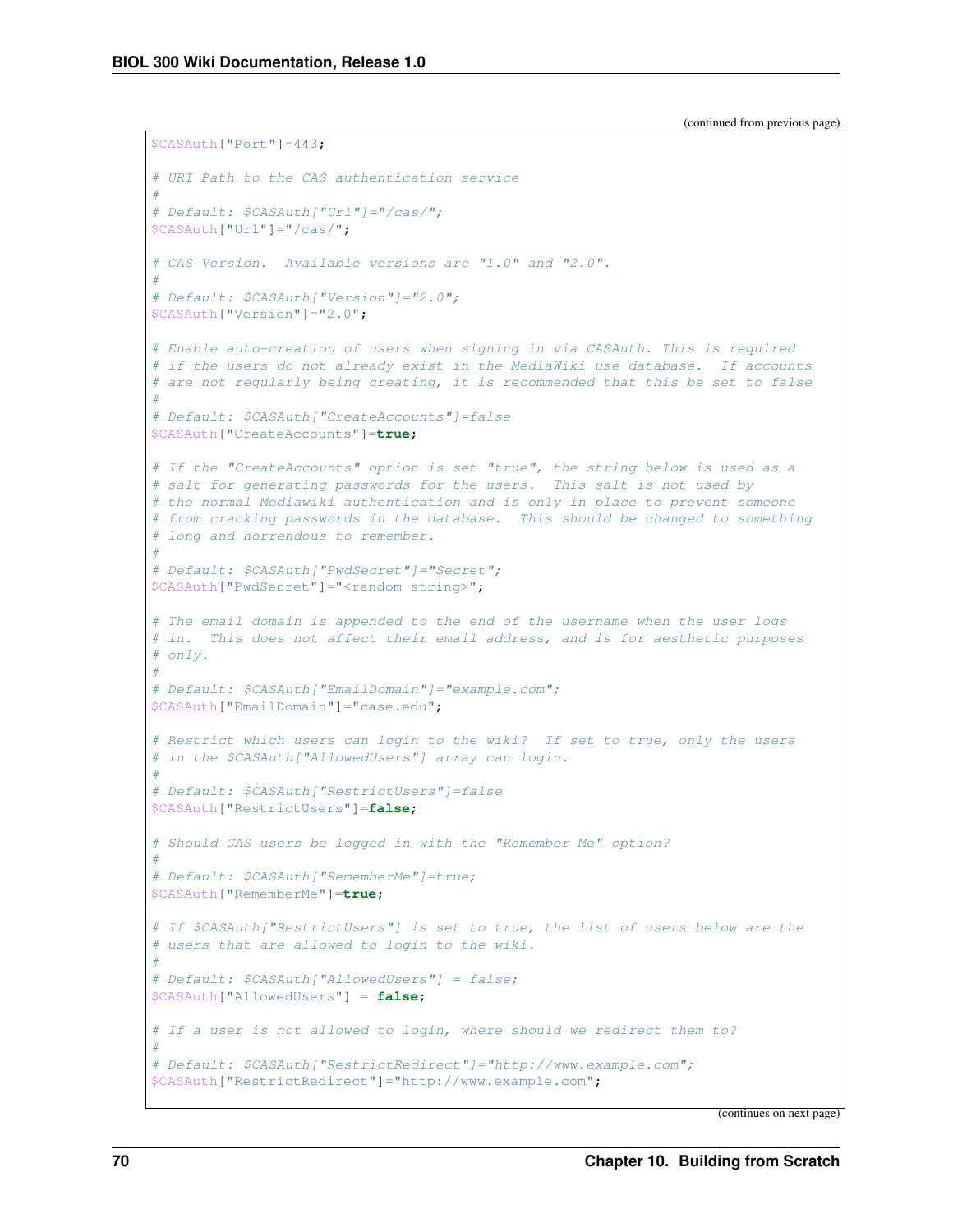(continued from previous page)

```
$CASAuth["Port"]=443;

# URI Path to the CAS authentication service
#
# Default: $CASAuth["Url"]="/cas/";
$CASAuth["Url"]="/cas/";

# CAS Version.  Available versions are "1.0" and "2.0".
#
# Default: $CASAuth["Version"]="2.0";
$CASAuth["Version"]="2.0";

# Enable auto-creation of users when signing in via CASAuth. This is required
# if the users do not already exist in the MediaWiki use database.  If accounts
# are not regularly being creating, it is recommended that this be set to false
#
# Default: $CASAuth["CreateAccounts"]=false
$CASAuth["CreateAccounts"]=true;

# If the "CreateAccounts" option is set "true", the string below is used as a
# salt for generating passwords for the users.  This salt is not used by
# the normal Mediawiki authentication and is only in place to prevent someone
# from cracking passwords in the database.  This should be changed to something
# long and horrendous to remember.
#
# Default: $CASAuth["PwdSecret"]="Secret";
$CASAuth["PwdSecret"]="<random string>";

# The email domain is appended to the end of the username when the user logs
# in.  This does not affect their email address, and is for aesthetic purposes
# only.
#
# Default: $CASAuth["EmailDomain"]="example.com";
$CASAuth["EmailDomain"]="case.edu";

# Restrict which users can login to the wiki?  If set to true, only the users
# in the $CASAuth["AllowedUsers"] array can login.
#
# Default: $CASAuth["RestrictUsers"]=false
$CASAuth["RestrictUsers"]=false;

# Should CAS users be logged in with the "Remember Me" option?
#
# Default: $CASAuth["RememberMe"]=true;
$CASAuth["RememberMe"]=true;

# If $CASAuth["RestrictUsers"] is set to true, the list of users below are the
# users that are allowed to login to the wiki.
#
# Default: $CASAuth["AllowedUsers"] = false;
$CASAuth["AllowedUsers"] = false;

# If a user is not allowed to login, where should we redirect them to?
#
# Default: $CASAuth["RestrictRedirect"]="http://www.example.com";
$CASAuth["RestrictRedirect"]="http://www.example.com";
```

(continues on next page)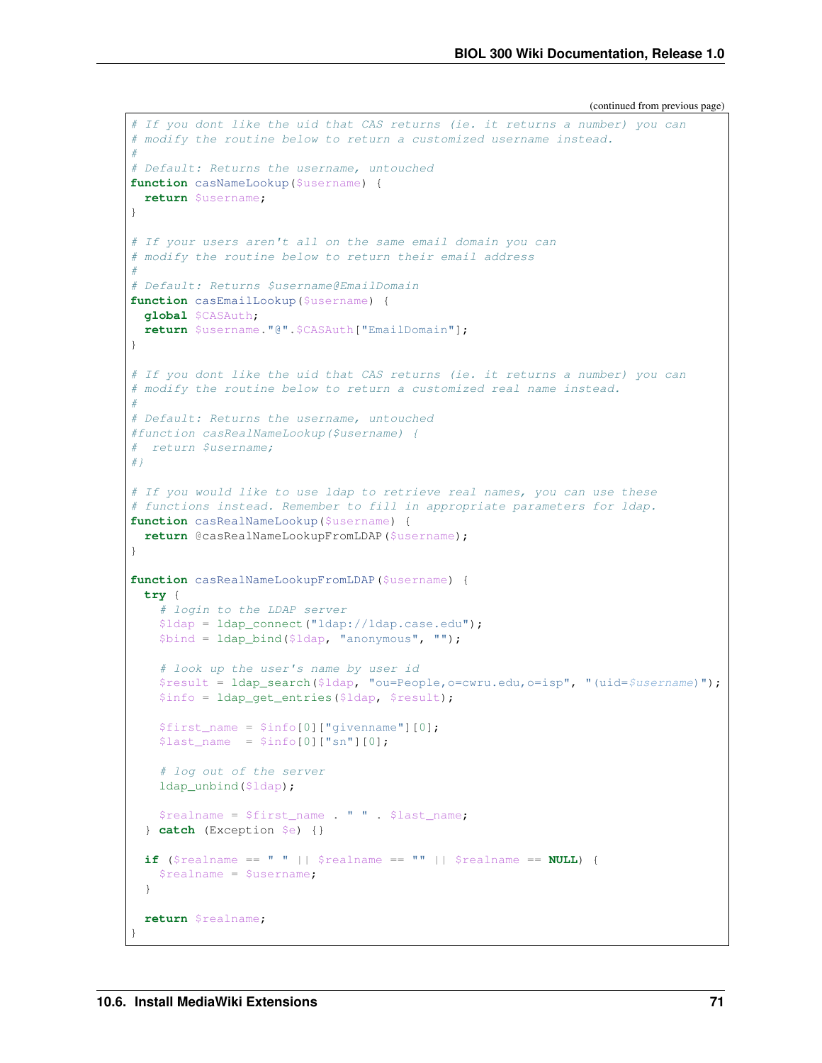(continued from previous page)

```
# If you dont like the uid that CAS returns (ie. it returns a number) you can
# modify the routine below to return a customized username instead.
#
# Default: Returns the username, untouched
function casNameLookup($username) {
  return $username;
}

# If your users aren't all on the same email domain you can
# modify the routine below to return their email address
#
# Default: Returns $username@EmailDomain
function casEmailLookup($username) {
  global $CASAuth;
  return $username."@".$CASAuth["EmailDomain"];
}

# If you dont like the uid that CAS returns (ie. it returns a number) you can
# modify the routine below to return a customized real name instead.
#
# Default: Returns the username, untouched
#function casRealNameLookup($username) {
#  return $username;
#}

# If you would like to use ldap to retrieve real names, you can use these
# functions instead. Remember to fill in appropriate parameters for ldap.
function casRealNameLookup($username) {
  return @casRealNameLookupFromLDAP($username);
}

function casRealNameLookupFromLDAP($username) {
  try {
    # login to the LDAP server
    $ldap = ldap_connect("ldap://ldap.case.edu");
    $bind = ldap_bind($ldap, "anonymous", "");

    # look up the user's name by user id
    $result = ldap_search($ldap, "ou=People,o=cwru.edu,o=isp", "(uid=$username)");
    $info = ldap_get_entries($ldap, $result);

    $first_name = $info[0]["givenname"][0];
    $last_name  = $info[0]["sn"][0];

    # log out of the server
    ldap_unbind($ldap);

    $realname = $first_name . " " . $last_name;
  } catch (Exception $e) {}

  if ($realname == " " || $realname == "" || $realname == NULL) {
    $realname = $username;
  }

  return $realname;
}
```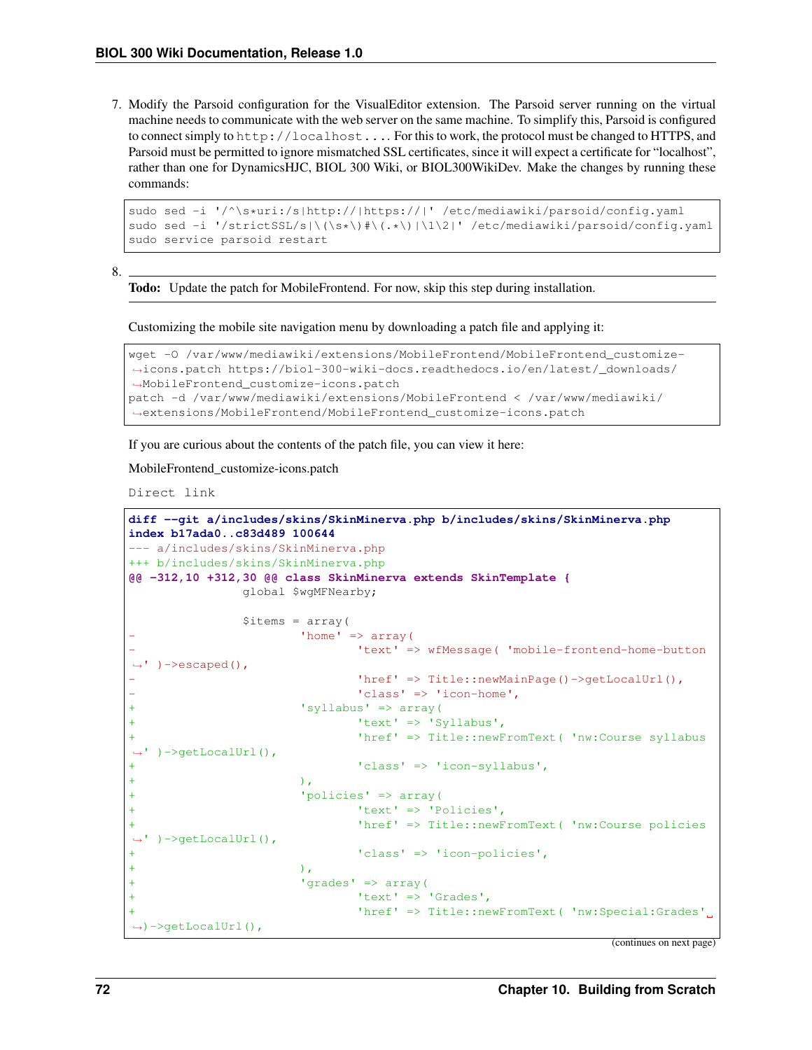7. Modify the Parsoid configuration for the VisualEditor extension. The Parsoid server running on the virtual machine needs to communicate with the web server on the same machine. To simplify this, Parsoid is configured to connect simply to `http://localhost...`. For this to work, the protocol must be changed to HTTPS, and Parsoid must be permitted to ignore mismatched SSL certificates, since it will expect a certificate for "localhost", rather than one for DynamicsHJC, BIOL 300 Wiki, or BIOL300WikiDev. Make the changes by running these commands:

```
sudo sed -i '/^\s*uri:/s|http://|https://|' /etc/mediawiki/parsoid/config.yaml
sudo sed -i '/strictSSL/s|\(\s*\)#\(.*\)|\1\2|' /etc/mediawiki/parsoid/config.yaml
sudo service parsoid restart
```

8. 

   **Todo:** Update the patch for MobileFrontend. For now, skip this step during installation.

   Customizing the mobile site navigation menu by downloading a patch file and applying it:

```
wget -O /var/www/mediawiki/extensions/MobileFrontend/MobileFrontend_customize-icons.patch https://biol-300-wiki-docs.readthedocs.io/en/latest/_downloads/MobileFrontend_customize-icons.patch
patch -d /var/www/mediawiki/extensions/MobileFrontend < /var/www/mediawiki/extensions/MobileFrontend/MobileFrontend_customize-icons.patch
```

   If you are curious about the contents of the patch file, you can view it here:

   MobileFrontend_customize-icons.patch

   Direct link

```
diff --git a/includes/skins/SkinMinerva.php b/includes/skins/SkinMinerva.php
index b17ada0..c83d489 100644
--- a/includes/skins/SkinMinerva.php
+++ b/includes/skins/SkinMinerva.php
@@ -312,10 +312,30 @@ class SkinMinerva extends SkinTemplate {
 		global $wgMFNearby;
 
 		$items = array(
-			'home' => array(
-				'text' => wfMessage( 'mobile-frontend-home-button' )->escaped(),
-				'href' => Title::newMainPage()->getLocalUrl(),
-				'class' => 'icon-home',
+			'syllabus' => array(
+				'text' => 'Syllabus',
+				'href' => Title::newFromText( 'nw:Course syllabus' )->getLocalUrl(),
+				'class' => 'icon-syllabus',
+			),
+			'policies' => array(
+				'text' => 'Policies',
+				'href' => Title::newFromText( 'nw:Course policies' )->getLocalUrl(),
+				'class' => 'icon-policies',
+			),
+			'grades' => array(
+				'text' => 'Grades',
+				'href' => Title::newFromText( 'nw:Special:Grades' )->getLocalUrl(),
```

(continues on next page)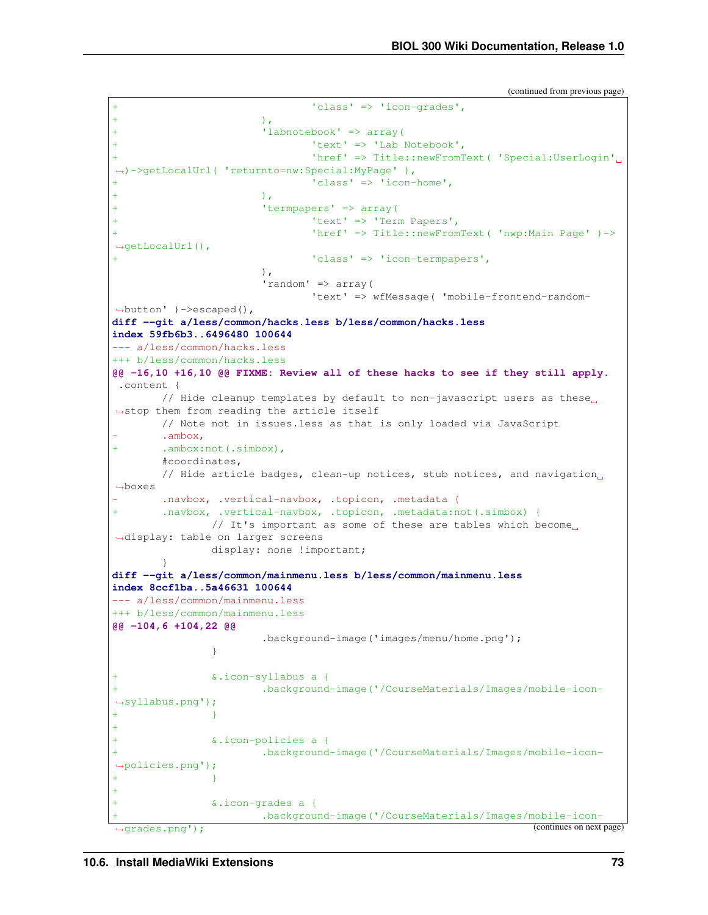(continued from previous page)

```
+                               'class' => 'icon-grades',
+                       ),
+                       'labnotebook' => array(
+                               'text' => 'Lab Notebook',
+                               'href' => Title::newFromText( 'Special:UserLogin'␣
↪)->getLocalUrl( 'returnto=nw:Special:MyPage' ),
+                               'class' => 'icon-home',
+                       ),
+                       'termpapers' => array(
+                               'text' => 'Term Papers',
+                               'href' => Title::newFromText( 'nwp:Main Page' )->
↪getLocalUrl(),
+                               'class' => 'icon-termpapers',
                        ),
                        'random' => array(
                                'text' => wfMessage( 'mobile-frontend-random-
↪button' )->escaped(),
diff --git a/less/common/hacks.less b/less/common/hacks.less
index 59fb6b3..6496480 100644
--- a/less/common/hacks.less
+++ b/less/common/hacks.less
@@ -16,10 +16,10 @@ FIXME: Review all of these hacks to see if they still apply.
 .content {
        // Hide cleanup templates by default to non-javascript users as these␣
↪stop them from reading the article itself
        // Note not in issues.less as that is only loaded via JavaScript
-       .ambox,
+       .ambox:not(.simbox),
        #coordinates,
        // Hide article badges, clean-up notices, stub notices, and navigation␣
↪boxes
-       .navbox, .vertical-navbox, .topicon, .metadata {
+       .navbox, .vertical-navbox, .topicon, .metadata:not(.simbox) {
                // It's important as some of these are tables which become␣
↪display: table on larger screens
                display: none !important;
        }
diff --git a/less/common/mainmenu.less b/less/common/mainmenu.less
index 8ccf1ba..5a46631 100644
--- a/less/common/mainmenu.less
+++ b/less/common/mainmenu.less
@@ -104,6 +104,22 @@
                        .background-image('images/menu/home.png');
                }

+               &.icon-syllabus a {
+                       .background-image('/CourseMaterials/Images/mobile-icon-
↪syllabus.png');
+               }
+
+               &.icon-policies a {
+                       .background-image('/CourseMaterials/Images/mobile-icon-
↪policies.png');
+               }
+
+               &.icon-grades a {
+                       .background-image('/CourseMaterials/Images/mobile-icon-
↪grades.png');
```

(continues on next page)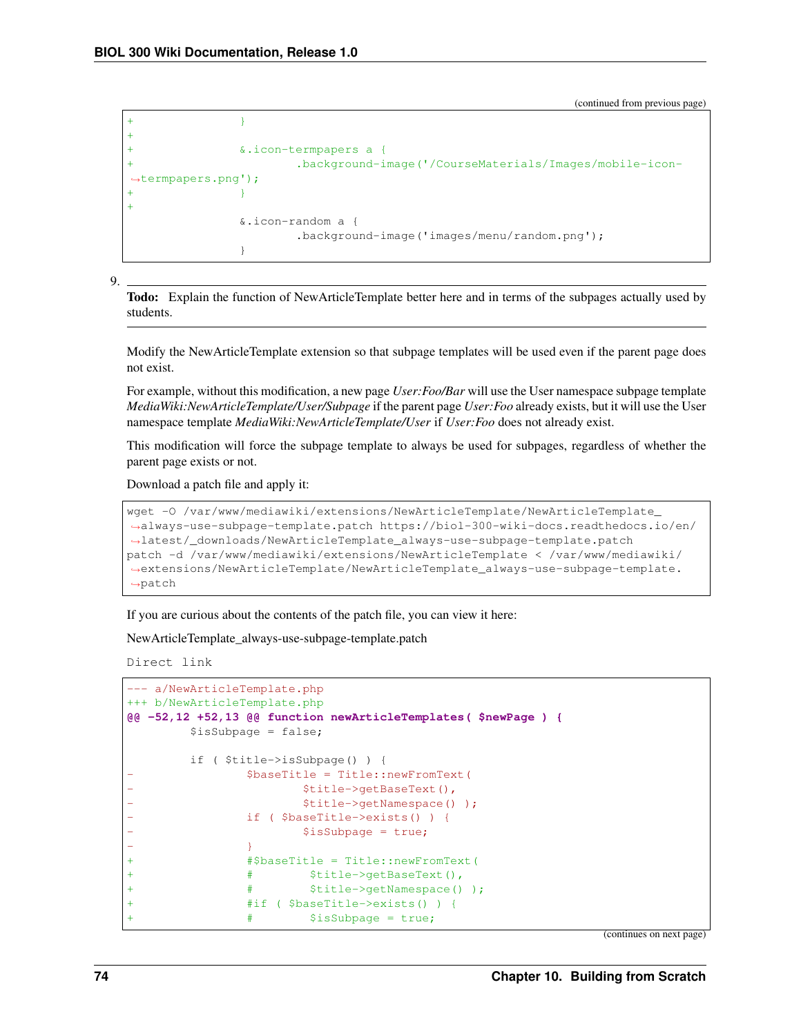(continued from previous page)

```
+               }
+
+               &.icon-termpapers a {
+                       .background-image('/CourseMaterials/Images/mobile-icon-
↪termpapers.png');
+               }
+
                &.icon-random a {
                        .background-image('images/menu/random.png');
                }
```

9. **Todo:** Explain the function of NewArticleTemplate better here and in terms of the subpages actually used by students.

   Modify the NewArticleTemplate extension so that subpage templates will be used even if the parent page does not exist.

   For example, without this modification, a new page *User:Foo/Bar* will use the User namespace subpage template *MediaWiki:NewArticleTemplate/User/Subpage* if the parent page *User:Foo* already exists, but it will use the User namespace template *MediaWiki:NewArticleTemplate/User* if *User:Foo* does not already exist.

   This modification will force the subpage template to always be used for subpages, regardless of whether the parent page exists or not.

   Download a patch file and apply it:

```
wget -O /var/www/mediawiki/extensions/NewArticleTemplate/NewArticleTemplate_
↪always-use-subpage-template.patch https://biol-300-wiki-docs.readthedocs.io/en/
↪latest/_downloads/NewArticleTemplate_always-use-subpage-template.patch
patch -d /var/www/mediawiki/extensions/NewArticleTemplate < /var/www/mediawiki/
↪extensions/NewArticleTemplate/NewArticleTemplate_always-use-subpage-template.
↪patch
```

   If you are curious about the contents of the patch file, you can view it here:

   NewArticleTemplate_always-use-subpage-template.patch

   Direct link

```
--- a/NewArticleTemplate.php
+++ b/NewArticleTemplate.php
@@ -52,12 +52,13 @@ function newArticleTemplates( $newPage ) {
        $isSubpage = false;

        if ( $title->isSubpage() ) {
-               $baseTitle = Title::newFromText(
-                       $title->getBaseText(),
-                       $title->getNamespace() );
-               if ( $baseTitle->exists() ) {
-                       $isSubpage = true;
-               }
+               #$baseTitle = Title::newFromText(
+               #        $title->getBaseText(),
+               #        $title->getNamespace() );
+               #if ( $baseTitle->exists() ) {
+               #        $isSubpage = true;
```

(continues on next page)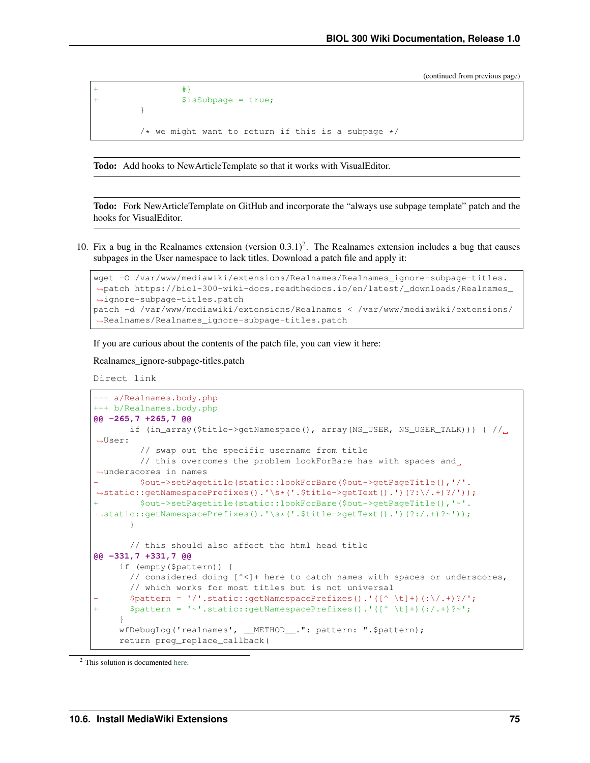(continued from previous page)

```
+                 #}
+                 $isSubpage = true;
         }

         /* we might want to return if this is a subpage */
```

**Todo:** Add hooks to NewArticleTemplate so that it works with VisualEditor.

**Todo:** Fork NewArticleTemplate on GitHub and incorporate the "always use subpage template" patch and the hooks for VisualEditor.

10. Fix a bug in the Realnames extension (version 0.3.1)[2]. The Realnames extension includes a bug that causes subpages in the User namespace to lack titles. Download a patch file and apply it:

```
wget -O /var/www/mediawiki/extensions/Realnames/Realnames_ignore-subpage-titles.patch https://biol-300-wiki-docs.readthedocs.io/en/latest/_downloads/Realnames_ignore-subpage-titles.patch
patch -d /var/www/mediawiki/extensions/Realnames < /var/www/mediawiki/extensions/Realnames/Realnames_ignore-subpage-titles.patch
```

If you are curious about the contents of the patch file, you can view it here:

Realnames_ignore-subpage-titles.patch

Direct link

```
--- a/Realnames.body.php
+++ b/Realnames.body.php
@@ -265,7 +265,7 @@
       if (in_array($title->getNamespace(), array(NS_USER, NS_USER_TALK))) { // User:
         // swap out the specific username from title
         // this overcomes the problem lookForBare has with spaces and underscores in names
-        $out->setPagetitle(static::lookForBare($out->getPageTitle(),'/'.static::getNamespacePrefixes().'\s*('.$title->getText().')(?:\/.+)?/'));
+        $out->setPagetitle(static::lookForBare($out->getPageTitle(),'~'.static::getNamespacePrefixes().'\s*('.$title->getText().')(?:/.+)?~'));
       }

       // this should also affect the html head title
@@ -331,7 +331,7 @@
     if (empty($pattern)) {
       // considered doing [^<]+ here to catch names with spaces or underscores,
       // which works for most titles but is not universal
-      $pattern = '/'.static::getNamespacePrefixes().'([^ \t]+)(:\/.+)?/';
+      $pattern = '~'.static::getNamespacePrefixes().'([^ \t]+)(:/.+)?~';
     }
     wfDebugLog('realnames', __METHOD__.": pattern: ".$pattern);
     return preg_replace_callback(
```

[2] This solution is documented here.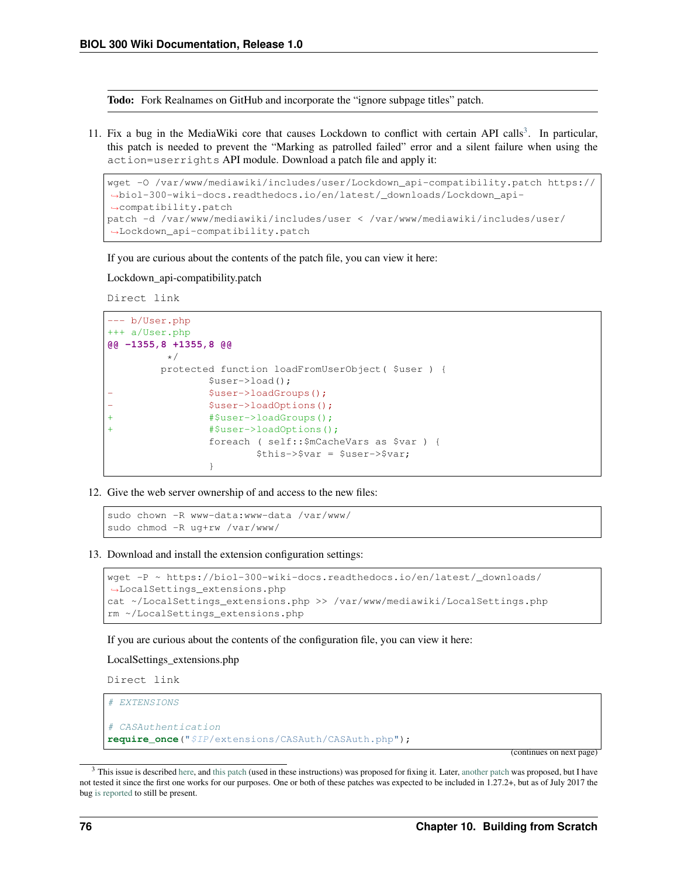**Todo:** Fork Realnames on GitHub and incorporate the "ignore subpage titles" patch.

11. Fix a bug in the MediaWiki core that causes Lockdown to conflict with certain API calls[3]. In particular, this patch is needed to prevent the "Marking as patrolled failed" error and a silent failure when using the `action=userrights` API module. Download a patch file and apply it:

```
wget -O /var/www/mediawiki/includes/user/Lockdown_api-compatibility.patch https://biol-300-wiki-docs.readthedocs.io/en/latest/_downloads/Lockdown_api-compatibility.patch
patch -d /var/www/mediawiki/includes/user < /var/www/mediawiki/includes/user/Lockdown_api-compatibility.patch
```

If you are curious about the contents of the patch file, you can view it here:

Lockdown_api-compatibility.patch

`Direct link`

```
--- b/User.php
+++ a/User.php
@@ -1355,8 +1355,8 @@
 	 */
 	protected function loadFromUserObject( $user ) {
 		$user->load();
-		$user->loadGroups();
-		$user->loadOptions();
+		#$user->loadGroups();
+		#$user->loadOptions();
 		foreach ( self::$mCacheVars as $var ) {
 			$this->$var = $user->$var;
 		}
```

12. Give the web server ownership of and access to the new files:

```
sudo chown -R www-data:www-data /var/www/
sudo chmod -R ug+rw /var/www/
```

13. Download and install the extension configuration settings:

```
wget -P ~ https://biol-300-wiki-docs.readthedocs.io/en/latest/_downloads/LocalSettings_extensions.php
cat ~/LocalSettings_extensions.php >> /var/www/mediawiki/LocalSettings.php
rm ~/LocalSettings_extensions.php
```

If you are curious about the contents of the configuration file, you can view it here:

LocalSettings_extensions.php

`Direct link`

```
# EXTENSIONS

# CASAuthentication
require_once("$IP/extensions/CASAuth/CASAuth.php");
```

(continues on next page)

[3] This issue is described here, and this patch (used in these instructions) was proposed for fixing it. Later, another patch was proposed, but I have not tested it since the first one works for our purposes. One or both of these patches was expected to be included in 1.27.2+, but as of July 2017 the bug is reported to still be present.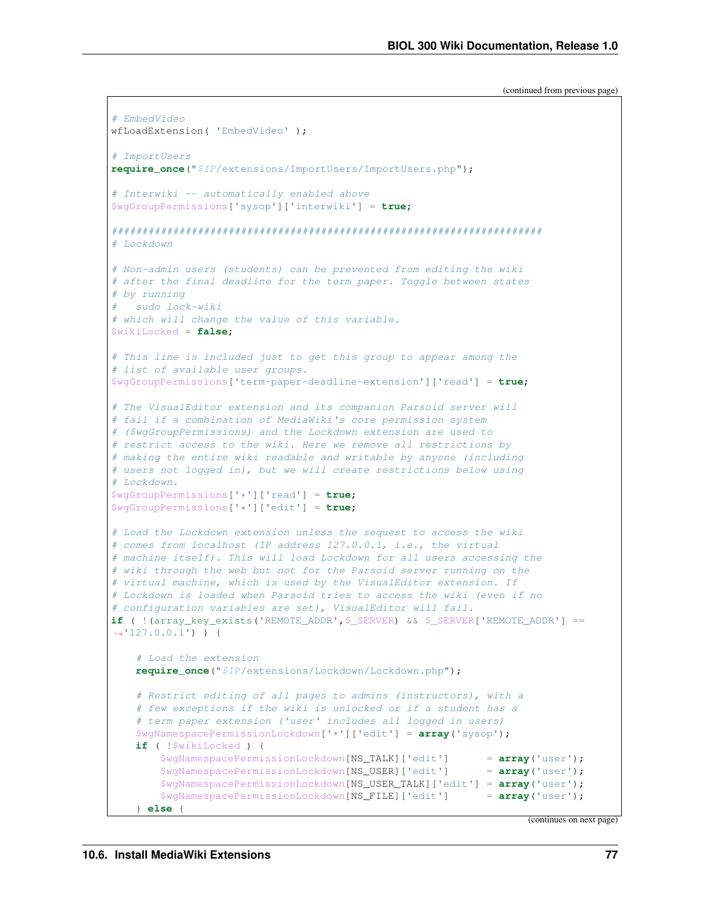(continued from previous page)

```
# EmbedVideo
wfLoadExtension( 'EmbedVideo' );

# ImportUsers
require_once("$IP/extensions/ImportUsers/ImportUsers.php");

# Interwiki -- automatically enabled above
$wgGroupPermissions['sysop']['interwiki'] = true;

#####################################################################
# Lockdown

# Non-admin users (students) can be prevented from editing the wiki
# after the final deadline for the term paper. Toggle between states
# by running
#   sudo lock-wiki
# which will change the value of this variable.
$wikiLocked = false;

# This line is included just to get this group to appear among the
# list of available user groups.
$wgGroupPermissions['term-paper-deadline-extension']['read'] = true;

# The VisualEditor extension and its companion Parsoid server will
# fail if a combination of MediaWiki's core permission system
# ($wgGroupPermissions) and the Lockdown extension are used to
# restrict access to the wiki. Here we remove all restrictions by
# making the entire wiki readable and writable by anyone (including
# users not logged in), but we will create restrictions below using
# Lockdown.
$wgGroupPermissions['*']['read'] = true;
$wgGroupPermissions['*']['edit'] = true;

# Load the Lockdown extension unless the request to access the wiki
# comes from localhost (IP address 127.0.0.1, i.e., the virtual
# machine itself). This will load Lockdown for all users accessing the
# wiki through the web but not for the Parsoid server running on the
# virtual machine, which is used by the VisualEditor extension. If
# Lockdown is loaded when Parsoid tries to access the wiki (even if no
# configuration variables are set), VisualEditor will fail.
if ( !(array_key_exists('REMOTE_ADDR',$_SERVER) && $_SERVER['REMOTE_ADDR'] ==
→'127.0.0.1') ) {

    # Load the extension
    require_once("$IP/extensions/Lockdown/Lockdown.php");

    # Restrict editing of all pages to admins (instructors), with a
    # few exceptions if the wiki is unlocked or if a student has a
    # term paper extension ('user' includes all logged in users)
    $wgNamespacePermissionLockdown['*']['edit'] = array('sysop');
    if ( !$wikiLocked ) {
        $wgNamespacePermissionLockdown[NS_TALK]['edit']      = array('user');
        $wgNamespacePermissionLockdown[NS_USER]['edit']      = array('user');
        $wgNamespacePermissionLockdown[NS_USER_TALK]['edit'] = array('user');
        $wgNamespacePermissionLockdown[NS_FILE]['edit']      = array('user');
    } else {
```

(continues on next page)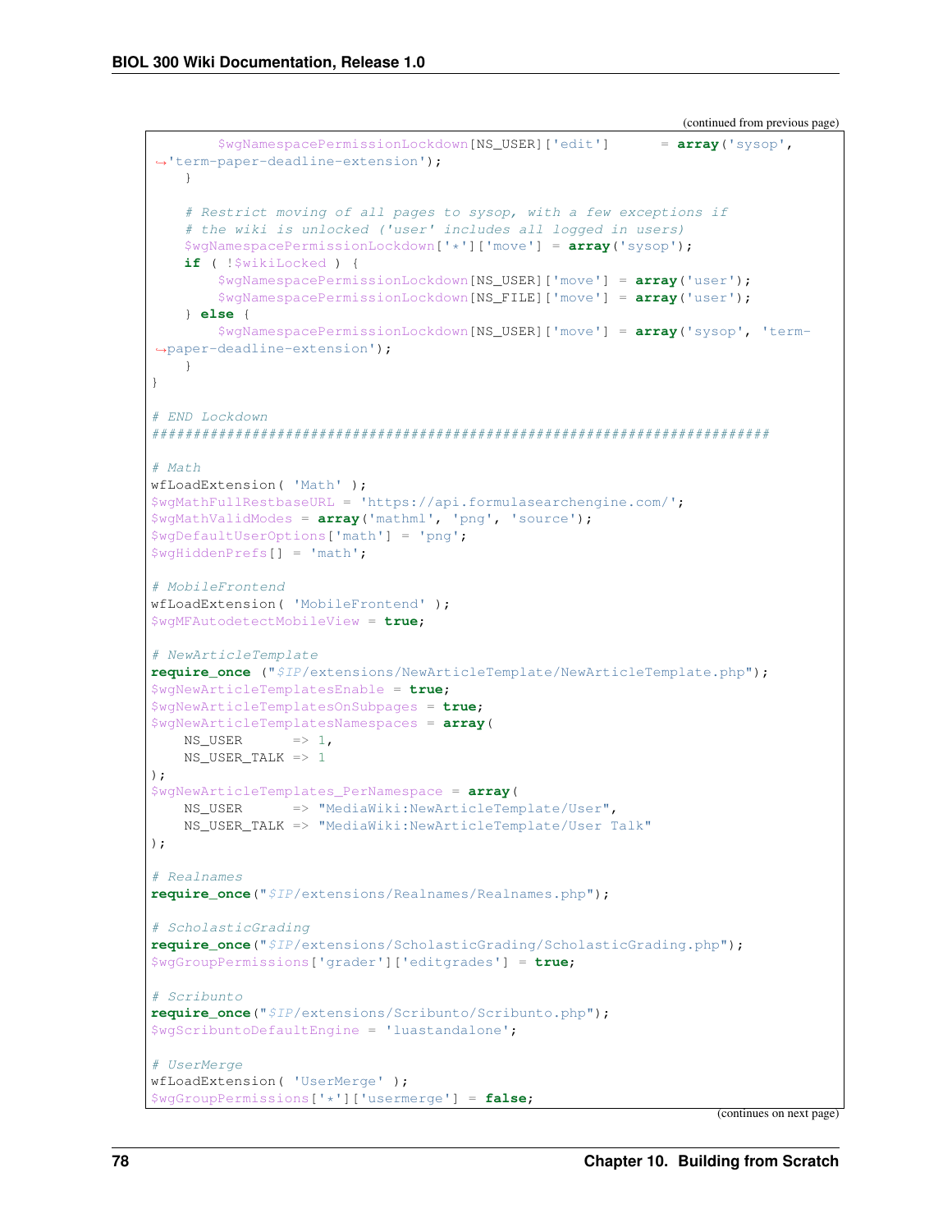(continued from previous page)

```
        $wgNamespacePermissionLockdown[NS_USER]['edit']      = array('sysop',
↪'term-paper-deadline-extension');
    }

    # Restrict moving of all pages to sysop, with a few exceptions if
    # the wiki is unlocked ('user' includes all logged in users)
    $wgNamespacePermissionLockdown['*']['move'] = array('sysop');
    if ( !$wikiLocked ) {
        $wgNamespacePermissionLockdown[NS_USER]['move'] = array('user');
        $wgNamespacePermissionLockdown[NS_FILE]['move'] = array('user');
    } else {
        $wgNamespacePermissionLockdown[NS_USER]['move'] = array('sysop', 'term-
↪paper-deadline-extension');
    }
}

# END Lockdown
##########################################################################

# Math
wfLoadExtension( 'Math' );
$wgMathFullRestbaseURL = 'https://api.formulasearchengine.com/';
$wgMathValidModes = array('mathml', 'png', 'source');
$wgDefaultUserOptions['math'] = 'png';
$wgHiddenPrefs[] = 'math';

# MobileFrontend
wfLoadExtension( 'MobileFrontend' );
$wgMFAutodetectMobileView = true;

# NewArticleTemplate
require_once ("$IP/extensions/NewArticleTemplate/NewArticleTemplate.php");
$wgNewArticleTemplatesEnable = true;
$wgNewArticleTemplatesOnSubpages = true;
$wgNewArticleTemplatesNamespaces = array(
    NS_USER      => 1,
    NS_USER_TALK => 1
);
$wgNewArticleTemplates_PerNamespace = array(
    NS_USER      => "MediaWiki:NewArticleTemplate/User",
    NS_USER_TALK => "MediaWiki:NewArticleTemplate/User Talk"
);

# Realnames
require_once("$IP/extensions/Realnames/Realnames.php");

# ScholasticGrading
require_once("$IP/extensions/ScholasticGrading/ScholasticGrading.php");
$wgGroupPermissions['grader']['editgrades'] = true;

# Scribunto
require_once("$IP/extensions/Scribunto/Scribunto.php");
$wgScribuntoDefaultEngine = 'luastandalone';

# UserMerge
wfLoadExtension( 'UserMerge' );
$wgGroupPermissions['*']['usermerge'] = false;
```

(continues on next page)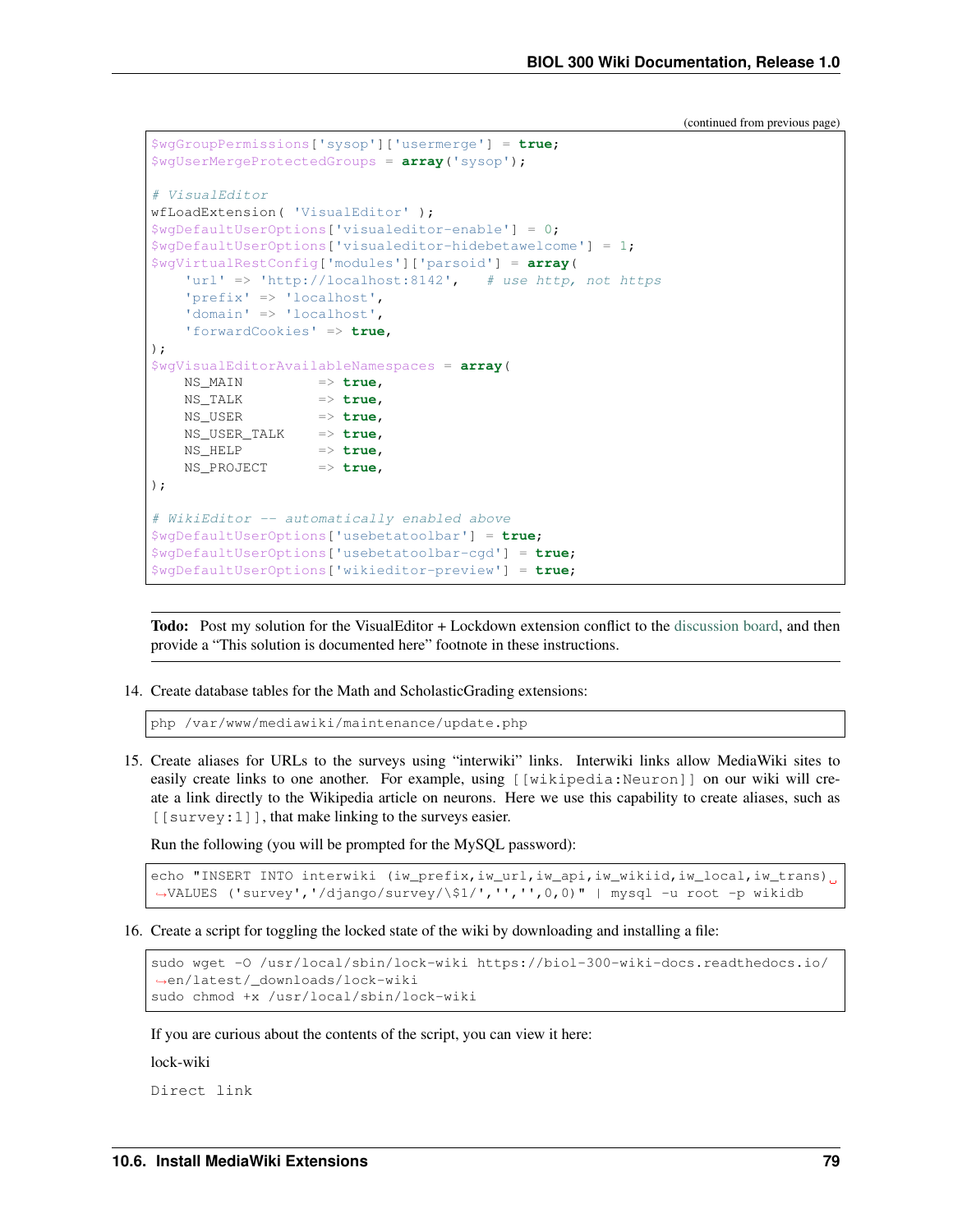(continued from previous page)

```
$wgGroupPermissions['sysop']['usermerge'] = true;
$wgUserMergeProtectedGroups = array('sysop');

# VisualEditor
wfLoadExtension( 'VisualEditor' );
$wgDefaultUserOptions['visualeditor-enable'] = 0;
$wgDefaultUserOptions['visualeditor-hidebetawelcome'] = 1;
$wgVirtualRestConfig['modules']['parsoid'] = array(
    'url' => 'http://localhost:8142',    # use http, not https
    'prefix' => 'localhost',
    'domain' => 'localhost',
    'forwardCookies' => true,
);
$wgVisualEditorAvailableNamespaces = array(
    NS_MAIN         => true,
    NS_TALK         => true,
    NS_USER         => true,
    NS_USER_TALK    => true,
    NS_HELP         => true,
    NS_PROJECT      => true,
);

# WikiEditor -- automatically enabled above
$wgDefaultUserOptions['usebetatoolbar'] = true;
$wgDefaultUserOptions['usebetatoolbar-cgd'] = true;
$wgDefaultUserOptions['wikieditor-preview'] = true;
```

**Todo:** Post my solution for the VisualEditor + Lockdown extension conflict to the discussion board, and then provide a "This solution is documented here" footnote in these instructions.

14. Create database tables for the Math and ScholasticGrading extensions:

```
php /var/www/mediawiki/maintenance/update.php
```

15. Create aliases for URLs to the surveys using "interwiki" links. Interwiki links allow MediaWiki sites to easily create links to one another. For example, using `[[wikipedia:Neuron]]` on our wiki will create a link directly to the Wikipedia article on neurons. Here we use this capability to create aliases, such as `[[survey:1]]`, that make linking to the surveys easier.

    Run the following (you will be prompted for the MySQL password):

```
echo "INSERT INTO interwiki (iw_prefix,iw_url,iw_api,iw_wikiid,iw_local,iw_trans) VALUES ('survey','/django/survey/\$1/','','',0,0)" | mysql -u root -p wikidb
```

16. Create a script for toggling the locked state of the wiki by downloading and installing a file:

```
sudo wget -O /usr/local/sbin/lock-wiki https://biol-300-wiki-docs.readthedocs.io/en/latest/_downloads/lock-wiki
sudo chmod +x /usr/local/sbin/lock-wiki
```

    If you are curious about the contents of the script, you can view it here:

    lock-wiki

    `Direct link`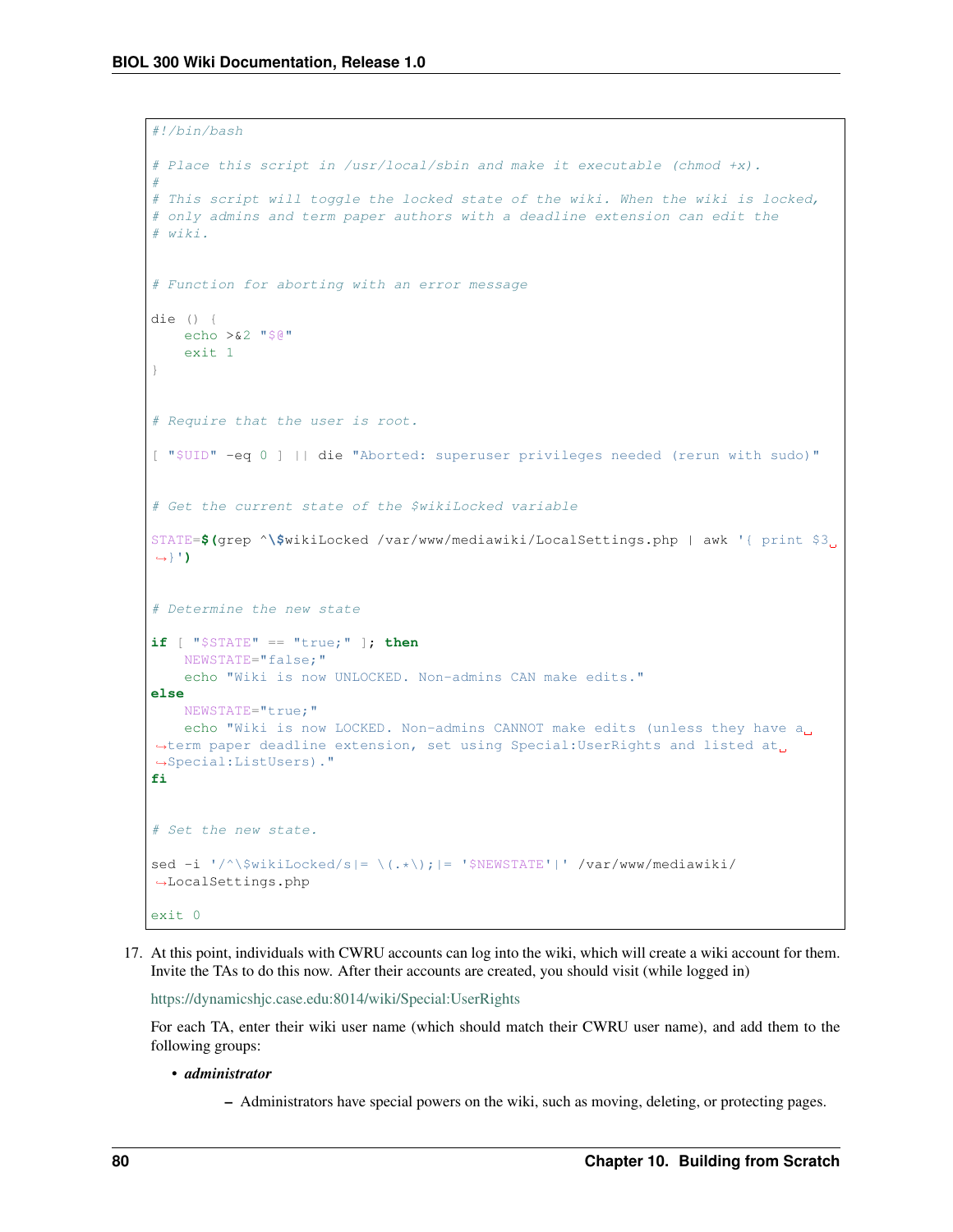```bash
#!/bin/bash

# Place this script in /usr/local/sbin and make it executable (chmod +x).
#
# This script will toggle the locked state of the wiki. When the wiki is locked,
# only admins and term paper authors with a deadline extension can edit the
# wiki.


# Function for aborting with an error message

die () {
    echo >&2 "$@"
    exit 1
}


# Require that the user is root.

[ "$UID" -eq 0 ] || die "Aborted: superuser privileges needed (rerun with sudo)"


# Get the current state of the $wikiLocked variable

STATE=$(grep ^\$wikiLocked /var/www/mediawiki/LocalSettings.php | awk '{ print $3 }')


# Determine the new state

if [ "$STATE" == "true;" ]; then
    NEWSTATE="false;"
    echo "Wiki is now UNLOCKED. Non-admins CAN make edits."
else
    NEWSTATE="true;"
    echo "Wiki is now LOCKED. Non-admins CANNOT make edits (unless they have a term paper deadline extension, set using Special:UserRights and listed at Special:ListUsers)."
fi


# Set the new state.

sed -i '/^\$wikiLocked/s|= \(.*\);|= '$NEWSTATE'|' /var/www/mediawiki/LocalSettings.php

exit 0
```

17. At this point, individuals with CWRU accounts can log into the wiki, which will create a wiki account for them. Invite the TAs to do this now. After their accounts are created, you should visit (while logged in)

    https://dynamicshjc.case.edu:8014/wiki/Special:UserRights

    For each TA, enter their wiki user name (which should match their CWRU user name), and add them to the following groups:

    - ***administrator***
        - Administrators have special powers on the wiki, such as moving, deleting, or protecting pages.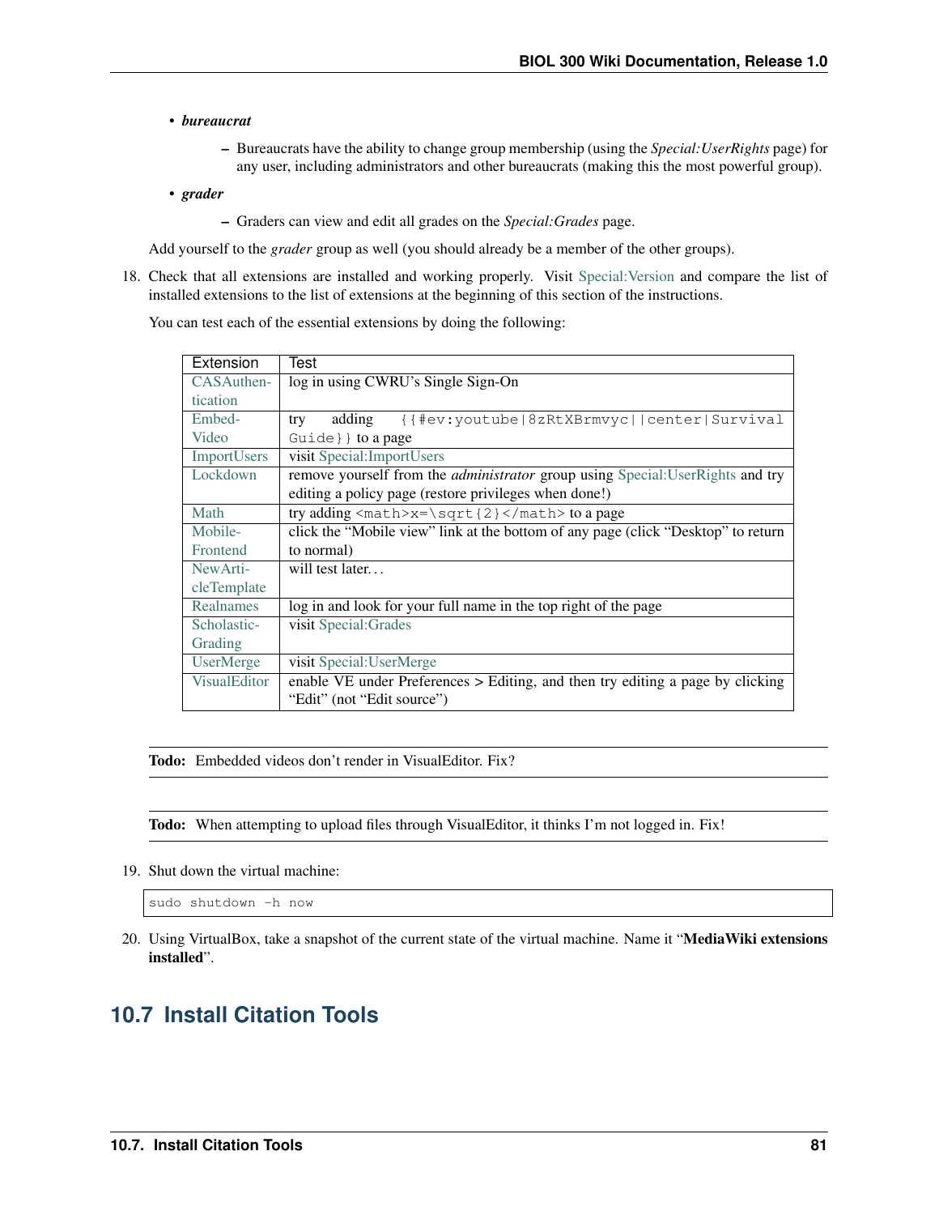- ***bureaucrat***
  - Bureaucrats have the ability to change group membership (using the *Special:UserRights* page) for any user, including administrators and other bureaucrats (making this the most powerful group).
- ***grader***
  - Graders can view and edit all grades on the *Special:Grades* page.

Add yourself to the *grader* group as well (you should already be a member of the other groups).

18. Check that all extensions are installed and working properly. Visit Special:Version and compare the list of installed extensions to the list of extensions at the beginning of this section of the instructions.

    You can test each of the essential extensions by doing the following:

| Extension | Test |
|---|---|
| CASAuthentication | log in using CWRU's Single Sign-On |
| EmbedVideo | try adding `{{#ev:youtube|8zRtXBrmvyc||center|Survival Guide}}` to a page |
| ImportUsers | visit Special:ImportUsers |
| Lockdown | remove yourself from the *administrator* group using Special:UserRights and try editing a policy page (restore privileges when done!) |
| Math | try adding `<math>x=\sqrt{2}</math>` to a page |
| MobileFrontend | click the "Mobile view" link at the bottom of any page (click "Desktop" to return to normal) |
| NewArticleTemplate | will test later. . . |
| Realnames | log in and look for your full name in the top right of the page |
| ScholasticGrading | visit Special:Grades |
| UserMerge | visit Special:UserMerge |
| VisualEditor | enable VE under Preferences > Editing, and then try editing a page by clicking "Edit" (not "Edit source") |

**Todo:** Embedded videos don't render in VisualEditor. Fix?

**Todo:** When attempting to upload files through VisualEditor, it thinks I'm not logged in. Fix!

19. Shut down the virtual machine:

```
sudo shutdown -h now
```

20. Using VirtualBox, take a snapshot of the current state of the virtual machine. Name it "**MediaWiki extensions installed**".

## 10.7 Install Citation Tools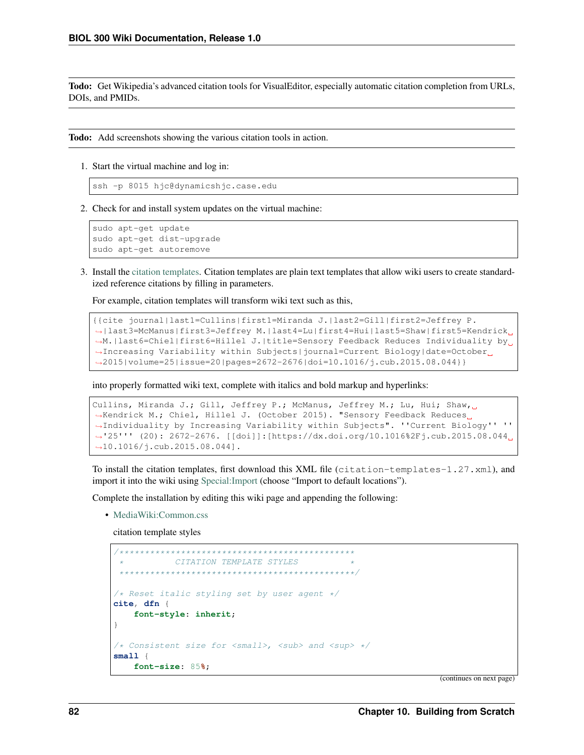**Todo:** Get Wikipedia's advanced citation tools for VisualEditor, especially automatic citation completion from URLs, DOIs, and PMIDs.

**Todo:** Add screenshots showing the various citation tools in action.

1. Start the virtual machine and log in:

```
ssh -p 8015 hjc@dynamicshjc.case.edu
```

2. Check for and install system updates on the virtual machine:

```
sudo apt-get update
sudo apt-get dist-upgrade
sudo apt-get autoremove
```

3. Install the citation templates. Citation templates are plain text templates that allow wiki users to create standardized reference citations by filling in parameters.

   For example, citation templates will transform wiki text such as this,

```
{{cite journal|last1=Cullins|first1=Miranda J.|last2=Gill|first2=Jeffrey P.|last3=McManus|first3=Jeffrey M.|last4=Lu|first4=Hui|last5=Shaw|first5=Kendrick M.|last6=Chiel|first6=Hillel J.|title=Sensory Feedback Reduces Individuality by Increasing Variability within Subjects|journal=Current Biology|date=October 2015|volume=25|issue=20|pages=2672-2676|doi=10.1016/j.cub.2015.08.044}}
```

   into properly formatted wiki text, complete with italics and bold markup and hyperlinks:

```
Cullins, Miranda J.; Gill, Jeffrey P.; McManus, Jeffrey M.; Lu, Hui; Shaw, Kendrick M.; Chiel, Hillel J. (October 2015). "Sensory Feedback Reduces Individuality by Increasing Variability within Subjects". ''Current Biology'' '''25''' (20): 2672-2676. [[doi]]:[https://dx.doi.org/10.1016%2Fj.cub.2015.08.044 10.1016/j.cub.2015.08.044].
```

   To install the citation templates, first download this XML file (`citation-templates-1.27.xml`), and import it into the wiki using Special:Import (choose "Import to default locations").

   Complete the installation by editing this wiki page and appending the following:

   - MediaWiki:Common.css

     citation template styles

```css
/***********************************************
 *           CITATION TEMPLATE STYLES          *
 ***********************************************/

/* Reset italic styling set by user agent */
cite, dfn {
    font-style: inherit;
}

/* Consistent size for <small>, <sub> and <sup> */
small {
    font-size: 85%;
```

(continues on next page)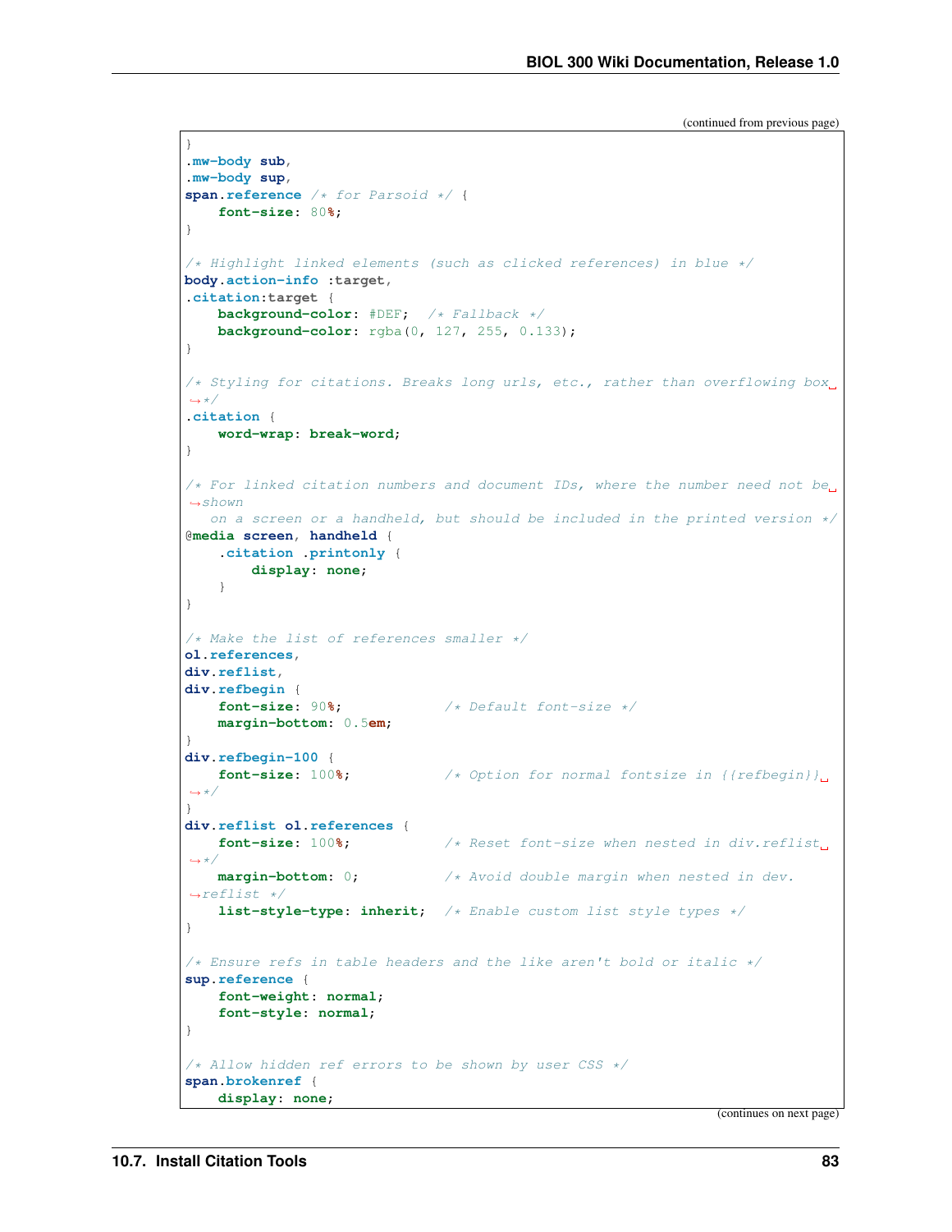(continued from previous page)

```
}
.mw-body sub,
.mw-body sup,
span.reference /* for Parsoid */ {
    font-size: 80%;
}

/* Highlight linked elements (such as clicked references) in blue */
body.action-info :target,
.citation:target {
    background-color: #DEF;  /* Fallback */
    background-color: rgba(0, 127, 255, 0.133);
}

/* Styling for citations. Breaks long urls, etc., rather than overflowing box␣
↪*/
.citation {
    word-wrap: break-word;
}

/* For linked citation numbers and document IDs, where the number need not be␣
↪shown
   on a screen or a handheld, but should be included in the printed version */
@media screen, handheld {
    .citation .printonly {
        display: none;
    }
}

/* Make the list of references smaller */
ol.references,
div.reflist,
div.refbegin {
    font-size: 90%;            /* Default font-size */
    margin-bottom: 0.5em;
}
div.refbegin-100 {
    font-size: 100%;           /* Option for normal fontsize in {{refbegin}}␣
↪*/
}
div.reflist ol.references {
    font-size: 100%;           /* Reset font-size when nested in div.reflist␣
↪*/
    margin-bottom: 0;          /* Avoid double margin when nested in dev.
↪reflist */
    list-style-type: inherit;  /* Enable custom list style types */
}

/* Ensure refs in table headers and the like aren't bold or italic */
sup.reference {
    font-weight: normal;
    font-style: normal;
}

/* Allow hidden ref errors to be shown by user CSS */
span.brokenref {
    display: none;
```

(continues on next page)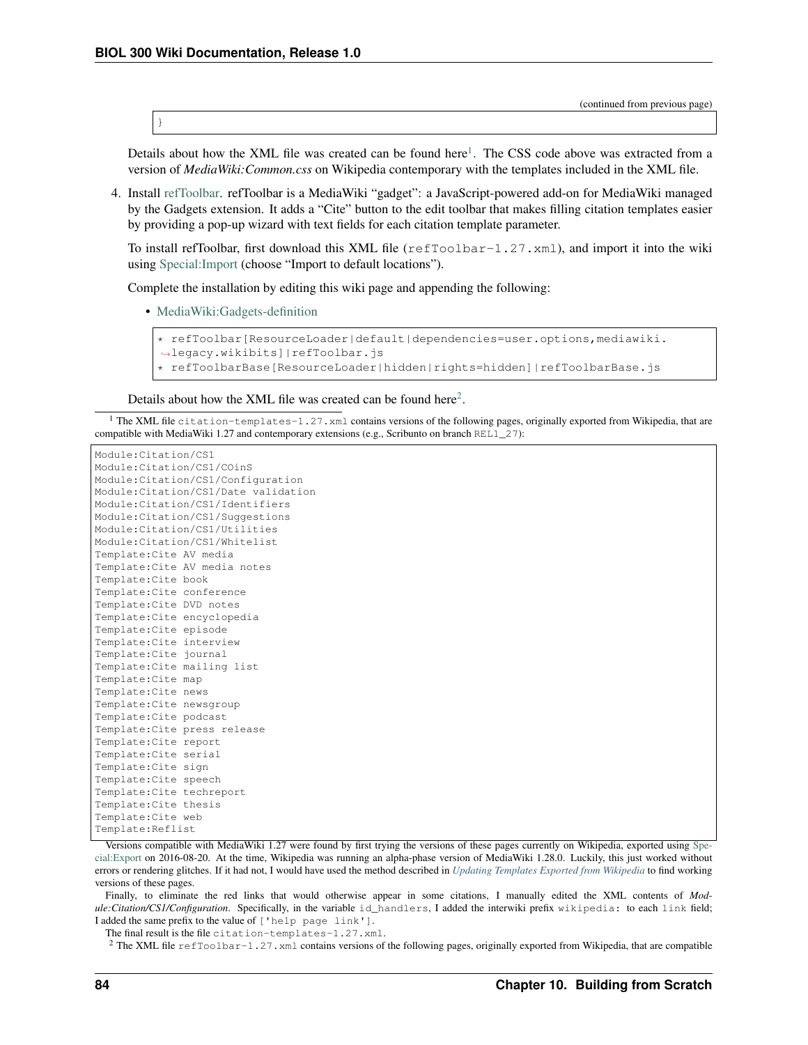(continued from previous page)

```
}
```

Details about how the XML file was created can be found here[1]. The CSS code above was extracted from a version of *MediaWiki:Common.css* on Wikipedia contemporary with the templates included in the XML file.

4. Install refToolbar. refToolbar is a MediaWiki "gadget": a JavaScript-powered add-on for MediaWiki managed by the Gadgets extension. It adds a "Cite" button to the edit toolbar that makes filling citation templates easier by providing a pop-up wizard with text fields for each citation template parameter.

   To install refToolbar, first download this XML file (`refToolbar-1.27.xml`), and import it into the wiki using Special:Import (choose "Import to default locations").

   Complete the installation by editing this wiki page and appending the following:

   - MediaWiki:Gadgets-definition

   ```
   * refToolbar[ResourceLoader|default|dependencies=user.options,mediawiki.legacy.wikibits]|refToolbar.js
   * refToolbarBase[ResourceLoader|hidden|rights=hidden]|refToolbarBase.js
   ```

   Details about how the XML file was created can be found here[2].

[1] The XML file `citation-templates-1.27.xml` contains versions of the following pages, originally exported from Wikipedia, that are compatible with MediaWiki 1.27 and contemporary extensions (e.g., Scribunto on branch `REL1_27`):

```
Module:Citation/CS1
Module:Citation/CS1/COinS
Module:Citation/CS1/Configuration
Module:Citation/CS1/Date validation
Module:Citation/CS1/Identifiers
Module:Citation/CS1/Suggestions
Module:Citation/CS1/Utilities
Module:Citation/CS1/Whitelist
Template:Cite AV media
Template:Cite AV media notes
Template:Cite book
Template:Cite conference
Template:Cite DVD notes
Template:Cite encyclopedia
Template:Cite episode
Template:Cite interview
Template:Cite journal
Template:Cite mailing list
Template:Cite map
Template:Cite news
Template:Cite newsgroup
Template:Cite podcast
Template:Cite press release
Template:Cite report
Template:Cite serial
Template:Cite sign
Template:Cite speech
Template:Cite techreport
Template:Cite thesis
Template:Cite web
Template:Reflist
```

Versions compatible with MediaWiki 1.27 were found by first trying the versions of these pages currently on Wikipedia, exported using Special:Export on 2016-08-20. At the time, Wikipedia was running an alpha-phase version of MediaWiki 1.28.0. Luckily, this just worked without errors or rendering glitches. If it had not, I would have used the method described in *Updating Templates Exported from Wikipedia* to find working versions of these pages.

Finally, to eliminate the red links that would otherwise appear in some citations, I manually edited the XML contents of *Module:Citation/CS1/Configuration*. Specifically, in the variable `id_handlers`, I added the interwiki prefix `wikipedia:` to each `link` field; I added the same prefix to the value of `['help page link']`.

The final result is the file `citation-templates-1.27.xml`.

[2] The XML file `refToolbar-1.27.xml` contains versions of the following pages, originally exported from Wikipedia, that are compatible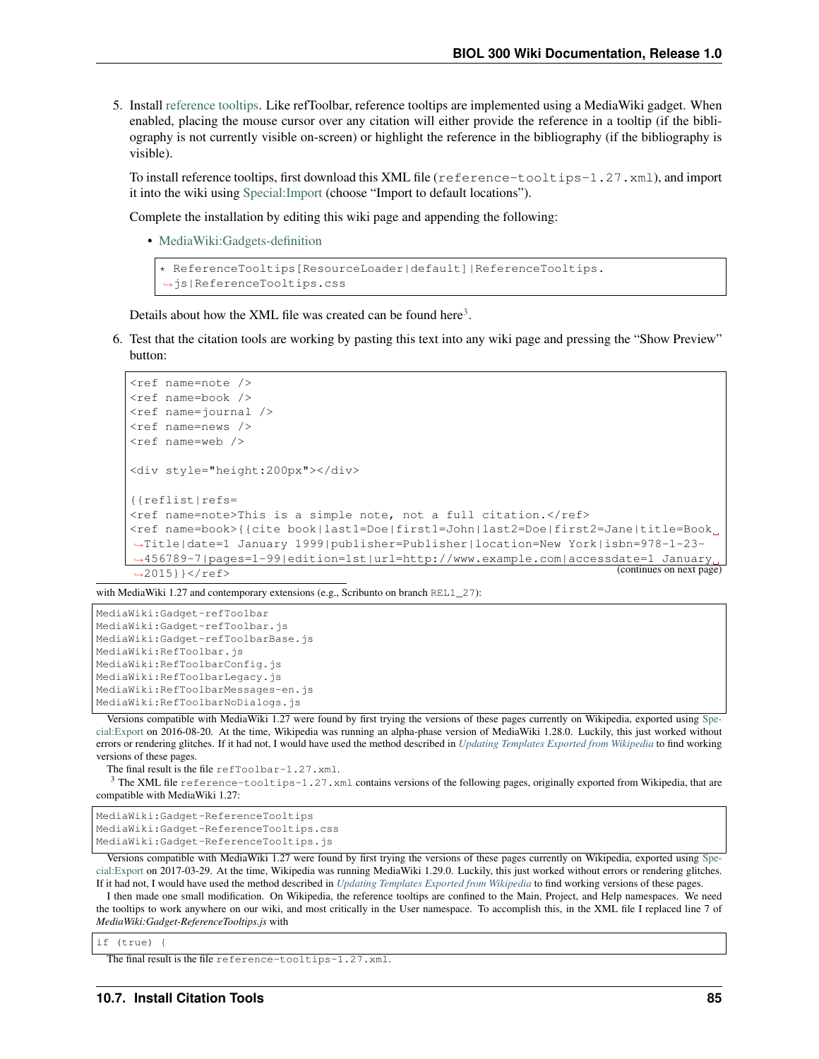5. Install reference tooltips. Like refToolbar, reference tooltips are implemented using a MediaWiki gadget. When enabled, placing the mouse cursor over any citation will either provide the reference in a tooltip (if the bibliography is not currently visible on-screen) or highlight the reference in the bibliography (if the bibliography is visible).

   To install reference tooltips, first download this XML file (`reference-tooltips-1.27.xml`), and import it into the wiki using Special:Import (choose "Import to default locations").

   Complete the installation by editing this wiki page and appending the following:

   - MediaWiki:Gadgets-definition

   ```
   * ReferenceTooltips[ResourceLoader|default]|ReferenceTooltips.js|ReferenceTooltips.css
   ```

   Details about how the XML file was created can be found here[3].

6. Test that the citation tools are working by pasting this text into any wiki page and pressing the "Show Preview" button:

   ```
   <ref name=note />
   <ref name=book />
   <ref name=journal />
   <ref name=news />
   <ref name=web />

   <div style="height:200px"></div>

   {{reflist|refs=
   <ref name=note>This is a simple note, not a full citation.</ref>
   <ref name=book>{{cite book|last1=Doe|first1=John|last2=Doe|first2=Jane|title=Book Title|date=1 January 1999|publisher=Publisher|location=New York|isbn=978-1-23-456789-7|pages=1-99|edition=1st|url=http://www.example.com|accessdate=1 January 2015}}</ref>
   ```

   (continues on next page)

---

with MediaWiki 1.27 and contemporary extensions (e.g., Scribunto on branch `REL1_27`):

```
MediaWiki:Gadget-refToolbar
MediaWiki:Gadget-refToolbar.js
MediaWiki:Gadget-refToolbarBase.js
MediaWiki:RefToolbar.js
MediaWiki:RefToolbarConfig.js
MediaWiki:RefToolbarLegacy.js
MediaWiki:RefToolbarMessages-en.js
MediaWiki:RefToolbarNoDialogs.js
```

Versions compatible with MediaWiki 1.27 were found by first trying the versions of these pages currently on Wikipedia, exported using Special:Export on 2016-08-20. At the time, Wikipedia was running an alpha-phase version of MediaWiki 1.28.0. Luckily, this just worked without errors or rendering glitches. If it had not, I would have used the method described in *Updating Templates Exported from Wikipedia* to find working versions of these pages.

The final result is the file `refToolbar-1.27.xml`.

[3] The XML file `reference-tooltips-1.27.xml` contains versions of the following pages, originally exported from Wikipedia, that are compatible with MediaWiki 1.27:

```
MediaWiki:Gadget-ReferenceTooltips
MediaWiki:Gadget-ReferenceTooltips.css
MediaWiki:Gadget-ReferenceTooltips.js
```

Versions compatible with MediaWiki 1.27 were found by first trying the versions of these pages currently on Wikipedia, exported using Special:Export on 2017-03-29. At the time, Wikipedia was running MediaWiki 1.29.0. Luckily, this just worked without errors or rendering glitches. If it had not, I would have used the method described in *Updating Templates Exported from Wikipedia* to find working versions of these pages.

I then made one small modification. On Wikipedia, the reference tooltips are confined to the Main, Project, and Help namespaces. We need the tooltips to work anywhere on our wiki, and most critically in the User namespace. To accomplish this, in the XML file I replaced line 7 of *MediaWiki:Gadget-ReferenceTooltips.js* with

```
if (true) {
```

The final result is the file `reference-tooltips-1.27.xml`.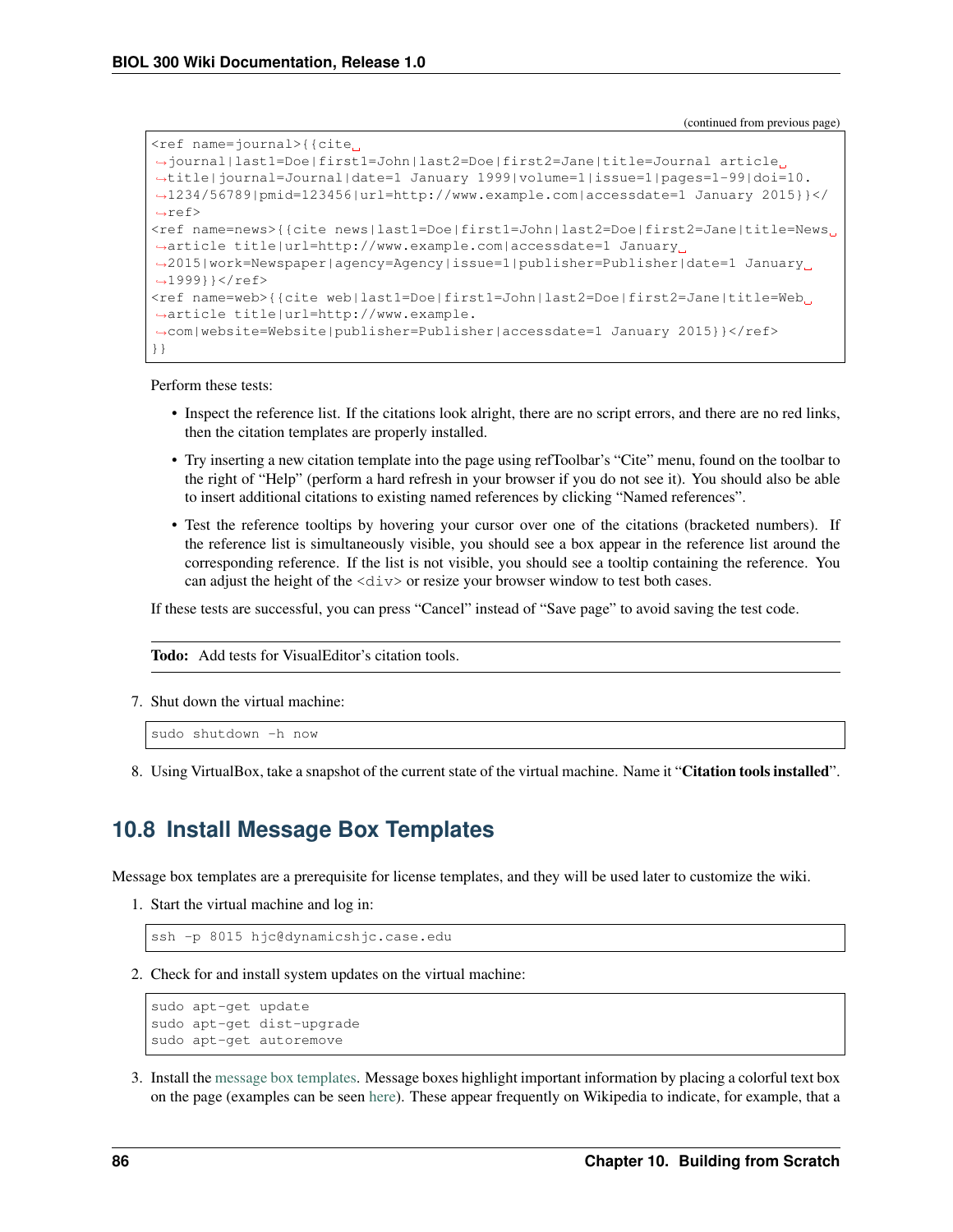(continued from previous page)

```
<ref name=journal>{{cite journal|last1=Doe|first1=John|last2=Doe|first2=Jane|title=Journal article title|journal=Journal|date=1 January 1999|volume=1|issue=1|pages=1-99|doi=10.1234/56789|pmid=123456|url=http://www.example.com|accessdate=1 January 2015}}</ref>
<ref name=news>{{cite news|last1=Doe|first1=John|last2=Doe|first2=Jane|title=News article title|url=http://www.example.com|accessdate=1 January 2015|work=Newspaper|agency=Agency|issue=1|publisher=Publisher|date=1 January 1999}}</ref>
<ref name=web>{{cite web|last1=Doe|first1=John|last2=Doe|first2=Jane|title=Web article title|url=http://www.example.com|website=Website|publisher=Publisher|accessdate=1 January 2015}}</ref>
}}
```

Perform these tests:

- Inspect the reference list. If the citations look alright, there are no script errors, and there are no red links, then the citation templates are properly installed.
- Try inserting a new citation template into the page using refToolbar's "Cite" menu, found on the toolbar to the right of "Help" (perform a hard refresh in your browser if you do not see it). You should also be able to insert additional citations to existing named references by clicking "Named references".
- Test the reference tooltips by hovering your cursor over one of the citations (bracketed numbers). If the reference list is simultaneously visible, you should see a box appear in the reference list around the corresponding reference. If the list is not visible, you should see a tooltip containing the reference. You can adjust the height of the `<div>` or resize your browser window to test both cases.

If these tests are successful, you can press "Cancel" instead of "Save page" to avoid saving the test code.

**Todo:** Add tests for VisualEditor's citation tools.

7. Shut down the virtual machine:

```
sudo shutdown -h now
```

8. Using VirtualBox, take a snapshot of the current state of the virtual machine. Name it "**Citation tools installed**".

## 10.8 Install Message Box Templates

Message box templates are a prerequisite for license templates, and they will be used later to customize the wiki.

1. Start the virtual machine and log in:

```
ssh -p 8015 hjc@dynamicshjc.case.edu
```

2. Check for and install system updates on the virtual machine:

```
sudo apt-get update
sudo apt-get dist-upgrade
sudo apt-get autoremove
```

3. Install the message box templates. Message boxes highlight important information by placing a colorful text box on the page (examples can be seen here). These appear frequently on Wikipedia to indicate, for example, that a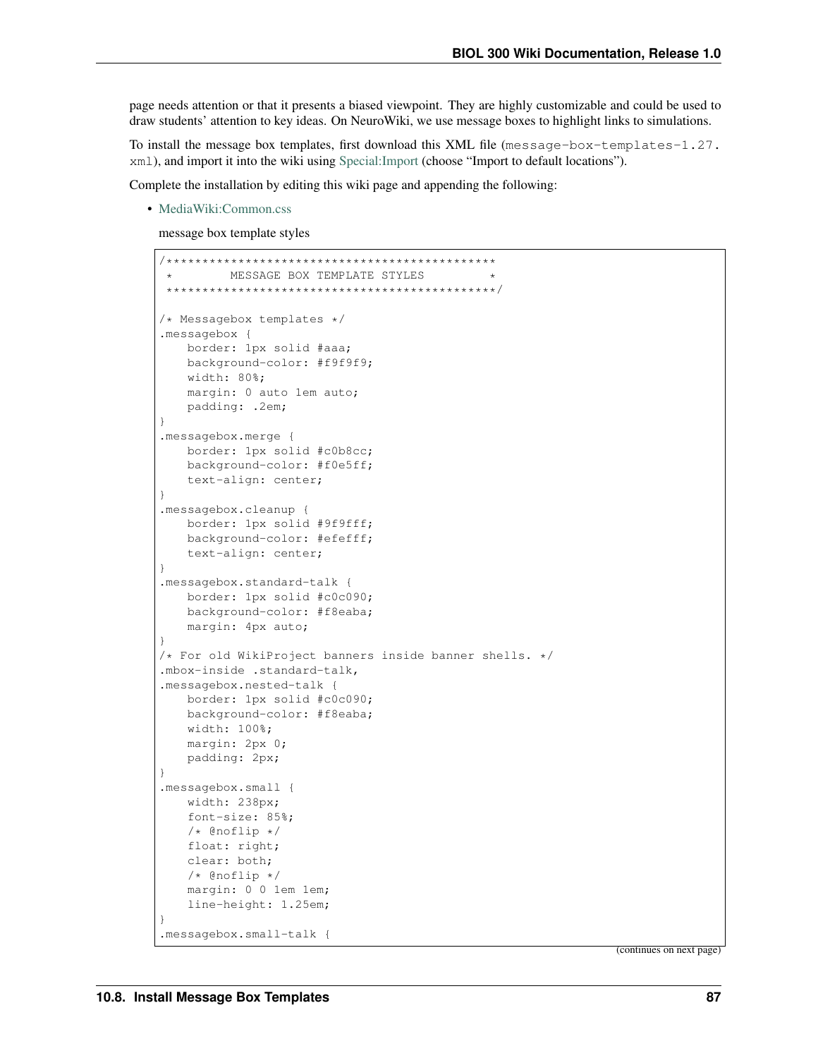page needs attention or that it presents a biased viewpoint. They are highly customizable and could be used to draw students' attention to key ideas. On NeuroWiki, we use message boxes to highlight links to simulations.

To install the message box templates, first download this XML file (`message-box-templates-1.27.xml`), and import it into the wiki using Special:Import (choose "Import to default locations").

Complete the installation by editing this wiki page and appending the following:

- MediaWiki:Common.css

  message box template styles

```
/**********************************************
 *        MESSAGE BOX TEMPLATE STYLES         *
 **********************************************/

/* Messagebox templates */
.messagebox {
    border: 1px solid #aaa;
    background-color: #f9f9f9;
    width: 80%;
    margin: 0 auto 1em auto;
    padding: .2em;
}
.messagebox.merge {
    border: 1px solid #c0b8cc;
    background-color: #f0e5ff;
    text-align: center;
}
.messagebox.cleanup {
    border: 1px solid #9f9fff;
    background-color: #efefff;
    text-align: center;
}
.messagebox.standard-talk {
    border: 1px solid #c0c090;
    background-color: #f8eaba;
    margin: 4px auto;
}
/* For old WikiProject banners inside banner shells. */
.mbox-inside .standard-talk,
.messagebox.nested-talk {
    border: 1px solid #c0c090;
    background-color: #f8eaba;
    width: 100%;
    margin: 2px 0;
    padding: 2px;
}
.messagebox.small {
    width: 238px;
    font-size: 85%;
    /* @noflip */
    float: right;
    clear: both;
    /* @noflip */
    margin: 0 0 1em 1em;
    line-height: 1.25em;
}
.messagebox.small-talk {
```

(continues on next page)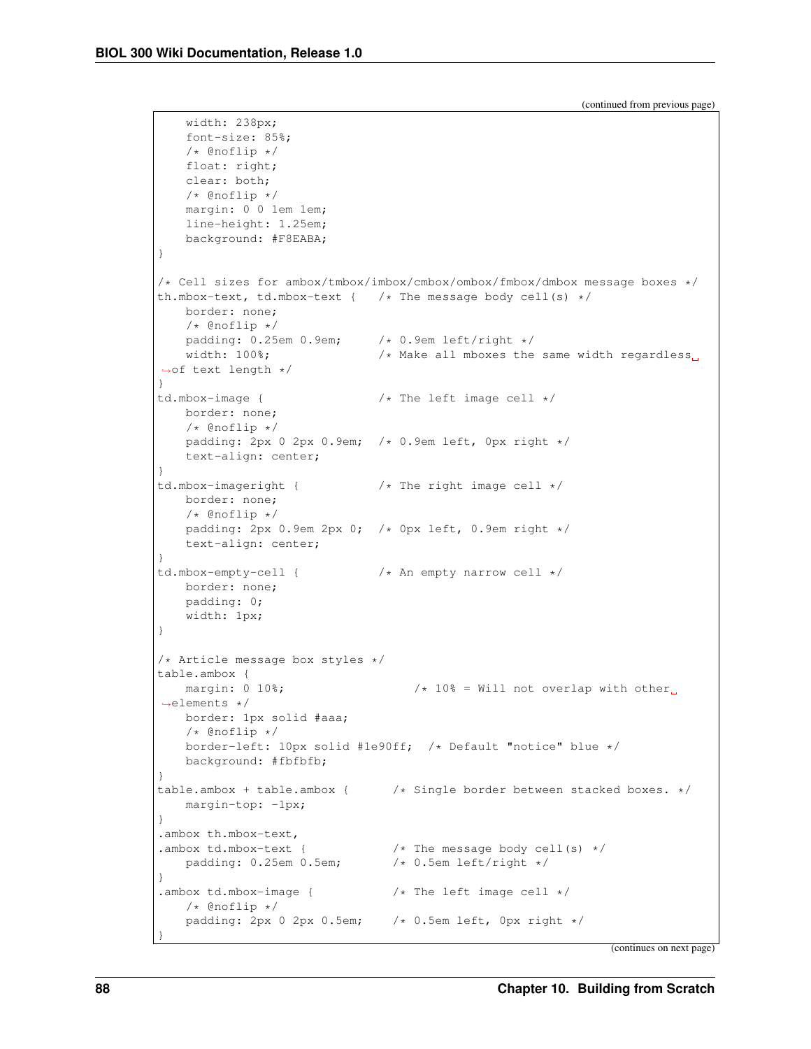(continued from previous page)

```
    width: 238px;
    font-size: 85%;
    /* @noflip */
    float: right;
    clear: both;
    /* @noflip */
    margin: 0 0 1em 1em;
    line-height: 1.25em;
    background: #F8EABA;
}

/* Cell sizes for ambox/tmbox/imbox/cmbox/ombox/fmbox/dmbox message boxes */
th.mbox-text, td.mbox-text {   /* The message body cell(s) */
    border: none;
    /* @noflip */
    padding: 0.25em 0.9em;     /* 0.9em left/right */
    width: 100%;               /* Make all mboxes the same width regardless of text length */
}
td.mbox-image {                /* The left image cell */
    border: none;
    /* @noflip */
    padding: 2px 0 2px 0.9em;  /* 0.9em left, 0px right */
    text-align: center;
}
td.mbox-imageright {           /* The right image cell */
    border: none;
    /* @noflip */
    padding: 2px 0.9em 2px 0;  /* 0px left, 0.9em right */
    text-align: center;
}
td.mbox-empty-cell {           /* An empty narrow cell */
    border: none;
    padding: 0;
    width: 1px;
}

/* Article message box styles */
table.ambox {
    margin: 0 10%;                  /* 10% = Will not overlap with other elements */
    border: 1px solid #aaa;
    /* @noflip */
    border-left: 10px solid #1e90ff;  /* Default "notice" blue */
    background: #fbfbfb;
}
table.ambox + table.ambox {      /* Single border between stacked boxes. */
    margin-top: -1px;
}
.ambox th.mbox-text,
.ambox td.mbox-text {            /* The message body cell(s) */
    padding: 0.25em 0.5em;       /* 0.5em left/right */
}
.ambox td.mbox-image {           /* The left image cell */
    /* @noflip */
    padding: 2px 0 2px 0.5em;    /* 0.5em left, 0px right */
}
```

(continues on next page)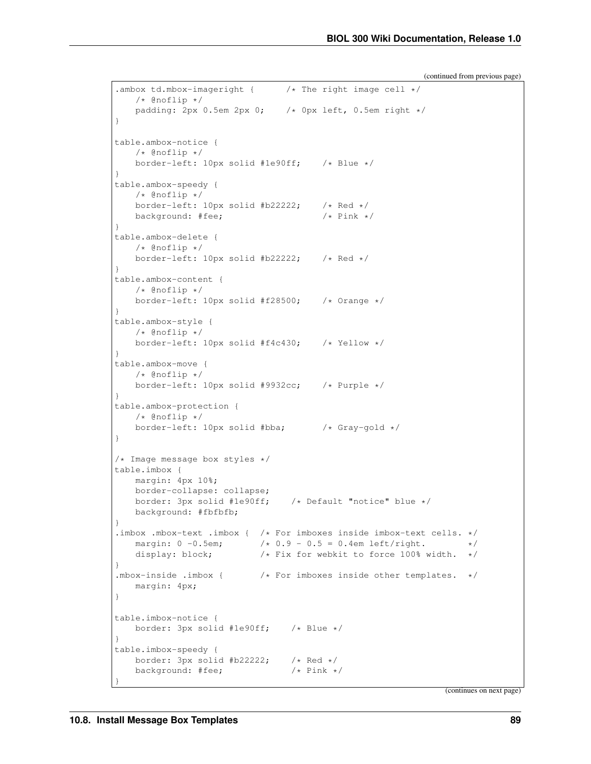(continued from previous page)

```
.ambox td.mbox-imageright {      /* The right image cell */
    /* @noflip */
    padding: 2px 0.5em 2px 0;    /* 0px left, 0.5em right */
}

table.ambox-notice {
    /* @noflip */
    border-left: 10px solid #1e90ff;    /* Blue */
}
table.ambox-speedy {
    /* @noflip */
    border-left: 10px solid #b22222;    /* Red */
    background: #fee;                   /* Pink */
}
table.ambox-delete {
    /* @noflip */
    border-left: 10px solid #b22222;    /* Red */
}
table.ambox-content {
    /* @noflip */
    border-left: 10px solid #f28500;    /* Orange */
}
table.ambox-style {
    /* @noflip */
    border-left: 10px solid #f4c430;    /* Yellow */
}
table.ambox-move {
    /* @noflip */
    border-left: 10px solid #9932cc;    /* Purple */
}
table.ambox-protection {
    /* @noflip */
    border-left: 10px solid #bba;       /* Gray-gold */
}

/* Image message box styles */
table.imbox {
    margin: 4px 10%;
    border-collapse: collapse;
    border: 3px solid #1e90ff;    /* Default "notice" blue */
    background: #fbfbfb;
}
.imbox .mbox-text .imbox {  /* For imboxes inside imbox-text cells. */
    margin: 0 -0.5em;       /* 0.9 - 0.5 = 0.4em left/right.        */
    display: block;         /* Fix for webkit to force 100% width.  */
}
.mbox-inside .imbox {       /* For imboxes inside other templates.  */
    margin: 4px;
}

table.imbox-notice {
    border: 3px solid #1e90ff;    /* Blue */
}
table.imbox-speedy {
    border: 3px solid #b22222;    /* Red */
    background: #fee;             /* Pink */
}
```

(continues on next page)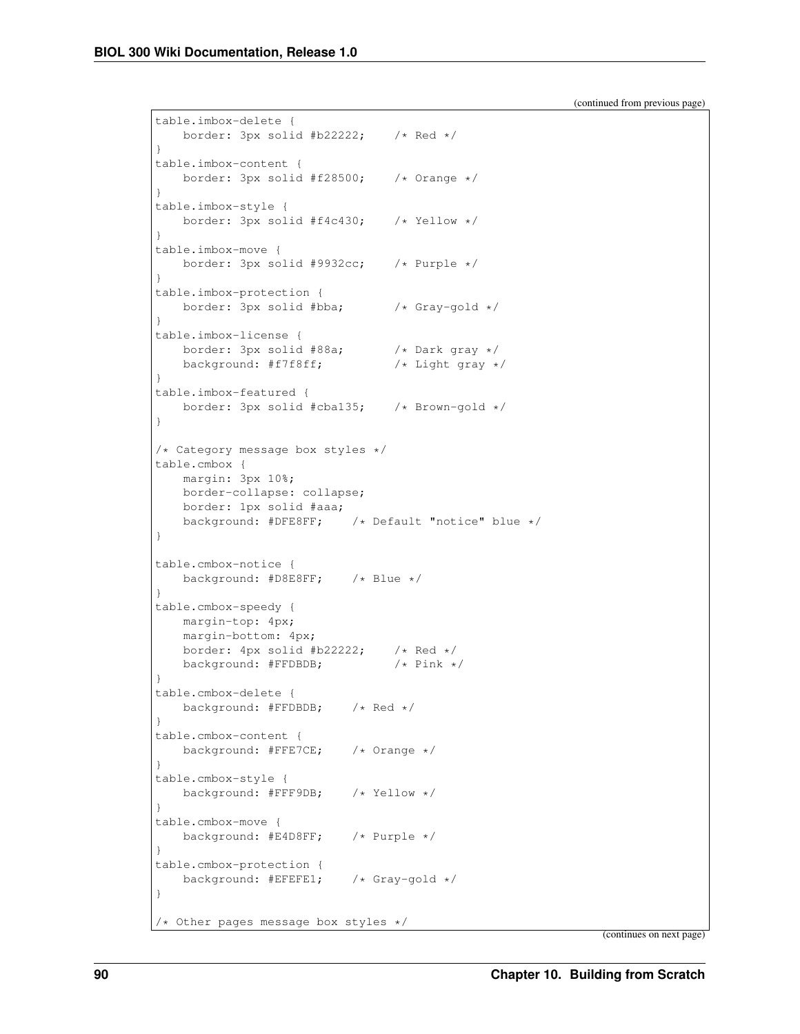(continued from previous page)

```
table.imbox-delete {
    border: 3px solid #b22222;    /* Red */
}
table.imbox-content {
    border: 3px solid #f28500;    /* Orange */
}
table.imbox-style {
    border: 3px solid #f4c430;    /* Yellow */
}
table.imbox-move {
    border: 3px solid #9932cc;    /* Purple */
}
table.imbox-protection {
    border: 3px solid #bba;       /* Gray-gold */
}
table.imbox-license {
    border: 3px solid #88a;       /* Dark gray */
    background: #f7f8ff;          /* Light gray */
}
table.imbox-featured {
    border: 3px solid #cba135;    /* Brown-gold */
}

/* Category message box styles */
table.cmbox {
    margin: 3px 10%;
    border-collapse: collapse;
    border: 1px solid #aaa;
    background: #DFE8FF;    /* Default "notice" blue */
}

table.cmbox-notice {
    background: #D8E8FF;    /* Blue */
}
table.cmbox-speedy {
    margin-top: 4px;
    margin-bottom: 4px;
    border: 4px solid #b22222;    /* Red */
    background: #FFDBDB;          /* Pink */
}
table.cmbox-delete {
    background: #FFDBDB;    /* Red */
}
table.cmbox-content {
    background: #FFE7CE;    /* Orange */
}
table.cmbox-style {
    background: #FFF9DB;    /* Yellow */
}
table.cmbox-move {
    background: #E4D8FF;    /* Purple */
}
table.cmbox-protection {
    background: #EFEFE1;    /* Gray-gold */
}

/* Other pages message box styles */
```

(continues on next page)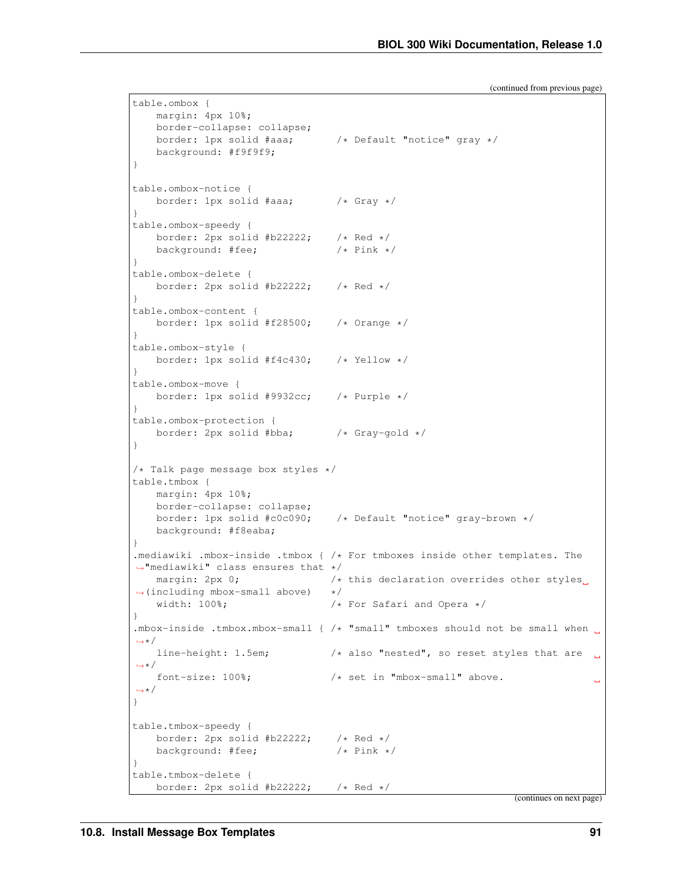(continued from previous page)

```
table.ombox {
    margin: 4px 10%;
    border-collapse: collapse;
    border: 1px solid #aaa;        /* Default "notice" gray */
    background: #f9f9f9;
}

table.ombox-notice {
    border: 1px solid #aaa;        /* Gray */
}
table.ombox-speedy {
    border: 2px solid #b22222;     /* Red */
    background: #fee;              /* Pink */
}
table.ombox-delete {
    border: 2px solid #b22222;     /* Red */
}
table.ombox-content {
    border: 1px solid #f28500;     /* Orange */
}
table.ombox-style {
    border: 1px solid #f4c430;     /* Yellow */
}
table.ombox-move {
    border: 1px solid #9932cc;     /* Purple */
}
table.ombox-protection {
    border: 2px solid #bba;        /* Gray-gold */
}

/* Talk page message box styles */
table.tmbox {
    margin: 4px 10%;
    border-collapse: collapse;
    border: 1px solid #c0c090;     /* Default "notice" gray-brown */
    background: #f8eaba;
}
.mediawiki .mbox-inside .tmbox { /* For tmboxes inside other templates. The
↪"mediawiki" class ensures that */
    margin: 2px 0;               /* this declaration overrides other styles␣
↪(including mbox-small above)   */
    width: 100%;                 /* For Safari and Opera */
}
.mbox-inside .tmbox.mbox-small { /* "small" tmboxes should not be small when ␣
↪*/
    line-height: 1.5em;          /* also "nested", so reset styles that are ␣
↪*/
    font-size: 100%;             /* set in "mbox-small" above.             ␣
↪*/
}

table.tmbox-speedy {
    border: 2px solid #b22222;     /* Red */
    background: #fee;              /* Pink */
}
table.tmbox-delete {
    border: 2px solid #b22222;     /* Red */
```

(continues on next page)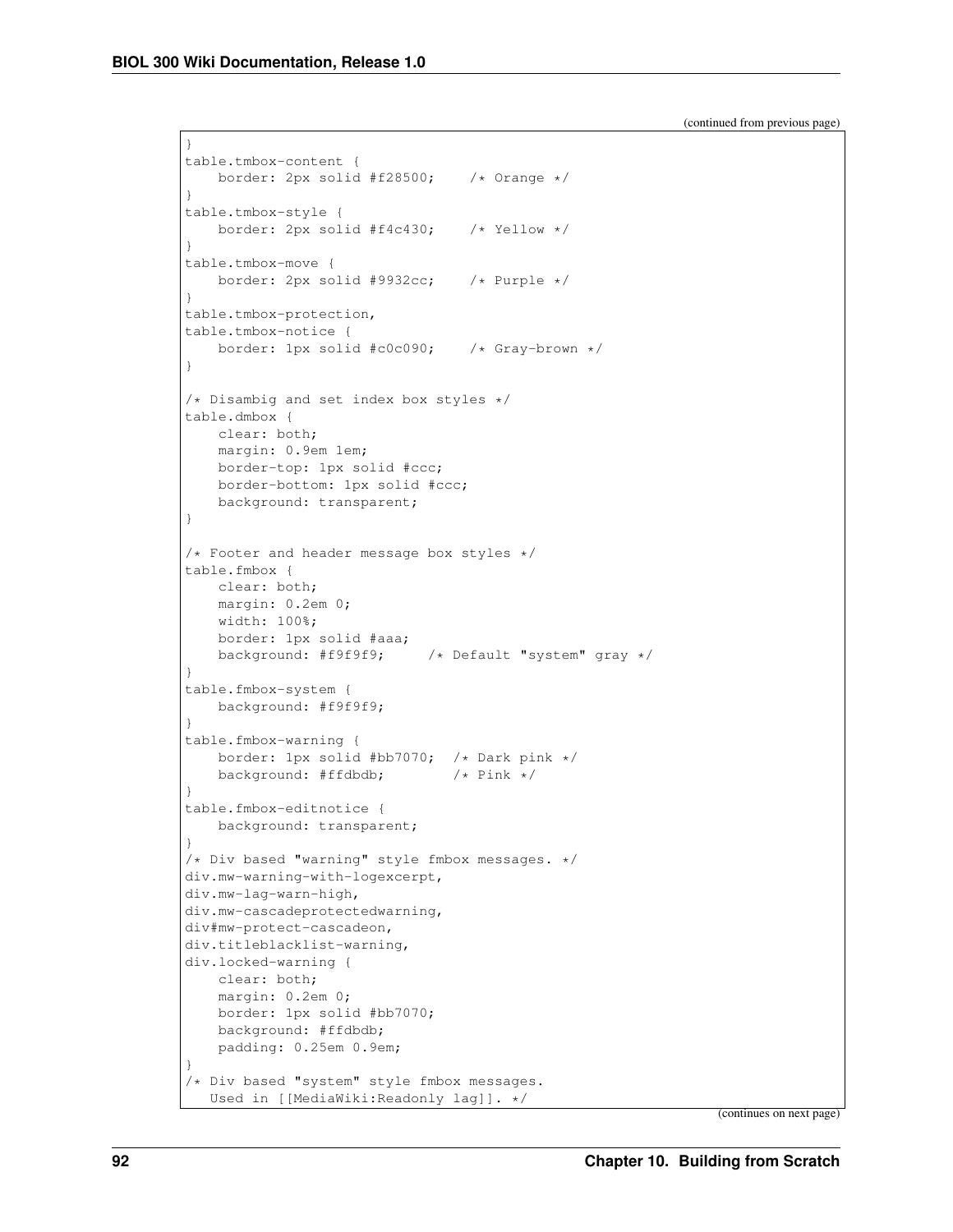(continued from previous page)

```
}
table.tmbox-content {
    border: 2px solid #f28500;    /* Orange */
}
table.tmbox-style {
    border: 2px solid #f4c430;    /* Yellow */
}
table.tmbox-move {
    border: 2px solid #9932cc;    /* Purple */
}
table.tmbox-protection,
table.tmbox-notice {
    border: 1px solid #c0c090;    /* Gray-brown */
}

/* Disambig and set index box styles */
table.dmbox {
    clear: both;
    margin: 0.9em 1em;
    border-top: 1px solid #ccc;
    border-bottom: 1px solid #ccc;
    background: transparent;
}

/* Footer and header message box styles */
table.fmbox {
    clear: both;
    margin: 0.2em 0;
    width: 100%;
    border: 1px solid #aaa;
    background: #f9f9f9;     /* Default "system" gray */
}
table.fmbox-system {
    background: #f9f9f9;
}
table.fmbox-warning {
    border: 1px solid #bb7070;  /* Dark pink */
    background: #ffdbdb;        /* Pink */
}
table.fmbox-editnotice {
    background: transparent;
}
/* Div based "warning" style fmbox messages. */
div.mw-warning-with-logexcerpt,
div.mw-lag-warn-high,
div.mw-cascadeprotectedwarning,
div#mw-protect-cascadeon,
div.titleblacklist-warning,
div.locked-warning {
    clear: both;
    margin: 0.2em 0;
    border: 1px solid #bb7070;
    background: #ffdbdb;
    padding: 0.25em 0.9em;
}
/* Div based "system" style fmbox messages.
   Used in [[MediaWiki:Readonly lag]]. */
```

(continues on next page)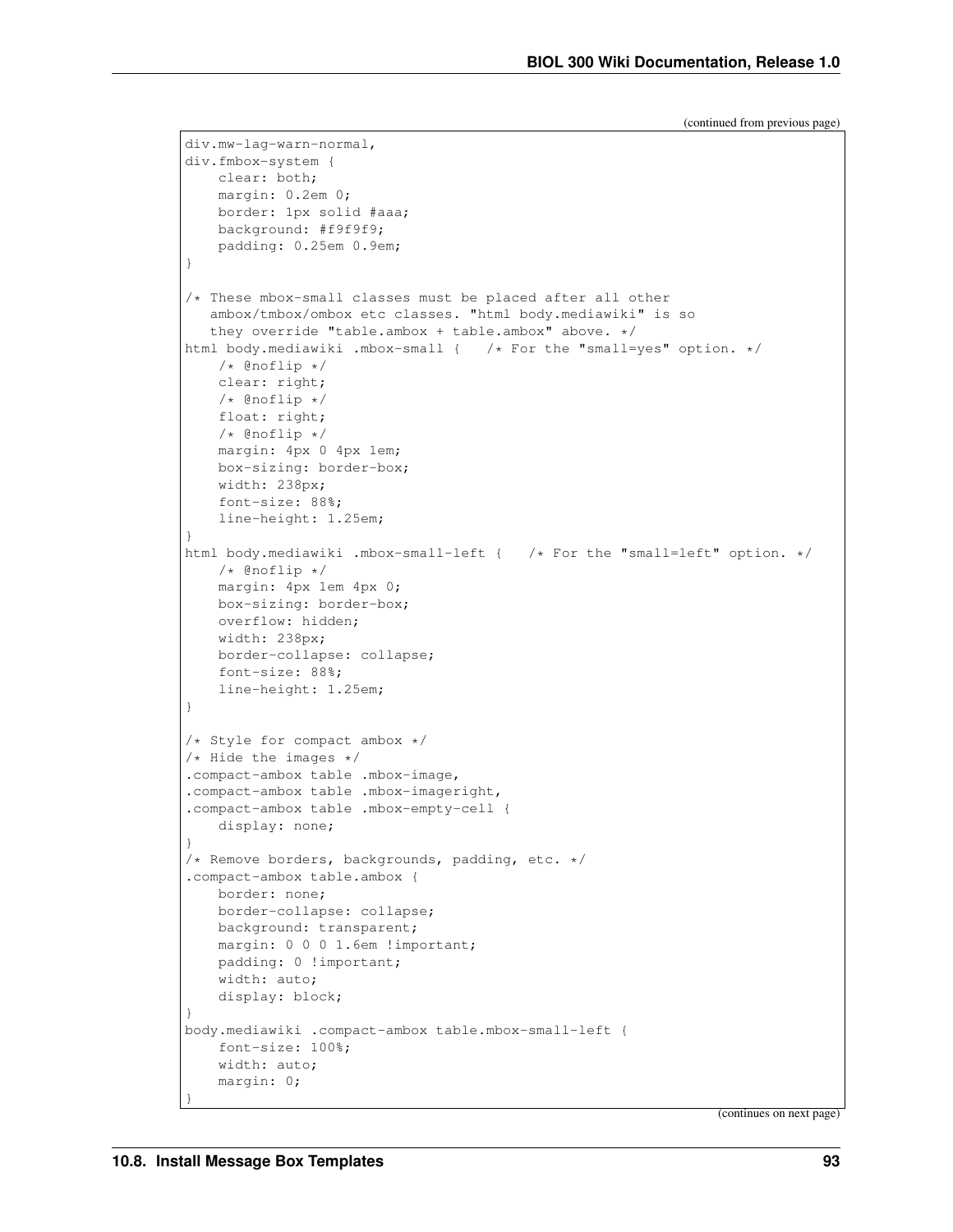(continued from previous page)

```
div.mw-lag-warn-normal,
div.fmbox-system {
    clear: both;
    margin: 0.2em 0;
    border: 1px solid #aaa;
    background: #f9f9f9;
    padding: 0.25em 0.9em;
}

/* These mbox-small classes must be placed after all other
   ambox/tmbox/ombox etc classes. "html body.mediawiki" is so
   they override "table.ambox + table.ambox" above. */
html body.mediawiki .mbox-small {   /* For the "small=yes" option. */
    /* @noflip */
    clear: right;
    /* @noflip */
    float: right;
    /* @noflip */
    margin: 4px 0 4px 1em;
    box-sizing: border-box;
    width: 238px;
    font-size: 88%;
    line-height: 1.25em;
}
html body.mediawiki .mbox-small-left {   /* For the "small=left" option. */
    /* @noflip */
    margin: 4px 1em 4px 0;
    box-sizing: border-box;
    overflow: hidden;
    width: 238px;
    border-collapse: collapse;
    font-size: 88%;
    line-height: 1.25em;
}

/* Style for compact ambox */
/* Hide the images */
.compact-ambox table .mbox-image,
.compact-ambox table .mbox-imageright,
.compact-ambox table .mbox-empty-cell {
    display: none;
}
/* Remove borders, backgrounds, padding, etc. */
.compact-ambox table.ambox {
    border: none;
    border-collapse: collapse;
    background: transparent;
    margin: 0 0 0 1.6em !important;
    padding: 0 !important;
    width: auto;
    display: block;
}
body.mediawiki .compact-ambox table.mbox-small-left {
    font-size: 100%;
    width: auto;
    margin: 0;
}
```

(continues on next page)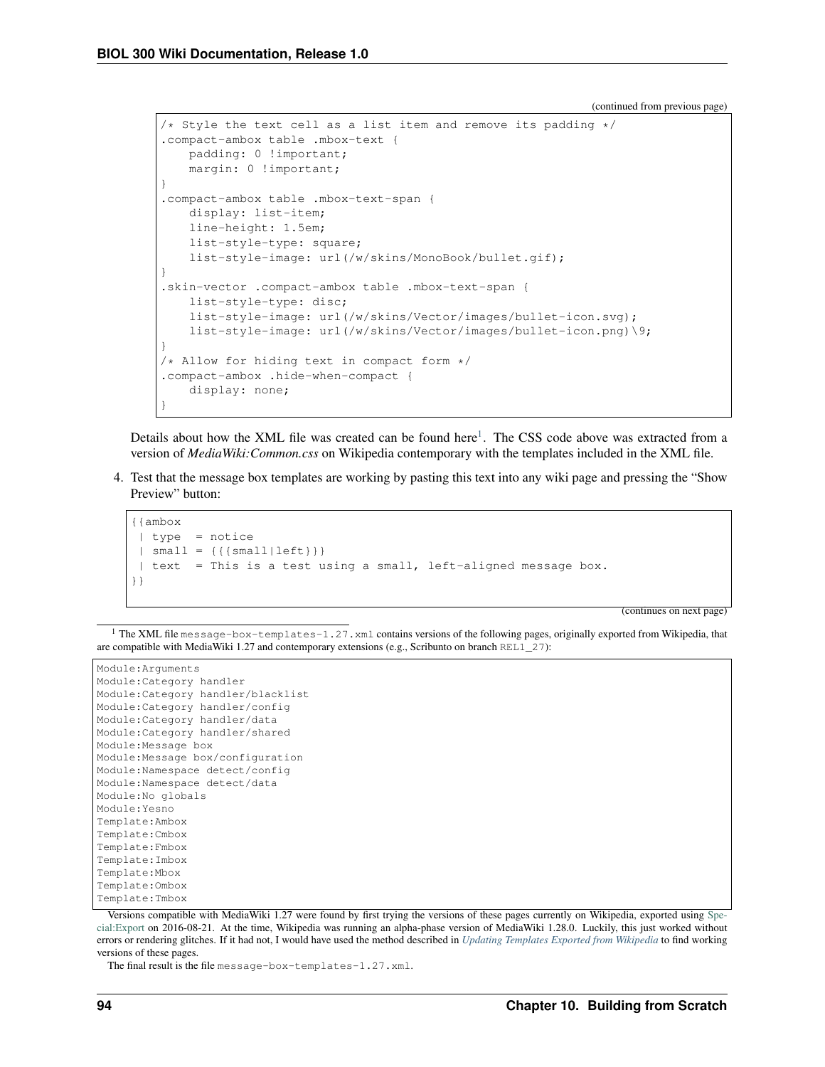(continued from previous page)

```
/* Style the text cell as a list item and remove its padding */
.compact-ambox table .mbox-text {
    padding: 0 !important;
    margin: 0 !important;
}
.compact-ambox table .mbox-text-span {
    display: list-item;
    line-height: 1.5em;
    list-style-type: square;
    list-style-image: url(/w/skins/MonoBook/bullet.gif);
}
.skin-vector .compact-ambox table .mbox-text-span {
    list-style-type: disc;
    list-style-image: url(/w/skins/Vector/images/bullet-icon.svg);
    list-style-image: url(/w/skins/Vector/images/bullet-icon.png)\9;
}
/* Allow for hiding text in compact form */
.compact-ambox .hide-when-compact {
    display: none;
}
```

Details about how the XML file was created can be found here[1]. The CSS code above was extracted from a version of *MediaWiki:Common.css* on Wikipedia contemporary with the templates included in the XML file.

4. Test that the message box templates are working by pasting this text into any wiki page and pressing the "Show Preview" button:

```
{{ambox
 | type  = notice
 | small = {{{small|left}}}
 | text  = This is a test using a small, left-aligned message box.
}}
```

(continues on next page)

[1] The XML file `message-box-templates-1.27.xml` contains versions of the following pages, originally exported from Wikipedia, that are compatible with MediaWiki 1.27 and contemporary extensions (e.g., Scribunto on branch `REL1_27`):

```
Module:Arguments
Module:Category handler
Module:Category handler/blacklist
Module:Category handler/config
Module:Category handler/data
Module:Category handler/shared
Module:Message box
Module:Message box/configuration
Module:Namespace detect/config
Module:Namespace detect/data
Module:No globals
Module:Yesno
Template:Ambox
Template:Cmbox
Template:Fmbox
Template:Imbox
Template:Mbox
Template:Ombox
Template:Tmbox
```

Versions compatible with MediaWiki 1.27 were found by first trying the versions of these pages currently on Wikipedia, exported using Special:Export on 2016-08-21. At the time, Wikipedia was running an alpha-phase version of MediaWiki 1.28.0. Luckily, this just worked without errors or rendering glitches. If it had not, I would have used the method described in *Updating Templates Exported from Wikipedia* to find working versions of these pages.

The final result is the file `message-box-templates-1.27.xml`.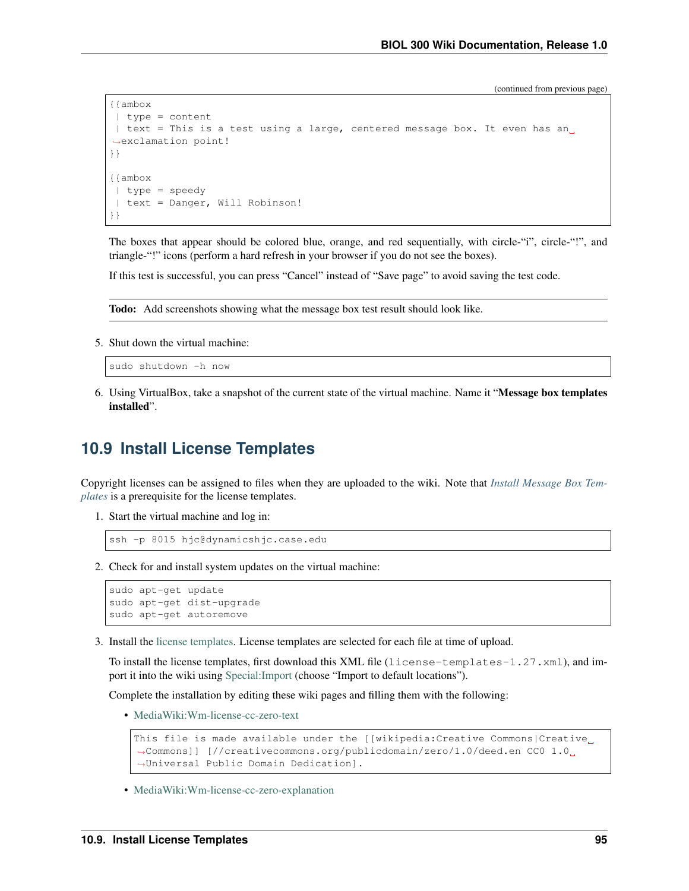(continued from previous page)

```
{{ambox
 | type = content
 | text = This is a test using a large, centered message box. It even has an exclamation point!
}}

{{ambox
 | type = speedy
 | text = Danger, Will Robinson!
}}
```

The boxes that appear should be colored blue, orange, and red sequentially, with circle-"i", circle-"!", and triangle-"!" icons (perform a hard refresh in your browser if you do not see the boxes).

If this test is successful, you can press "Cancel" instead of "Save page" to avoid saving the test code.

**Todo:** Add screenshots showing what the message box test result should look like.

5. Shut down the virtual machine:

```
sudo shutdown -h now
```

6. Using VirtualBox, take a snapshot of the current state of the virtual machine. Name it "**Message box templates installed**".

## 10.9 Install License Templates

Copyright licenses can be assigned to files when they are uploaded to the wiki. Note that *Install Message Box Templates* is a prerequisite for the license templates.

1. Start the virtual machine and log in:

```
ssh -p 8015 hjc@dynamicshjc.case.edu
```

2. Check for and install system updates on the virtual machine:

```
sudo apt-get update
sudo apt-get dist-upgrade
sudo apt-get autoremove
```

3. Install the license templates. License templates are selected for each file at time of upload.

   To install the license templates, first download this XML file (`license-templates-1.27.xml`), and import it into the wiki using Special:Import (choose "Import to default locations").

   Complete the installation by editing these wiki pages and filling them with the following:

   - MediaWiki:Wm-license-cc-zero-text

   ```
   This file is made available under the [[wikipedia:Creative Commons|Creative Commons]] [//creativecommons.org/publicdomain/zero/1.0/deed.en CC0 1.0 Universal Public Domain Dedication].
   ```

   - MediaWiki:Wm-license-cc-zero-explanation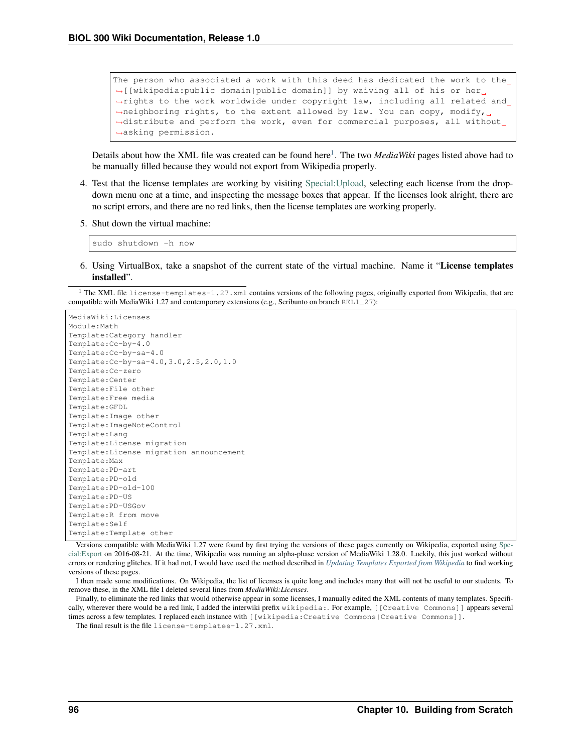```
The person who associated a work with this deed has dedicated the work to the [[wikipedia:public domain|public domain]] by waiving all of his or her rights to the work worldwide under copyright law, including all related and neighboring rights, to the extent allowed by law. You can copy, modify, distribute and perform the work, even for commercial purposes, all without asking permission.
```

Details about how the XML file was created can be found here[1]. The two *MediaWiki* pages listed above had to be manually filled because they would not export from Wikipedia properly.

4. Test that the license templates are working by visiting Special:Upload, selecting each license from the drop-down menu one at a time, and inspecting the message boxes that appear. If the licenses look alright, there are no script errors, and there are no red links, then the license templates are working properly.

5. Shut down the virtual machine:

```
sudo shutdown -h now
```

6. Using VirtualBox, take a snapshot of the current state of the virtual machine. Name it "**License templates installed**".

[1] The XML file `license-templates-1.27.xml` contains versions of the following pages, originally exported from Wikipedia, that are compatible with MediaWiki 1.27 and contemporary extensions (e.g., Scribunto on branch `REL1_27`):

```
MediaWiki:Licenses
Module:Math
Template:Category handler
Template:Cc-by-4.0
Template:Cc-by-sa-4.0
Template:Cc-by-sa-4.0,3.0,2.5,2.0,1.0
Template:Cc-zero
Template:Center
Template:File other
Template:Free media
Template:GFDL
Template:Image other
Template:ImageNoteControl
Template:Lang
Template:License migration
Template:License migration announcement
Template:Max
Template:PD-art
Template:PD-old
Template:PD-old-100
Template:PD-US
Template:PD-USGov
Template:R from move
Template:Self
Template:Template other
```

Versions compatible with MediaWiki 1.27 were found by first trying the versions of these pages currently on Wikipedia, exported using Special:Export on 2016-08-21. At the time, Wikipedia was running an alpha-phase version of MediaWiki 1.28.0. Luckily, this just worked without errors or rendering glitches. If it had not, I would have used the method described in *Updating Templates Exported from Wikipedia* to find working versions of these pages.

I then made some modifications. On Wikipedia, the list of licenses is quite long and includes many that will not be useful to our students. To remove these, in the XML file I deleted several lines from *MediaWiki:Licenses*.

Finally, to eliminate the red links that would otherwise appear in some licenses, I manually edited the XML contents of many templates. Specifically, wherever there would be a red link, I added the interwiki prefix `wikipedia:`. For example, `[[Creative Commons]]` appears several times across a few templates. I replaced each instance with `[[wikipedia:Creative Commons|Creative Commons]]`.

The final result is the file `license-templates-1.27.xml`.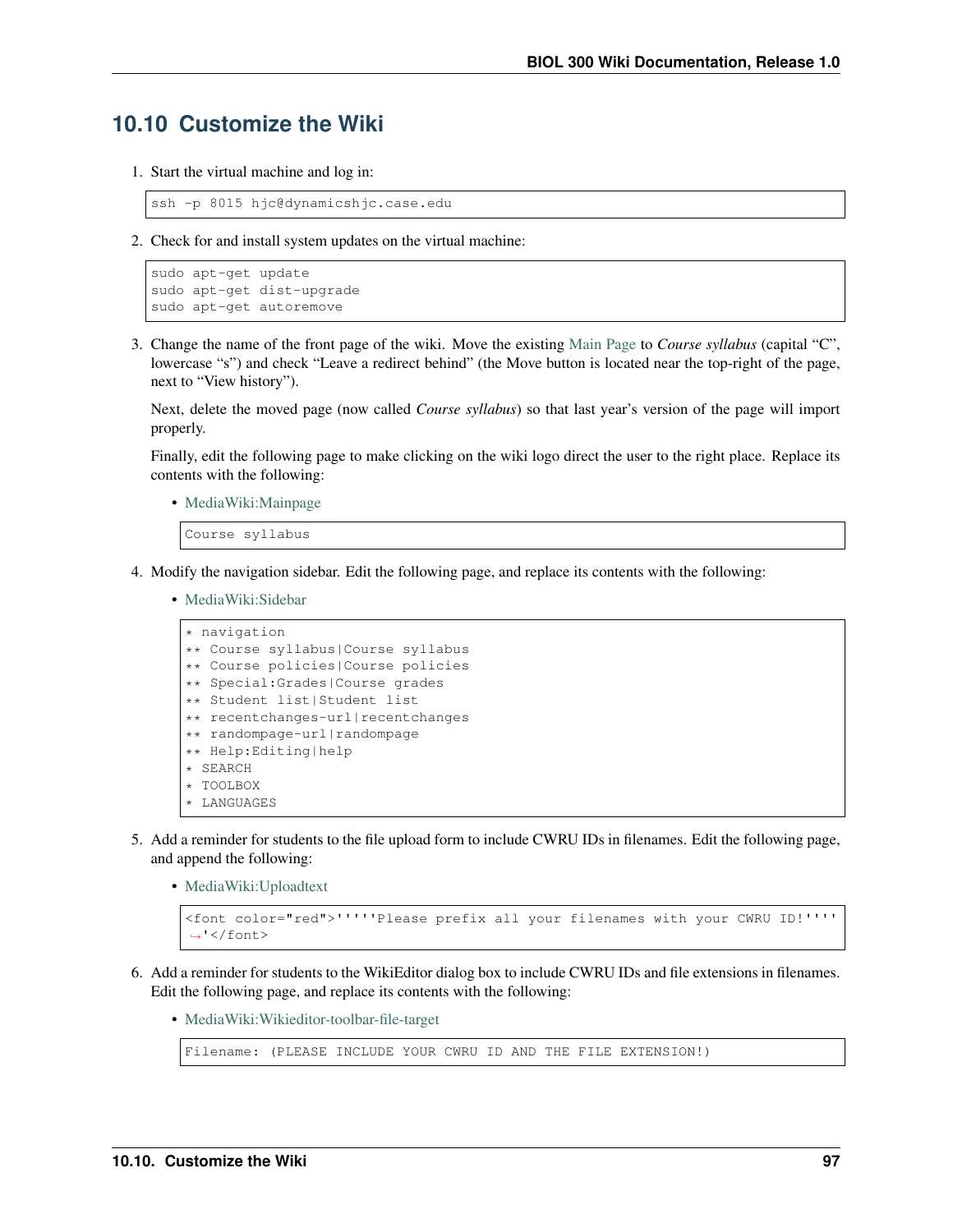## 10.10 Customize the Wiki

1. Start the virtual machine and log in:

   ```
   ssh -p 8015 hjc@dynamicshjc.case.edu
   ```

2. Check for and install system updates on the virtual machine:

   ```
   sudo apt-get update
   sudo apt-get dist-upgrade
   sudo apt-get autoremove
   ```

3. Change the name of the front page of the wiki. Move the existing Main Page to *Course syllabus* (capital "C", lowercase "s") and check "Leave a redirect behind" (the Move button is located near the top-right of the page, next to "View history").

   Next, delete the moved page (now called *Course syllabus*) so that last year's version of the page will import properly.

   Finally, edit the following page to make clicking on the wiki logo direct the user to the right place. Replace its contents with the following:

   - MediaWiki:Mainpage

   ```
   Course syllabus
   ```

4. Modify the navigation sidebar. Edit the following page, and replace its contents with the following:

   - MediaWiki:Sidebar

   ```
   * navigation
   ** Course syllabus|Course syllabus
   ** Course policies|Course policies
   ** Special:Grades|Course grades
   ** Student list|Student list
   ** recentchanges-url|recentchanges
   ** randompage-url|randompage
   ** Help:Editing|help
   * SEARCH
   * TOOLBOX
   * LANGUAGES
   ```

5. Add a reminder for students to the file upload form to include CWRU IDs in filenames. Edit the following page, and append the following:

   - MediaWiki:Uploadtext

   ```
   <font color="red">'''''Please prefix all your filenames with your CWRU ID!''''
   ↪'</font>
   ```

6. Add a reminder for students to the WikiEditor dialog box to include CWRU IDs and file extensions in filenames. Edit the following page, and replace its contents with the following:

   - MediaWiki:Wikieditor-toolbar-file-target

   ```
   Filename: (PLEASE INCLUDE YOUR CWRU ID AND THE FILE EXTENSION!)
   ```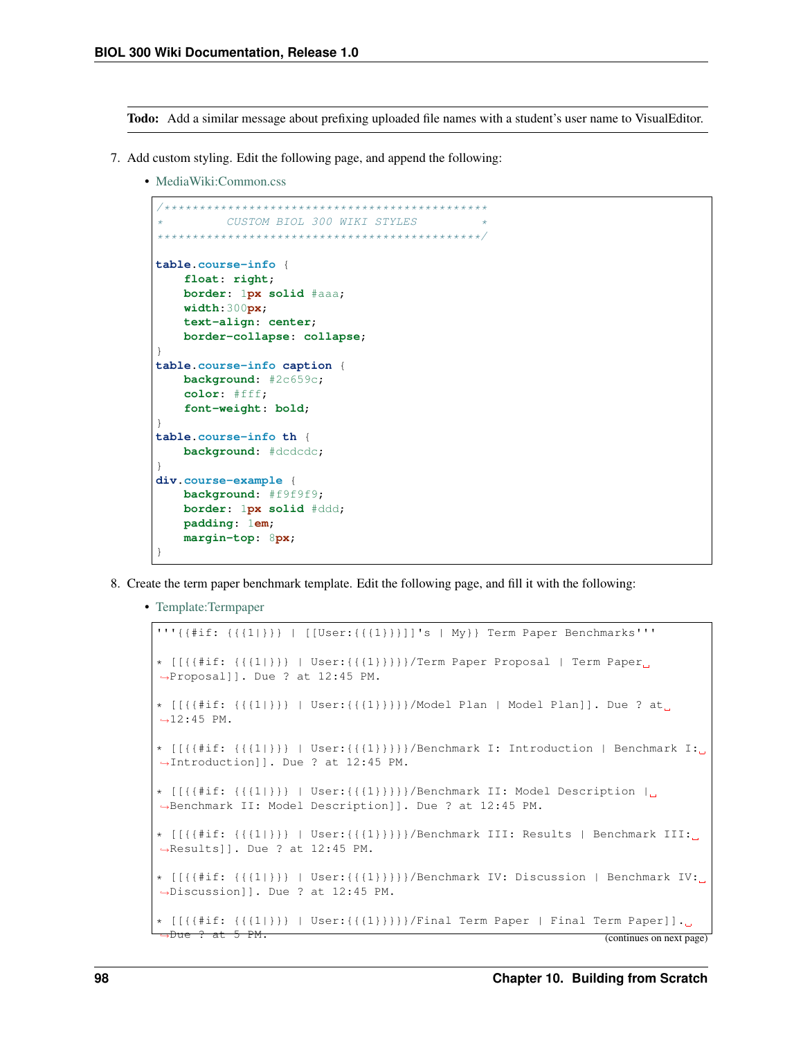**Todo:** Add a similar message about prefixing uploaded file names with a student's user name to VisualEditor.

7. Add custom styling. Edit the following page, and append the following:

   - MediaWiki:Common.css

```css
/***********************************************
*          CUSTOM BIOL 300 WIKI STYLES         *
***********************************************/

table.course-info {
    float: right;
    border: 1px solid #aaa;
    width:300px;
    text-align: center;
    border-collapse: collapse;
}
table.course-info caption {
    background: #2c659c;
    color: #fff;
    font-weight: bold;
}
table.course-info th {
    background: #dcdcdc;
}
div.course-example {
    background: #f9f9f9;
    border: 1px solid #ddd;
    padding: 1em;
    margin-top: 8px;
}
```

8. Create the term paper benchmark template. Edit the following page, and fill it with the following:

   - Template:Termpaper

```
'''{{#if: {{{1|}}} | [[User:{{{1}}}]]'s | My}} Term Paper Benchmarks'''

* [[{{#if: {{{1|}}} | User:{{{1}}}}}/Term Paper Proposal | Term Paper Proposal]]. Due ? at 12:45 PM.

* [[{{#if: {{{1|}}} | User:{{{1}}}}}/Model Plan | Model Plan]]. Due ? at 12:45 PM.

* [[{{#if: {{{1|}}} | User:{{{1}}}}}/Benchmark I: Introduction | Benchmark I: Introduction]]. Due ? at 12:45 PM.

* [[{{#if: {{{1|}}} | User:{{{1}}}}}/Benchmark II: Model Description | Benchmark II: Model Description]]. Due ? at 12:45 PM.

* [[{{#if: {{{1|}}} | User:{{{1}}}}}/Benchmark III: Results | Benchmark III: Results]]. Due ? at 12:45 PM.

* [[{{#if: {{{1|}}} | User:{{{1}}}}}/Benchmark IV: Discussion | Benchmark IV: Discussion]]. Due ? at 12:45 PM.

* [[{{#if: {{{1|}}} | User:{{{1}}}}}/Final Term Paper | Final Term Paper]]. Due ? at 5 PM.
```

(continues on next page)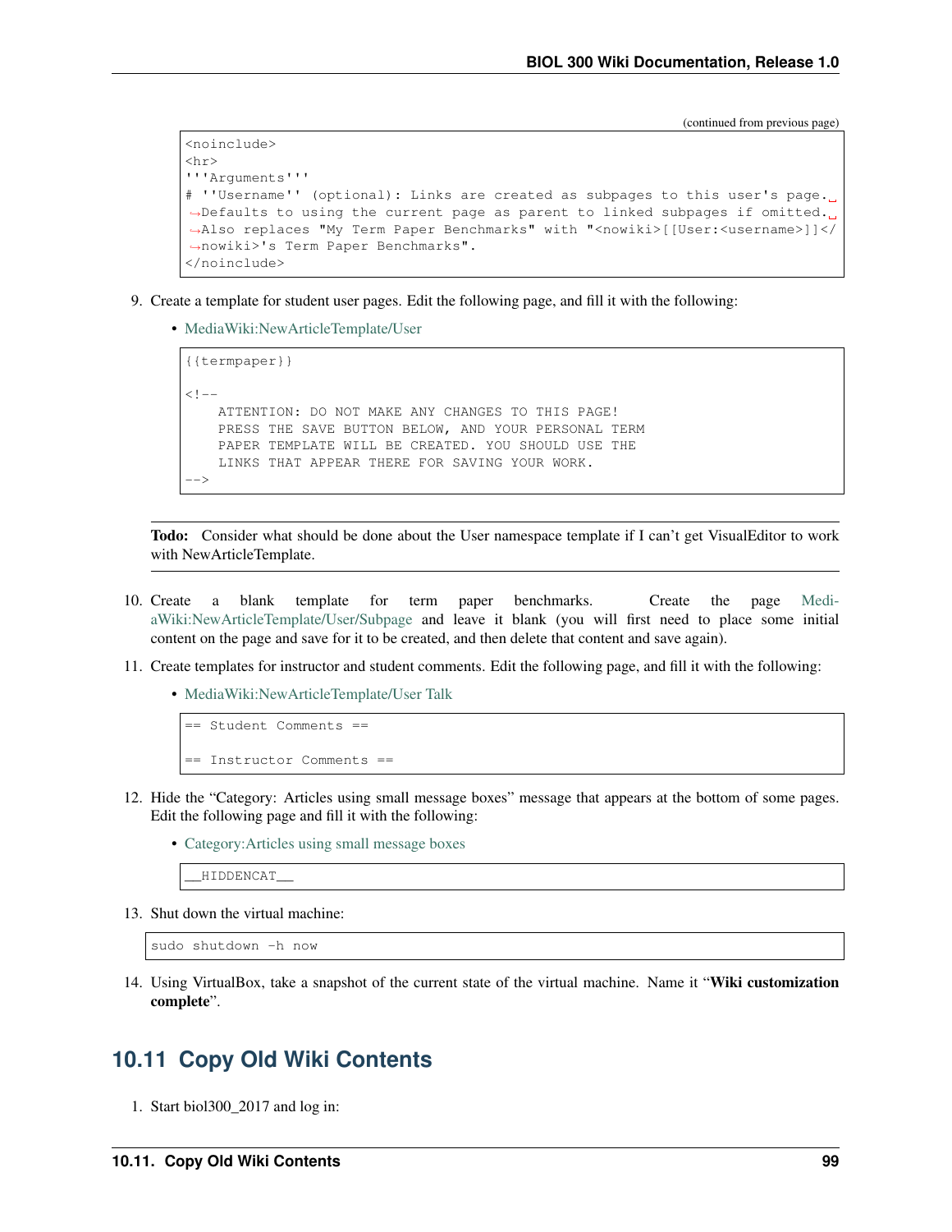(continued from previous page)

```
<noinclude>
<hr>
'''Arguments'''
# ''Username'' (optional): Links are created as subpages to this user's page. Defaults to using the current page as parent to linked subpages if omitted. Also replaces "My Term Paper Benchmarks" with "<nowiki>[[User:<username>]]</nowiki>'s Term Paper Benchmarks".
</noinclude>
```

9. Create a template for student user pages. Edit the following page, and fill it with the following:

   - MediaWiki:NewArticleTemplate/User

```
{{termpaper}}

<!--
    ATTENTION: DO NOT MAKE ANY CHANGES TO THIS PAGE!
    PRESS THE SAVE BUTTON BELOW, AND YOUR PERSONAL TERM
    PAPER TEMPLATE WILL BE CREATED. YOU SHOULD USE THE
    LINKS THAT APPEAR THERE FOR SAVING YOUR WORK.
-->
```

**Todo:** Consider what should be done about the User namespace template if I can't get VisualEditor to work with NewArticleTemplate.

10. Create a blank template for term paper benchmarks. Create the page MediaWiki:NewArticleTemplate/User/Subpage and leave it blank (you will first need to place some initial content on the page and save for it to be created, and then delete that content and save again).

11. Create templates for instructor and student comments. Edit the following page, and fill it with the following:

    - MediaWiki:NewArticleTemplate/User Talk

```
== Student Comments ==

== Instructor Comments ==
```

12. Hide the "Category: Articles using small message boxes" message that appears at the bottom of some pages. Edit the following page and fill it with the following:

    - Category:Articles using small message boxes

```
__HIDDENCAT__
```

13. Shut down the virtual machine:

```
sudo shutdown -h now
```

14. Using VirtualBox, take a snapshot of the current state of the virtual machine. Name it "**Wiki customization complete**".

## 10.11 Copy Old Wiki Contents

1. Start biol300_2017 and log in: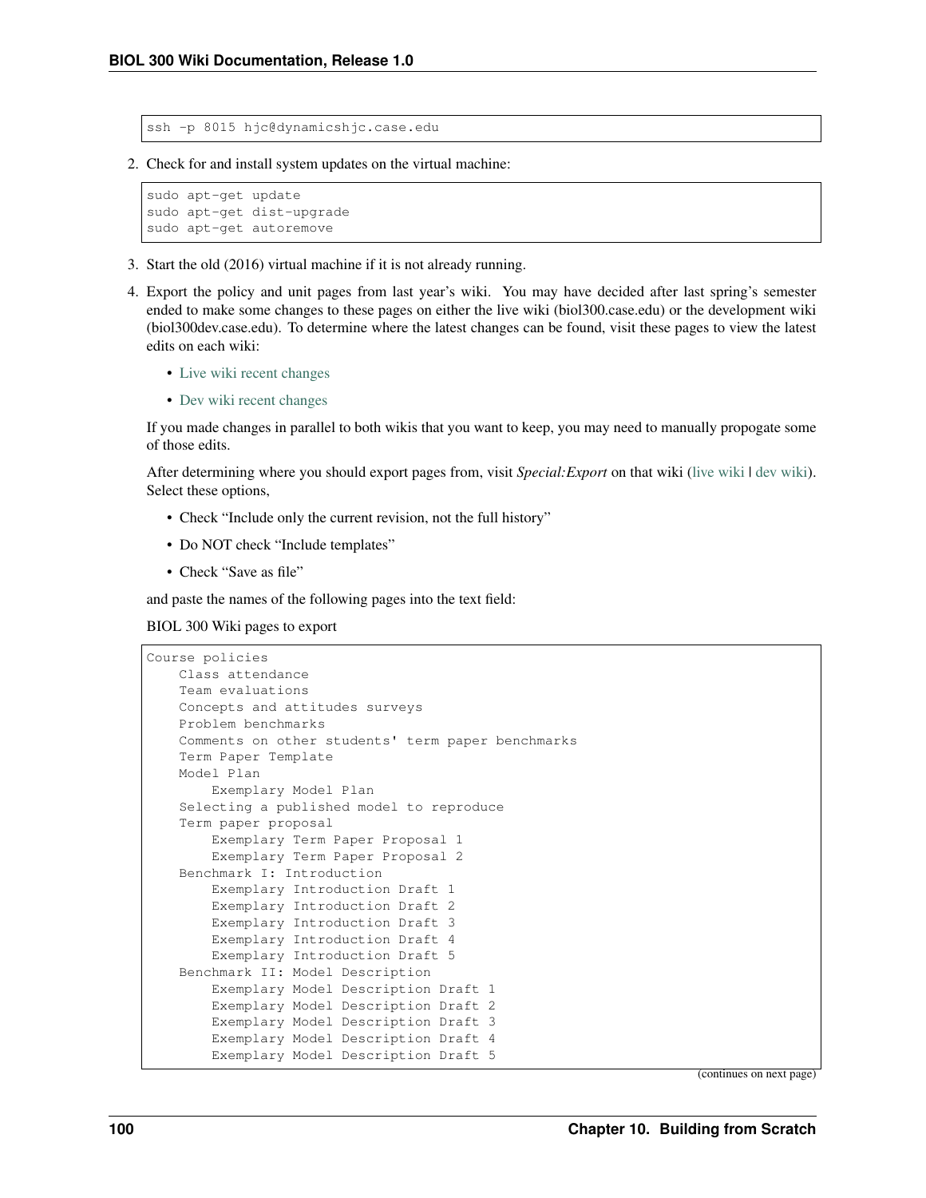```
ssh -p 8015 hjc@dynamicshjc.case.edu
```

2. Check for and install system updates on the virtual machine:

```
sudo apt-get update
sudo apt-get dist-upgrade
sudo apt-get autoremove
```

3. Start the old (2016) virtual machine if it is not already running.

4. Export the policy and unit pages from last year's wiki. You may have decided after last spring's semester ended to make some changes to these pages on either the live wiki (biol300.case.edu) or the development wiki (biol300dev.case.edu). To determine where the latest changes can be found, visit these pages to view the latest edits on each wiki:

   - Live wiki recent changes
   - Dev wiki recent changes

   If you made changes in parallel to both wikis that you want to keep, you may need to manually propogate some of those edits.

   After determining where you should export pages from, visit *Special:Export* on that wiki (live wiki | dev wiki). Select these options,

   - Check "Include only the current revision, not the full history"
   - Do NOT check "Include templates"
   - Check "Save as file"

   and paste the names of the following pages into the text field:

   BIOL 300 Wiki pages to export

```
Course policies
    Class attendance
    Team evaluations
    Concepts and attitudes surveys
    Problem benchmarks
    Comments on other students' term paper benchmarks
    Term Paper Template
    Model Plan
        Exemplary Model Plan
    Selecting a published model to reproduce
    Term paper proposal
        Exemplary Term Paper Proposal 1
        Exemplary Term Paper Proposal 2
    Benchmark I: Introduction
        Exemplary Introduction Draft 1
        Exemplary Introduction Draft 2
        Exemplary Introduction Draft 3
        Exemplary Introduction Draft 4
        Exemplary Introduction Draft 5
    Benchmark II: Model Description
        Exemplary Model Description Draft 1
        Exemplary Model Description Draft 2
        Exemplary Model Description Draft 3
        Exemplary Model Description Draft 4
        Exemplary Model Description Draft 5
```

(continues on next page)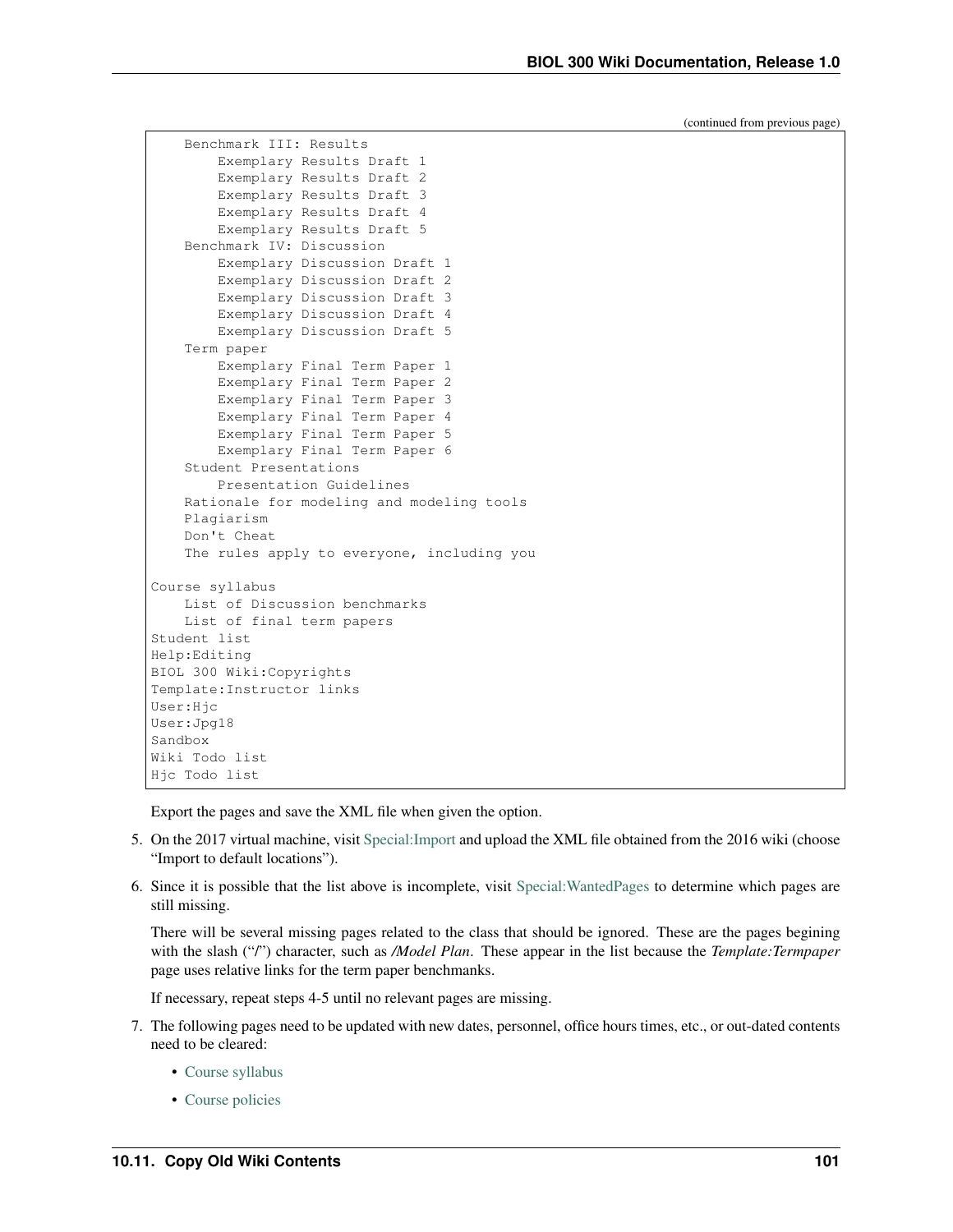(continued from previous page)

```
    Benchmark III: Results
        Exemplary Results Draft 1
        Exemplary Results Draft 2
        Exemplary Results Draft 3
        Exemplary Results Draft 4
        Exemplary Results Draft 5
    Benchmark IV: Discussion
        Exemplary Discussion Draft 1
        Exemplary Discussion Draft 2
        Exemplary Discussion Draft 3
        Exemplary Discussion Draft 4
        Exemplary Discussion Draft 5
    Term paper
        Exemplary Final Term Paper 1
        Exemplary Final Term Paper 2
        Exemplary Final Term Paper 3
        Exemplary Final Term Paper 4
        Exemplary Final Term Paper 5
        Exemplary Final Term Paper 6
    Student Presentations
        Presentation Guidelines
    Rationale for modeling and modeling tools
    Plagiarism
    Don't Cheat
    The rules apply to everyone, including you

Course syllabus
    List of Discussion benchmarks
    List of final term papers
Student list
Help:Editing
BIOL 300 Wiki:Copyrights
Template:Instructor links
User:Hjc
User:Jpg18
Sandbox
Wiki Todo list
Hjc Todo list
```

Export the pages and save the XML file when given the option.

5. On the 2017 virtual machine, visit Special:Import and upload the XML file obtained from the 2016 wiki (choose "Import to default locations").

6. Since it is possible that the list above is incomplete, visit Special:WantedPages to determine which pages are still missing.

   There will be several missing pages related to the class that should be ignored. These are the pages begining with the slash ("/") character, such as */Model Plan*. These appear in the list because the *Template:Termpaper* page uses relative links for the term paper benchmanks.

   If necessary, repeat steps 4-5 until no relevant pages are missing.

7. The following pages need to be updated with new dates, personnel, office hours times, etc., or out-dated contents need to be cleared:

   - Course syllabus
   - Course policies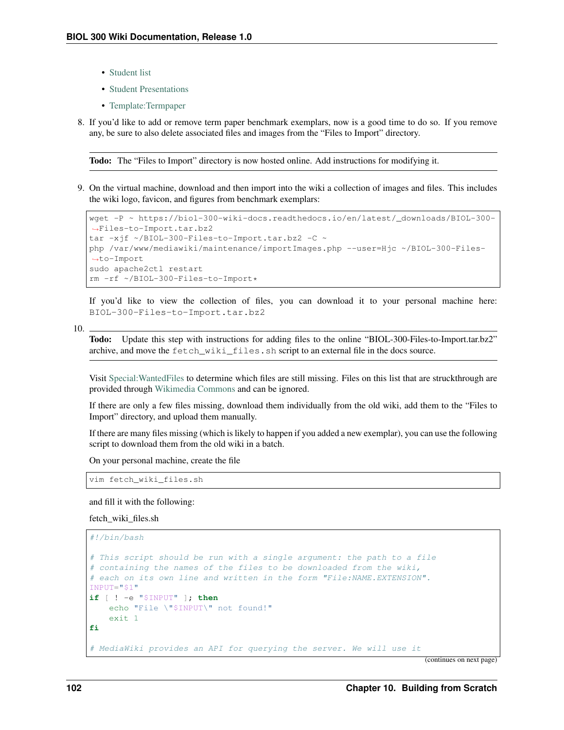- Student list
- Student Presentations
- Template:Termpaper

8. If you'd like to add or remove term paper benchmark exemplars, now is a good time to do so. If you remove any, be sure to also delete associated files and images from the "Files to Import" directory.

   **Todo:** The "Files to Import" directory is now hosted online. Add instructions for modifying it.

9. On the virtual machine, download and then import into the wiki a collection of images and files. This includes the wiki logo, favicon, and figures from benchmark exemplars:

   ```
   wget -P ~ https://biol-300-wiki-docs.readthedocs.io/en/latest/_downloads/BIOL-300-Files-to-Import.tar.bz2
   tar -xjf ~/BIOL-300-Files-to-Import.tar.bz2 -C ~
   php /var/www/mediawiki/maintenance/importImages.php --user=Hjc ~/BIOL-300-Files-to-Import
   sudo apache2ctl restart
   rm -rf ~/BIOL-300-Files-to-Import*
   ```

   If you'd like to view the collection of files, you can download it to your personal machine here: `BIOL-300-Files-to-Import.tar.bz2`

10. **Todo:** Update this step with instructions for adding files to the online "BIOL-300-Files-to-Import.tar.bz2" archive, and move the `fetch_wiki_files.sh` script to an external file in the docs source.

    Visit Special:WantedFiles to determine which files are still missing. Files on this list that are struckthrough are provided through Wikimedia Commons and can be ignored.

    If there are only a few files missing, download them individually from the old wiki, add them to the "Files to Import" directory, and upload them manually.

    If there are many files missing (which is likely to happen if you added a new exemplar), you can use the following script to download them from the old wiki in a batch.

    On your personal machine, create the file

    ```
    vim fetch_wiki_files.sh
    ```

    and fill it with the following:

    fetch_wiki_files.sh

    ```
    #!/bin/bash

    # This script should be run with a single argument: the path to a file
    # containing the names of the files to be downloaded from the wiki,
    # each on its own line and written in the form "File:NAME.EXTENSION".
    INPUT="$1"
    if [ ! -e "$INPUT" ]; then
        echo "File \"$INPUT\" not found!"
        exit 1
    fi

    # MediaWiki provides an API for querying the server. We will use it
    ```

    (continues on next page)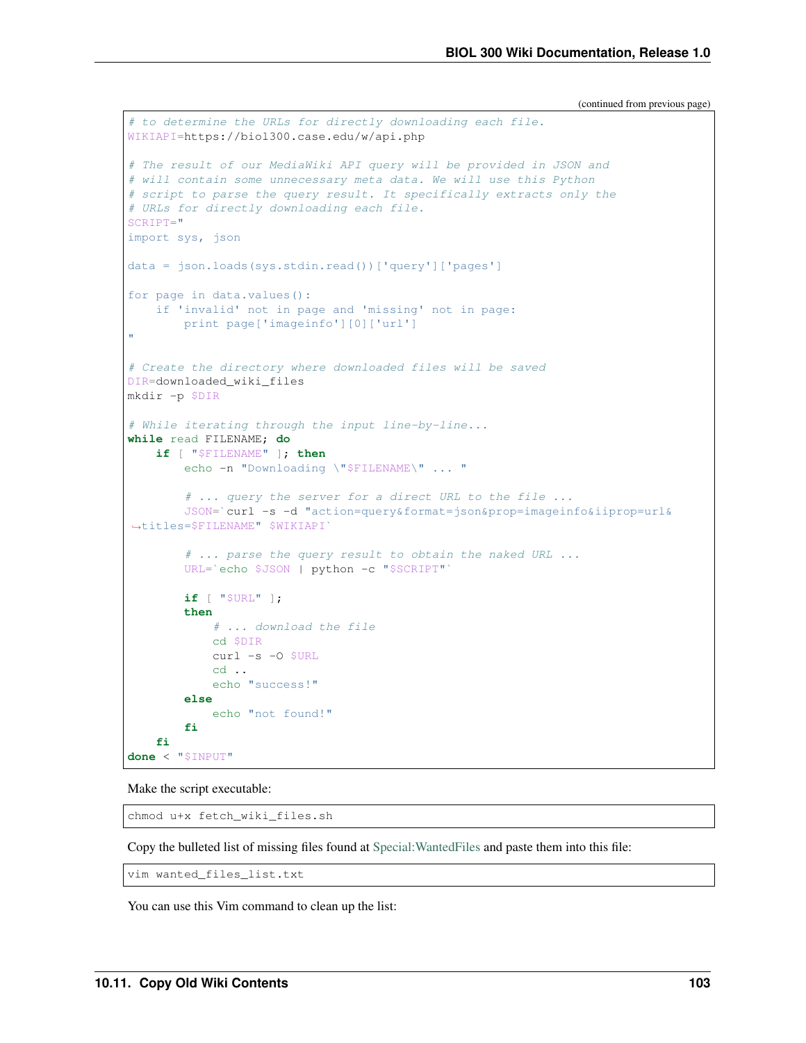(continued from previous page)

```
# to determine the URLs for directly downloading each file.
WIKIAPI=https://biol300.case.edu/w/api.php

# The result of our MediaWiki API query will be provided in JSON and
# will contain some unnecessary meta data. We will use this Python
# script to parse the query result. It specifically extracts only the
# URLs for directly downloading each file.
SCRIPT="
import sys, json

data = json.loads(sys.stdin.read())['query']['pages']

for page in data.values():
    if 'invalid' not in page and 'missing' not in page:
        print page['imageinfo'][0]['url']
"

# Create the directory where downloaded files will be saved
DIR=downloaded_wiki_files
mkdir -p $DIR

# While iterating through the input line-by-line...
while read FILENAME; do
    if [ "$FILENAME" ]; then
        echo -n "Downloading \"$FILENAME\" ... "

        # ... query the server for a direct URL to the file ...
        JSON=`curl -s -d "action=query&format=json&prop=imageinfo&iiprop=url&
↪titles=$FILENAME" $WIKIAPI`

        # ... parse the query result to obtain the naked URL ...
        URL=`echo $JSON | python -c "$SCRIPT"`

        if [ "$URL" ];
        then
            # ... download the file
            cd $DIR
            curl -s -O $URL
            cd ..
            echo "success!"
        else
            echo "not found!"
        fi
    fi
done < "$INPUT"
```

Make the script executable:

```
chmod u+x fetch_wiki_files.sh
```

Copy the bulleted list of missing files found at Special:WantedFiles and paste them into this file:

```
vim wanted_files_list.txt
```

You can use this Vim command to clean up the list: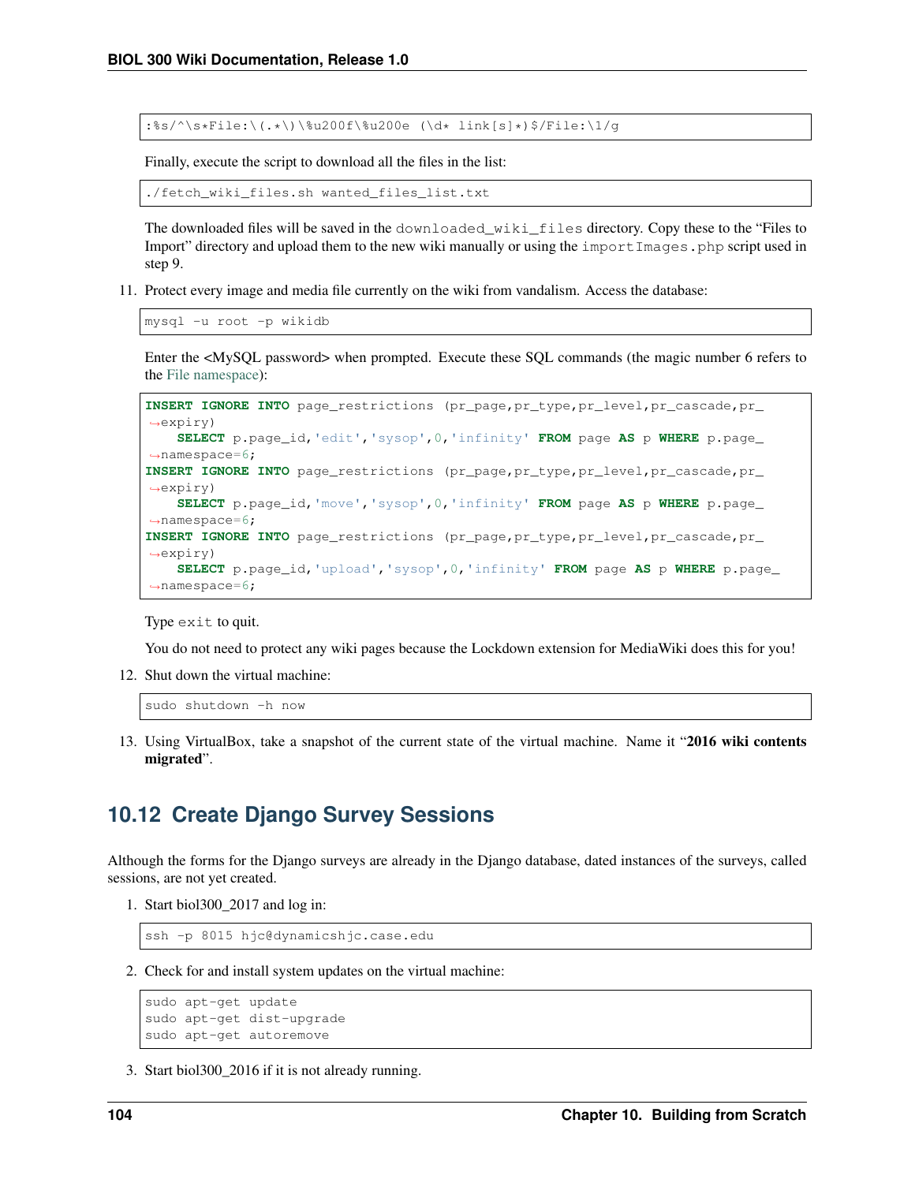```
:%s/^\s*File:\(.*\)\%u200f\%u200e (\d* link[s]*)$/File:\1/g
```

Finally, execute the script to download all the files in the list:

```
./fetch_wiki_files.sh wanted_files_list.txt
```

The downloaded files will be saved in the `downloaded_wiki_files` directory. Copy these to the "Files to Import" directory and upload them to the new wiki manually or using the `importImages.php` script used in step 9.

11. Protect every image and media file currently on the wiki from vandalism. Access the database:

```
mysql -u root -p wikidb
```

Enter the <MySQL password> when prompted. Execute these SQL commands (the magic number 6 refers to the File namespace):

```sql
INSERT IGNORE INTO page_restrictions (pr_page,pr_type,pr_level,pr_cascade,pr_expiry)
    SELECT p.page_id,'edit','sysop',0,'infinity' FROM page AS p WHERE p.page_namespace=6;
INSERT IGNORE INTO page_restrictions (pr_page,pr_type,pr_level,pr_cascade,pr_expiry)
    SELECT p.page_id,'move','sysop',0,'infinity' FROM page AS p WHERE p.page_namespace=6;
INSERT IGNORE INTO page_restrictions (pr_page,pr_type,pr_level,pr_cascade,pr_expiry)
    SELECT p.page_id,'upload','sysop',0,'infinity' FROM page AS p WHERE p.page_namespace=6;
```

Type `exit` to quit.

You do not need to protect any wiki pages because the Lockdown extension for MediaWiki does this for you!

12. Shut down the virtual machine:

```
sudo shutdown -h now
```

13. Using VirtualBox, take a snapshot of the current state of the virtual machine. Name it "**2016 wiki contents migrated**".

## 10.12 Create Django Survey Sessions

Although the forms for the Django surveys are already in the Django database, dated instances of the surveys, called sessions, are not yet created.

1. Start biol300_2017 and log in:

```
ssh -p 8015 hjc@dynamicshjc.case.edu
```

2. Check for and install system updates on the virtual machine:

```
sudo apt-get update
sudo apt-get dist-upgrade
sudo apt-get autoremove
```

3. Start biol300_2016 if it is not already running.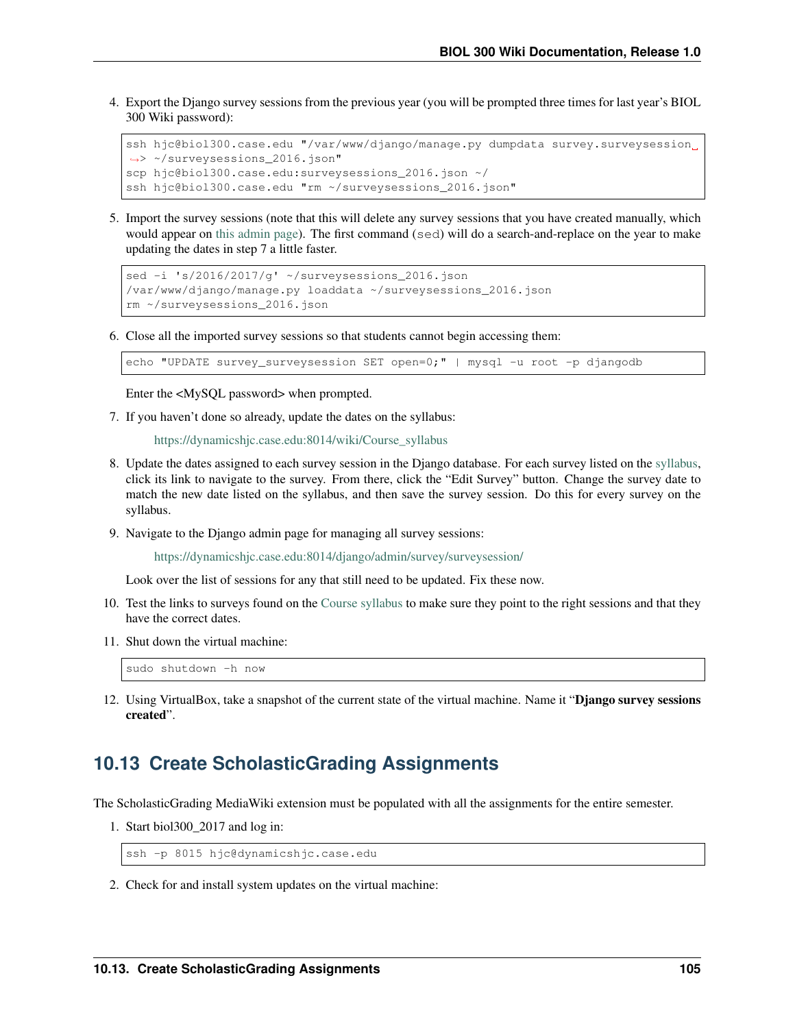4. Export the Django survey sessions from the previous year (you will be prompted three times for last year's BIOL 300 Wiki password):

```
ssh hjc@biol300.case.edu "/var/www/django/manage.py dumpdata survey.surveysession > ~/surveysessions_2016.json"
scp hjc@biol300.case.edu:surveysessions_2016.json ~/
ssh hjc@biol300.case.edu "rm ~/surveysessions_2016.json"
```

5. Import the survey sessions (note that this will delete any survey sessions that you have created manually, which would appear on this admin page). The first command (`sed`) will do a search-and-replace on the year to make updating the dates in step 7 a little faster.

```
sed -i 's/2016/2017/g' ~/surveysessions_2016.json
/var/www/django/manage.py loaddata ~/surveysessions_2016.json
rm ~/surveysessions_2016.json
```

6. Close all the imported survey sessions so that students cannot begin accessing them:

```
echo "UPDATE survey_surveysession SET open=0;" | mysql -u root -p djangodb
```

   Enter the <MySQL password> when prompted.

7. If you haven't done so already, update the dates on the syllabus:

   https://dynamicshjc.case.edu:8014/wiki/Course_syllabus

8. Update the dates assigned to each survey session in the Django database. For each survey listed on the syllabus, click its link to navigate to the survey. From there, click the "Edit Survey" button. Change the survey date to match the new date listed on the syllabus, and then save the survey session. Do this for every survey on the syllabus.

9. Navigate to the Django admin page for managing all survey sessions:

   https://dynamicshjc.case.edu:8014/django/admin/survey/surveysession/

   Look over the list of sessions for any that still need to be updated. Fix these now.

10. Test the links to surveys found on the Course syllabus to make sure they point to the right sessions and that they have the correct dates.

11. Shut down the virtual machine:

```
sudo shutdown -h now
```

12. Using VirtualBox, take a snapshot of the current state of the virtual machine. Name it "**Django survey sessions created**".

## 10.13 Create ScholasticGrading Assignments

The ScholasticGrading MediaWiki extension must be populated with all the assignments for the entire semester.

1. Start biol300_2017 and log in:

```
ssh -p 8015 hjc@dynamicshjc.case.edu
```

2. Check for and install system updates on the virtual machine: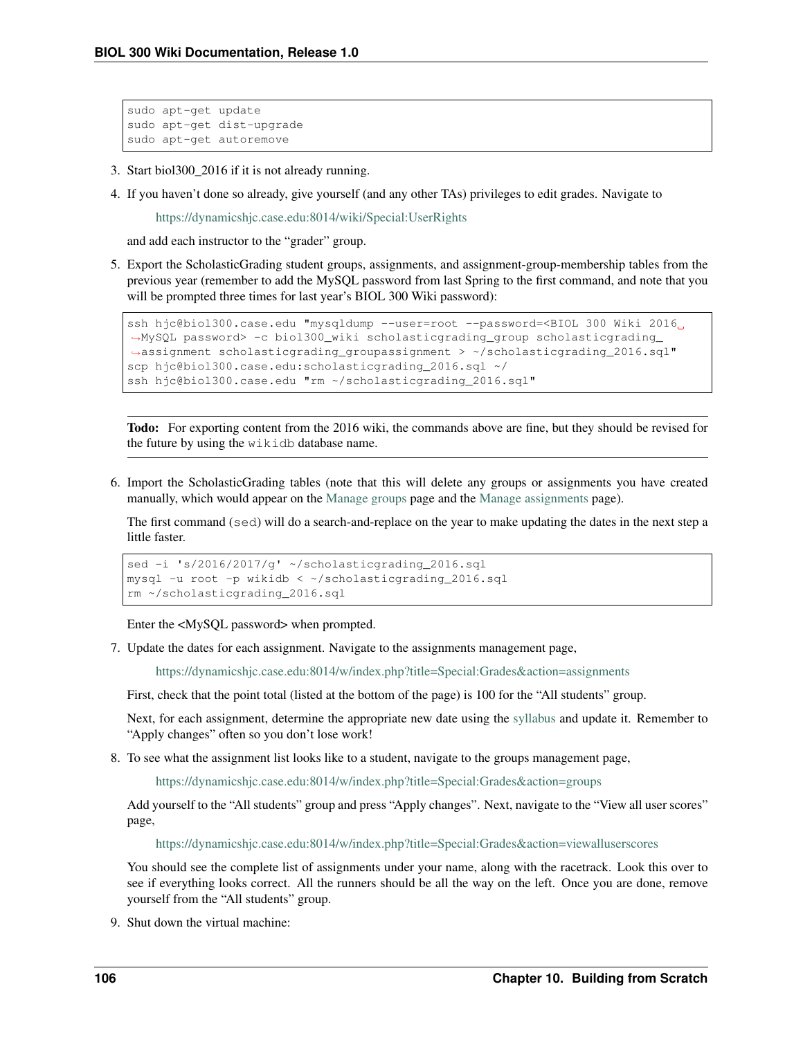```
sudo apt-get update
sudo apt-get dist-upgrade
sudo apt-get autoremove
```

3. Start biol300_2016 if it is not already running.

4. If you haven't done so already, give yourself (and any other TAs) privileges to edit grades. Navigate to

   https://dynamicshjc.case.edu:8014/wiki/Special:UserRights

   and add each instructor to the "grader" group.

5. Export the ScholasticGrading student groups, assignments, and assignment-group-membership tables from the previous year (remember to add the MySQL password from last Spring to the first command, and note that you will be prompted three times for last year's BIOL 300 Wiki password):

```
ssh hjc@biol300.case.edu "mysqldump --user=root --password=<BIOL 300 Wiki 2016 MySQL password> -c biol300_wiki scholasticgrading_group scholasticgrading_assignment scholasticgrading_groupassignment > ~/scholasticgrading_2016.sql"
scp hjc@biol300.case.edu:scholasticgrading_2016.sql ~/
ssh hjc@biol300.case.edu "rm ~/scholasticgrading_2016.sql"
```

**Todo:** For exporting content from the 2016 wiki, the commands above are fine, but they should be revised for the future by using the `wikidb` database name.

6. Import the ScholasticGrading tables (note that this will delete any groups or assignments you have created manually, which would appear on the Manage groups page and the Manage assignments page).

   The first command (`sed`) will do a search-and-replace on the year to make updating the dates in the next step a little faster.

```
sed -i 's/2016/2017/g' ~/scholasticgrading_2016.sql
mysql -u root -p wikidb < ~/scholasticgrading_2016.sql
rm ~/scholasticgrading_2016.sql
```

   Enter the <MySQL password> when prompted.

7. Update the dates for each assignment. Navigate to the assignments management page,

   https://dynamicshjc.case.edu:8014/w/index.php?title=Special:Grades&action=assignments

   First, check that the point total (listed at the bottom of the page) is 100 for the "All students" group.

   Next, for each assignment, determine the appropriate new date using the syllabus and update it. Remember to "Apply changes" often so you don't lose work!

8. To see what the assignment list looks like to a student, navigate to the groups management page,

   https://dynamicshjc.case.edu:8014/w/index.php?title=Special:Grades&action=groups

   Add yourself to the "All students" group and press "Apply changes". Next, navigate to the "View all user scores" page,

   https://dynamicshjc.case.edu:8014/w/index.php?title=Special:Grades&action=viewalluserscores

   You should see the complete list of assignments under your name, along with the racetrack. Look this over to see if everything looks correct. All the runners should be all the way on the left. Once you are done, remove yourself from the "All students" group.

9. Shut down the virtual machine: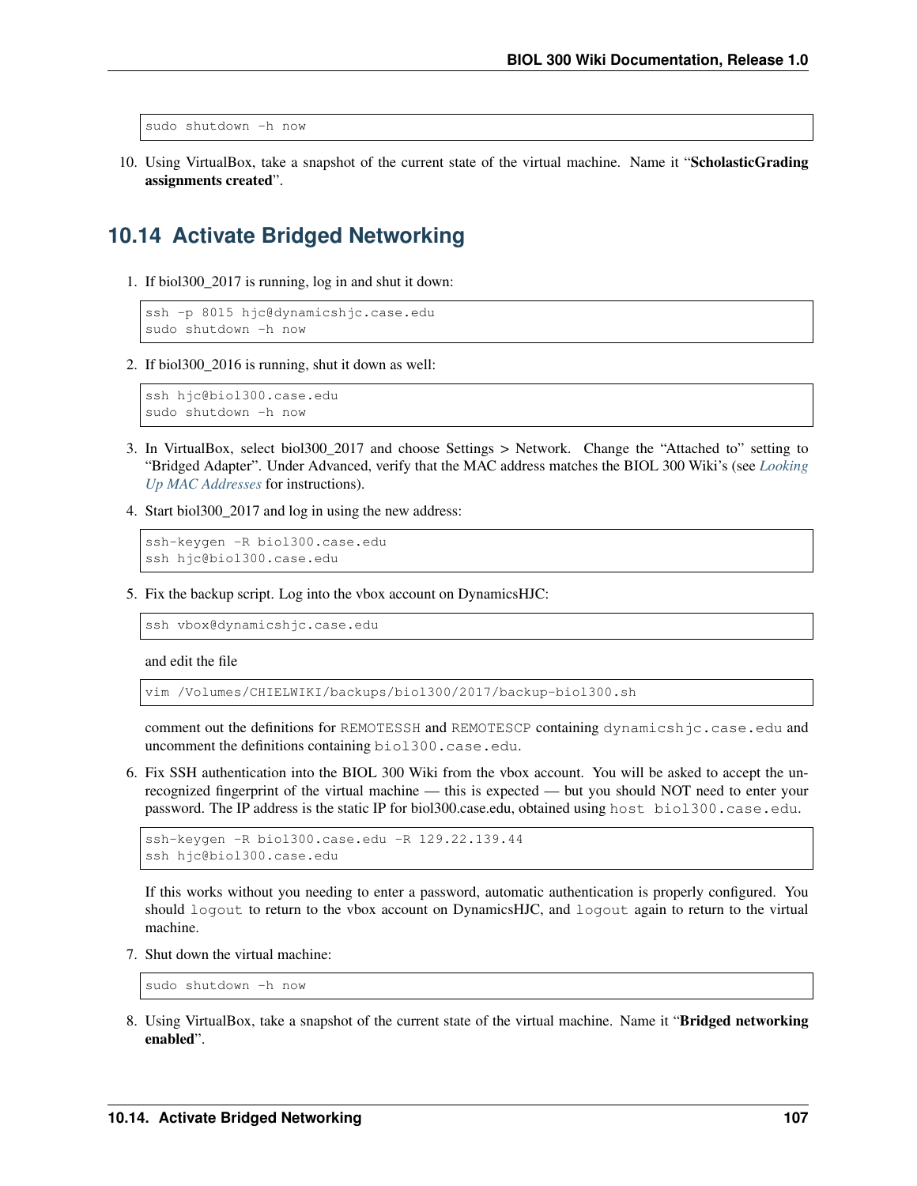```
sudo shutdown -h now
```

10. Using VirtualBox, take a snapshot of the current state of the virtual machine. Name it "**ScholasticGrading assignments created**".

## 10.14 Activate Bridged Networking

1. If biol300_2017 is running, log in and shut it down:

```
ssh -p 8015 hjc@dynamicshjc.case.edu
sudo shutdown -h now
```

2. If biol300_2016 is running, shut it down as well:

```
ssh hjc@biol300.case.edu
sudo shutdown -h now
```

3. In VirtualBox, select biol300_2017 and choose Settings > Network. Change the "Attached to" setting to "Bridged Adapter". Under Advanced, verify that the MAC address matches the BIOL 300 Wiki's (see *Looking Up MAC Addresses* for instructions).

4. Start biol300_2017 and log in using the new address:

```
ssh-keygen -R biol300.case.edu
ssh hjc@biol300.case.edu
```

5. Fix the backup script. Log into the vbox account on DynamicsHJC:

```
ssh vbox@dynamicshjc.case.edu
```

and edit the file

```
vim /Volumes/CHIELWIKI/backups/biol300/2017/backup-biol300.sh
```

comment out the definitions for `REMOTESSH` and `REMOTESCP` containing `dynamicshjc.case.edu` and uncomment the definitions containing `biol300.case.edu`.

6. Fix SSH authentication into the BIOL 300 Wiki from the vbox account. You will be asked to accept the unrecognized fingerprint of the virtual machine — this is expected — but you should NOT need to enter your password. The IP address is the static IP for biol300.case.edu, obtained using `host biol300.case.edu`.

```
ssh-keygen -R biol300.case.edu -R 129.22.139.44
ssh hjc@biol300.case.edu
```

If this works without you needing to enter a password, automatic authentication is properly configured. You should `logout` to return to the vbox account on DynamicsHJC, and `logout` again to return to the virtual machine.

7. Shut down the virtual machine:

```
sudo shutdown -h now
```

8. Using VirtualBox, take a snapshot of the current state of the virtual machine. Name it "**Bridged networking enabled**".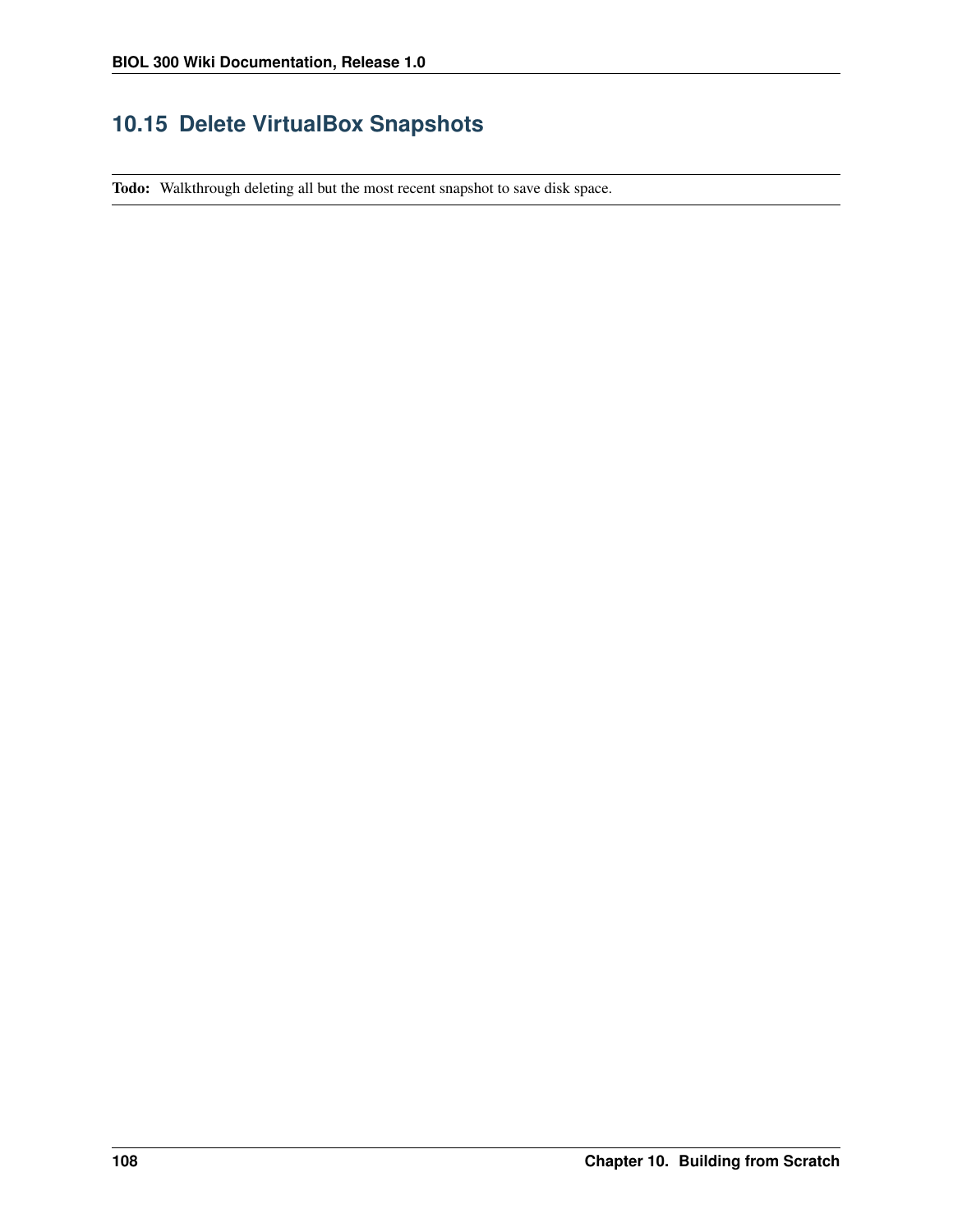## 10.15 Delete VirtualBox Snapshots

**Todo:** Walkthrough deleting all but the most recent snapshot to save disk space.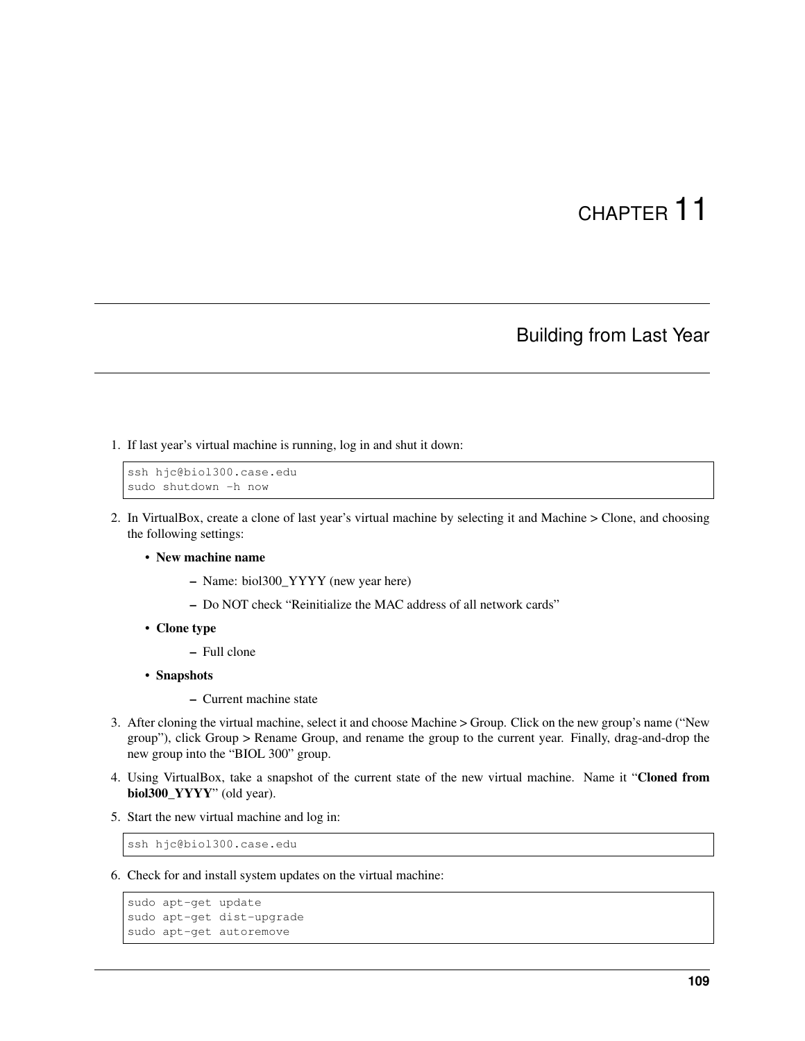# CHAPTER 11

## Building from Last Year

1. If last year's virtual machine is running, log in and shut it down:

```
ssh hjc@biol300.case.edu
sudo shutdown -h now
```

2. In VirtualBox, create a clone of last year's virtual machine by selecting it and Machine > Clone, and choosing the following settings:

   - **New machine name**
     - Name: biol300_YYYY (new year here)
     - Do NOT check "Reinitialize the MAC address of all network cards"
   - **Clone type**
     - Full clone
   - **Snapshots**
     - Current machine state

3. After cloning the virtual machine, select it and choose Machine > Group. Click on the new group's name ("New group"), click Group > Rename Group, and rename the group to the current year. Finally, drag-and-drop the new group into the "BIOL 300" group.

4. Using VirtualBox, take a snapshot of the current state of the new virtual machine. Name it "**Cloned from biol300_YYYY**" (old year).

5. Start the new virtual machine and log in:

```
ssh hjc@biol300.case.edu
```

6. Check for and install system updates on the virtual machine:

```
sudo apt-get update
sudo apt-get dist-upgrade
sudo apt-get autoremove
```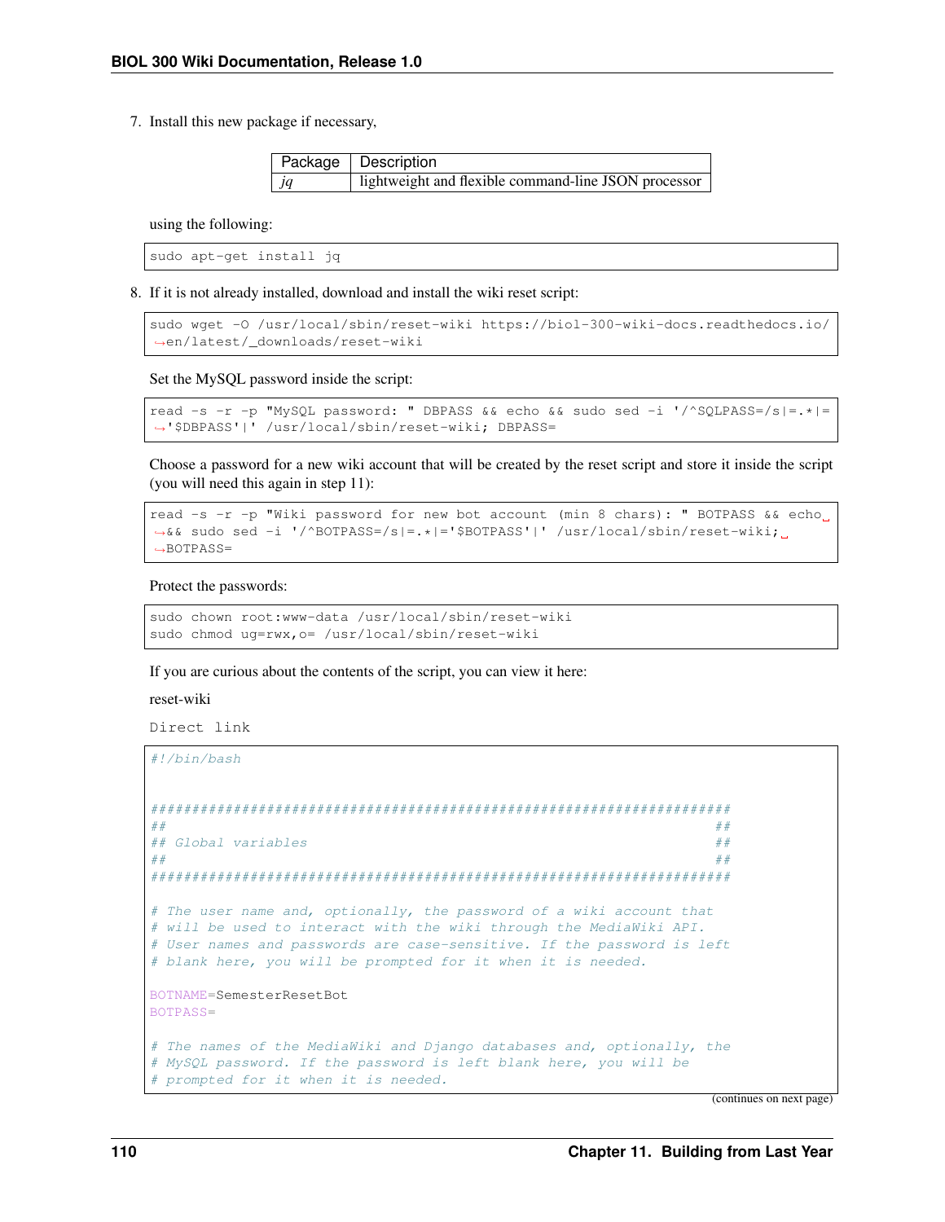7. Install this new package if necessary,

| Package | Description |
|---|---|
| *jq* | lightweight and flexible command-line JSON processor |

using the following:

```
sudo apt-get install jq
```

8. If it is not already installed, download and install the wiki reset script:

```
sudo wget -O /usr/local/sbin/reset-wiki https://biol-300-wiki-docs.readthedocs.io/en/latest/_downloads/reset-wiki
```

Set the MySQL password inside the script:

```
read -s -r -p "MySQL password: " DBPASS && echo && sudo sed -i '/^SQLPASS=/s|=.*|='$DBPASS'|' /usr/local/sbin/reset-wiki; DBPASS=
```

Choose a password for a new wiki account that will be created by the reset script and store it inside the script (you will need this again in step 11):

```
read -s -r -p "Wiki password for new bot account (min 8 chars): " BOTPASS && echo && sudo sed -i '/^BOTPASS=/s|=.*|='$BOTPASS'|' /usr/local/sbin/reset-wiki; BOTPASS=
```

Protect the passwords:

```
sudo chown root:www-data /usr/local/sbin/reset-wiki
sudo chmod ug=rwx,o= /usr/local/sbin/reset-wiki
```

If you are curious about the contents of the script, you can view it here:

reset-wiki

Direct link

```
#!/bin/bash


######################################################################
##                                                                  ##
## Global variables                                                 ##
##                                                                  ##
######################################################################

# The user name and, optionally, the password of a wiki account that
# will be used to interact with the wiki through the MediaWiki API.
# User names and passwords are case-sensitive. If the password is left
# blank here, you will be prompted for it when it is needed.

BOTNAME=SemesterResetBot
BOTPASS=

# The names of the MediaWiki and Django databases and, optionally, the
# MySQL password. If the password is left blank here, you will be
# prompted for it when it is needed.
```

(continues on next page)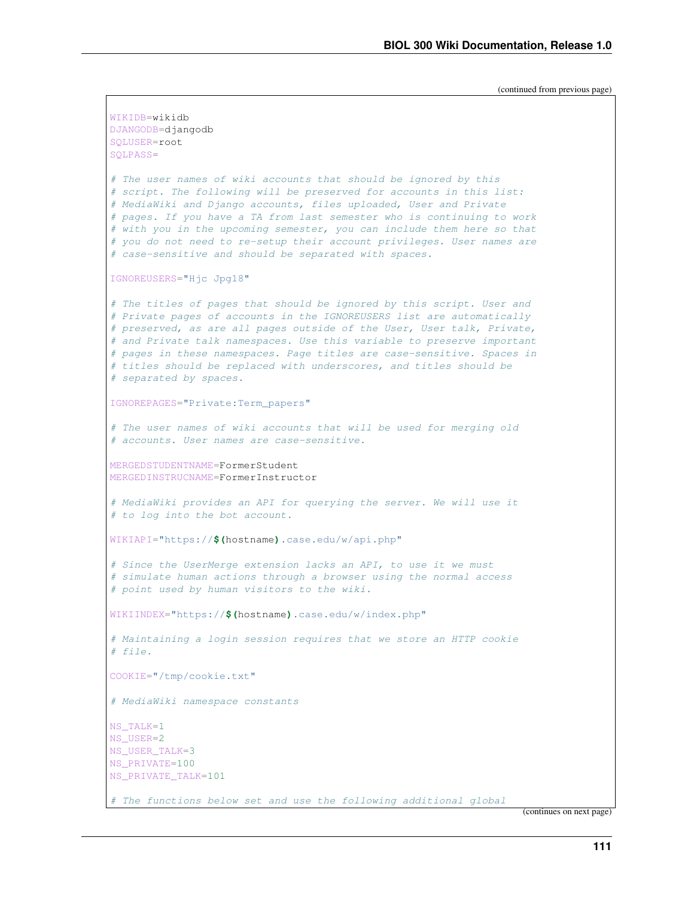(continued from previous page)

```
WIKIDB=wikidb
DJANGODB=djangodb
SQLUSER=root
SQLPASS=

# The user names of wiki accounts that should be ignored by this
# script. The following will be preserved for accounts in this list:
# MediaWiki and Django accounts, files uploaded, User and Private
# pages. If you have a TA from last semester who is continuing to work
# with you in the upcoming semester, you can include them here so that
# you do not need to re-setup their account privileges. User names are
# case-sensitive and should be separated with spaces.

IGNOREUSERS="Hjc Jpg18"

# The titles of pages that should be ignored by this script. User and
# Private pages of accounts in the IGNOREUSERS list are automatically
# preserved, as are all pages outside of the User, User talk, Private,
# and Private talk namespaces. Use this variable to preserve important
# pages in these namespaces. Page titles are case-sensitive. Spaces in
# titles should be replaced with underscores, and titles should be
# separated by spaces.

IGNOREPAGES="Private:Term_papers"

# The user names of wiki accounts that will be used for merging old
# accounts. User names are case-sensitive.

MERGEDSTUDENTNAME=FormerStudent
MERGEDINSTRUCNAME=FormerInstructor

# MediaWiki provides an API for querying the server. We will use it
# to log into the bot account.

WIKIAPI="https://$(hostname).case.edu/w/api.php"

# Since the UserMerge extension lacks an API, to use it we must
# simulate human actions through a browser using the normal access
# point used by human visitors to the wiki.

WIKIINDEX="https://$(hostname).case.edu/w/index.php"

# Maintaining a login session requires that we store an HTTP cookie
# file.

COOKIE="/tmp/cookie.txt"

# MediaWiki namespace constants

NS_TALK=1
NS_USER=2
NS_USER_TALK=3
NS_PRIVATE=100
NS_PRIVATE_TALK=101

# The functions below set and use the following additional global
```

(continues on next page)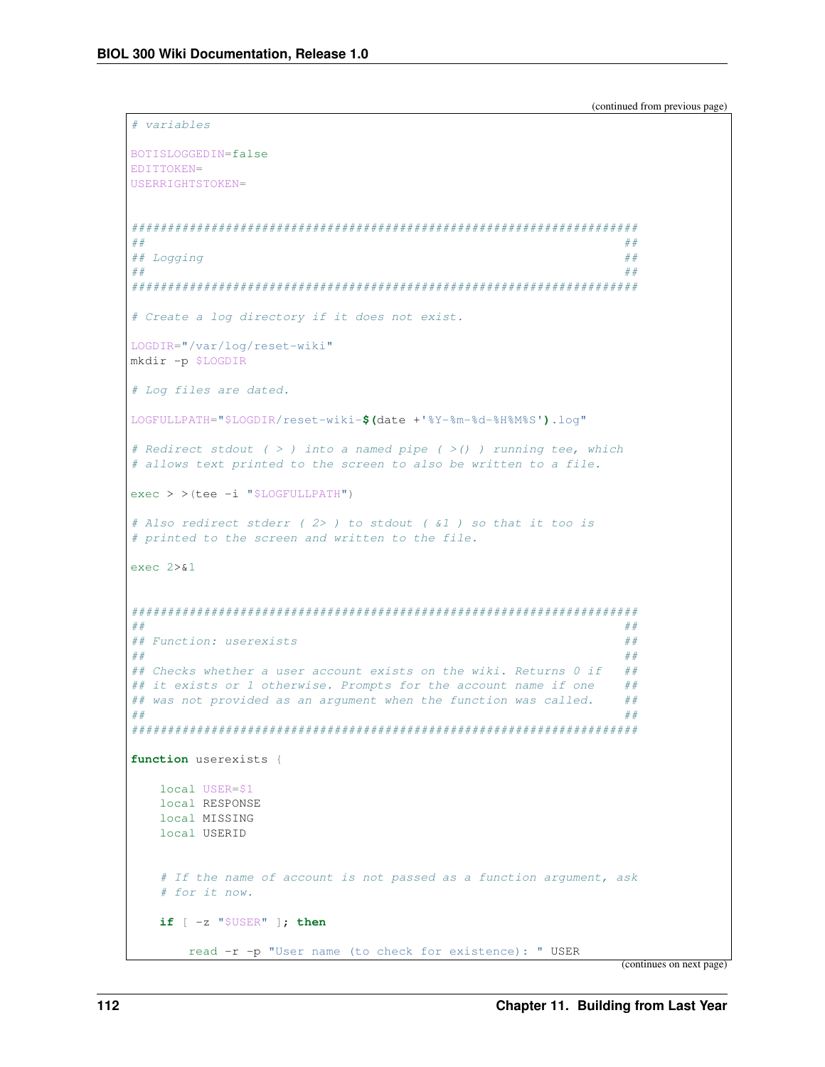(continued from previous page)

```
# variables

BOTISLOGGEDIN=false
EDITTOKEN=
USERRIGHTSTOKEN=


######################################################################
##                                                                  ##
## Logging                                                          ##
##                                                                  ##
######################################################################

# Create a log directory if it does not exist.

LOGDIR="/var/log/reset-wiki"
mkdir -p $LOGDIR

# Log files are dated.

LOGFULLPATH="$LOGDIR/reset-wiki-$(date +'%Y-%m-%d-%H%M%S').log"

# Redirect stdout ( > ) into a named pipe ( >() ) running tee, which
# allows text printed to the screen to also be written to a file.

exec > >(tee -i "$LOGFULLPATH")

# Also redirect stderr ( 2> ) to stdout ( &1 ) so that it too is
# printed to the screen and written to the file.

exec 2>&1


######################################################################
##                                                                  ##
## Function: userexists                                             ##
##                                                                  ##
## Checks whether a user account exists on the wiki. Returns 0 if   ##
## it exists or 1 otherwise. Prompts for the account name if one    ##
## was not provided as an argument when the function was called.    ##
##                                                                  ##
######################################################################

function userexists {

    local USER=$1
    local RESPONSE
    local MISSING
    local USERID


    # If the name of account is not passed as a function argument, ask
    # for it now.

    if [ -z "$USER" ]; then

        read -r -p "User name (to check for existence): " USER
```

(continues on next page)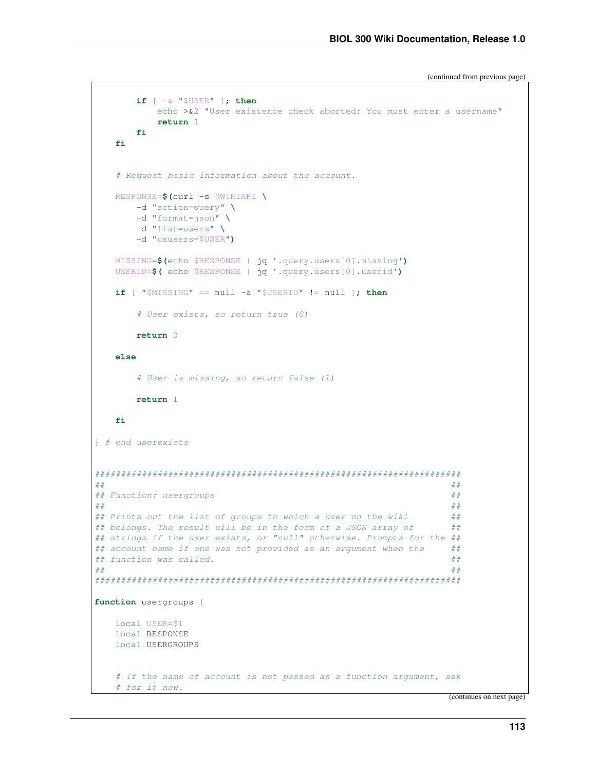(continued from previous page)

```
        if [ -z "$USER" ]; then
            echo >&2 "User existence check aborted: You must enter a username"
            return 1
        fi
    fi


    # Request basic information about the account.

    RESPONSE=$(curl -s $WIKIAPI \
        -d "action=query" \
        -d "format=json" \
        -d "list=users" \
        -d "ususers=$USER")

    MISSING=$(echo $RESPONSE | jq '.query.users[0].missing')
    USERID=$( echo $RESPONSE | jq '.query.users[0].userid')

    if [ "$MISSING" == null -a "$USERID" != null ]; then

        # User exists, so return true (0)

        return 0

    else

        # User is missing, so return false (1)

        return 1

    fi

} # end userexists


######################################################################
##                                                                  ##
## Function: usergroups                                             ##
##                                                                  ##
## Prints out the list of groups to which a user on the wiki        ##
## belongs. The result will be in the form of a JSON array of       ##
## strings if the user exists, or "null" otherwise. Prompts for the ##
## account name if one was not provided as an argument when the     ##
## function was called.                                             ##
##                                                                  ##
######################################################################

function usergroups {

    local USER=$1
    local RESPONSE
    local USERGROUPS


    # If the name of account is not passed as a function argument, ask
    # for it now.
```

(continues on next page)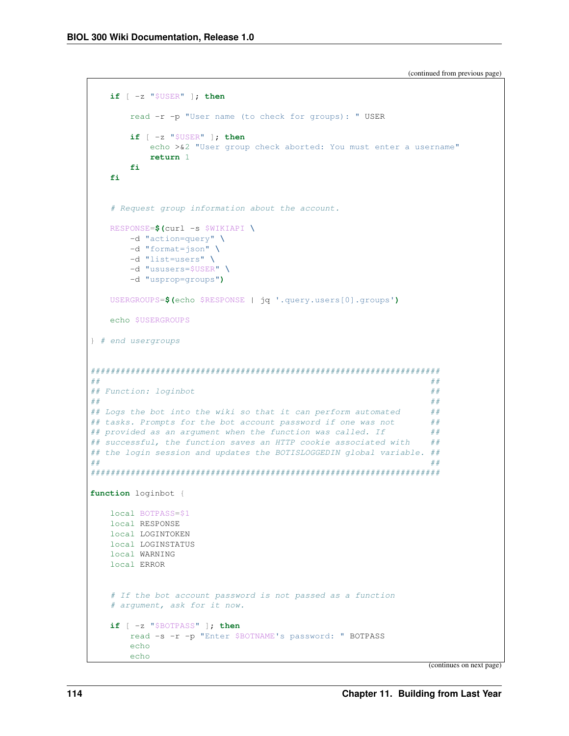(continued from previous page)

```
    if [ -z "$USER" ]; then

        read -r -p "User name (to check for groups): " USER

        if [ -z "$USER" ]; then
            echo >&2 "User group check aborted: You must enter a username"
            return 1
        fi
    fi


    # Request group information about the account.

    RESPONSE=$(curl -s $WIKIAPI \
        -d "action=query" \
        -d "format=json" \
        -d "list=users" \
        -d "ususers=$USER" \
        -d "usprop=groups")

    USERGROUPS=$(echo $RESPONSE | jq '.query.users[0].groups')

    echo $USERGROUPS

} # end usergroups


######################################################################
##                                                                  ##
## Function: loginbot                                               ##
##                                                                  ##
## Logs the bot into the wiki so that it can perform automated      ##
## tasks. Prompts for the bot account password if one was not       ##
## provided as an argument when the function was called. If         ##
## successful, the function saves an HTTP cookie associated with    ##
## the login session and updates the BOTISLOGGEDIN global variable. ##
##                                                                  ##
######################################################################

function loginbot {

    local BOTPASS=$1
    local RESPONSE
    local LOGINTOKEN
    local LOGINSTATUS
    local WARNING
    local ERROR


    # If the bot account password is not passed as a function
    # argument, ask for it now.

    if [ -z "$BOTPASS" ]; then
        read -s -r -p "Enter $BOTNAME's password: " BOTPASS
        echo
        echo
```

(continues on next page)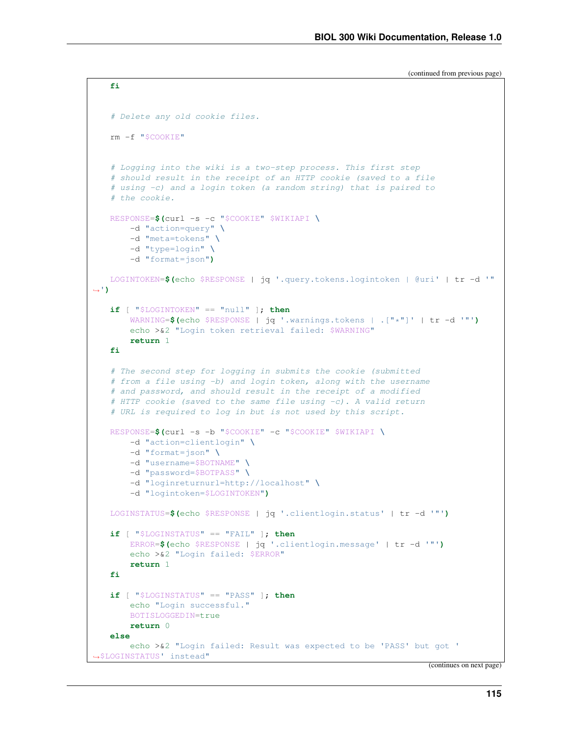(continued from previous page)

```
    fi


    # Delete any old cookie files.

    rm -f "$COOKIE"


    # Logging into the wiki is a two-step process. This first step
    # should result in the receipt of an HTTP cookie (saved to a file
    # using -c) and a login token (a random string) that is paired to
    # the cookie.

    RESPONSE=$(curl -s -c "$COOKIE" $WIKIAPI \
        -d "action=query" \
        -d "meta=tokens" \
        -d "type=login" \
        -d "format=json")

    LOGINTOKEN=$(echo $RESPONSE | jq '.query.tokens.logintoken | @uri' | tr -d '"
↪')

    if [ "$LOGINTOKEN" == "null" ]; then
        WARNING=$(echo $RESPONSE | jq '.warnings.tokens | .["*"]' | tr -d '"')
        echo >&2 "Login token retrieval failed: $WARNING"
        return 1
    fi

    # The second step for logging in submits the cookie (submitted
    # from a file using -b) and login token, along with the username
    # and password, and should result in the receipt of a modified
    # HTTP cookie (saved to the same file using -c). A valid return
    # URL is required to log in but is not used by this script.

    RESPONSE=$(curl -s -b "$COOKIE" -c "$COOKIE" $WIKIAPI \
        -d "action=clientlogin" \
        -d "format=json" \
        -d "username=$BOTNAME" \
        -d "password=$BOTPASS" \
        -d "loginreturnurl=http://localhost" \
        -d "logintoken=$LOGINTOKEN")

    LOGINSTATUS=$(echo $RESPONSE | jq '.clientlogin.status' | tr -d '"')

    if [ "$LOGINSTATUS" == "FAIL" ]; then
        ERROR=$(echo $RESPONSE | jq '.clientlogin.message' | tr -d '"')
        echo >&2 "Login failed: $ERROR"
        return 1
    fi

    if [ "$LOGINSTATUS" == "PASS" ]; then
        echo "Login successful."
        BOTISLOGGEDIN=true
        return 0
    else
        echo >&2 "Login failed: Result was expected to be 'PASS' but got '
↪$LOGINSTATUS' instead"
```

(continues on next page)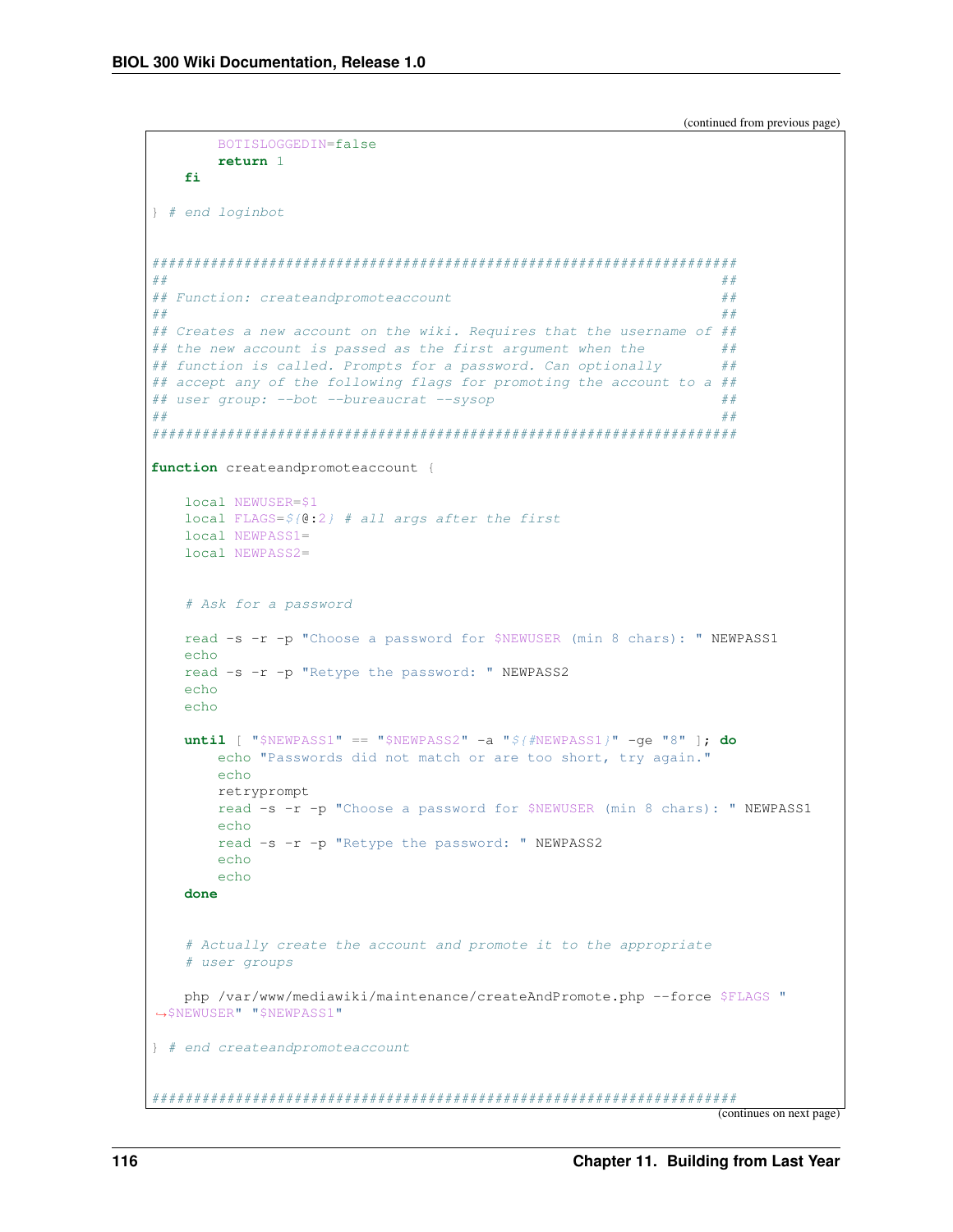(continued from previous page)

```
        BOTISLOGGEDIN=false
        return 1
    fi

} # end loginbot


######################################################################
##                                                                  ##
## Function: createandpromoteaccount                                ##
##                                                                  ##
## Creates a new account on the wiki. Requires that the username of ##
## the new account is passed as the first argument when the         ##
## function is called. Prompts for a password. Can optionally       ##
## accept any of the following flags for promoting the account to a ##
## user group: --bot --bureaucrat --sysop                           ##
##                                                                  ##
######################################################################

function createandpromoteaccount {

    local NEWUSER=$1
    local FLAGS=${@:2} # all args after the first
    local NEWPASS1=
    local NEWPASS2=


    # Ask for a password

    read -s -r -p "Choose a password for $NEWUSER (min 8 chars): " NEWPASS1
    echo
    read -s -r -p "Retype the password: " NEWPASS2
    echo
    echo

    until [ "$NEWPASS1" == "$NEWPASS2" -a "${#NEWPASS1}" -ge "8" ]; do
        echo "Passwords did not match or are too short, try again."
        echo
        retryprompt
        read -s -r -p "Choose a password for $NEWUSER (min 8 chars): " NEWPASS1
        echo
        read -s -r -p "Retype the password: " NEWPASS2
        echo
        echo
    done


    # Actually create the account and promote it to the appropriate
    # user groups

    php /var/www/mediawiki/maintenance/createAndPromote.php --force $FLAGS "
↪$NEWUSER" "$NEWPASS1"

} # end createandpromoteaccount


######################################################################
```

(continues on next page)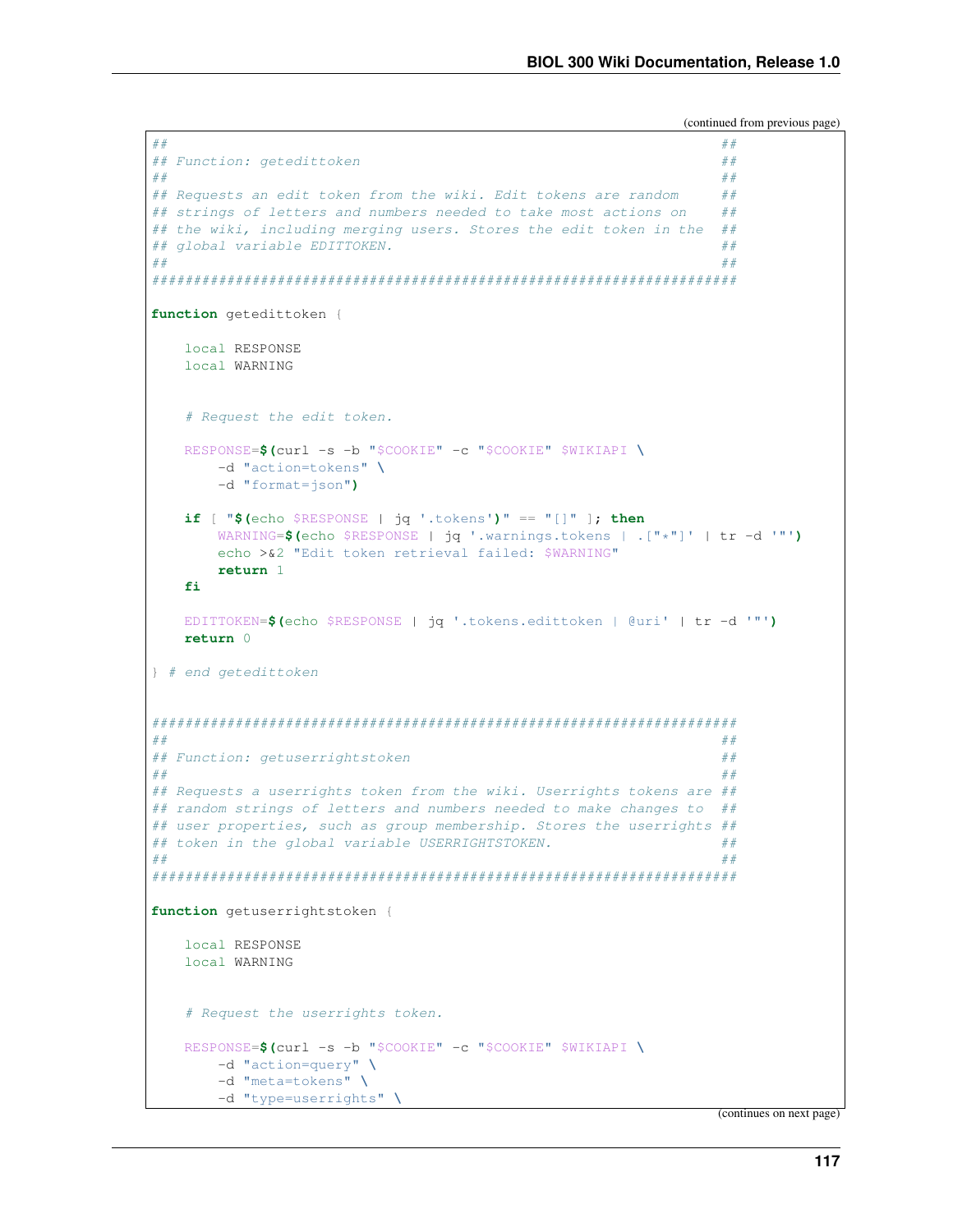(continued from previous page)

```
##                                                                  ##
## Function: getedittoken                                           ##
##                                                                  ##
## Requests an edit token from the wiki. Edit tokens are random     ##
## strings of letters and numbers needed to take most actions on    ##
## the wiki, including merging users. Stores the edit token in the  ##
## global variable EDITTOKEN.                                       ##
##                                                                  ##
######################################################################

function getedittoken {

    local RESPONSE
    local WARNING


    # Request the edit token.

    RESPONSE=$(curl -s -b "$COOKIE" -c "$COOKIE" $WIKIAPI \
        -d "action=tokens" \
        -d "format=json")

    if [ "$(echo $RESPONSE | jq '.tokens')" == "[]" ]; then
        WARNING=$(echo $RESPONSE | jq '.warnings.tokens | .["*"]' | tr -d '"')
        echo >&2 "Edit token retrieval failed: $WARNING"
        return 1
    fi

    EDITTOKEN=$(echo $RESPONSE | jq '.tokens.edittoken | @uri' | tr -d '"')
    return 0

} # end getedittoken


######################################################################
##                                                                  ##
## Function: getuserrightstoken                                     ##
##                                                                  ##
## Requests a userrights token from the wiki. Userrights tokens are ##
## random strings of letters and numbers needed to make changes to  ##
## user properties, such as group membership. Stores the userrights ##
## token in the global variable USERRIGHTSTOKEN.                    ##
##                                                                  ##
######################################################################

function getuserrightstoken {

    local RESPONSE
    local WARNING


    # Request the userrights token.

    RESPONSE=$(curl -s -b "$COOKIE" -c "$COOKIE" $WIKIAPI \
        -d "action=query" \
        -d "meta=tokens" \
        -d "type=userrights" \
```

(continues on next page)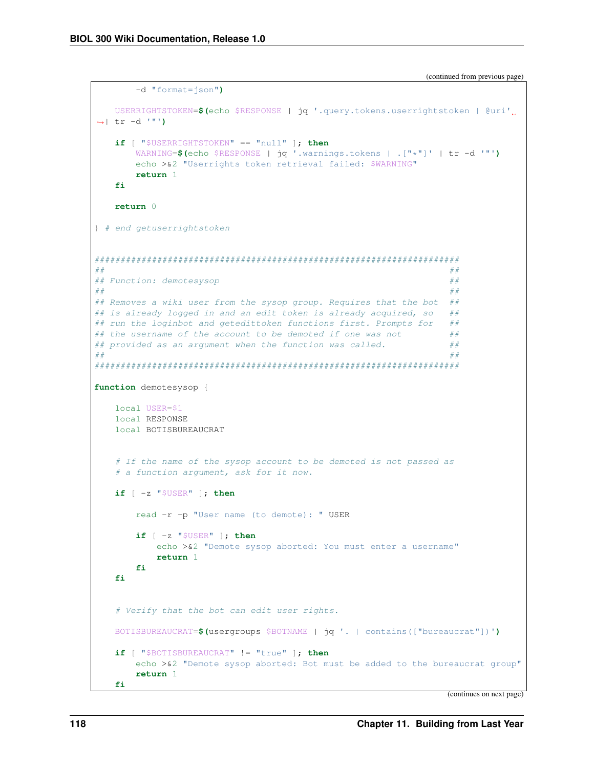(continued from previous page)

```
        -d "format=json")

    USERRIGHTSTOKEN=$(echo $RESPONSE | jq '.query.tokens.userrightstoken | @uri' | tr -d '"')

    if [ "$USERRIGHTSTOKEN" == "null" ]; then
        WARNING=$(echo $RESPONSE | jq '.warnings.tokens | .["*"]' | tr -d '"')
        echo >&2 "Userrights token retrieval failed: $WARNING"
        return 1
    fi

    return 0

} # end getuserrightstoken


######################################################################
##                                                                  ##
## Function: demotesysop                                            ##
##                                                                  ##
## Removes a wiki user from the sysop group. Requires that the bot  ##
## is already logged in and an edit token is already acquired, so   ##
## run the loginbot and getedittoken functions first. Prompts for   ##
## the username of the account to be demoted if one was not         ##
## provided as an argument when the function was called.            ##
##                                                                  ##
######################################################################

function demotesysop {

    local USER=$1
    local RESPONSE
    local BOTISBUREAUCRAT


    # If the name of the sysop account to be demoted is not passed as
    # a function argument, ask for it now.

    if [ -z "$USER" ]; then

        read -r -p "User name (to demote): " USER

        if [ -z "$USER" ]; then
            echo >&2 "Demote sysop aborted: You must enter a username"
            return 1
        fi
    fi


    # Verify that the bot can edit user rights.

    BOTISBUREAUCRAT=$(usergroups $BOTNAME | jq '. | contains(["bureaucrat"])')

    if [ "$BOTISBUREAUCRAT" != "true" ]; then
        echo >&2 "Demote sysop aborted: Bot must be added to the bureaucrat group"
        return 1
    fi
```

(continues on next page)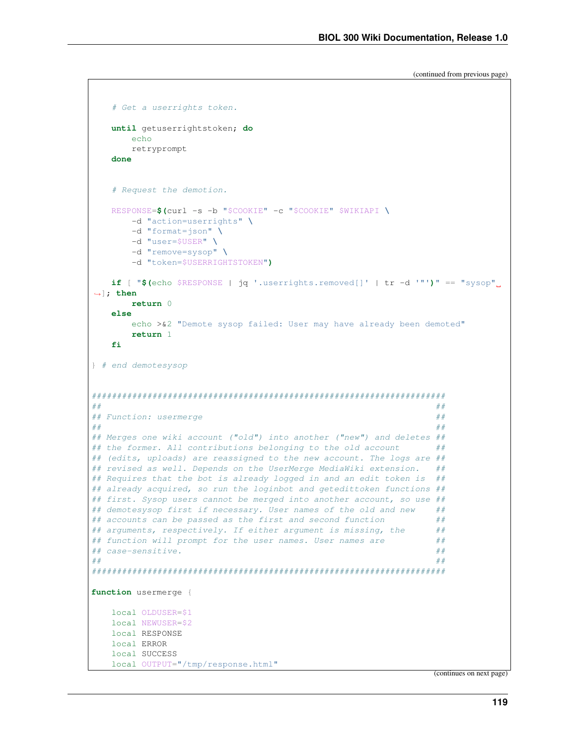(continued from previous page)

```
    # Get a userrights token.

    until getuserrightstoken; do
        echo
        retryprompt
    done


    # Request the demotion.

    RESPONSE=$(curl -s -b "$COOKIE" -c "$COOKIE" $WIKIAPI \
        -d "action=userrights" \
        -d "format=json" \
        -d "user=$USER" \
        -d "remove=sysop" \
        -d "token=$USERRIGHTSTOKEN")

    if [ "$(echo $RESPONSE | jq '.userrights.removed[]' | tr -d '"')" == "sysop" ]; then
        return 0
    else
        echo >&2 "Demote sysop failed: User may have already been demoted"
        return 1
    fi

} # end demotesysop


######################################################################
##                                                                  ##
## Function: usermerge                                              ##
##                                                                  ##
## Merges one wiki account ("old") into another ("new") and deletes ##
## the former. All contributions belonging to the old account       ##
## (edits, uploads) are reassigned to the new account. The logs are ##
## revised as well. Depends on the UserMerge MediaWiki extension.   ##
## Requires that the bot is already logged in and an edit token is  ##
## already acquired, so run the loginbot and getedittoken functions ##
## first. Sysop users cannot be merged into another account, so use ##
## demotesysop first if necessary. User names of the old and new    ##
## accounts can be passed as the first and second function          ##
## arguments, respectively. If either argument is missing, the      ##
## function will prompt for the user names. User names are          ##
## case-sensitive.                                                  ##
##                                                                  ##
######################################################################

function usermerge {

    local OLDUSER=$1
    local NEWUSER=$2
    local RESPONSE
    local ERROR
    local SUCCESS
    local OUTPUT="/tmp/response.html"
```

(continues on next page)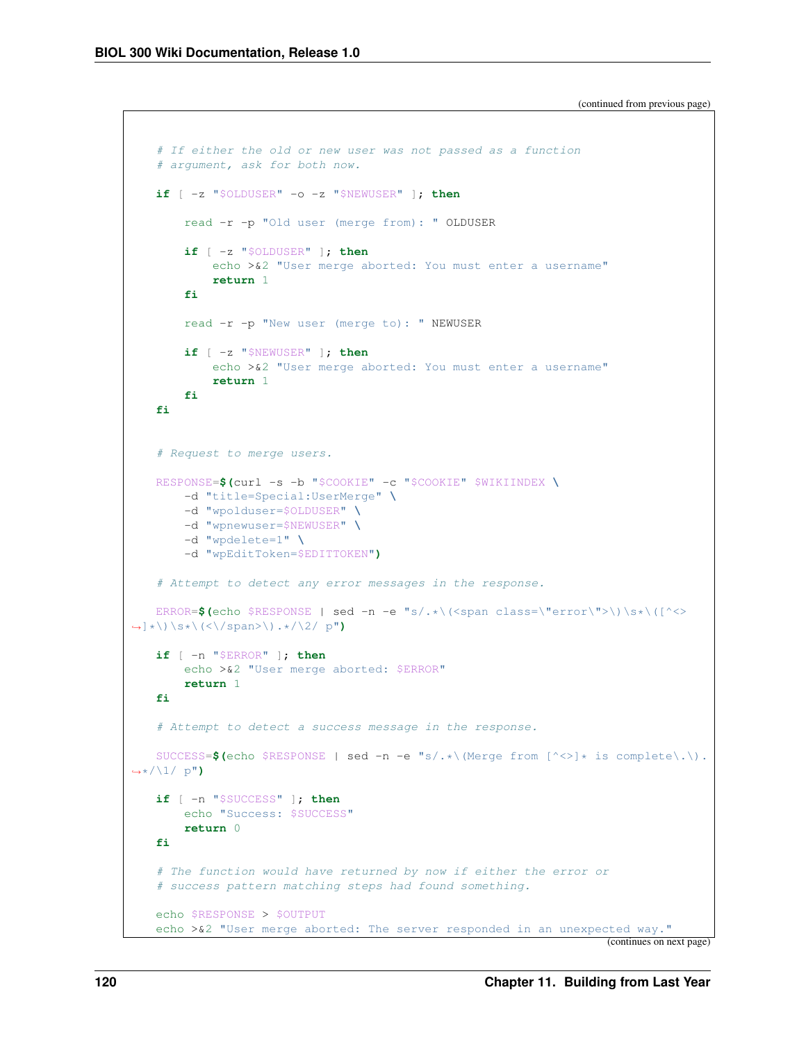(continued from previous page)

```
    # If either the old or new user was not passed as a function
    # argument, ask for both now.

    if [ -z "$OLDUSER" -o -z "$NEWUSER" ]; then

        read -r -p "Old user (merge from): " OLDUSER

        if [ -z "$OLDUSER" ]; then
            echo >&2 "User merge aborted: You must enter a username"
            return 1
        fi

        read -r -p "New user (merge to): " NEWUSER

        if [ -z "$NEWUSER" ]; then
            echo >&2 "User merge aborted: You must enter a username"
            return 1
        fi
    fi


    # Request to merge users.

    RESPONSE=$(curl -s -b "$COOKIE" -c "$COOKIE" $WIKIINDEX \
        -d "title=Special:UserMerge" \
        -d "wpolduser=$OLDUSER" \
        -d "wpnewuser=$NEWUSER" \
        -d "wpdelete=1" \
        -d "wpEditToken=$EDITTOKEN")

    # Attempt to detect any error messages in the response.

    ERROR=$(echo $RESPONSE | sed -n -e "s/.*\(<span class=\"error\">\)\s*\([^<>
↪]*\)\s*\(<\/span>\).*/\2/ p")

    if [ -n "$ERROR" ]; then
        echo >&2 "User merge aborted: $ERROR"
        return 1
    fi

    # Attempt to detect a success message in the response.

    SUCCESS=$(echo $RESPONSE | sed -n -e "s/.*\(Merge from [^<>]* is complete\.\).
↪*/\1/ p")

    if [ -n "$SUCCESS" ]; then
        echo "Success: $SUCCESS"
        return 0
    fi

    # The function would have returned by now if either the error or
    # success pattern matching steps had found something.

    echo $RESPONSE > $OUTPUT
    echo >&2 "User merge aborted: The server responded in an unexpected way."
```

(continues on next page)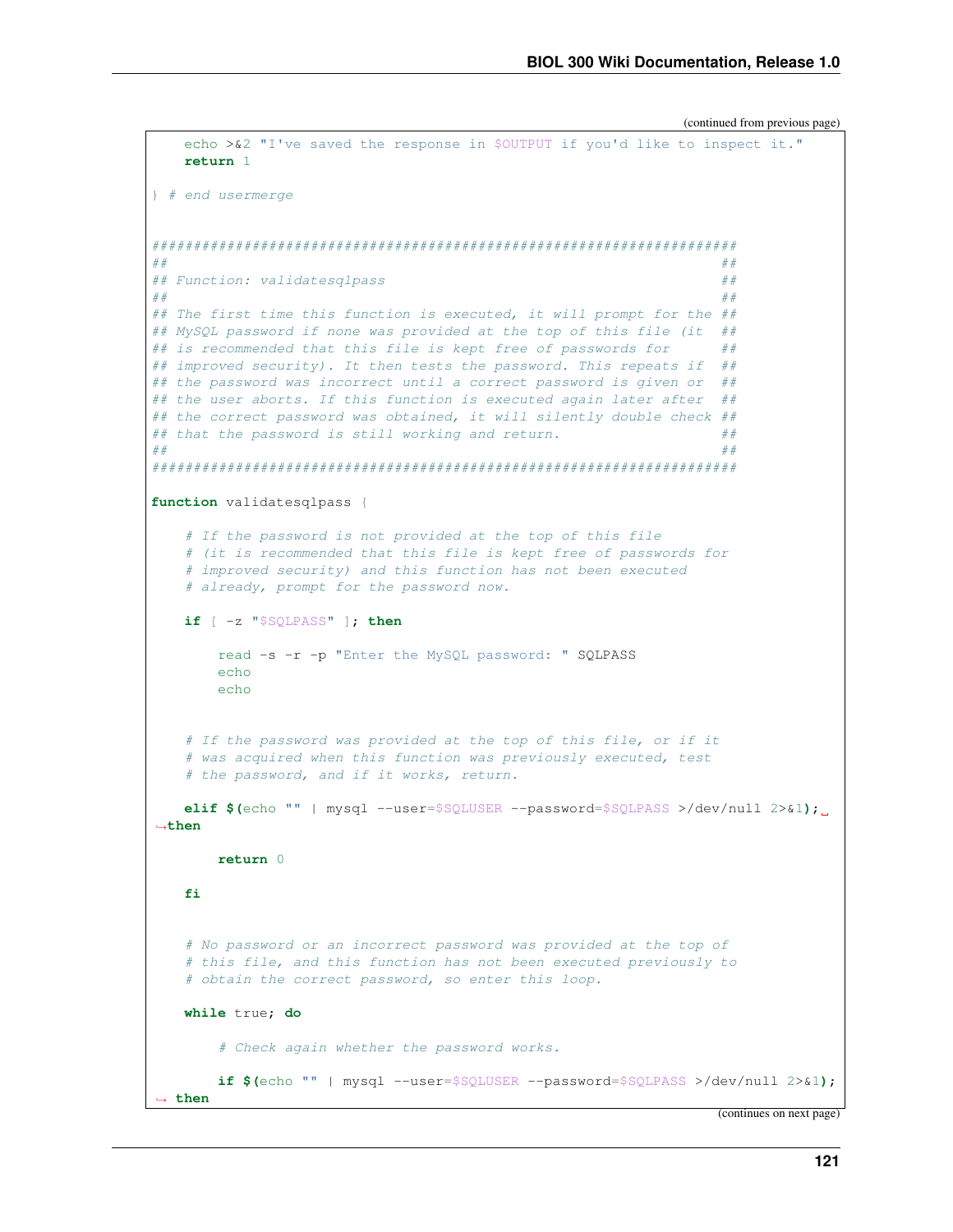(continued from previous page)

```
    echo >&2 "I've saved the response in $OUTPUT if you'd like to inspect it."
    return 1

} # end usermerge


######################################################################
##                                                                  ##
## Function: validatesqlpass                                        ##
##                                                                  ##
## The first time this function is executed, it will prompt for the ##
## MySQL password if none was provided at the top of this file (it  ##
## is recommended that this file is kept free of passwords for      ##
## improved security). It then tests the password. This repeats if  ##
## the password was incorrect until a correct password is given or  ##
## the user aborts. If this function is executed again later after  ##
## the correct password was obtained, it will silently double check ##
## that the password is still working and return.                   ##
##                                                                  ##
######################################################################

function validatesqlpass {

    # If the password is not provided at the top of this file
    # (it is recommended that this file is kept free of passwords for
    # improved security) and this function has not been executed
    # already, prompt for the password now.

    if [ -z "$SQLPASS" ]; then

        read -s -r -p "Enter the MySQL password: " SQLPASS
        echo
        echo


    # If the password was provided at the top of this file, or if it
    # was acquired when this function was previously executed, test
    # the password, and if it works, return.

    elif $(echo "" | mysql --user=$SQLUSER --password=$SQLPASS >/dev/null 2>&1);
 →then

        return 0

    fi


    # No password or an incorrect password was provided at the top of
    # this file, and this function has not been executed previously to
    # obtain the correct password, so enter this loop.

    while true; do

        # Check again whether the password works.

        if $(echo "" | mysql --user=$SQLUSER --password=$SQLPASS >/dev/null 2>&1);
 → then
```

(continues on next page)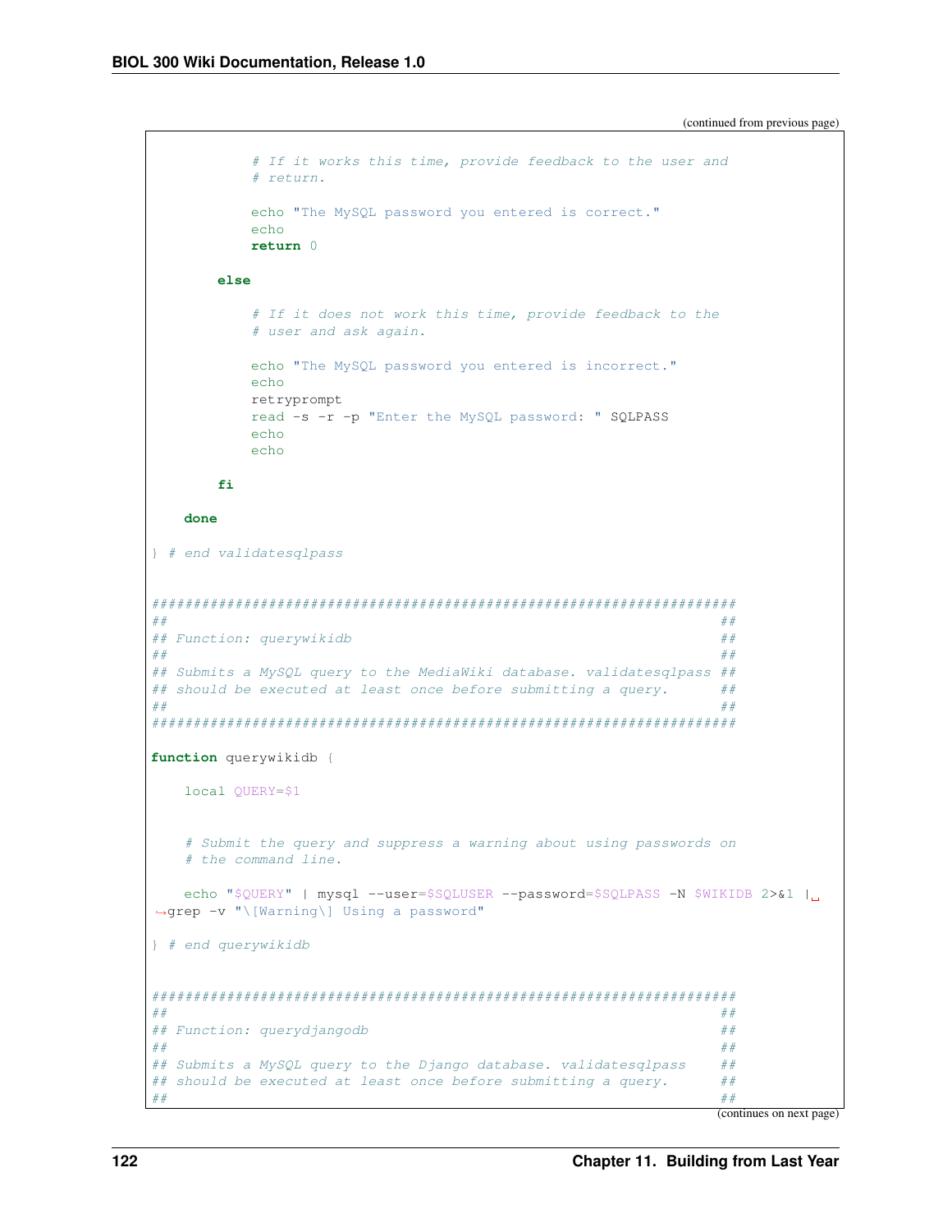(continued from previous page)

```
            # If it works this time, provide feedback to the user and
            # return.

            echo "The MySQL password you entered is correct."
            echo
            return 0

        else

            # If it does not work this time, provide feedback to the
            # user and ask again.

            echo "The MySQL password you entered is incorrect."
            echo
            retryprompt
            read -s -r -p "Enter the MySQL password: " SQLPASS
            echo
            echo

        fi

    done

} # end validatesqlpass


######################################################################
##                                                                  ##
## Function: querywikidb                                            ##
##                                                                  ##
## Submits a MySQL query to the MediaWiki database. validatesqlpass ##
## should be executed at least once before submitting a query.      ##
##                                                                  ##
######################################################################

function querywikidb {

    local QUERY=$1


    # Submit the query and suppress a warning about using passwords on
    # the command line.

    echo "$QUERY" | mysql --user=$SQLUSER --password=$SQLPASS -N $WIKIDB 2>&1 |
→grep -v "\[Warning\] Using a password"

} # end querywikidb


######################################################################
##                                                                  ##
## Function: querydjangodb                                          ##
##                                                                  ##
## Submits a MySQL query to the Django database. validatesqlpass    ##
## should be executed at least once before submitting a query.      ##
##                                                                  ##
```

(continues on next page)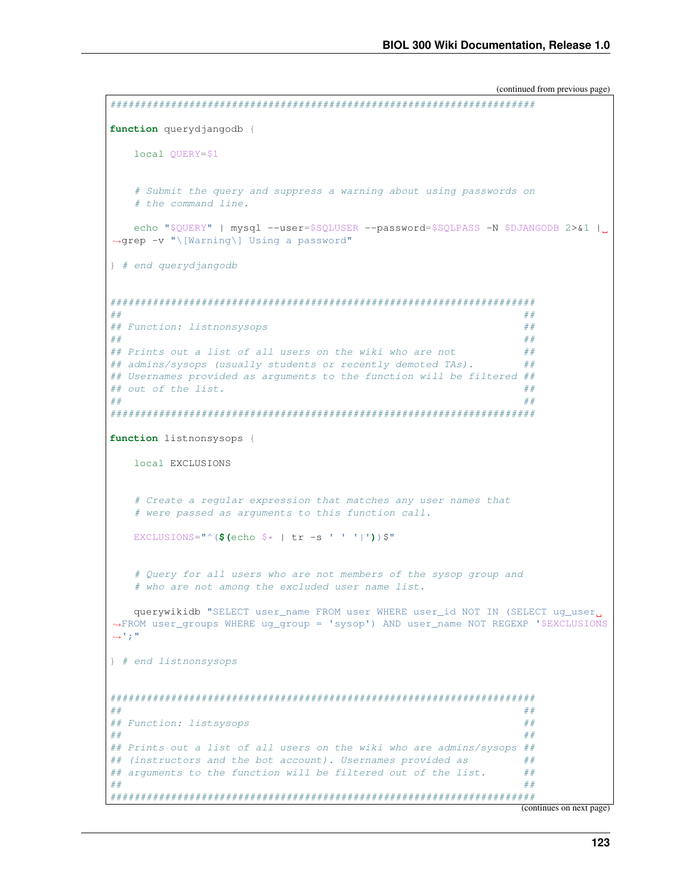(continued from previous page)

```
#####################################################################

function querydjangodb {

    local QUERY=$1


    # Submit the query and suppress a warning about using passwords on
    # the command line.

    echo "$QUERY" | mysql --user=$SQLUSER --password=$SQLPASS -N $DJANGODB 2>&1 | grep -v "\[Warning\] Using a password"

} # end querydjangodb


#####################################################################
##                                                                 ##
## Function: listnonsysops                                         ##
##                                                                 ##
## Prints out a list of all users on the wiki who are not          ##
## admins/sysops (usually students or recently demoted TAs).       ##
## Usernames provided as arguments to the function will be filtered ##
## out of the list.                                                ##
##                                                                 ##
#####################################################################

function listnonsysops {

    local EXCLUSIONS


    # Create a regular expression that matches any user names that
    # were passed as arguments to this function call.

    EXCLUSIONS="^($(echo $* | tr -s ' ' '|'))$"


    # Query for all users who are not members of the sysop group and
    # who are not among the excluded user name list.

    querywikidb "SELECT user_name FROM user WHERE user_id NOT IN (SELECT ug_user FROM user_groups WHERE ug_group = 'sysop') AND user_name NOT REGEXP '$EXCLUSIONS';"

} # end listnonsysops


#####################################################################
##                                                                 ##
## Function: listsysops                                            ##
##                                                                 ##
## Prints out a list of all users on the wiki who are admins/sysops ##
## (instructors and the bot account). Usernames provided as        ##
## arguments to the function will be filtered out of the list.     ##
##                                                                 ##
#####################################################################
```

(continues on next page)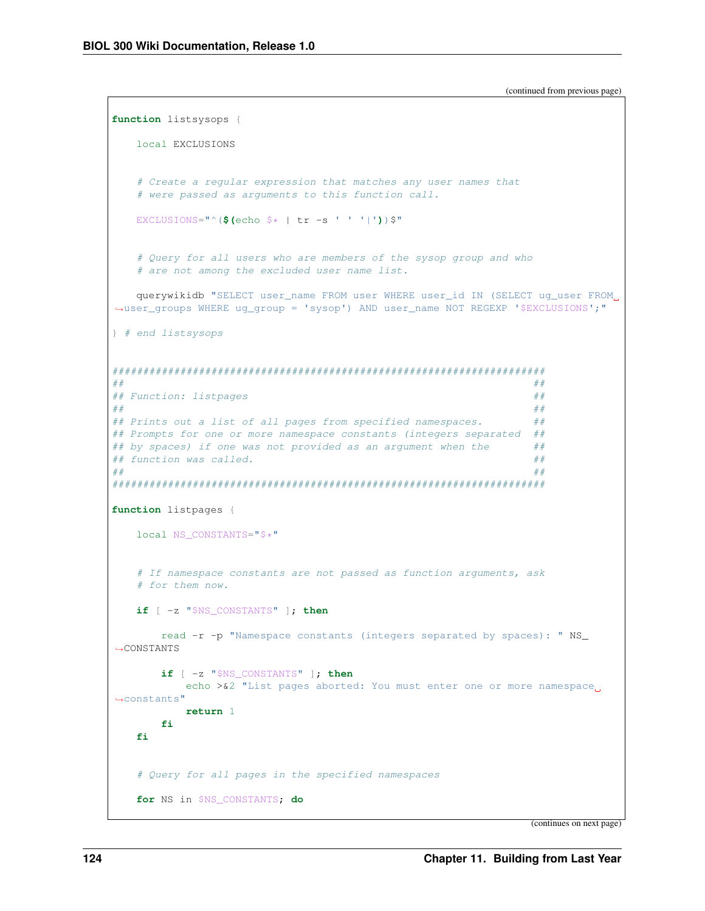(continued from previous page)

```
function listsysops {

    local EXCLUSIONS


    # Create a regular expression that matches any user names that
    # were passed as arguments to this function call.

    EXCLUSIONS="^($(echo $* | tr -s ' ' '|'))$"


    # Query for all users who are members of the sysop group and who
    # are not among the excluded user name list.

    querywikidb "SELECT user_name FROM user WHERE user_id IN (SELECT ug_user FROM user_groups WHERE ug_group = 'sysop') AND user_name NOT REGEXP '$EXCLUSIONS';"

} # end listsysops


######################################################################
##                                                                  ##
## Function: listpages                                              ##
##                                                                  ##
## Prints out a list of all pages from specified namespaces.        ##
## Prompts for one or more namespace constants (integers separated  ##
## by spaces) if one was not provided as an argument when the       ##
## function was called.                                             ##
##                                                                  ##
######################################################################

function listpages {

    local NS_CONSTANTS="$*"


    # If namespace constants are not passed as function arguments, ask
    # for them now.

    if [ -z "$NS_CONSTANTS" ]; then

        read -r -p "Namespace constants (integers separated by spaces): " NS_CONSTANTS

        if [ -z "$NS_CONSTANTS" ]; then
            echo >&2 "List pages aborted: You must enter one or more namespace constants"
            return 1
        fi
    fi


    # Query for all pages in the specified namespaces

    for NS in $NS_CONSTANTS; do
```

(continues on next page)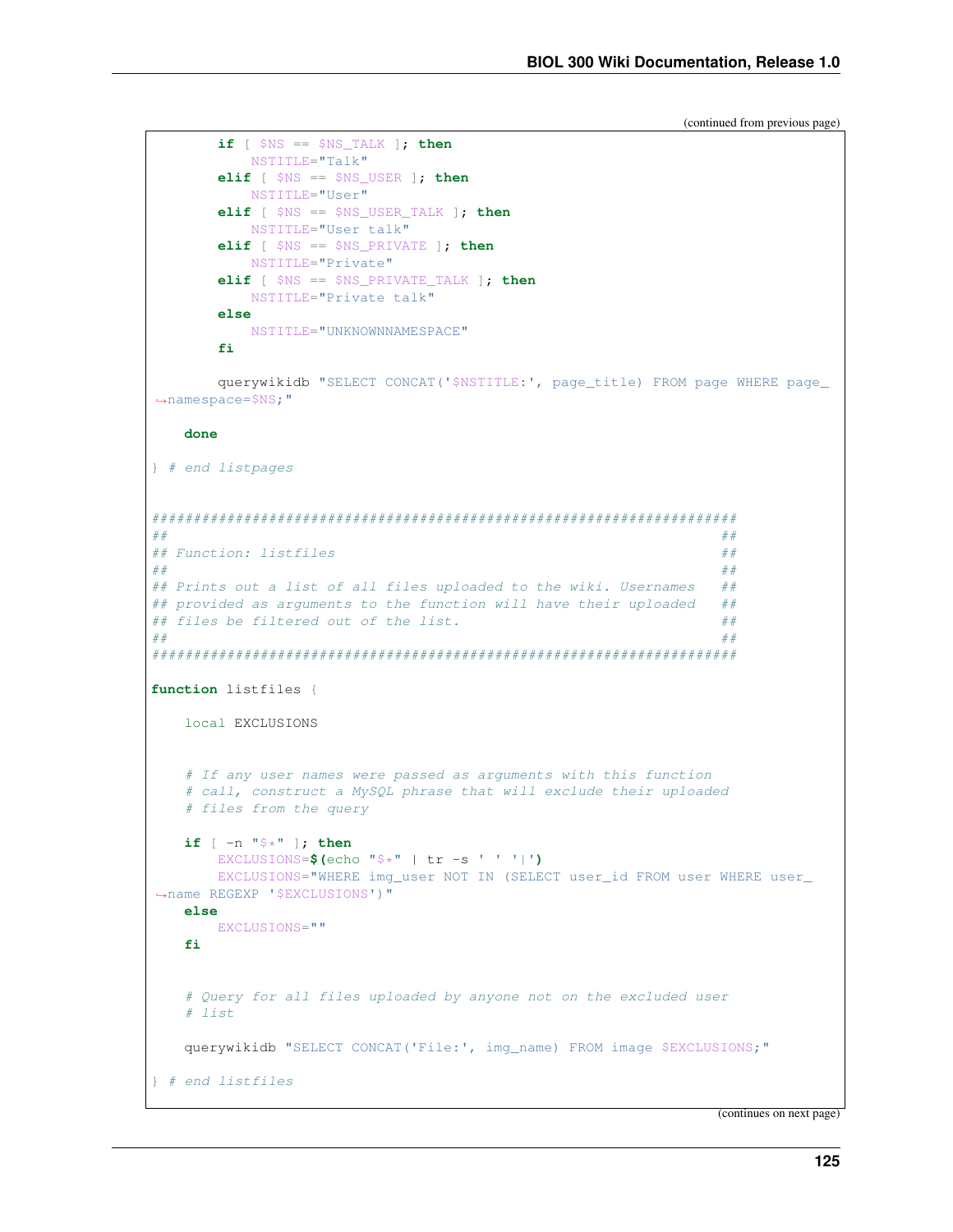(continued from previous page)

```
        if [ $NS == $NS_TALK ]; then
            NSTITLE="Talk"
        elif [ $NS == $NS_USER ]; then
            NSTITLE="User"
        elif [ $NS == $NS_USER_TALK ]; then
            NSTITLE="User talk"
        elif [ $NS == $NS_PRIVATE ]; then
            NSTITLE="Private"
        elif [ $NS == $NS_PRIVATE_TALK ]; then
            NSTITLE="Private talk"
        else
            NSTITLE="UNKNOWNNAMESPACE"
        fi

        querywikidb "SELECT CONCAT('$NSTITLE:', page_title) FROM page WHERE page_
↪namespace=$NS;"

    done

} # end listpages


######################################################################
##                                                                  ##
## Function: listfiles                                              ##
##                                                                  ##
## Prints out a list of all files uploaded to the wiki. Usernames   ##
## provided as arguments to the function will have their uploaded   ##
## files be filtered out of the list.                               ##
##                                                                  ##
######################################################################

function listfiles {

    local EXCLUSIONS


    # If any user names were passed as arguments with this function
    # call, construct a MySQL phrase that will exclude their uploaded
    # files from the query

    if [ -n "$*" ]; then
        EXCLUSIONS=$(echo "$*" | tr -s ' ' '|')
        EXCLUSIONS="WHERE img_user NOT IN (SELECT user_id FROM user WHERE user_
↪name REGEXP '$EXCLUSIONS')"
    else
        EXCLUSIONS=""
    fi


    # Query for all files uploaded by anyone not on the excluded user
    # list

    querywikidb "SELECT CONCAT('File:', img_name) FROM image $EXCLUSIONS;"

} # end listfiles
```

(continues on next page)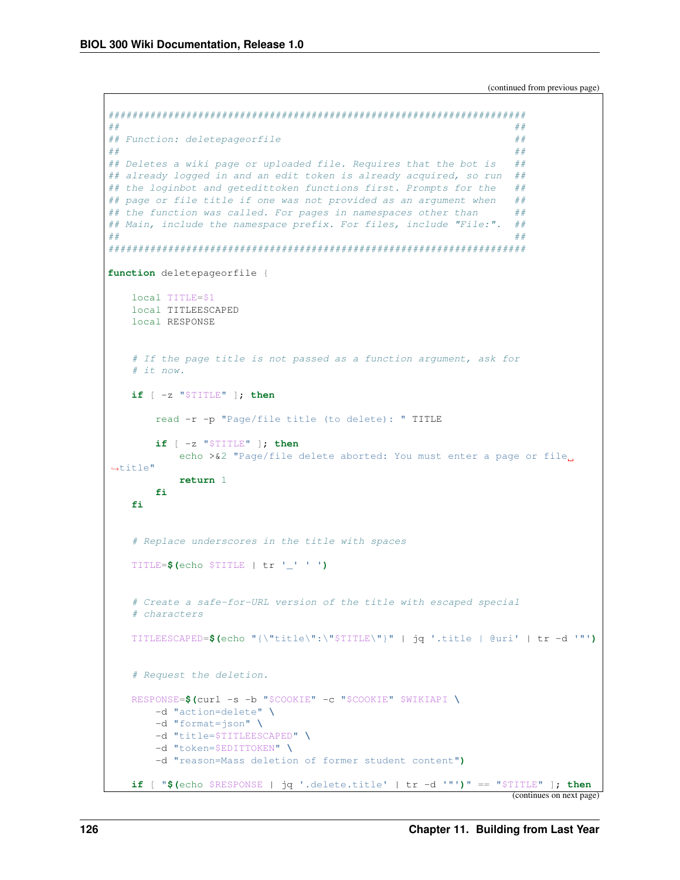(continued from previous page)

```
#######################################################################
##                                                                   ##
## Function: deletepageorfile                                        ##
##                                                                   ##
## Deletes a wiki page or uploaded file. Requires that the bot is   ##
## already logged in and an edit token is already acquired, so run  ##
## the loginbot and getedittoken functions first. Prompts for the   ##
## page or file title if one was not provided as an argument when   ##
## the function was called. For pages in namespaces other than      ##
## Main, include the namespace prefix. For files, include "File:".  ##
##                                                                   ##
#######################################################################

function deletepageorfile {

    local TITLE=$1
    local TITLEESCAPED
    local RESPONSE


    # If the page title is not passed as a function argument, ask for
    # it now.

    if [ -z "$TITLE" ]; then

        read -r -p "Page/file title (to delete): " TITLE

        if [ -z "$TITLE" ]; then
            echo >&2 "Page/file delete aborted: You must enter a page or file title"
            return 1
        fi
    fi


    # Replace underscores in the title with spaces

    TITLE=$(echo $TITLE | tr '_' ' ')


    # Create a safe-for-URL version of the title with escaped special
    # characters

    TITLEESCAPED=$(echo "{\"title\":\"$TITLE\"}" | jq '.title | @uri' | tr -d '"')


    # Request the deletion.

    RESPONSE=$(curl -s -b "$COOKIE" -c "$COOKIE" $WIKIAPI \
        -d "action=delete" \
        -d "format=json" \
        -d "title=$TITLEESCAPED" \
        -d "token=$EDITTOKEN" \
        -d "reason=Mass deletion of former student content")

    if [ "$(echo $RESPONSE | jq '.delete.title' | tr -d '"')" == "$TITLE" ]; then
```

(continues on next page)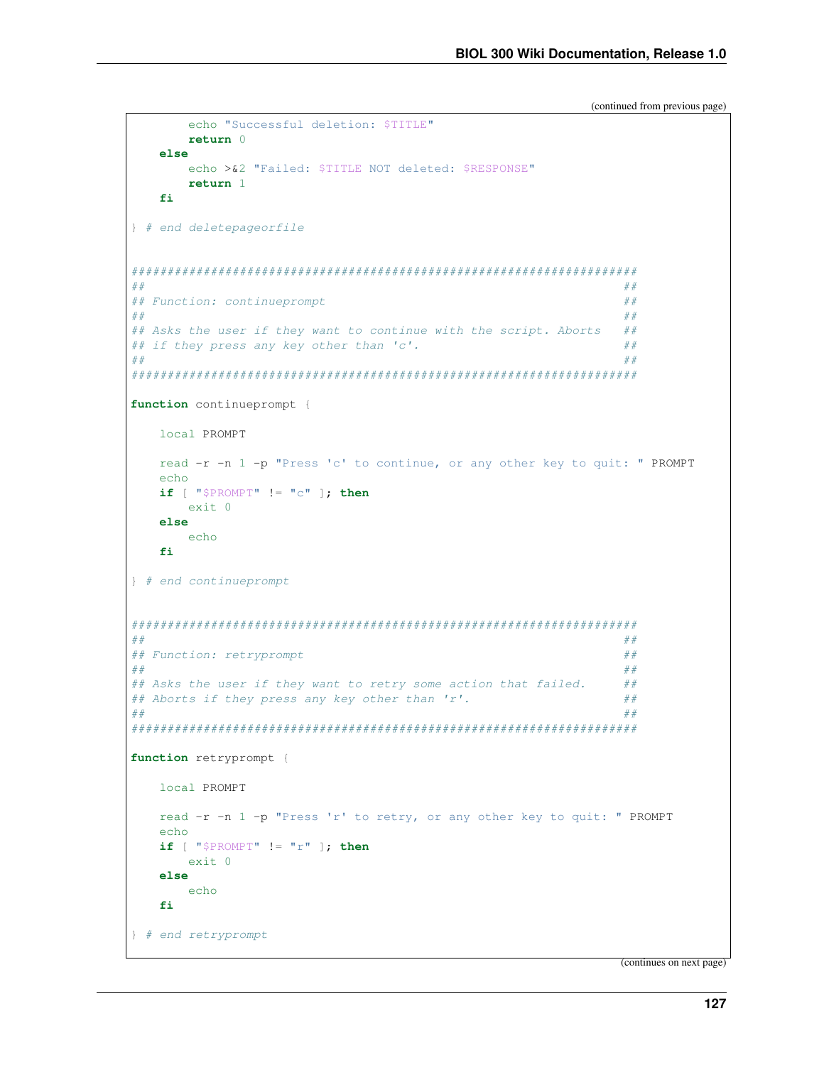(continued from previous page)

```
        echo "Successful deletion: $TITLE"
        return 0
    else
        echo >&2 "Failed: $TITLE NOT deleted: $RESPONSE"
        return 1
    fi

} # end deletepageorfile


######################################################################
##                                                                  ##
## Function: continueprompt                                         ##
##                                                                  ##
## Asks the user if they want to continue with the script. Aborts   ##
## if they press any key other than 'c'.                            ##
##                                                                  ##
######################################################################

function continueprompt {

    local PROMPT

    read -r -n 1 -p "Press 'c' to continue, or any other key to quit: " PROMPT
    echo
    if [ "$PROMPT" != "c" ]; then
        exit 0
    else
        echo
    fi

} # end continueprompt


######################################################################
##                                                                  ##
## Function: retryprompt                                            ##
##                                                                  ##
## Asks the user if they want to retry some action that failed.     ##
## Aborts if they press any key other than 'r'.                     ##
##                                                                  ##
######################################################################

function retryprompt {

    local PROMPT

    read -r -n 1 -p "Press 'r' to retry, or any other key to quit: " PROMPT
    echo
    if [ "$PROMPT" != "r" ]; then
        exit 0
    else
        echo
    fi

} # end retryprompt
```

(continues on next page)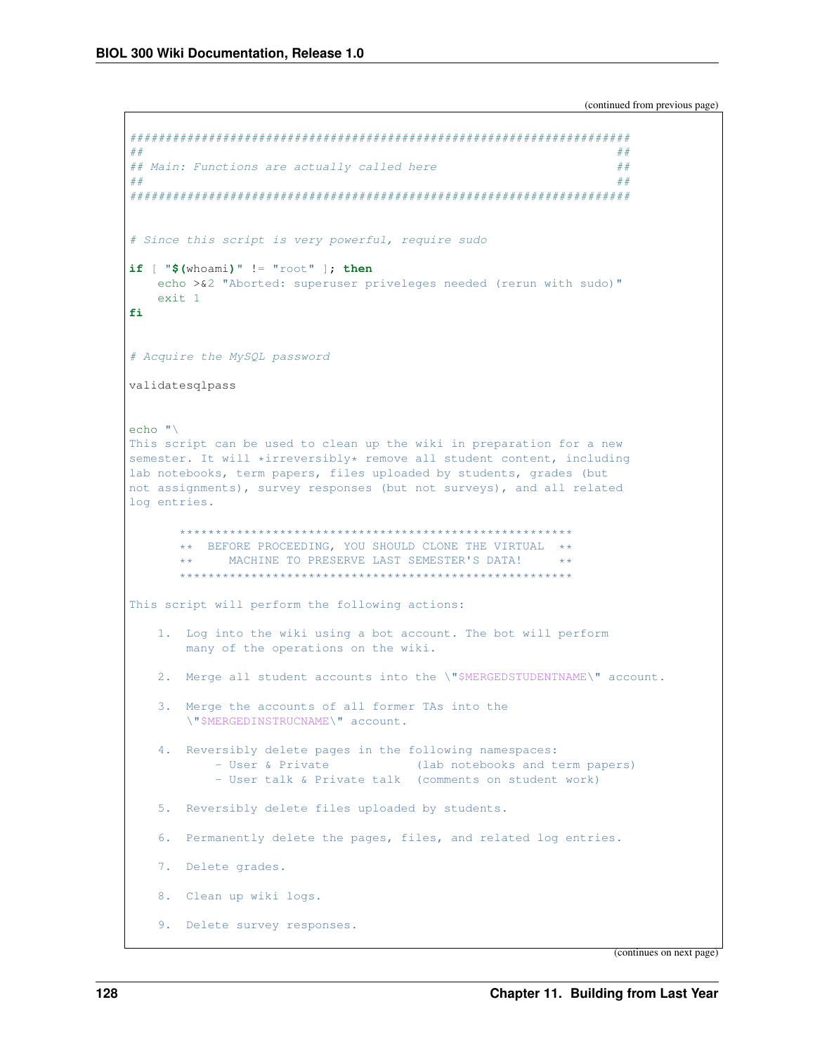(continued from previous page)

```
######################################################################
##                                                                  ##
## Main: Functions are actually called here                         ##
##                                                                  ##
######################################################################


# Since this script is very powerful, require sudo

if [ "$(whoami)" != "root" ]; then
    echo >&2 "Aborted: superuser priveleges needed (rerun with sudo)"
    exit 1
fi


# Acquire the MySQL password

validatesqlpass


echo "\
This script can be used to clean up the wiki in preparation for a new
semester. It will *irreversibly* remove all student content, including
lab notebooks, term papers, files uploaded by students, grades (but
not assignments), survey responses (but not surveys), and all related
log entries.

       *******************************************************
       **  BEFORE PROCEEDING, YOU SHOULD CLONE THE VIRTUAL  **
       **     MACHINE TO PRESERVE LAST SEMESTER'S DATA!     **
       *******************************************************

This script will perform the following actions:

    1.  Log into the wiki using a bot account. The bot will perform
        many of the operations on the wiki.

    2.  Merge all student accounts into the \"$MERGEDSTUDENTNAME\" account.

    3.  Merge the accounts of all former TAs into the
        \"$MERGEDINSTRUCNAME\" account.

    4.  Reversibly delete pages in the following namespaces:
            - User & Private            (lab notebooks and term papers)
            - User talk & Private talk  (comments on student work)

    5.  Reversibly delete files uploaded by students.

    6.  Permanently delete the pages, files, and related log entries.

    7.  Delete grades.

    8.  Clean up wiki logs.

    9.  Delete survey responses.
```

(continues on next page)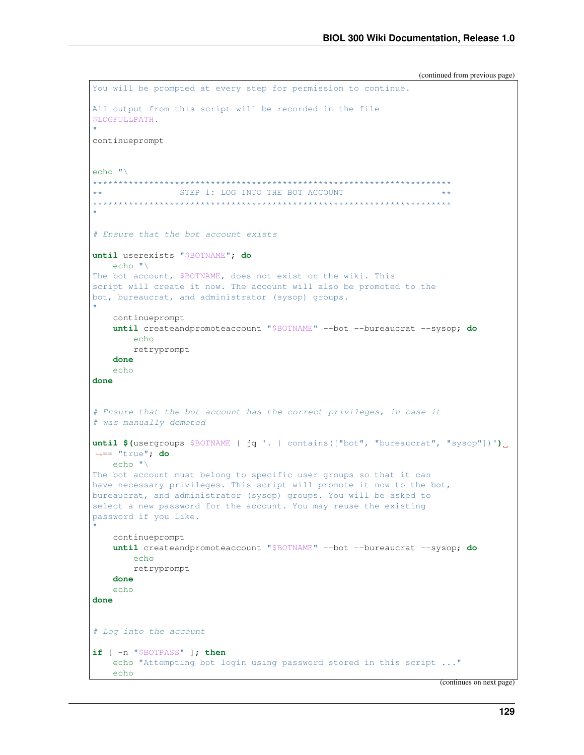(continued from previous page)

```
You will be prompted at every step for permission to continue.

All output from this script will be recorded in the file
$LOGFULLPATH.
"
continueprompt


echo "\
*********************************************************************
**               STEP 1: LOG INTO THE BOT ACCOUNT                  **
*********************************************************************
"

# Ensure that the bot account exists

until userexists "$BOTNAME"; do
    echo "\
The bot account, $BOTNAME, does not exist on the wiki. This
script will create it now. The account will also be promoted to the
bot, bureaucrat, and administrator (sysop) groups.
"
    continueprompt
    until createandpromoteaccount "$BOTNAME" --bot --bureaucrat --sysop; do
        echo
        retryprompt
    done
    echo
done


# Ensure that the bot account has the correct privileges, in case it
# was manually demoted

until $(usergroups $BOTNAME | jq '. | contains(["bot", "bureaucrat", "sysop"])')
↪== "true"; do
    echo "\
The bot account must belong to specific user groups so that it can
have necessary privileges. This script will promote it now to the bot,
bureaucrat, and administrator (sysop) groups. You will be asked to
select a new password for the account. You may reuse the existing
password if you like.
"
    continueprompt
    until createandpromoteaccount "$BOTNAME" --bot --bureaucrat --sysop; do
        echo
        retryprompt
    done
    echo
done


# Log into the account

if [ -n "$BOTPASS" ]; then
    echo "Attempting bot login using password stored in this script ..."
    echo
```

(continues on next page)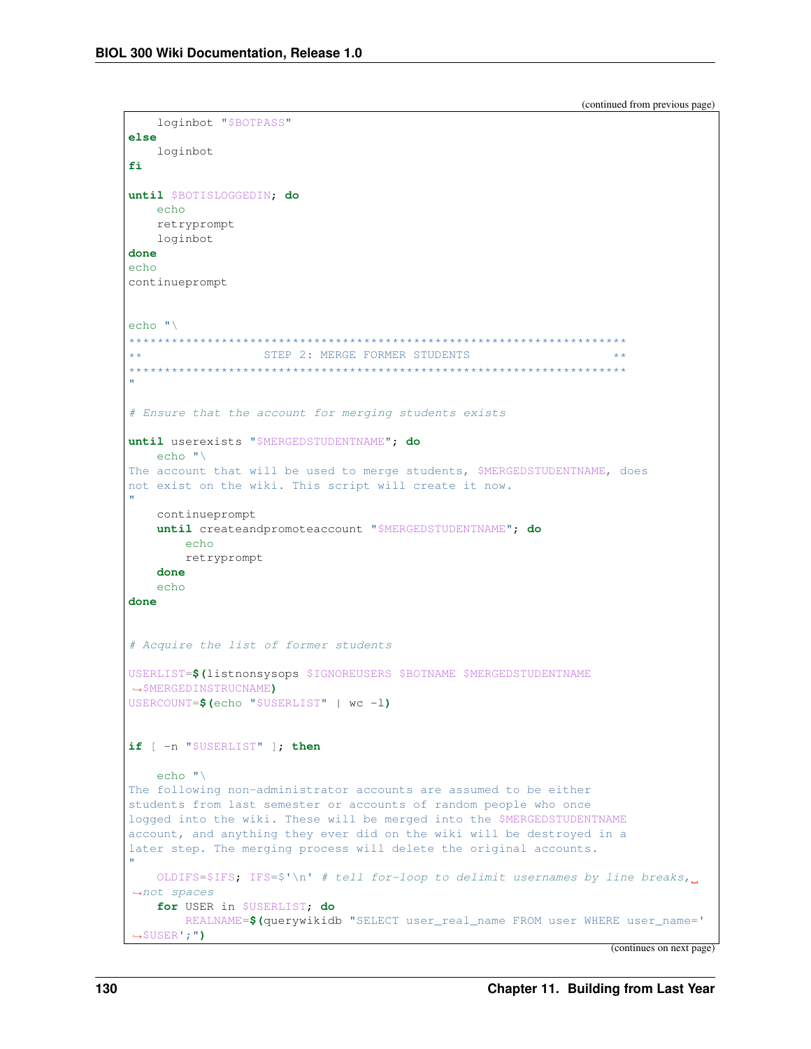(continued from previous page)

```
    loginbot "$BOTPASS"
else
    loginbot
fi

until $BOTISLOGGEDIN; do
    echo
    retryprompt
    loginbot
done
echo
continueprompt


echo "\
**********************************************************************
**                  STEP 2: MERGE FORMER STUDENTS                   **
**********************************************************************
"

# Ensure that the account for merging students exists

until userexists "$MERGEDSTUDENTNAME"; do
    echo "\
The account that will be used to merge students, $MERGEDSTUDENTNAME, does
not exist on the wiki. This script will create it now.
"
    continueprompt
    until createandpromoteaccount "$MERGEDSTUDENTNAME"; do
        echo
        retryprompt
    done
    echo
done


# Acquire the list of former students

USERLIST=$(listnonsysops $IGNOREUSERS $BOTNAME $MERGEDSTUDENTNAME
↪$MERGEDINSTRUCNAME)
USERCOUNT=$(echo "$USERLIST" | wc -l)


if [ -n "$USERLIST" ]; then

    echo "\
The following non-administrator accounts are assumed to be either
students from last semester or accounts of random people who once
logged into the wiki. These will be merged into the $MERGEDSTUDENTNAME
account, and anything they ever did on the wiki will be destroyed in a
later step. The merging process will delete the original accounts.
"
    OLDIFS=$IFS; IFS=$'\n' # tell for-loop to delimit usernames by line breaks,␣
↪not spaces
    for USER in $USERLIST; do
        REALNAME=$(querywikidb "SELECT user_real_name FROM user WHERE user_name='
↪$USER';")
```

(continues on next page)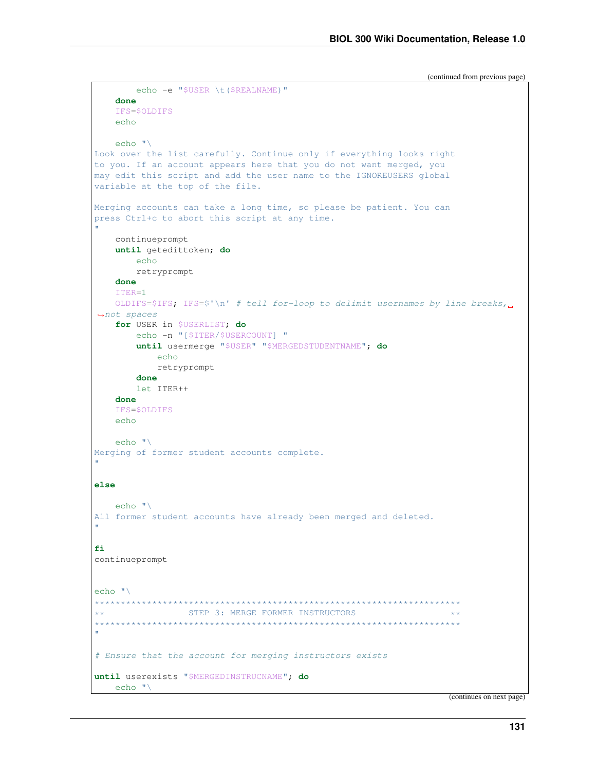(continued from previous page)

```
        echo -e "$USER \t($REALNAME)"
    done
    IFS=$OLDIFS
    echo

    echo "\
Look over the list carefully. Continue only if everything looks right
to you. If an account appears here that you do not want merged, you
may edit this script and add the user name to the IGNOREUSERS global
variable at the top of the file.

Merging accounts can take a long time, so please be patient. You can
press Ctrl+c to abort this script at any time.
"
    continueprompt
    until getedittoken; do
        echo
        retryprompt
    done
    ITER=1
    OLDIFS=$IFS; IFS=$'\n' # tell for-loop to delimit usernames by line breaks,␣
↪not spaces
    for USER in $USERLIST; do
        echo -n "[$ITER/$USERCOUNT] "
        until usermerge "$USER" "$MERGEDSTUDENTNAME"; do
            echo
            retryprompt
        done
        let ITER++
    done
    IFS=$OLDIFS
    echo

    echo "\
Merging of former student accounts complete.
"

else

    echo "\
All former student accounts have already been merged and deleted.
"

fi
continueprompt


echo "\
**********************************************************************
**                 STEP 3: MERGE FORMER INSTRUCTORS                 **
**********************************************************************
"

# Ensure that the account for merging instructors exists

until userexists "$MERGEDINSTRUCNAME"; do
    echo "\
```

(continues on next page)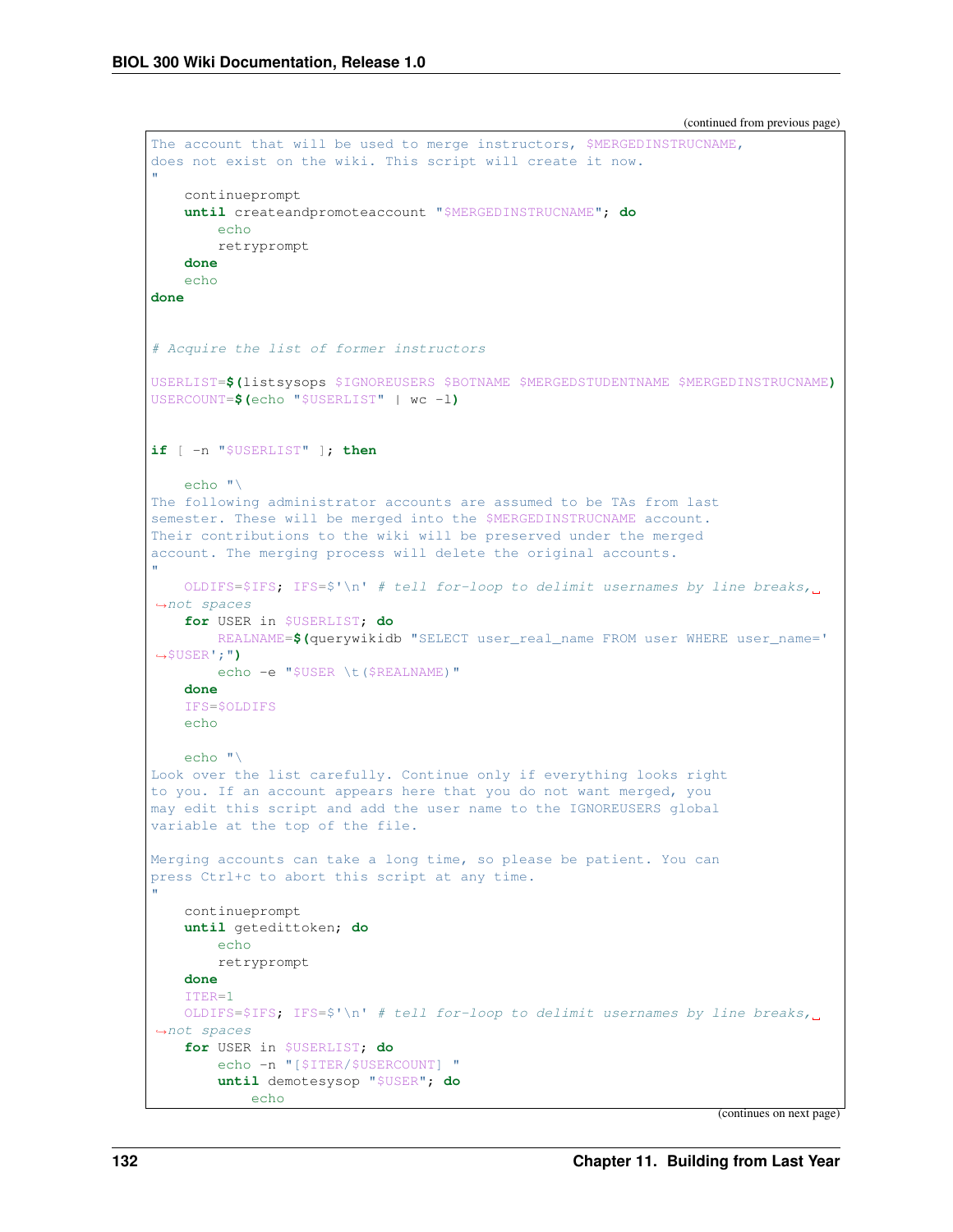(continued from previous page)

```
The account that will be used to merge instructors, $MERGEDINSTRUCNAME,
does not exist on the wiki. This script will create it now.
"
    continueprompt
    until createandpromoteaccount "$MERGEDINSTRUCNAME"; do
        echo
        retryprompt
    done
    echo
done


# Acquire the list of former instructors

USERLIST=$(listsysops $IGNOREUSERS $BOTNAME $MERGEDSTUDENTNAME $MERGEDINSTRUCNAME)
USERCOUNT=$(echo "$USERLIST" | wc -l)


if [ -n "$USERLIST" ]; then

    echo "\
The following administrator accounts are assumed to be TAs from last
semester. These will be merged into the $MERGEDINSTRUCNAME account.
Their contributions to the wiki will be preserved under the merged
account. The merging process will delete the original accounts.
"
    OLDIFS=$IFS; IFS=$'\n' # tell for-loop to delimit usernames by line breaks,␣
→not spaces
    for USER in $USERLIST; do
        REALNAME=$(querywikidb "SELECT user_real_name FROM user WHERE user_name='
→$USER';")
        echo -e "$USER \t($REALNAME)"
    done
    IFS=$OLDIFS
    echo

    echo "\
Look over the list carefully. Continue only if everything looks right
to you. If an account appears here that you do not want merged, you
may edit this script and add the user name to the IGNOREUSERS global
variable at the top of the file.

Merging accounts can take a long time, so please be patient. You can
press Ctrl+c to abort this script at any time.
"
    continueprompt
    until getedittoken; do
        echo
        retryprompt
    done
    ITER=1
    OLDIFS=$IFS; IFS=$'\n' # tell for-loop to delimit usernames by line breaks,␣
→not spaces
    for USER in $USERLIST; do
        echo -n "[$ITER/$USERCOUNT] "
        until demotesysop "$USER"; do
            echo
```

(continues on next page)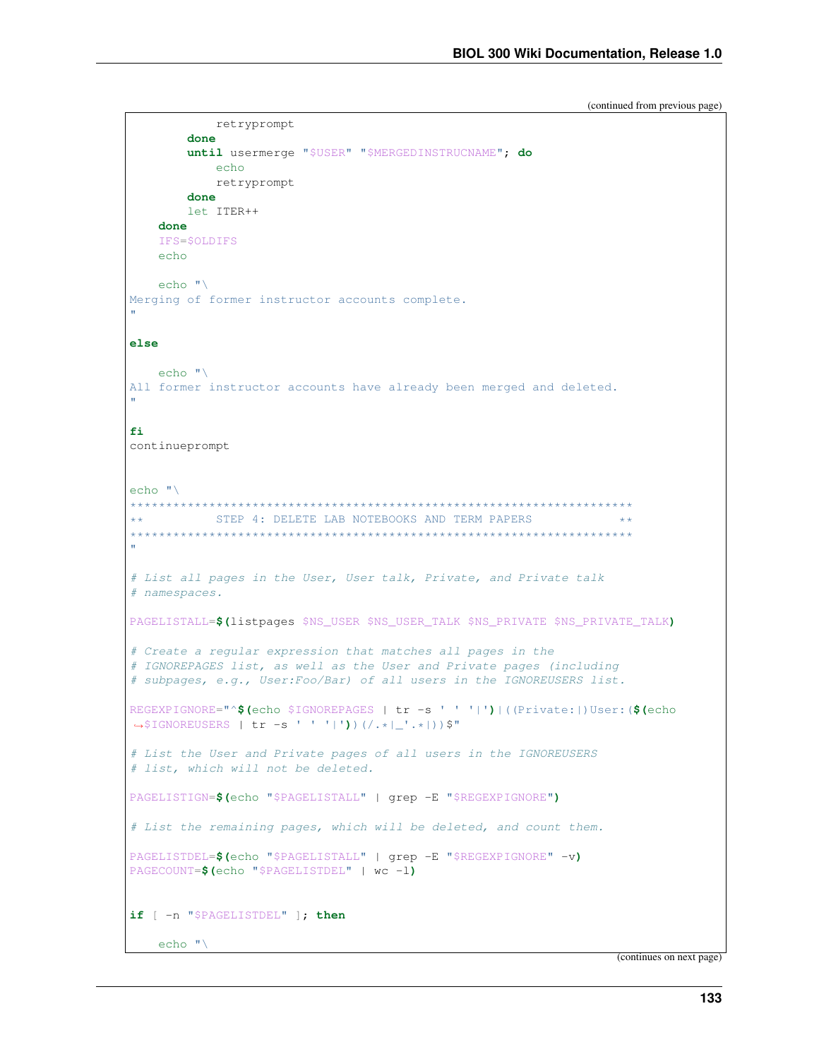(continued from previous page)

```
            retryprompt
        done
        until usermerge "$USER" "$MERGEDINSTRUCNAME"; do
            echo
            retryprompt
        done
        let ITER++
    done
    IFS=$OLDIFS
    echo

    echo "\
Merging of former instructor accounts complete.
"

else

    echo "\
All former instructor accounts have already been merged and deleted.
"

fi
continueprompt


echo "\
***********************************************************************
**          STEP 4: DELETE LAB NOTEBOOKS AND TERM PAPERS            **
***********************************************************************
"

# List all pages in the User, User talk, Private, and Private talk
# namespaces.

PAGELISTALL=$(listpages $NS_USER $NS_USER_TALK $NS_PRIVATE $NS_PRIVATE_TALK)

# Create a regular expression that matches all pages in the
# IGNOREPAGES list, as well as the User and Private pages (including
# subpages, e.g., User:Foo/Bar) of all users in the IGNOREUSERS list.

REGEXPIGNORE="^$(echo $IGNOREPAGES | tr -s ' ' '|')|((Private:|)User:($(echo
→$IGNOREUSERS | tr -s ' ' '|'))(/.*|_'.*|))$"

# List the User and Private pages of all users in the IGNOREUSERS
# list, which will not be deleted.

PAGELISTIGN=$(echo "$PAGELISTALL" | grep -E "$REGEXPIGNORE")

# List the remaining pages, which will be deleted, and count them.

PAGELISTDEL=$(echo "$PAGELISTALL" | grep -E "$REGEXPIGNORE" -v)
PAGECOUNT=$(echo "$PAGELISTDEL" | wc -l)


if [ -n "$PAGELISTDEL" ]; then

    echo "\
```

(continues on next page)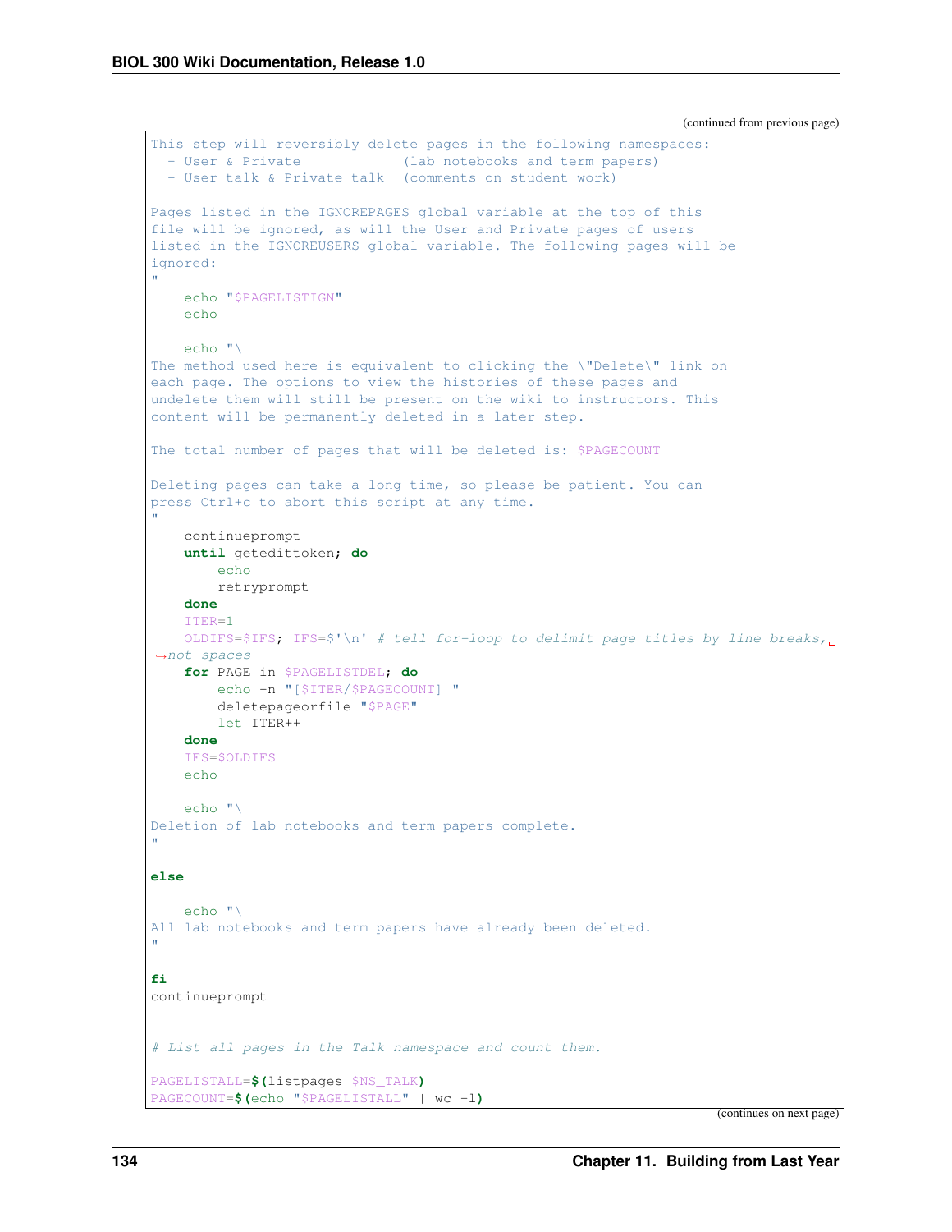(continued from previous page)

```
This step will reversibly delete pages in the following namespaces:
  - User & Private            (lab notebooks and term papers)
  - User talk & Private talk  (comments on student work)

Pages listed in the IGNOREPAGES global variable at the top of this
file will be ignored, as will the User and Private pages of users
listed in the IGNOREUSERS global variable. The following pages will be
ignored:
"
    echo "$PAGELISTIGN"
    echo

    echo "\
The method used here is equivalent to clicking the \"Delete\" link on
each page. The options to view the histories of these pages and
undelete them will still be present on the wiki to instructors. This
content will be permanently deleted in a later step.

The total number of pages that will be deleted is: $PAGECOUNT

Deleting pages can take a long time, so please be patient. You can
press Ctrl+c to abort this script at any time.
"
    continueprompt
    until getedittoken; do
        echo
        retryprompt
    done
    ITER=1
    OLDIFS=$IFS; IFS=$'\n' # tell for-loop to delimit page titles by line breaks, not spaces
    for PAGE in $PAGELISTDEL; do
        echo -n "[$ITER/$PAGECOUNT] "
        deletepageorfile "$PAGE"
        let ITER++
    done
    IFS=$OLDIFS
    echo

    echo "\
Deletion of lab notebooks and term papers complete.
"

else

    echo "\
All lab notebooks and term papers have already been deleted.
"

fi
continueprompt


# List all pages in the Talk namespace and count them.

PAGELISTALL=$(listpages $NS_TALK)
PAGECOUNT=$(echo "$PAGELISTALL" | wc -l)
```

(continues on next page)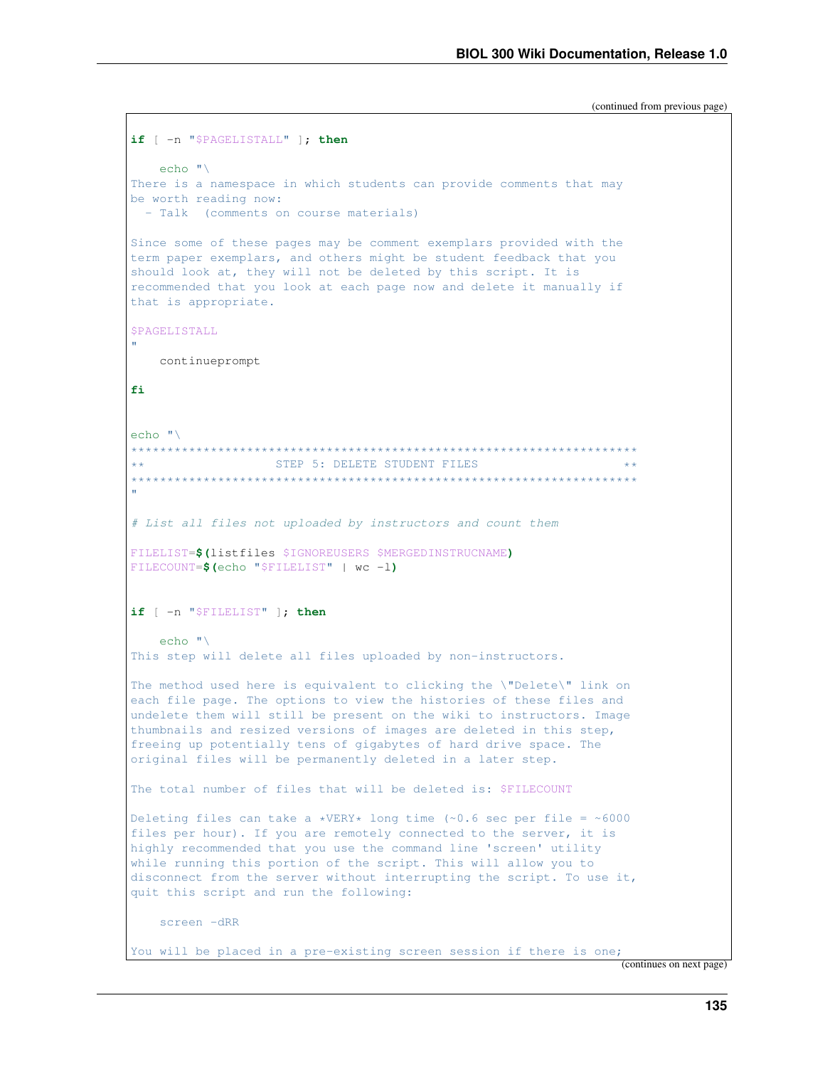(continued from previous page)

```
if [ -n "$PAGELISTALL" ]; then

    echo "\
There is a namespace in which students can provide comments that may
be worth reading now:
  - Talk  (comments on course materials)

Since some of these pages may be comment exemplars provided with the
term paper exemplars, and others might be student feedback that you
should look at, they will not be deleted by this script. It is
recommended that you look at each page now and delete it manually if
that is appropriate.

$PAGELISTALL
"
    continueprompt

fi


echo "\
**********************************************************************
**                  STEP 5: DELETE STUDENT FILES                    **
**********************************************************************
"

# List all files not uploaded by instructors and count them

FILELIST=$(listfiles $IGNOREUSERS $MERGEDINSTRUCNAME)
FILECOUNT=$(echo "$FILELIST" | wc -l)


if [ -n "$FILELIST" ]; then

    echo "\
This step will delete all files uploaded by non-instructors.

The method used here is equivalent to clicking the \"Delete\" link on
each file page. The options to view the histories of these files and
undelete them will still be present on the wiki to instructors. Image
thumbnails and resized versions of images are deleted in this step,
freeing up potentially tens of gigabytes of hard drive space. The
original files will be permanently deleted in a later step.

The total number of files that will be deleted is: $FILECOUNT

Deleting files can take a *VERY* long time (~0.6 sec per file = ~6000
files per hour). If you are remotely connected to the server, it is
highly recommended that you use the command line 'screen' utility
while running this portion of the script. This will allow you to
disconnect from the server without interrupting the script. To use it,
quit this script and run the following:

    screen -dRR

You will be placed in a pre-existing screen session if there is one;
```

(continues on next page)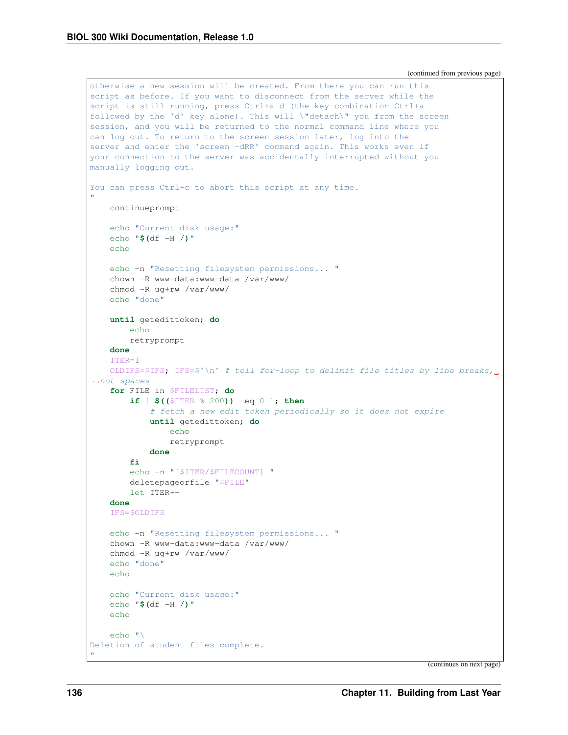(continued from previous page)

```
otherwise a new session will be created. From there you can run this
script as before. If you want to disconnect from the server while the
script is still running, press Ctrl+a d (the key combination Ctrl+a
followed by the 'd' key alone). This will \"detach\" you from the screen
session, and you will be returned to the normal command line where you
can log out. To return to the screen session later, log into the
server and enter the 'screen -dRR' command again. This works even if
your connection to the server was accidentally interrupted without you
manually logging out.

You can press Ctrl+c to abort this script at any time.
"
    continueprompt

    echo "Current disk usage:"
    echo "$(df -H /)"
    echo

    echo -n "Resetting filesystem permissions... "
    chown -R www-data:www-data /var/www/
    chmod -R ug+rw /var/www/
    echo "done"

    until getedittoken; do
        echo
        retryprompt
    done
    ITER=1
    OLDIFS=$IFS; IFS=$'\n' # tell for-loop to delimit file titles by line breaks,␣
↪not spaces
    for FILE in $FILELIST; do
        if [ $(($ITER % 200)) -eq 0 ]; then
            # fetch a new edit token periodically so it does not expire
            until getedittoken; do
                echo
                retryprompt
            done
        fi
        echo -n "[$ITER/$FILECOUNT] "
        deletepageorfile "$FILE"
        let ITER++
    done
    IFS=$OLDIFS

    echo -n "Resetting filesystem permissions... "
    chown -R www-data:www-data /var/www/
    chmod -R ug+rw /var/www/
    echo "done"
    echo

    echo "Current disk usage:"
    echo "$(df -H /)"
    echo

    echo "\
Deletion of student files complete.
"
```

(continues on next page)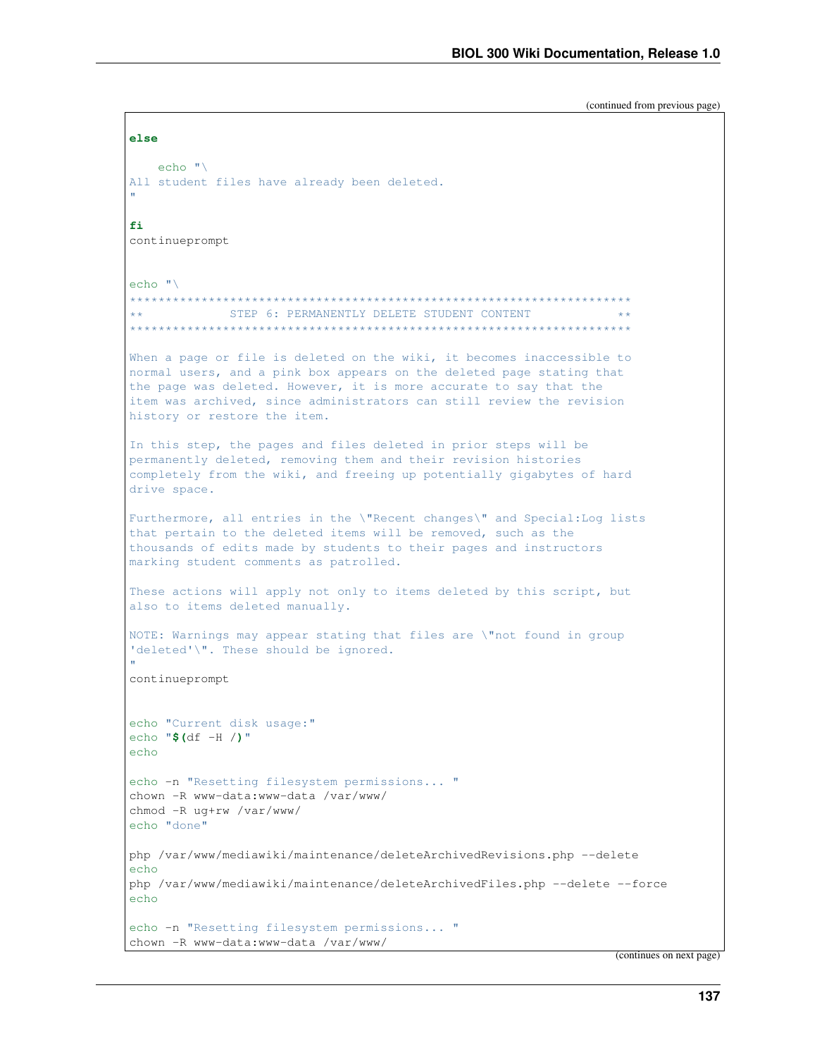(continued from previous page)

```
else

    echo "\
All student files have already been deleted.
"

fi
continueprompt


echo "\
**********************************************************************
**            STEP 6: PERMANENTLY DELETE STUDENT CONTENT            **
**********************************************************************

When a page or file is deleted on the wiki, it becomes inaccessible to
normal users, and a pink box appears on the deleted page stating that
the page was deleted. However, it is more accurate to say that the
item was archived, since administrators can still review the revision
history or restore the item.

In this step, the pages and files deleted in prior steps will be
permanently deleted, removing them and their revision histories
completely from the wiki, and freeing up potentially gigabytes of hard
drive space.

Furthermore, all entries in the \"Recent changes\" and Special:Log lists
that pertain to the deleted items will be removed, such as the
thousands of edits made by students to their pages and instructors
marking student comments as patrolled.

These actions will apply not only to items deleted by this script, but
also to items deleted manually.

NOTE: Warnings may appear stating that files are \"not found in group
'deleted'\". These should be ignored.
"
continueprompt


echo "Current disk usage:"
echo "$(df -H /)"
echo

echo -n "Resetting filesystem permissions... "
chown -R www-data:www-data /var/www/
chmod -R ug+rw /var/www/
echo "done"

php /var/www/mediawiki/maintenance/deleteArchivedRevisions.php --delete
echo
php /var/www/mediawiki/maintenance/deleteArchivedFiles.php --delete --force
echo

echo -n "Resetting filesystem permissions... "
chown -R www-data:www-data /var/www/
```

(continues on next page)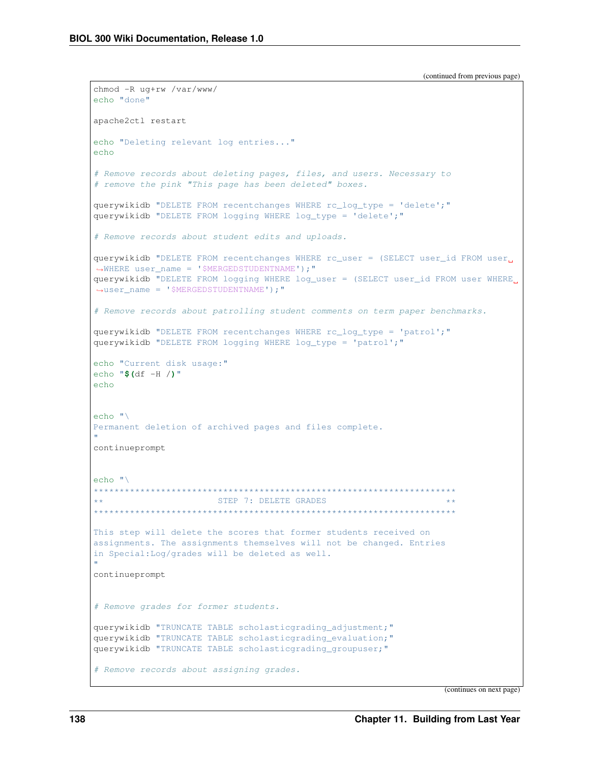(continued from previous page)

```
chmod -R ug+rw /var/www/
echo "done"

apache2ctl restart

echo "Deleting relevant log entries..."
echo

# Remove records about deleting pages, files, and users. Necessary to
# remove the pink "This page has been deleted" boxes.

querywikidb "DELETE FROM recentchanges WHERE rc_log_type = 'delete';"
querywikidb "DELETE FROM logging WHERE log_type = 'delete';"

# Remove records about student edits and uploads.

querywikidb "DELETE FROM recentchanges WHERE rc_user = (SELECT user_id FROM user WHERE user_name = '$MERGEDSTUDENTNAME');"
querywikidb "DELETE FROM logging WHERE log_user = (SELECT user_id FROM user WHERE user_name = '$MERGEDSTUDENTNAME');"

# Remove records about patrolling student comments on term paper benchmarks.

querywikidb "DELETE FROM recentchanges WHERE rc_log_type = 'patrol';"
querywikidb "DELETE FROM logging WHERE log_type = 'patrol';"

echo "Current disk usage:"
echo "$(df -H /)"
echo


echo "\
Permanent deletion of archived pages and files complete.
"
continueprompt


echo "\
**********************************************************************
**                       STEP 7: DELETE GRADES                      **
**********************************************************************

This step will delete the scores that former students received on
assignments. The assignments themselves will not be changed. Entries
in Special:Log/grades will be deleted as well.
"
continueprompt


# Remove grades for former students.

querywikidb "TRUNCATE TABLE scholasticgrading_adjustment;"
querywikidb "TRUNCATE TABLE scholasticgrading_evaluation;"
querywikidb "TRUNCATE TABLE scholasticgrading_groupuser;"

# Remove records about assigning grades.
```

(continues on next page)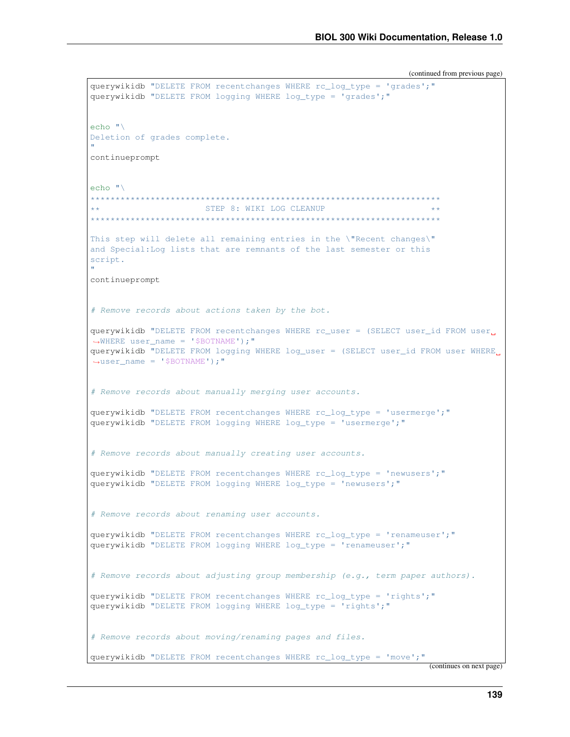(continued from previous page)

```
querywikidb "DELETE FROM recentchanges WHERE rc_log_type = 'grades';"
querywikidb "DELETE FROM logging WHERE log_type = 'grades';"


echo "\
Deletion of grades complete.
"
continueprompt


echo "\
*********************************************************************
**                     STEP 8: WIKI LOG CLEANUP                    **
*********************************************************************

This step will delete all remaining entries in the \"Recent changes\"
and Special:Log lists that are remnants of the last semester or this
script.
"
continueprompt


# Remove records about actions taken by the bot.

querywikidb "DELETE FROM recentchanges WHERE rc_user = (SELECT user_id FROM user WHERE user_name = '$BOTNAME');"
querywikidb "DELETE FROM logging WHERE log_user = (SELECT user_id FROM user WHERE user_name = '$BOTNAME');"


# Remove records about manually merging user accounts.

querywikidb "DELETE FROM recentchanges WHERE rc_log_type = 'usermerge';"
querywikidb "DELETE FROM logging WHERE log_type = 'usermerge';"


# Remove records about manually creating user accounts.

querywikidb "DELETE FROM recentchanges WHERE rc_log_type = 'newusers';"
querywikidb "DELETE FROM logging WHERE log_type = 'newusers';"


# Remove records about renaming user accounts.

querywikidb "DELETE FROM recentchanges WHERE rc_log_type = 'renameuser';"
querywikidb "DELETE FROM logging WHERE log_type = 'renameuser';"


# Remove records about adjusting group membership (e.g., term paper authors).

querywikidb "DELETE FROM recentchanges WHERE rc_log_type = 'rights';"
querywikidb "DELETE FROM logging WHERE log_type = 'rights';"


# Remove records about moving/renaming pages and files.

querywikidb "DELETE FROM recentchanges WHERE rc_log_type = 'move';"
```

(continues on next page)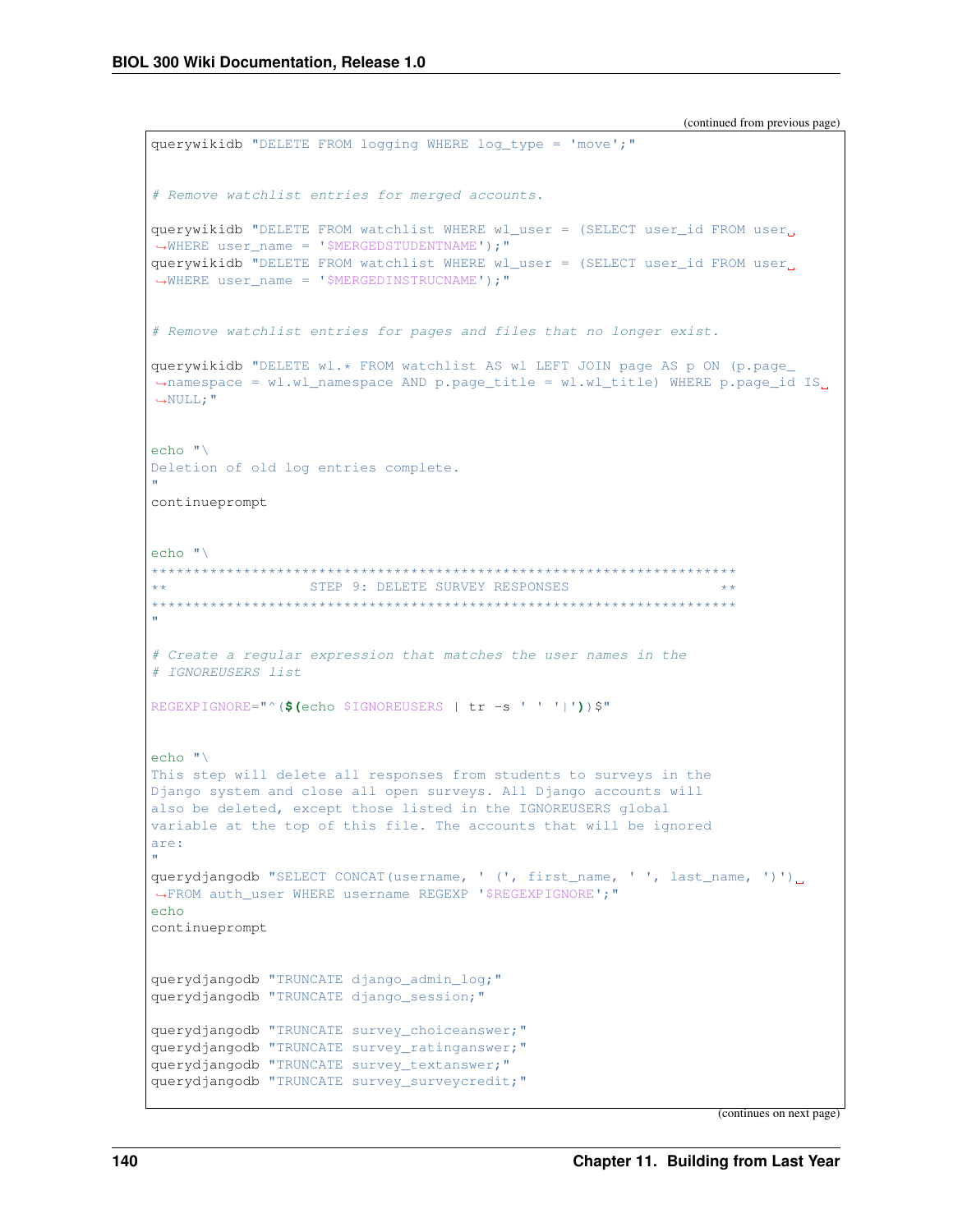(continued from previous page)

```
querywikidb "DELETE FROM logging WHERE log_type = 'move';"


# Remove watchlist entries for merged accounts.

querywikidb "DELETE FROM watchlist WHERE wl_user = (SELECT user_id FROM user WHERE user_name = '$MERGEDSTUDENTNAME');"
querywikidb "DELETE FROM watchlist WHERE wl_user = (SELECT user_id FROM user WHERE user_name = '$MERGEDINSTRUCNAME');"


# Remove watchlist entries for pages and files that no longer exist.

querywikidb "DELETE wl.* FROM watchlist AS wl LEFT JOIN page AS p ON (p.page_namespace = wl.wl_namespace AND p.page_title = wl.wl_title) WHERE p.page_id IS NULL;"


echo "\
Deletion of old log entries complete.
"
continueprompt


echo "\
**********************************************************************
**                  STEP 9: DELETE SURVEY RESPONSES                 **
**********************************************************************
"

# Create a regular expression that matches the user names in the
# IGNOREUSERS list

REGEXPIGNORE="^($(echo $IGNOREUSERS | tr -s ' ' '|'))$"


echo "\
This step will delete all responses from students to surveys in the
Django system and close all open surveys. All Django accounts will
also be deleted, except those listed in the IGNOREUSERS global
variable at the top of this file. The accounts that will be ignored
are:
"
querydjangodb "SELECT CONCAT(username, ' (', first_name, ' ', last_name, ')') FROM auth_user WHERE username REGEXP '$REGEXPIGNORE';"
echo
continueprompt


querydjangodb "TRUNCATE django_admin_log;"
querydjangodb "TRUNCATE django_session;"

querydjangodb "TRUNCATE survey_choiceanswer;"
querydjangodb "TRUNCATE survey_ratinganswer;"
querydjangodb "TRUNCATE survey_textanswer;"
querydjangodb "TRUNCATE survey_surveycredit;"
```

(continues on next page)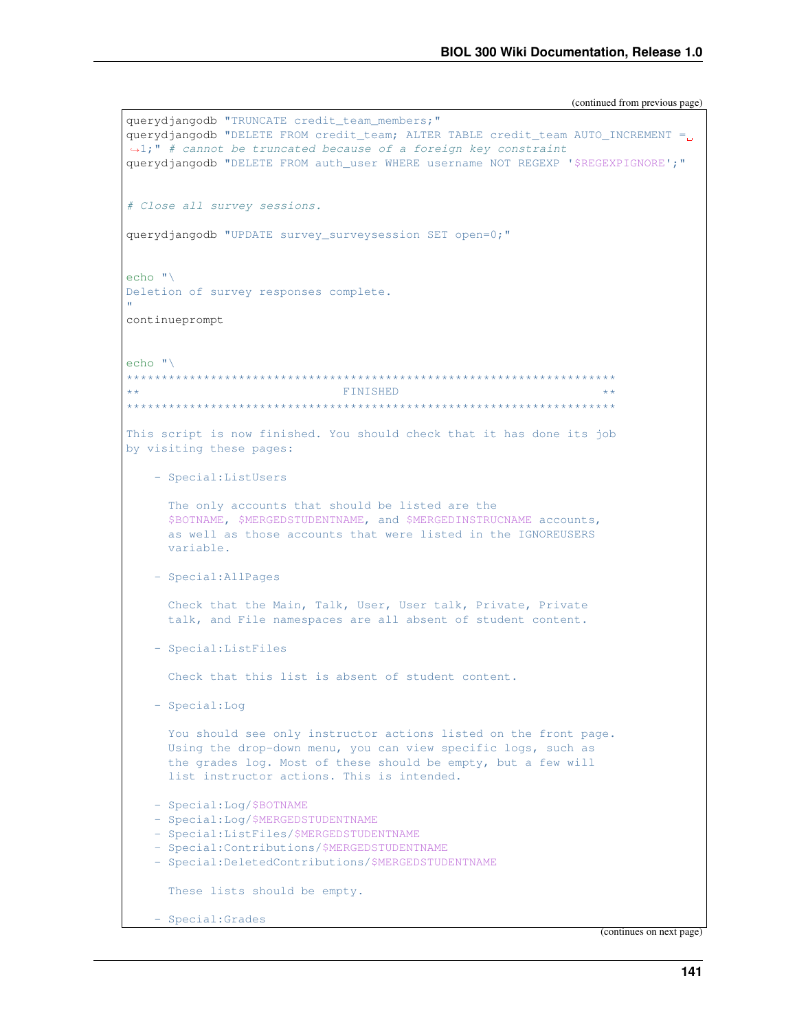(continued from previous page)

```
querydjangodb "TRUNCATE credit_team_members;"
querydjangodb "DELETE FROM credit_team; ALTER TABLE credit_team AUTO_INCREMENT =␣
↪1;" # cannot be truncated because of a foreign key constraint
querydjangodb "DELETE FROM auth_user WHERE username NOT REGEXP '$REGEXPIGNORE';"


# Close all survey sessions.

querydjangodb "UPDATE survey_surveysession SET open=0;"


echo "\
Deletion of survey responses complete.
"
continueprompt


echo "\
**********************************************************************
**                            FINISHED                              **
**********************************************************************

This script is now finished. You should check that it has done its job
by visiting these pages:

    - Special:ListUsers

      The only accounts that should be listed are the
      $BOTNAME, $MERGEDSTUDENTNAME, and $MERGEDINSTRUCNAME accounts,
      as well as those accounts that were listed in the IGNOREUSERS
      variable.

    - Special:AllPages

      Check that the Main, Talk, User, User talk, Private, Private
      talk, and File namespaces are all absent of student content.

    - Special:ListFiles

      Check that this list is absent of student content.

    - Special:Log

      You should see only instructor actions listed on the front page.
      Using the drop-down menu, you can view specific logs, such as
      the grades log. Most of these should be empty, but a few will
      list instructor actions. This is intended.

    - Special:Log/$BOTNAME
    - Special:Log/$MERGEDSTUDENTNAME
    - Special:ListFiles/$MERGEDSTUDENTNAME
    - Special:Contributions/$MERGEDSTUDENTNAME
    - Special:DeletedContributions/$MERGEDSTUDENTNAME

      These lists should be empty.

    - Special:Grades
```

(continues on next page)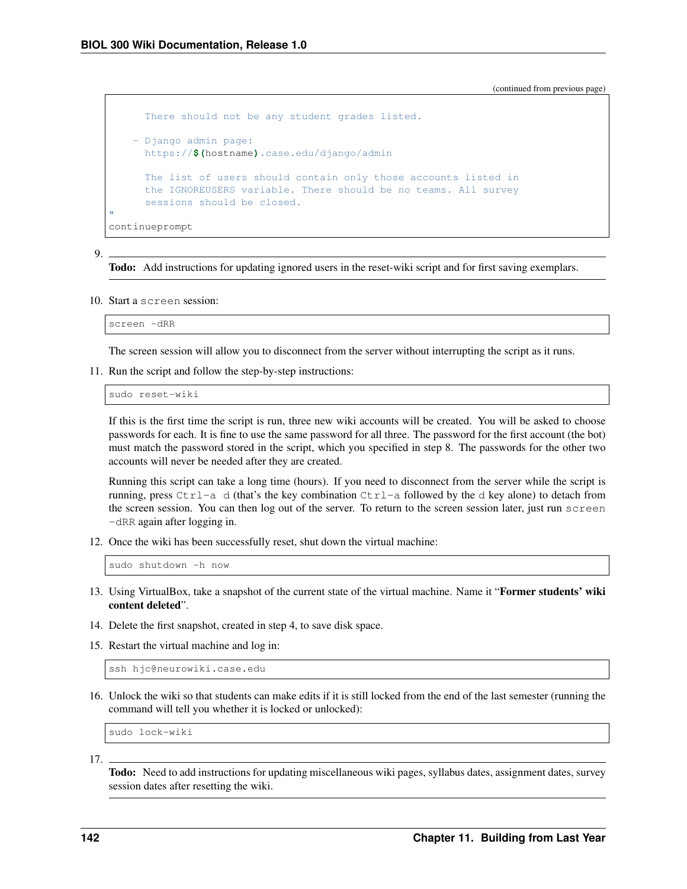(continued from previous page)

```
      There should not be any student grades listed.

    - Django admin page:
      https://$(hostname).case.edu/django/admin

      The list of users should contain only those accounts listed in
      the IGNOREUSERS variable. There should be no teams. All survey
      sessions should be closed.
"
continueprompt
```

9. **Todo:** Add instructions for updating ignored users in the reset-wiki script and for first saving exemplars.

10. Start a `screen` session:

    ```
    screen -dRR
    ```

    The screen session will allow you to disconnect from the server without interrupting the script as it runs.

11. Run the script and follow the step-by-step instructions:

    ```
    sudo reset-wiki
    ```

    If this is the first time the script is run, three new wiki accounts will be created. You will be asked to choose passwords for each. It is fine to use the same password for all three. The password for the first account (the bot) must match the password stored in the script, which you specified in step 8. The passwords for the other two accounts will never be needed after they are created.

    Running this script can take a long time (hours). If you need to disconnect from the server while the script is running, press `Ctrl-a d` (that's the key combination `Ctrl-a` followed by the `d` key alone) to detach from the screen session. You can then log out of the server. To return to the screen session later, just run `screen -dRR` again after logging in.

12. Once the wiki has been successfully reset, shut down the virtual machine:

    ```
    sudo shutdown -h now
    ```

13. Using VirtualBox, take a snapshot of the current state of the virtual machine. Name it "**Former students' wiki content deleted**".

14. Delete the first snapshot, created in step 4, to save disk space.

15. Restart the virtual machine and log in:

    ```
    ssh hjc@neurowiki.case.edu
    ```

16. Unlock the wiki so that students can make edits if it is still locked from the end of the last semester (running the command will tell you whether it is locked or unlocked):

    ```
    sudo lock-wiki
    ```

17. **Todo:** Need to add instructions for updating miscellaneous wiki pages, syllabus dates, assignment dates, survey session dates after resetting the wiki.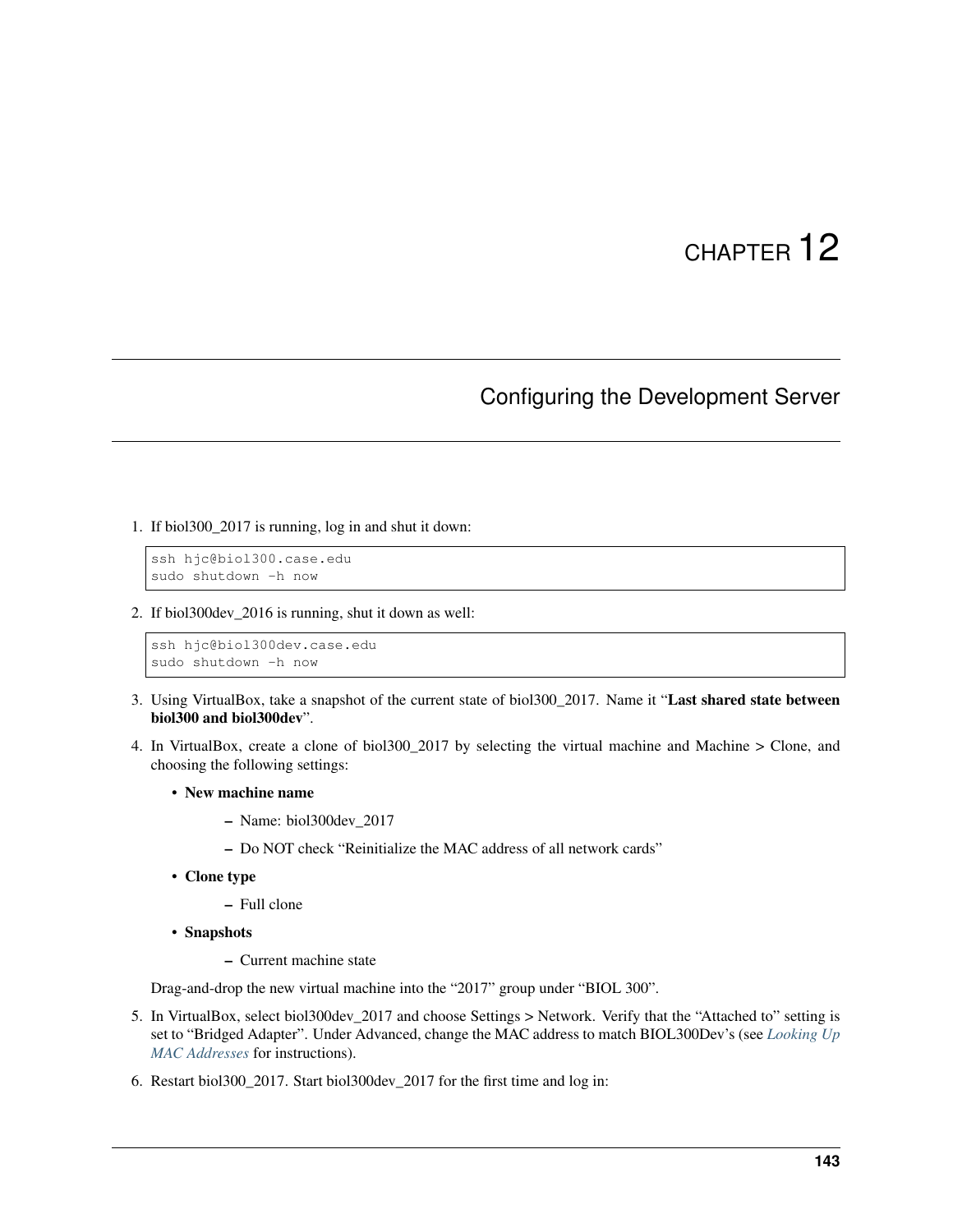# CHAPTER 12

## Configuring the Development Server

1. If biol300_2017 is running, log in and shut it down:

```
ssh hjc@biol300.case.edu
sudo shutdown -h now
```

2. If biol300dev_2016 is running, shut it down as well:

```
ssh hjc@biol300dev.case.edu
sudo shutdown -h now
```

3. Using VirtualBox, take a snapshot of the current state of biol300_2017. Name it "**Last shared state between biol300 and biol300dev**".

4. In VirtualBox, create a clone of biol300_2017 by selecting the virtual machine and Machine > Clone, and choosing the following settings:

   - **New machine name**
     - Name: biol300dev_2017
     - Do NOT check "Reinitialize the MAC address of all network cards"
   - **Clone type**
     - Full clone
   - **Snapshots**
     - Current machine state

   Drag-and-drop the new virtual machine into the "2017" group under "BIOL 300".

5. In VirtualBox, select biol300dev_2017 and choose Settings > Network. Verify that the "Attached to" setting is set to "Bridged Adapter". Under Advanced, change the MAC address to match BIOL300Dev's (see *Looking Up MAC Addresses* for instructions).

6. Restart biol300_2017. Start biol300dev_2017 for the first time and log in: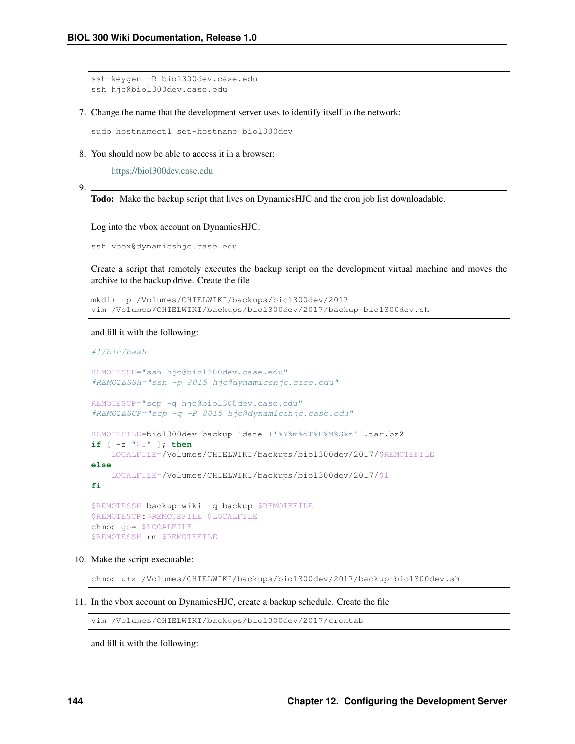```
ssh-keygen -R biol300dev.case.edu
ssh hjc@biol300dev.case.edu
```

7. Change the name that the development server uses to identify itself to the network:

```
sudo hostnamectl set-hostname biol300dev
```

8. You should now be able to access it in a browser:

   https://biol300dev.case.edu

9. **Todo:** Make the backup script that lives on DynamicsHJC and the cron job list downloadable.

   Log into the vbox account on DynamicsHJC:

```
ssh vbox@dynamicshjc.case.edu
```

   Create a script that remotely executes the backup script on the development virtual machine and moves the archive to the backup drive. Create the file

```
mkdir -p /Volumes/CHIELWIKI/backups/biol300dev/2017
vim /Volumes/CHIELWIKI/backups/biol300dev/2017/backup-biol300dev.sh
```

   and fill it with the following:

```
#!/bin/bash

REMOTESSH="ssh hjc@biol300dev.case.edu"
#REMOTESSH="ssh -p 8015 hjc@dynamicshjc.case.edu"

REMOTESCP="scp -q hjc@biol300dev.case.edu"
#REMOTESCP="scp -q -P 8015 hjc@dynamicshjc.case.edu"

REMOTEFILE=biol300dev-backup-`date +'%Y%m%dT%H%M%S%z'`.tar.bz2
if [ -z "$1" ]; then
    LOCALFILE=/Volumes/CHIELWIKI/backups/biol300dev/2017/$REMOTEFILE
else
    LOCALFILE=/Volumes/CHIELWIKI/backups/biol300dev/2017/$1
fi

$REMOTESSH backup-wiki -q backup $REMOTEFILE
$REMOTESCP:$REMOTEFILE $LOCALFILE
chmod go= $LOCALFILE
$REMOTESSH rm $REMOTEFILE
```

10. Make the script executable:

```
chmod u+x /Volumes/CHIELWIKI/backups/biol300dev/2017/backup-biol300dev.sh
```

11. In the vbox account on DynamicsHJC, create a backup schedule. Create the file

```
vim /Volumes/CHIELWIKI/backups/biol300dev/2017/crontab
```

   and fill it with the following: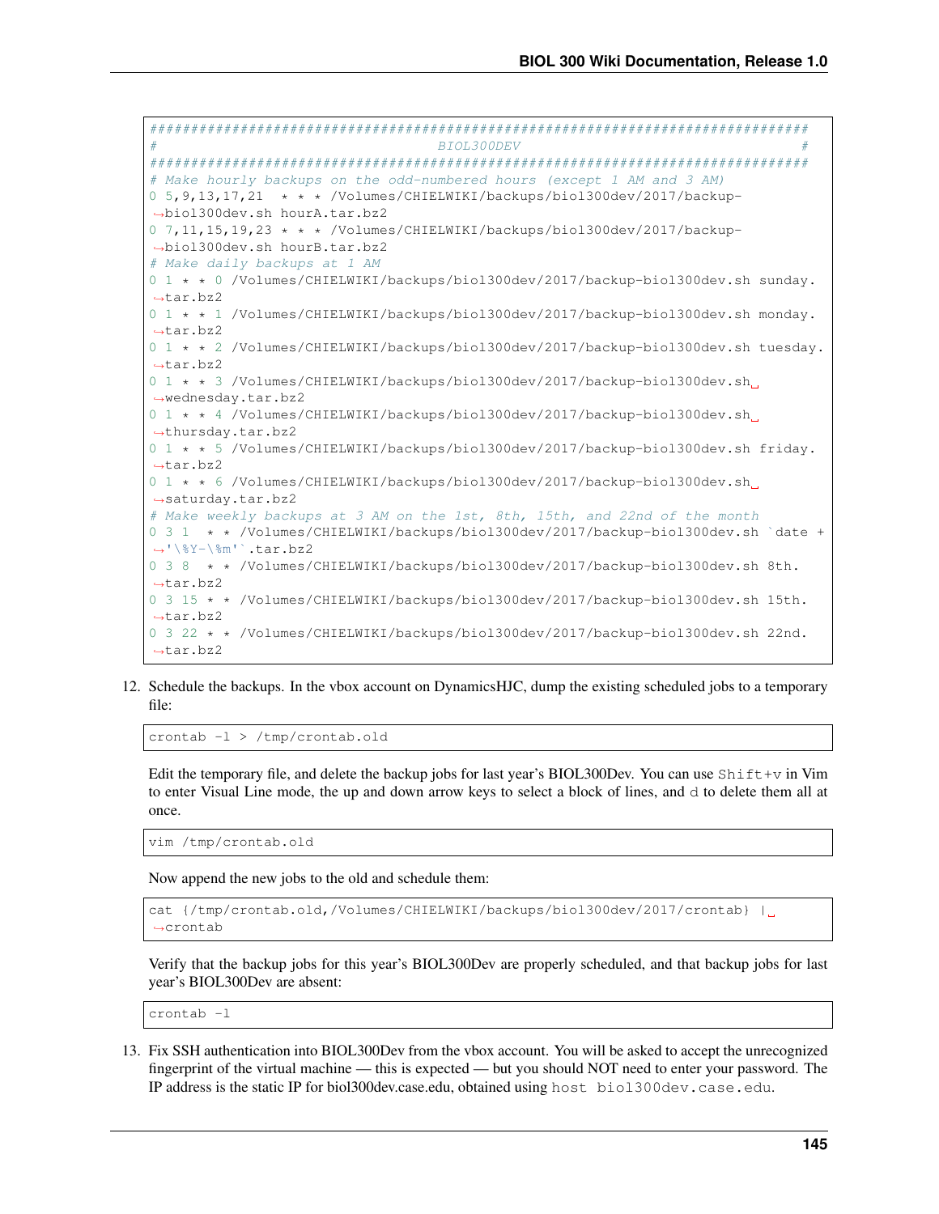```
################################################################################
#                                  BIOL300DEV                                  #
################################################################################
# Make hourly backups on the odd-numbered hours (except 1 AM and 3 AM)
0 5,9,13,17,21  * * * /Volumes/CHIELWIKI/backups/biol300dev/2017/backup-biol300dev.sh hourA.tar.bz2
0 7,11,15,19,23 * * * /Volumes/CHIELWIKI/backups/biol300dev/2017/backup-biol300dev.sh hourB.tar.bz2
# Make daily backups at 1 AM
0 1 * * 0 /Volumes/CHIELWIKI/backups/biol300dev/2017/backup-biol300dev.sh sunday.tar.bz2
0 1 * * 1 /Volumes/CHIELWIKI/backups/biol300dev/2017/backup-biol300dev.sh monday.tar.bz2
0 1 * * 2 /Volumes/CHIELWIKI/backups/biol300dev/2017/backup-biol300dev.sh tuesday.tar.bz2
0 1 * * 3 /Volumes/CHIELWIKI/backups/biol300dev/2017/backup-biol300dev.sh wednesday.tar.bz2
0 1 * * 4 /Volumes/CHIELWIKI/backups/biol300dev/2017/backup-biol300dev.sh thursday.tar.bz2
0 1 * * 5 /Volumes/CHIELWIKI/backups/biol300dev/2017/backup-biol300dev.sh friday.tar.bz2
0 1 * * 6 /Volumes/CHIELWIKI/backups/biol300dev/2017/backup-biol300dev.sh saturday.tar.bz2
# Make weekly backups at 3 AM on the 1st, 8th, 15th, and 22nd of the month
0 3 1  * * /Volumes/CHIELWIKI/backups/biol300dev/2017/backup-biol300dev.sh `date +'\%Y-\%m'`.tar.bz2
0 3 8  * * /Volumes/CHIELWIKI/backups/biol300dev/2017/backup-biol300dev.sh 8th.tar.bz2
0 3 15 * * /Volumes/CHIELWIKI/backups/biol300dev/2017/backup-biol300dev.sh 15th.tar.bz2
0 3 22 * * /Volumes/CHIELWIKI/backups/biol300dev/2017/backup-biol300dev.sh 22nd.tar.bz2
```

12. Schedule the backups. In the vbox account on DynamicsHJC, dump the existing scheduled jobs to a temporary file:

```
crontab -l > /tmp/crontab.old
```

Edit the temporary file, and delete the backup jobs for last year's BIOL300Dev. You can use `Shift+v` in Vim to enter Visual Line mode, the up and down arrow keys to select a block of lines, and `d` to delete them all at once.

```
vim /tmp/crontab.old
```

Now append the new jobs to the old and schedule them:

```
cat {/tmp/crontab.old,/Volumes/CHIELWIKI/backups/biol300dev/2017/crontab} | crontab
```

Verify that the backup jobs for this year's BIOL300Dev are properly scheduled, and that backup jobs for last year's BIOL300Dev are absent:

```
crontab -l
```

13. Fix SSH authentication into BIOL300Dev from the vbox account. You will be asked to accept the unrecognized fingerprint of the virtual machine — this is expected — but you should NOT need to enter your password. The IP address is the static IP for biol300dev.case.edu, obtained using `host biol300dev.case.edu`.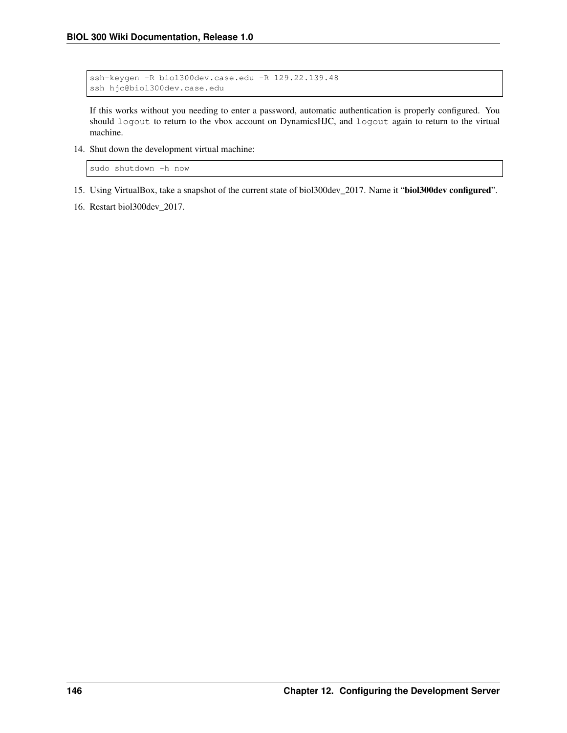```
ssh-keygen -R biol300dev.case.edu -R 129.22.139.48
ssh hjc@biol300dev.case.edu
```

If this works without you needing to enter a password, automatic authentication is properly configured. You should `logout` to return to the vbox account on DynamicsHJC, and `logout` again to return to the virtual machine.

14. Shut down the development virtual machine:

```
sudo shutdown -h now
```

15. Using VirtualBox, take a snapshot of the current state of biol300dev_2017. Name it "**biol300dev configured**".
16. Restart biol300dev_2017.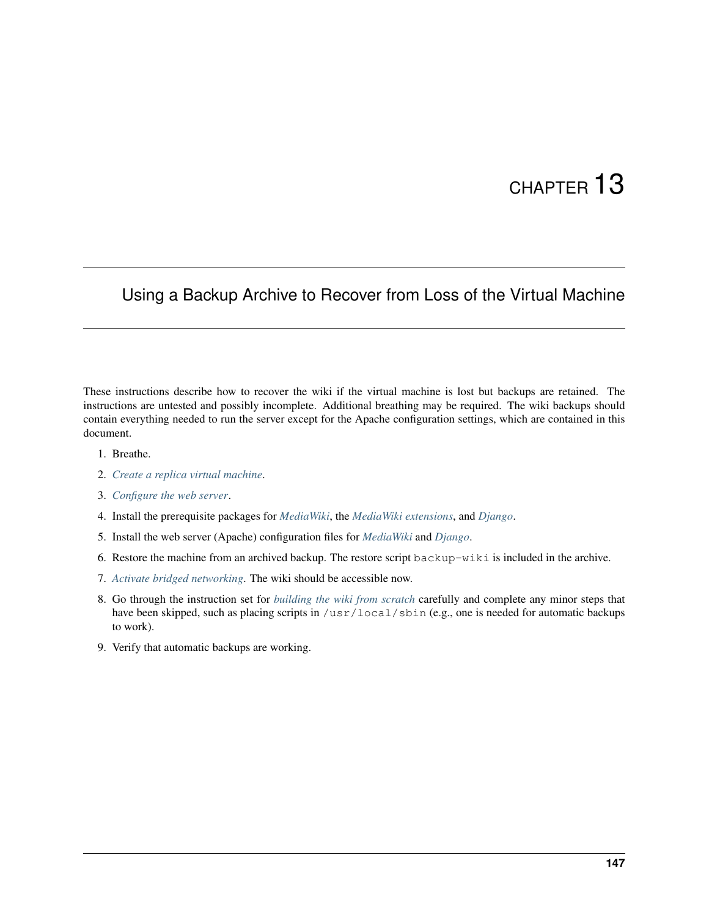# CHAPTER 13

# Using a Backup Archive to Recover from Loss of the Virtual Machine

These instructions describe how to recover the wiki if the virtual machine is lost but backups are retained. The instructions are untested and possibly incomplete. Additional breathing may be required. The wiki backups should contain everything needed to run the server except for the Apache configuration settings, which are contained in this document.

1. Breathe.
2. *Create a replica virtual machine*.
3. *Configure the web server*.
4. Install the prerequisite packages for *MediaWiki*, the *MediaWiki extensions*, and *Django*.
5. Install the web server (Apache) configuration files for *MediaWiki* and *Django*.
6. Restore the machine from an archived backup. The restore script `backup-wiki` is included in the archive.
7. *Activate bridged networking*. The wiki should be accessible now.
8. Go through the instruction set for *building the wiki from scratch* carefully and complete any minor steps that have been skipped, such as placing scripts in `/usr/local/sbin` (e.g., one is needed for automatic backups to work).
9. Verify that automatic backups are working.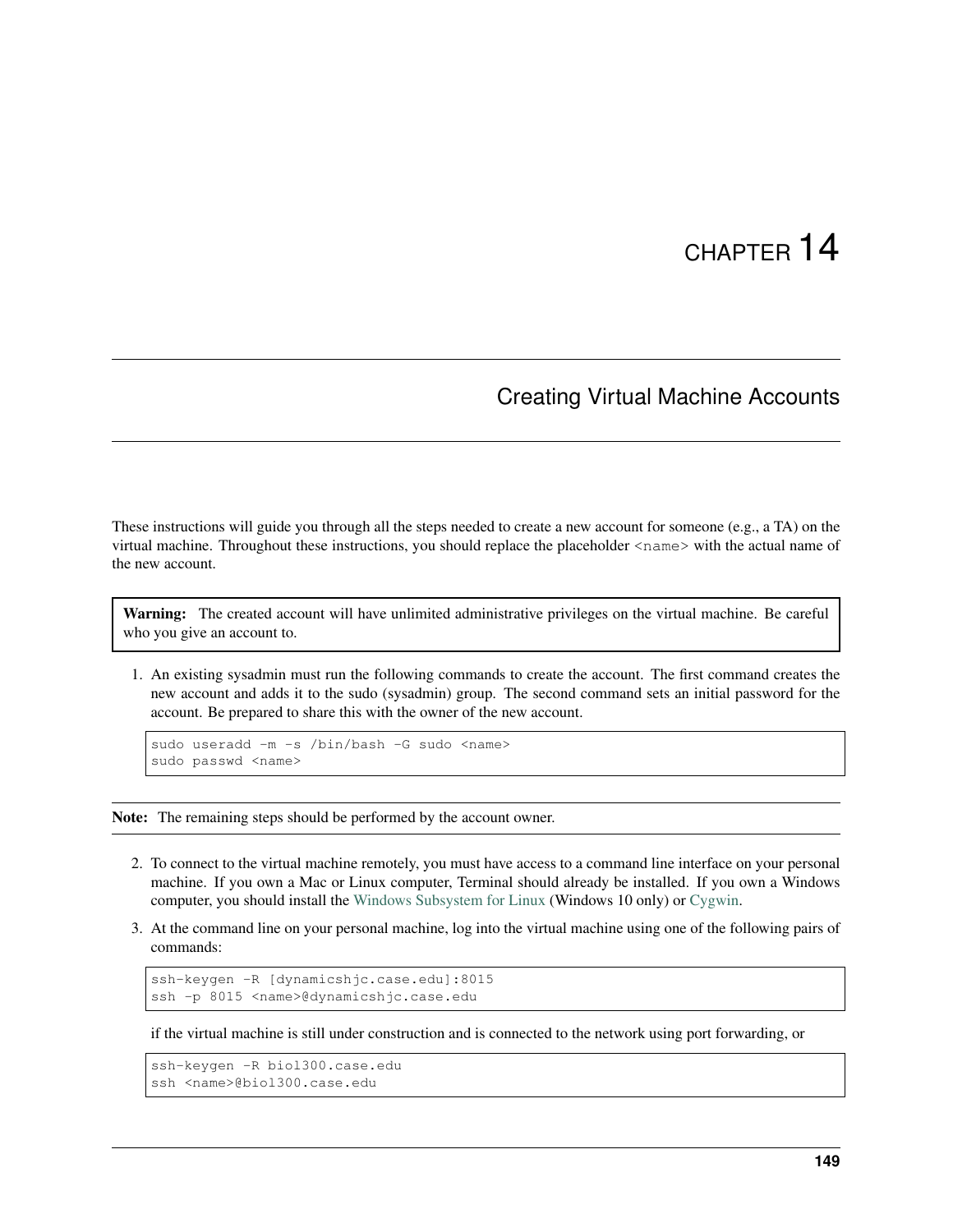# CHAPTER 14

## Creating Virtual Machine Accounts

These instructions will guide you through all the steps needed to create a new account for someone (e.g., a TA) on the virtual machine. Throughout these instructions, you should replace the placeholder `<name>` with the actual name of the new account.

> **Warning:** The created account will have unlimited administrative privileges on the virtual machine. Be careful who you give an account to.

1. An existing sysadmin must run the following commands to create the account. The first command creates the new account and adds it to the sudo (sysadmin) group. The second command sets an initial password for the account. Be prepared to share this with the owner of the new account.

   ```
   sudo useradd -m -s /bin/bash -G sudo <name>
   sudo passwd <name>
   ```

> **Note:** The remaining steps should be performed by the account owner.

2. To connect to the virtual machine remotely, you must have access to a command line interface on your personal machine. If you own a Mac or Linux computer, Terminal should already be installed. If you own a Windows computer, you should install the Windows Subsystem for Linux (Windows 10 only) or Cygwin.

3. At the command line on your personal machine, log into the virtual machine using one of the following pairs of commands:

   ```
   ssh-keygen -R [dynamicshjc.case.edu]:8015
   ssh -p 8015 <name>@dynamicshjc.case.edu
   ```

   if the virtual machine is still under construction and is connected to the network using port forwarding, or

   ```
   ssh-keygen -R biol300.case.edu
   ssh <name>@biol300.case.edu
   ```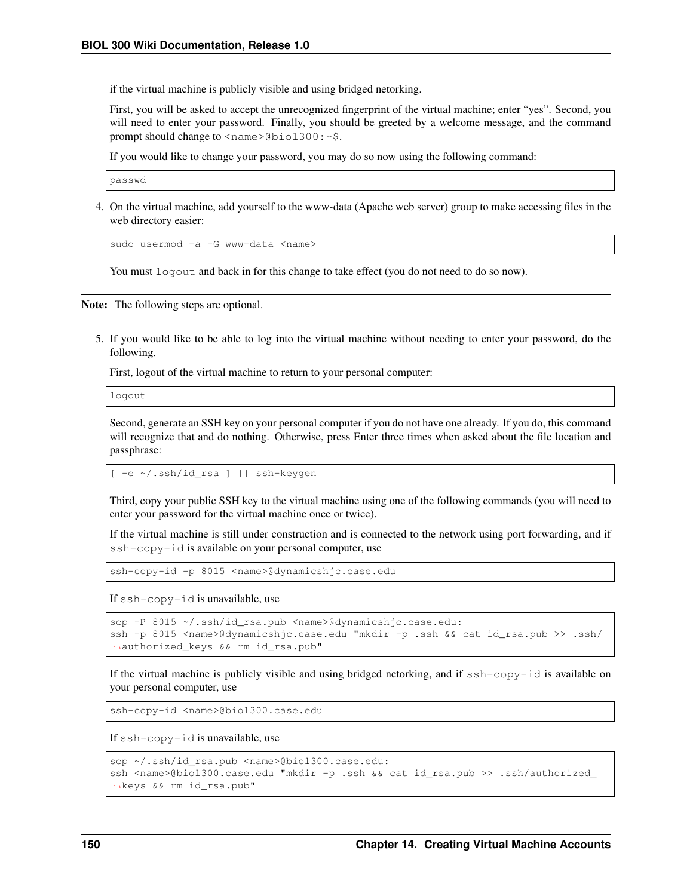if the virtual machine is publicly visible and using bridged netorking.

First, you will be asked to accept the unrecognized fingerprint of the virtual machine; enter "yes". Second, you will need to enter your password. Finally, you should be greeted by a welcome message, and the command prompt should change to `<name>@biol300:~$`.

If you would like to change your password, you may do so now using the following command:

```
passwd
```

4. On the virtual machine, add yourself to the www-data (Apache web server) group to make accessing files in the web directory easier:

```
sudo usermod -a -G www-data <name>
```

You must `logout` and back in for this change to take effect (you do not need to do so now).

**Note:** The following steps are optional.

5. If you would like to be able to log into the virtual machine without needing to enter your password, do the following.

First, logout of the virtual machine to return to your personal computer:

```
logout
```

Second, generate an SSH key on your personal computer if you do not have one already. If you do, this command will recognize that and do nothing. Otherwise, press Enter three times when asked about the file location and passphrase:

```
[ -e ~/.ssh/id_rsa ] || ssh-keygen
```

Third, copy your public SSH key to the virtual machine using one of the following commands (you will need to enter your password for the virtual machine once or twice).

If the virtual machine is still under construction and is connected to the network using port forwarding, and if `ssh-copy-id` is available on your personal computer, use

```
ssh-copy-id -p 8015 <name>@dynamicshjc.case.edu
```

If `ssh-copy-id` is unavailable, use

```
scp -P 8015 ~/.ssh/id_rsa.pub <name>@dynamicshjc.case.edu:
ssh -p 8015 <name>@dynamicshjc.case.edu "mkdir -p .ssh && cat id_rsa.pub >> .ssh/authorized_keys && rm id_rsa.pub"
```

If the virtual machine is publicly visible and using bridged netorking, and if `ssh-copy-id` is available on your personal computer, use

```
ssh-copy-id <name>@biol300.case.edu
```

If `ssh-copy-id` is unavailable, use

```
scp ~/.ssh/id_rsa.pub <name>@biol300.case.edu:
ssh <name>@biol300.case.edu "mkdir -p .ssh && cat id_rsa.pub >> .ssh/authorized_keys && rm id_rsa.pub"
```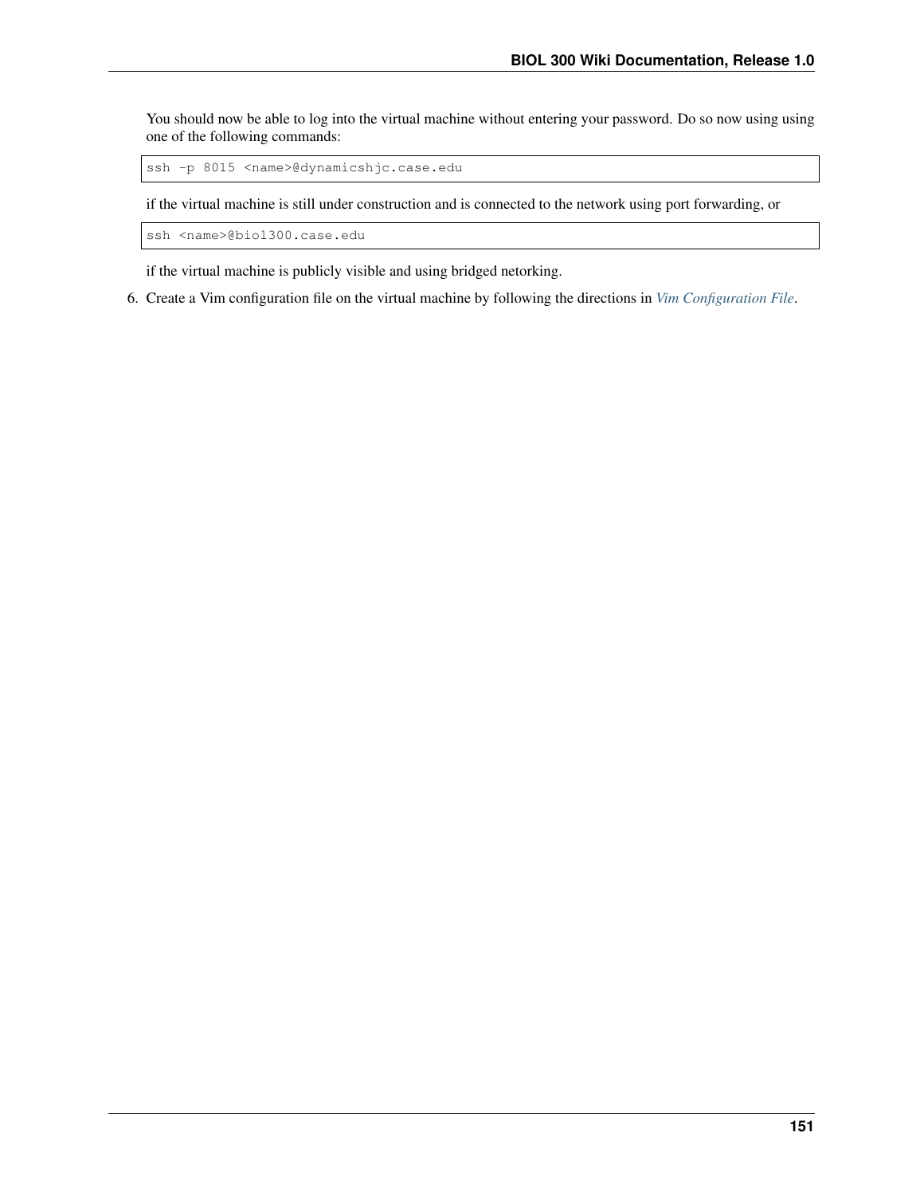You should now be able to log into the virtual machine without entering your password. Do so now using using one of the following commands:

```
ssh -p 8015 <name>@dynamicshjc.case.edu
```

if the virtual machine is still under construction and is connected to the network using port forwarding, or

```
ssh <name>@biol300.case.edu
```

if the virtual machine is publicly visible and using bridged netorking.

6. Create a Vim configuration file on the virtual machine by following the directions in *Vim Configuration File*.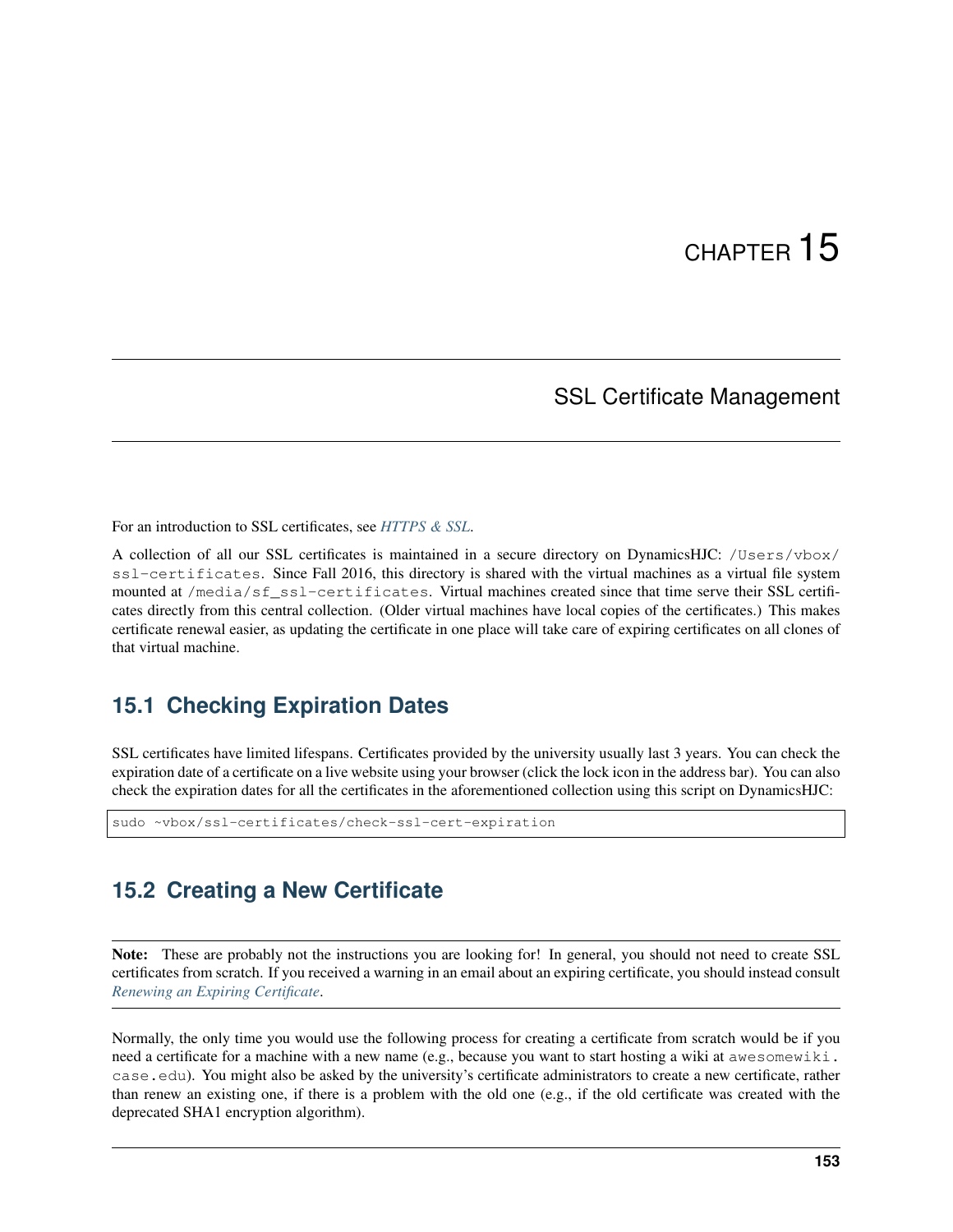# CHAPTER 15

## SSL Certificate Management

For an introduction to SSL certificates, see *HTTPS & SSL*.

A collection of all our SSL certificates is maintained in a secure directory on DynamicsHJC: `/Users/vbox/ssl-certificates`. Since Fall 2016, this directory is shared with the virtual machines as a virtual file system mounted at `/media/sf_ssl-certificates`. Virtual machines created since that time serve their SSL certificates directly from this central collection. (Older virtual machines have local copies of the certificates.) This makes certificate renewal easier, as updating the certificate in one place will take care of expiring certificates on all clones of that virtual machine.

### 15.1 Checking Expiration Dates

SSL certificates have limited lifespans. Certificates provided by the university usually last 3 years. You can check the expiration date of a certificate on a live website using your browser (click the lock icon in the address bar). You can also check the expiration dates for all the certificates in the aforementioned collection using this script on DynamicsHJC:

```
sudo ~vbox/ssl-certificates/check-ssl-cert-expiration
```

### 15.2 Creating a New Certificate

**Note:** These are probably not the instructions you are looking for! In general, you should not need to create SSL certificates from scratch. If you received a warning in an email about an expiring certificate, you should instead consult *Renewing an Expiring Certificate*.

Normally, the only time you would use the following process for creating a certificate from scratch would be if you need a certificate for a machine with a new name (e.g., because you want to start hosting a wiki at `awesomewiki.case.edu`). You might also be asked by the university's certificate administrators to create a new certificate, rather than renew an existing one, if there is a problem with the old one (e.g., if the old certificate was created with the deprecated SHA1 encryption algorithm).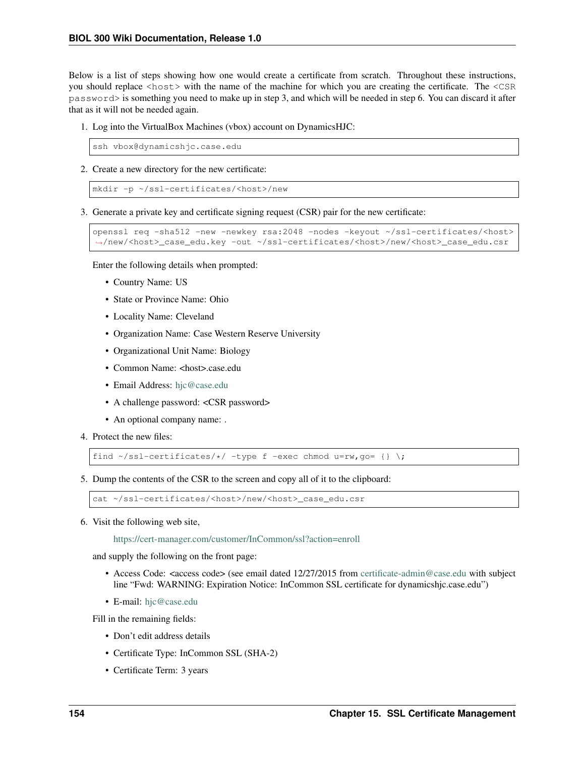Below is a list of steps showing how one would create a certificate from scratch. Throughout these instructions, you should replace `<host>` with the name of the machine for which you are creating the certificate. The `<CSR password>` is something you need to make up in step 3, and which will be needed in step 6. You can discard it after that as it will not be needed again.

1. Log into the VirtualBox Machines (vbox) account on DynamicsHJC:

   ```
   ssh vbox@dynamicshjc.case.edu
   ```

2. Create a new directory for the new certificate:

   ```
   mkdir -p ~/ssl-certificates/<host>/new
   ```

3. Generate a private key and certificate signing request (CSR) pair for the new certificate:

   ```
   openssl req -sha512 -new -newkey rsa:2048 -nodes -keyout ~/ssl-certificates/<host>/new/<host>_case_edu.key -out ~/ssl-certificates/<host>/new/<host>_case_edu.csr
   ```

   Enter the following details when prompted:

   - Country Name: US
   - State or Province Name: Ohio
   - Locality Name: Cleveland
   - Organization Name: Case Western Reserve University
   - Organizational Unit Name: Biology
   - Common Name: <host>.case.edu
   - Email Address: hjc@case.edu
   - A challenge password: <CSR password>
   - An optional company name: .

4. Protect the new files:

   ```
   find ~/ssl-certificates/*/ -type f -exec chmod u=rw,go= {} \;
   ```

5. Dump the contents of the CSR to the screen and copy all of it to the clipboard:

   ```
   cat ~/ssl-certificates/<host>/new/<host>_case_edu.csr
   ```

6. Visit the following web site,

   https://cert-manager.com/customer/InCommon/ssl?action=enroll

   and supply the following on the front page:

   - Access Code: <access code> (see email dated 12/27/2015 from certificate-admin@case.edu with subject line "Fwd: WARNING: Expiration Notice: InCommon SSL certificate for dynamicshjc.case.edu")
   - E-mail: hjc@case.edu

   Fill in the remaining fields:

   - Don't edit address details
   - Certificate Type: InCommon SSL (SHA-2)
   - Certificate Term: 3 years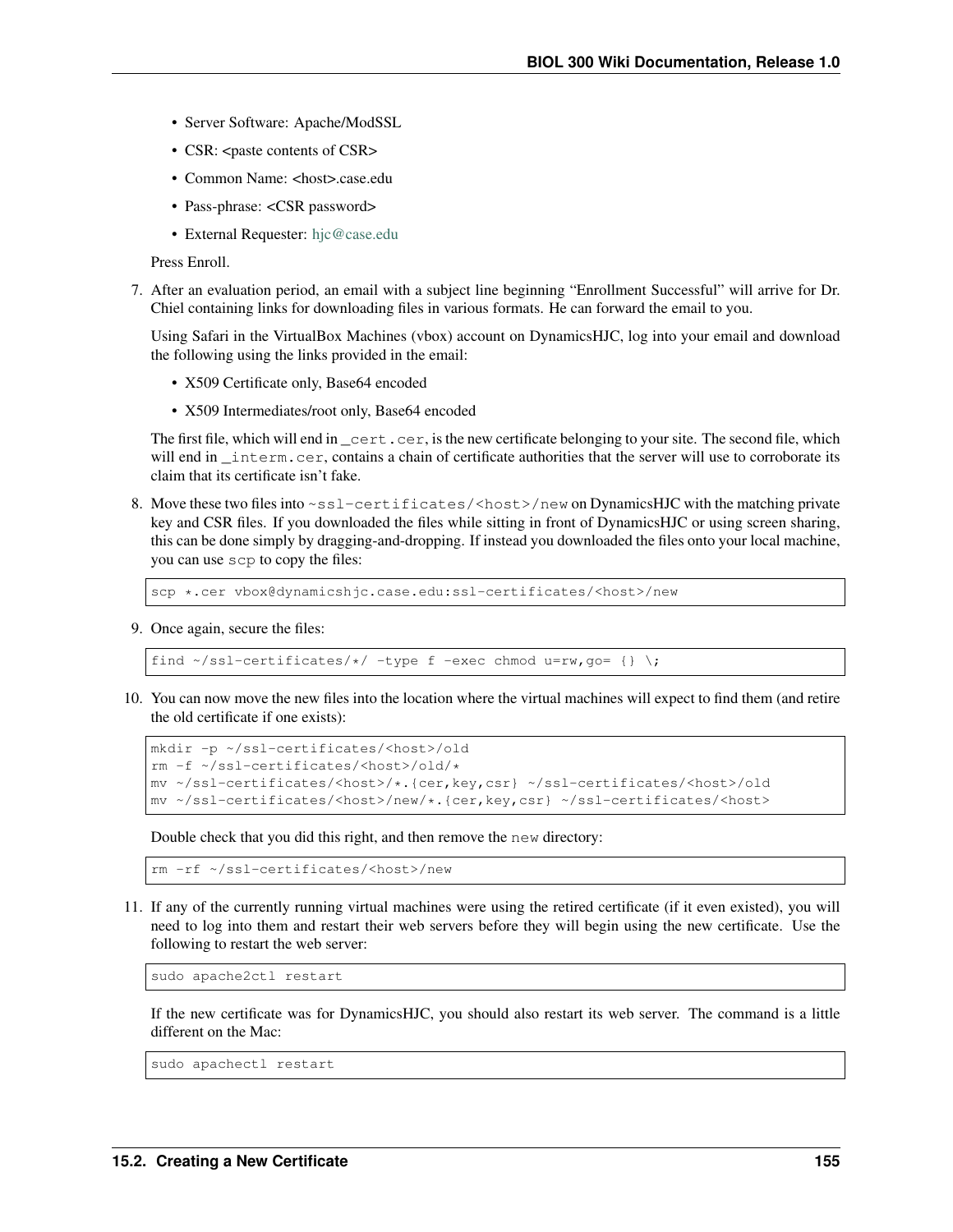- Server Software: Apache/ModSSL
- CSR: <paste contents of CSR>
- Common Name: <host>.case.edu
- Pass-phrase: <CSR password>
- External Requester: hjc@case.edu

Press Enroll.

7. After an evaluation period, an email with a subject line beginning "Enrollment Successful" will arrive for Dr. Chiel containing links for downloading files in various formats. He can forward the email to you.

   Using Safari in the VirtualBox Machines (vbox) account on DynamicsHJC, log into your email and download the following using the links provided in the email:

   - X509 Certificate only, Base64 encoded
   - X509 Intermediates/root only, Base64 encoded

   The first file, which will end in `_cert.cer`, is the new certificate belonging to your site. The second file, which will end in `_interm.cer`, contains a chain of certificate authorities that the server will use to corroborate its claim that its certificate isn't fake.

8. Move these two files into `~ssl-certificates/<host>/new` on DynamicsHJC with the matching private key and CSR files. If you downloaded the files while sitting in front of DynamicsHJC or using screen sharing, this can be done simply by dragging-and-dropping. If instead you downloaded the files onto your local machine, you can use `scp` to copy the files:

   ```
   scp *.cer vbox@dynamicshjc.case.edu:ssl-certificates/<host>/new
   ```

9. Once again, secure the files:

   ```
   find ~/ssl-certificates/*/ -type f -exec chmod u=rw,go= {} \;
   ```

10. You can now move the new files into the location where the virtual machines will expect to find them (and retire the old certificate if one exists):

    ```
    mkdir -p ~/ssl-certificates/<host>/old
    rm -f ~/ssl-certificates/<host>/old/*
    mv ~/ssl-certificates/<host>/*.{cer,key,csr} ~/ssl-certificates/<host>/old
    mv ~/ssl-certificates/<host>/new/*.{cer,key,csr} ~/ssl-certificates/<host>
    ```

    Double check that you did this right, and then remove the `new` directory:

    ```
    rm -rf ~/ssl-certificates/<host>/new
    ```

11. If any of the currently running virtual machines were using the retired certificate (if it even existed), you will need to log into them and restart their web servers before they will begin using the new certificate. Use the following to restart the web server:

    ```
    sudo apache2ctl restart
    ```

    If the new certificate was for DynamicsHJC, you should also restart its web server. The command is a little different on the Mac:

    ```
    sudo apachectl restart
    ```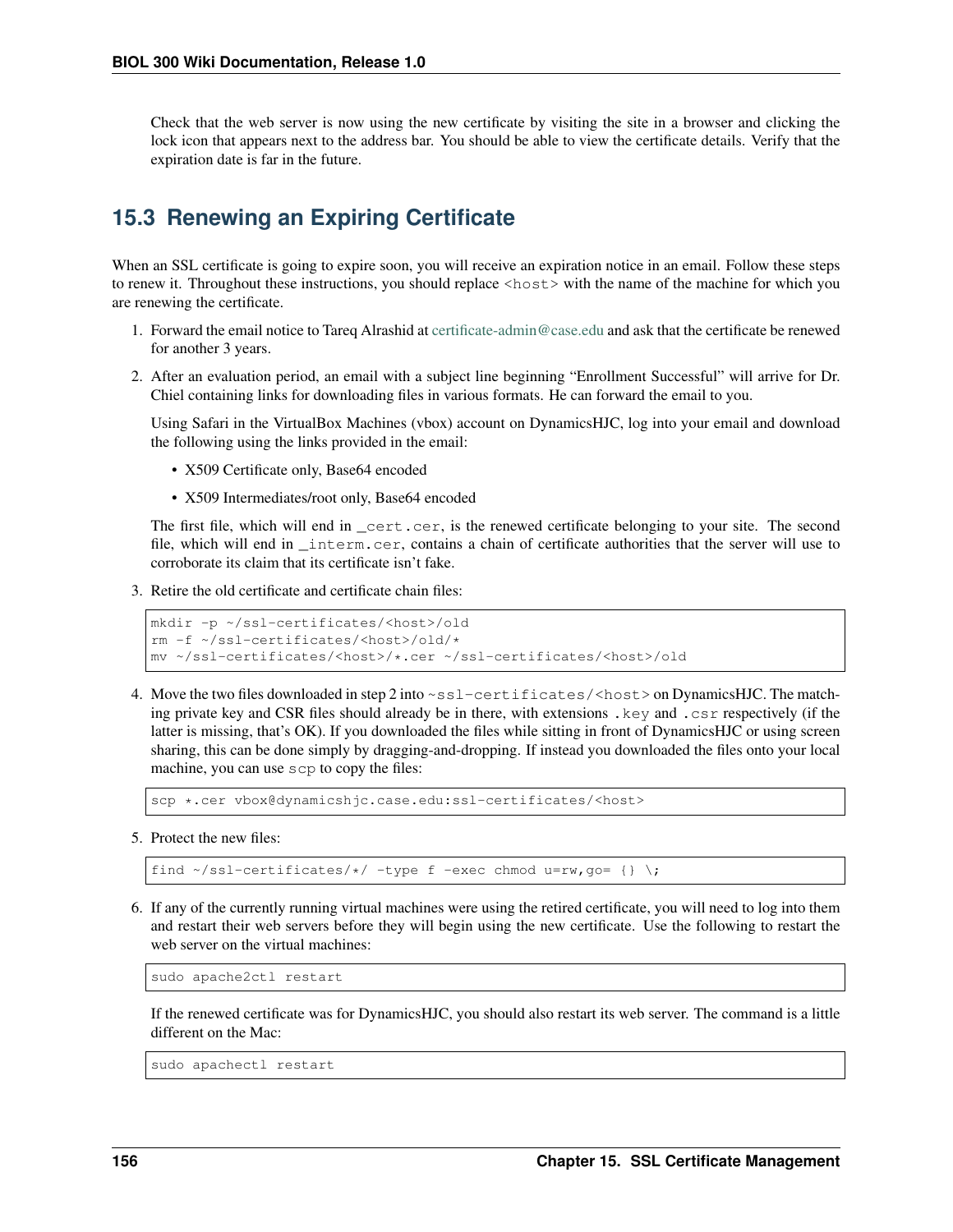Check that the web server is now using the new certificate by visiting the site in a browser and clicking the lock icon that appears next to the address bar. You should be able to view the certificate details. Verify that the expiration date is far in the future.

## 15.3 Renewing an Expiring Certificate

When an SSL certificate is going to expire soon, you will receive an expiration notice in an email. Follow these steps to renew it. Throughout these instructions, you should replace `<host>` with the name of the machine for which you are renewing the certificate.

1. Forward the email notice to Tareq Alrashid at certificate-admin@case.edu and ask that the certificate be renewed for another 3 years.

2. After an evaluation period, an email with a subject line beginning "Enrollment Successful" will arrive for Dr. Chiel containing links for downloading files in various formats. He can forward the email to you.

   Using Safari in the VirtualBox Machines (vbox) account on DynamicsHJC, log into your email and download the following using the links provided in the email:

   - X509 Certificate only, Base64 encoded
   - X509 Intermediates/root only, Base64 encoded

   The first file, which will end in `_cert.cer`, is the renewed certificate belonging to your site. The second file, which will end in `_interm.cer`, contains a chain of certificate authorities that the server will use to corroborate its claim that its certificate isn't fake.

3. Retire the old certificate and certificate chain files:

   ```
   mkdir -p ~/ssl-certificates/<host>/old
   rm -f ~/ssl-certificates/<host>/old/*
   mv ~/ssl-certificates/<host>/*.cer ~/ssl-certificates/<host>/old
   ```

4. Move the two files downloaded in step 2 into `~ssl-certificates/<host>` on DynamicsHJC. The matching private key and CSR files should already be in there, with extensions `.key` and `.csr` respectively (if the latter is missing, that's OK). If you downloaded the files while sitting in front of DynamicsHJC or using screen sharing, this can be done simply by dragging-and-dropping. If instead you downloaded the files onto your local machine, you can use `scp` to copy the files:

   ```
   scp *.cer vbox@dynamicshjc.case.edu:ssl-certificates/<host>
   ```

5. Protect the new files:

   ```
   find ~/ssl-certificates/*/ -type f -exec chmod u=rw,go= {} \;
   ```

6. If any of the currently running virtual machines were using the retired certificate, you will need to log into them and restart their web servers before they will begin using the new certificate. Use the following to restart the web server on the virtual machines:

   ```
   sudo apache2ctl restart
   ```

   If the renewed certificate was for DynamicsHJC, you should also restart its web server. The command is a little different on the Mac:

   ```
   sudo apachectl restart
   ```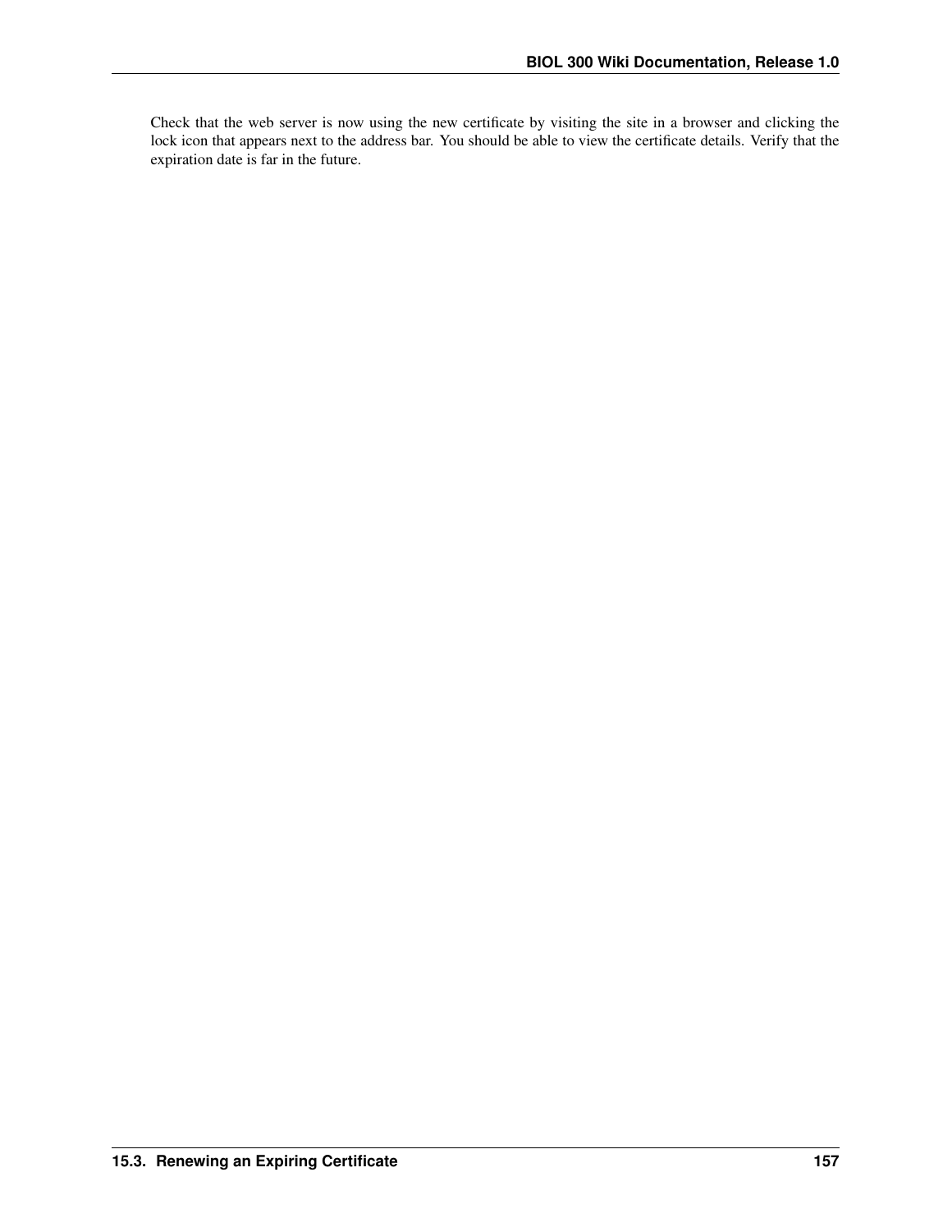Check that the web server is now using the new certificate by visiting the site in a browser and clicking the lock icon that appears next to the address bar. You should be able to view the certificate details. Verify that the expiration date is far in the future.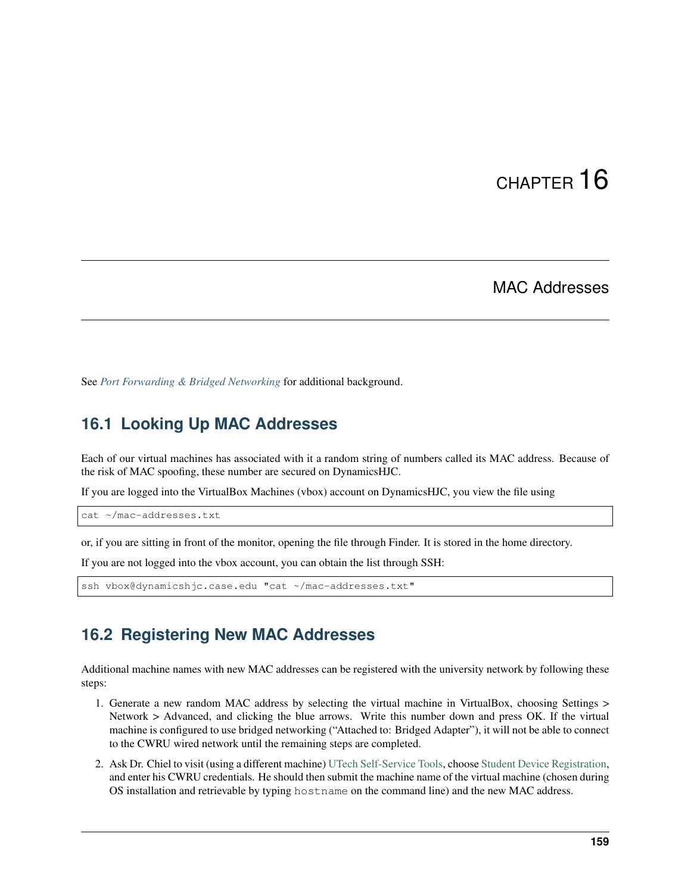# CHAPTER 16

## MAC Addresses

See *Port Forwarding & Bridged Networking* for additional background.

### 16.1 Looking Up MAC Addresses

Each of our virtual machines has associated with it a random string of numbers called its MAC address. Because of the risk of MAC spoofing, these number are secured on DynamicsHJC.

If you are logged into the VirtualBox Machines (vbox) account on DynamicsHJC, you view the file using

```
cat ~/mac-addresses.txt
```

or, if you are sitting in front of the monitor, opening the file through Finder. It is stored in the home directory.

If you are not logged into the vbox account, you can obtain the list through SSH:

```
ssh vbox@dynamicshjc.case.edu "cat ~/mac-addresses.txt"
```

### 16.2 Registering New MAC Addresses

Additional machine names with new MAC addresses can be registered with the university network by following these steps:

1. Generate a new random MAC address by selecting the virtual machine in VirtualBox, choosing Settings > Network > Advanced, and clicking the blue arrows. Write this number down and press OK. If the virtual machine is configured to use bridged networking ("Attached to: Bridged Adapter"), it will not be able to connect to the CWRU wired network until the remaining steps are completed.
2. Ask Dr. Chiel to visit (using a different machine) UTech Self-Service Tools, choose Student Device Registration, and enter his CWRU credentials. He should then submit the machine name of the virtual machine (chosen during OS installation and retrievable by typing `hostname` on the command line) and the new MAC address.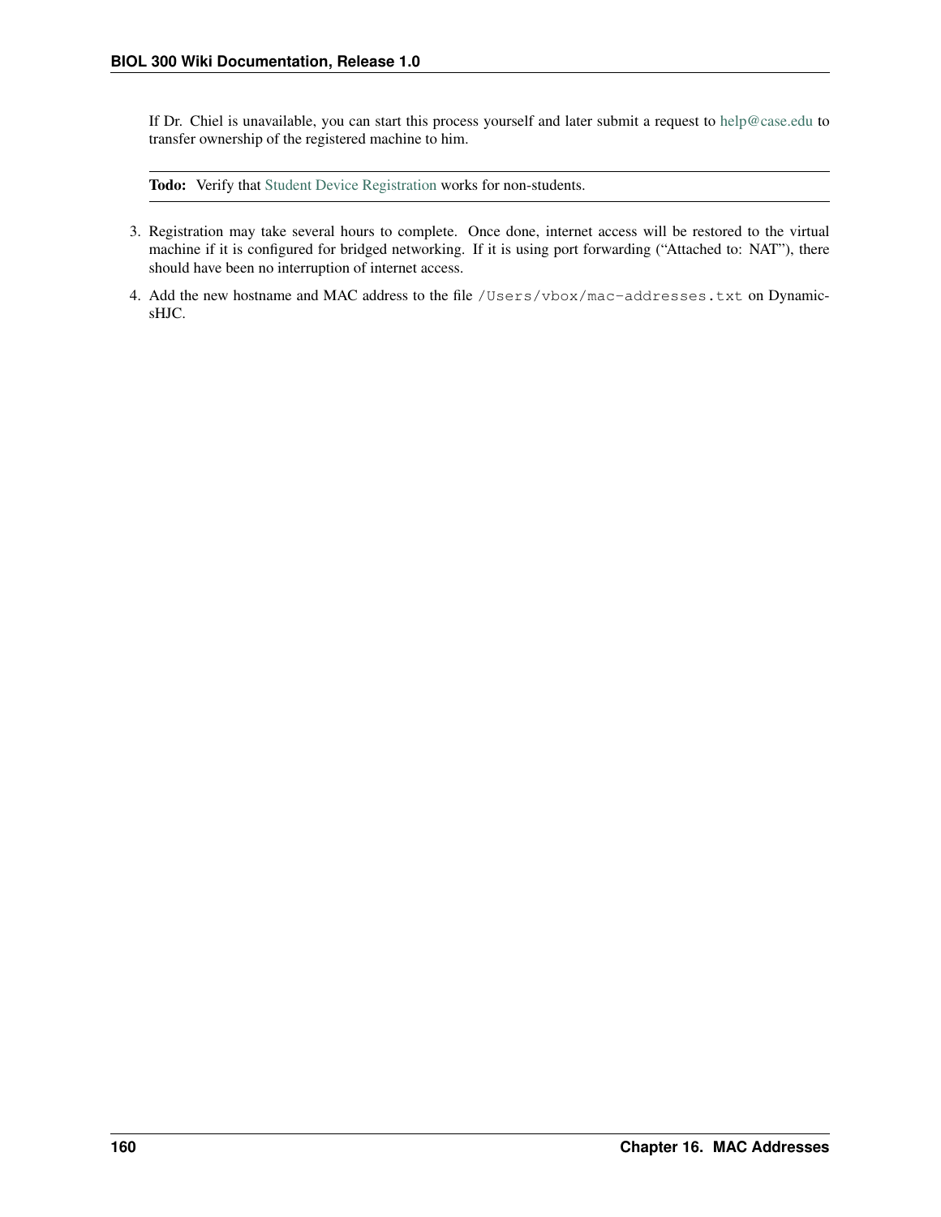If Dr. Chiel is unavailable, you can start this process yourself and later submit a request to help@case.edu to transfer ownership of the registered machine to him.

**Todo:** Verify that Student Device Registration works for non-students.

3. Registration may take several hours to complete. Once done, internet access will be restored to the virtual machine if it is configured for bridged networking. If it is using port forwarding ("Attached to: NAT"), there should have been no interruption of internet access.
4. Add the new hostname and MAC address to the file `/Users/vbox/mac-addresses.txt` on DynamicsHJC.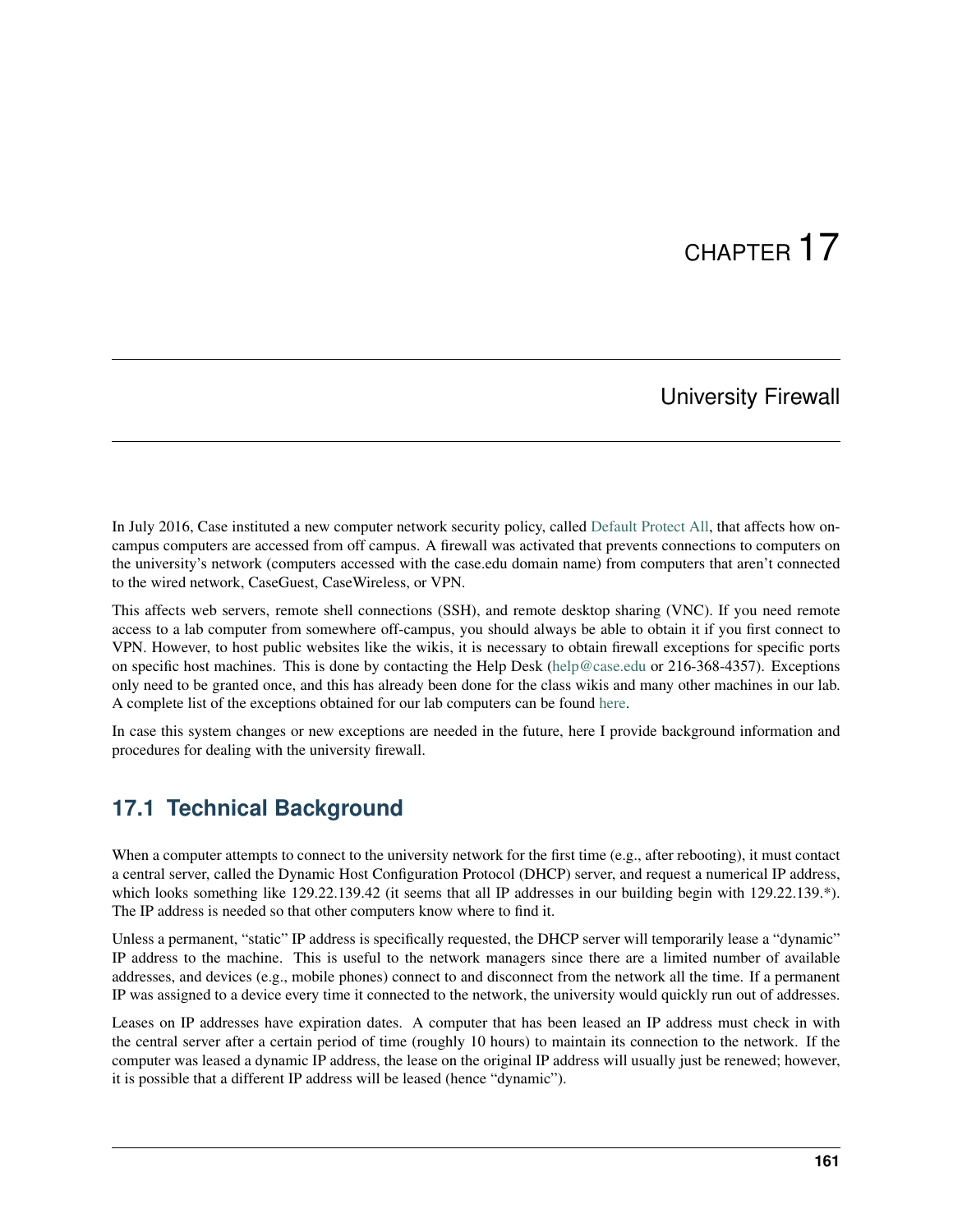# CHAPTER 17

## University Firewall

In July 2016, Case instituted a new computer network security policy, called Default Protect All, that affects how on-campus computers are accessed from off campus. A firewall was activated that prevents connections to computers on the university's network (computers accessed with the case.edu domain name) from computers that aren't connected to the wired network, CaseGuest, CaseWireless, or VPN.

This affects web servers, remote shell connections (SSH), and remote desktop sharing (VNC). If you need remote access to a lab computer from somewhere off-campus, you should always be able to obtain it if you first connect to VPN. However, to host public websites like the wikis, it is necessary to obtain firewall exceptions for specific ports on specific host machines. This is done by contacting the Help Desk (help@case.edu or 216-368-4357). Exceptions only need to be granted once, and this has already been done for the class wikis and many other machines in our lab. A complete list of the exceptions obtained for our lab computers can be found here.

In case this system changes or new exceptions are needed in the future, here I provide background information and procedures for dealing with the university firewall.

### 17.1 Technical Background

When a computer attempts to connect to the university network for the first time (e.g., after rebooting), it must contact a central server, called the Dynamic Host Configuration Protocol (DHCP) server, and request a numerical IP address, which looks something like 129.22.139.42 (it seems that all IP addresses in our building begin with 129.22.139.*). The IP address is needed so that other computers know where to find it.

Unless a permanent, "static" IP address is specifically requested, the DHCP server will temporarily lease a "dynamic" IP address to the machine. This is useful to the network managers since there are a limited number of available addresses, and devices (e.g., mobile phones) connect to and disconnect from the network all the time. If a permanent IP was assigned to a device every time it connected to the network, the university would quickly run out of addresses.

Leases on IP addresses have expiration dates. A computer that has been leased an IP address must check in with the central server after a certain period of time (roughly 10 hours) to maintain its connection to the network. If the computer was leased a dynamic IP address, the lease on the original IP address will usually just be renewed; however, it is possible that a different IP address will be leased (hence "dynamic").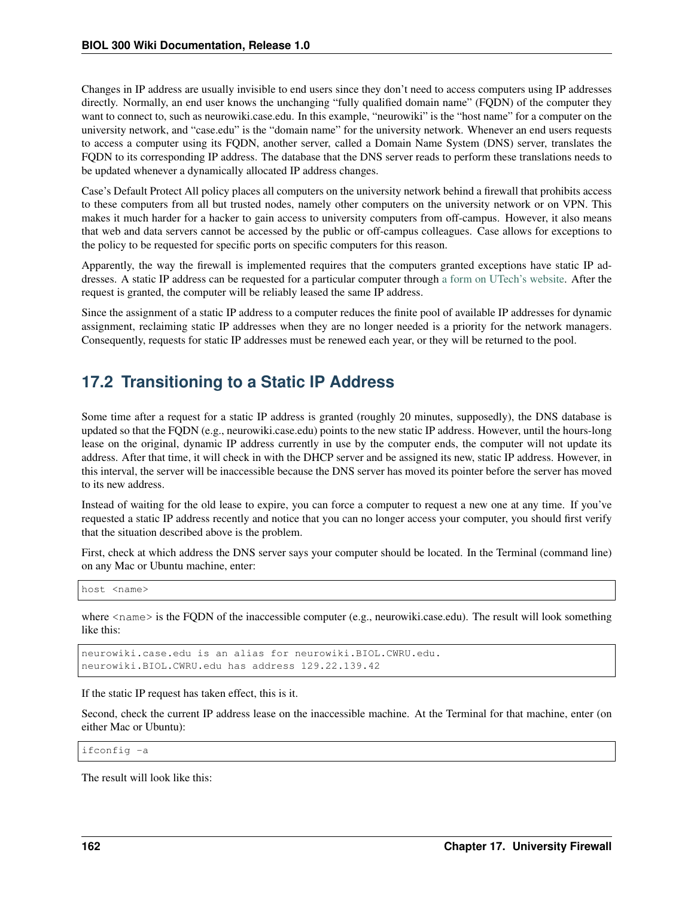Changes in IP address are usually invisible to end users since they don't need to access computers using IP addresses directly. Normally, an end user knows the unchanging "fully qualified domain name" (FQDN) of the computer they want to connect to, such as neurowiki.case.edu. In this example, "neurowiki" is the "host name" for a computer on the university network, and "case.edu" is the "domain name" for the university network. Whenever an end users requests to access a computer using its FQDN, another server, called a Domain Name System (DNS) server, translates the FQDN to its corresponding IP address. The database that the DNS server reads to perform these translations needs to be updated whenever a dynamically allocated IP address changes.

Case's Default Protect All policy places all computers on the university network behind a firewall that prohibits access to these computers from all but trusted nodes, namely other computers on the university network or on VPN. This makes it much harder for a hacker to gain access to university computers from off-campus. However, it also means that web and data servers cannot be accessed by the public or off-campus colleagues. Case allows for exceptions to the policy to be requested for specific ports on specific computers for this reason.

Apparently, the way the firewall is implemented requires that the computers granted exceptions have static IP addresses. A static IP address can be requested for a particular computer through a form on UTech's website. After the request is granted, the computer will be reliably leased the same IP address.

Since the assignment of a static IP address to a computer reduces the finite pool of available IP addresses for dynamic assignment, reclaiming static IP addresses when they are no longer needed is a priority for the network managers. Consequently, requests for static IP addresses must be renewed each year, or they will be returned to the pool.

## 17.2 Transitioning to a Static IP Address

Some time after a request for a static IP address is granted (roughly 20 minutes, supposedly), the DNS database is updated so that the FQDN (e.g., neurowiki.case.edu) points to the new static IP address. However, until the hours-long lease on the original, dynamic IP address currently in use by the computer ends, the computer will not update its address. After that time, it will check in with the DHCP server and be assigned its new, static IP address. However, in this interval, the server will be inaccessible because the DNS server has moved its pointer before the server has moved to its new address.

Instead of waiting for the old lease to expire, you can force a computer to request a new one at any time. If you've requested a static IP address recently and notice that you can no longer access your computer, you should first verify that the situation described above is the problem.

First, check at which address the DNS server says your computer should be located. In the Terminal (command line) on any Mac or Ubuntu machine, enter:

```
host <name>
```

where `<name>` is the FQDN of the inaccessible computer (e.g., neurowiki.case.edu). The result will look something like this:

```
neurowiki.case.edu is an alias for neurowiki.BIOL.CWRU.edu.
neurowiki.BIOL.CWRU.edu has address 129.22.139.42
```

If the static IP request has taken effect, this is it.

Second, check the current IP address lease on the inaccessible machine. At the Terminal for that machine, enter (on either Mac or Ubuntu):

```
ifconfig -a
```

The result will look like this: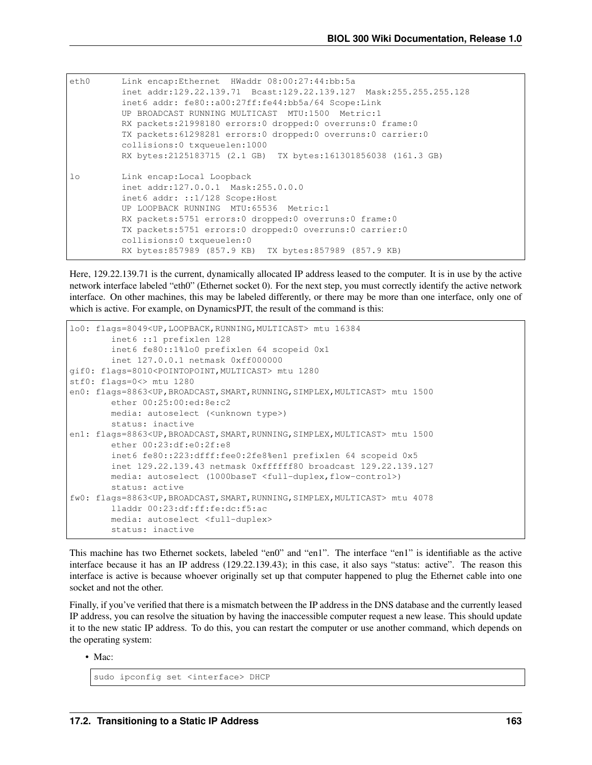```
eth0      Link encap:Ethernet  HWaddr 08:00:27:44:bb:5a
          inet addr:129.22.139.71  Bcast:129.22.139.127  Mask:255.255.255.128
          inet6 addr: fe80::a00:27ff:fe44:bb5a/64 Scope:Link
          UP BROADCAST RUNNING MULTICAST  MTU:1500  Metric:1
          RX packets:21998180 errors:0 dropped:0 overruns:0 frame:0
          TX packets:61298281 errors:0 dropped:0 overruns:0 carrier:0
          collisions:0 txqueuelen:1000
          RX bytes:2125183715 (2.1 GB)  TX bytes:161301856038 (161.3 GB)

lo        Link encap:Local Loopback
          inet addr:127.0.0.1  Mask:255.0.0.0
          inet6 addr: ::1/128 Scope:Host
          UP LOOPBACK RUNNING  MTU:65536  Metric:1
          RX packets:5751 errors:0 dropped:0 overruns:0 frame:0
          TX packets:5751 errors:0 dropped:0 overruns:0 carrier:0
          collisions:0 txqueuelen:0
          RX bytes:857989 (857.9 KB)  TX bytes:857989 (857.9 KB)
```

Here, 129.22.139.71 is the current, dynamically allocated IP address leased to the computer. It is in use by the active network interface labeled "eth0" (Ethernet socket 0). For the next step, you must correctly identify the active network interface. On other machines, this may be labeled differently, or there may be more than one interface, only one of which is active. For example, on DynamicsPJT, the result of the command is this:

```
lo0: flags=8049<UP,LOOPBACK,RUNNING,MULTICAST> mtu 16384
        inet6 ::1 prefixlen 128
        inet6 fe80::1%lo0 prefixlen 64 scopeid 0x1
        inet 127.0.0.1 netmask 0xff000000
gif0: flags=8010<POINTOPOINT,MULTICAST> mtu 1280
stf0: flags=0<> mtu 1280
en0: flags=8863<UP,BROADCAST,SMART,RUNNING,SIMPLEX,MULTICAST> mtu 1500
        ether 00:25:00:ed:8e:c2
        media: autoselect (<unknown type>)
        status: inactive
en1: flags=8863<UP,BROADCAST,SMART,RUNNING,SIMPLEX,MULTICAST> mtu 1500
        ether 00:23:df:e0:2f:e8
        inet6 fe80::223:dfff:fee0:2fe8%en1 prefixlen 64 scopeid 0x5
        inet 129.22.139.43 netmask 0xffffff80 broadcast 129.22.139.127
        media: autoselect (1000baseT <full-duplex,flow-control>)
        status: active
fw0: flags=8863<UP,BROADCAST,SMART,RUNNING,SIMPLEX,MULTICAST> mtu 4078
        lladdr 00:23:df:ff:fe:dc:f5:ac
        media: autoselect <full-duplex>
        status: inactive
```

This machine has two Ethernet sockets, labeled "en0" and "en1". The interface "en1" is identifiable as the active interface because it has an IP address (129.22.139.43); in this case, it also says "status: active". The reason this interface is active is because whoever originally set up that computer happened to plug the Ethernet cable into one socket and not the other.

Finally, if you've verified that there is a mismatch between the IP address in the DNS database and the currently leased IP address, you can resolve the situation by having the inaccessible computer request a new lease. This should update it to the new static IP address. To do this, you can restart the computer or use another command, which depends on the operating system:

- Mac:

  ```
  sudo ipconfig set <interface> DHCP
  ```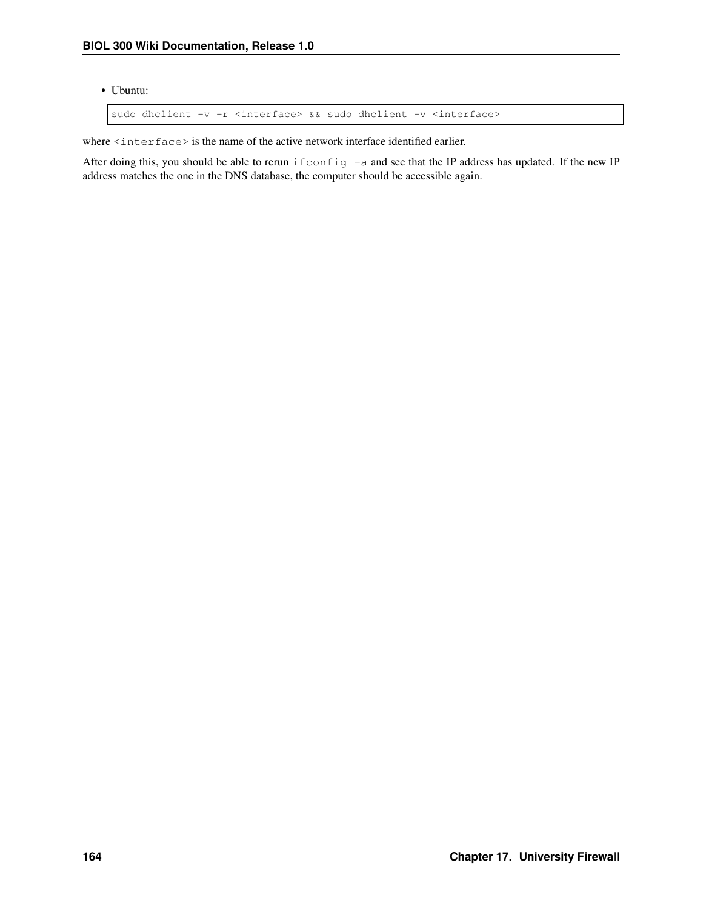- Ubuntu:

```
sudo dhclient -v -r <interface> && sudo dhclient -v <interface>
```

where `<interface>` is the name of the active network interface identified earlier.

After doing this, you should be able to rerun `ifconfig -a` and see that the IP address has updated. If the new IP address matches the one in the DNS database, the computer should be accessible again.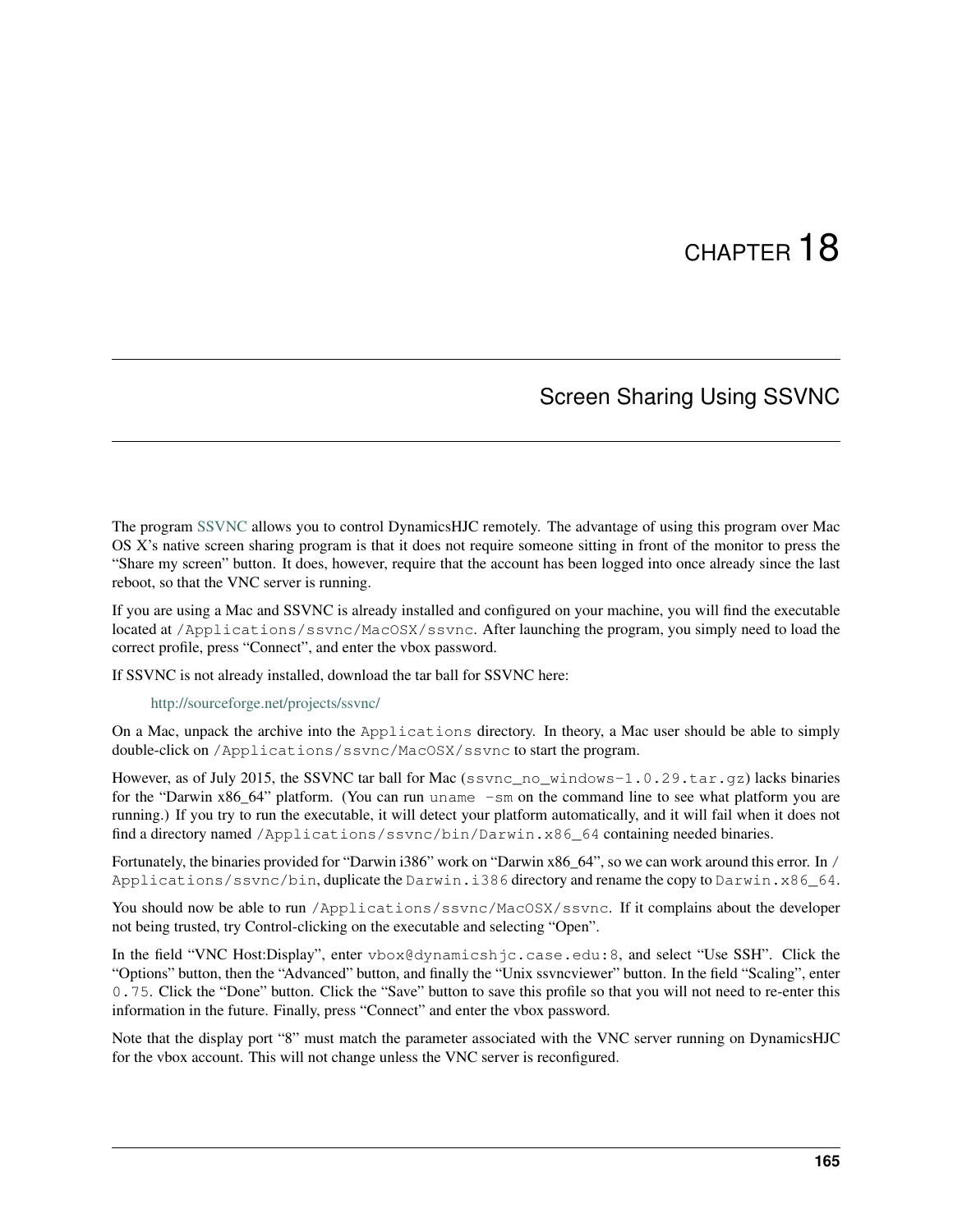# CHAPTER 18

## Screen Sharing Using SSVNC

The program SSVNC allows you to control DynamicsHJC remotely. The advantage of using this program over Mac OS X's native screen sharing program is that it does not require someone sitting in front of the monitor to press the "Share my screen" button. It does, however, require that the account has been logged into once already since the last reboot, so that the VNC server is running.

If you are using a Mac and SSVNC is already installed and configured on your machine, you will find the executable located at `/Applications/ssvnc/MacOSX/ssvnc`. After launching the program, you simply need to load the correct profile, press "Connect", and enter the vbox password.

If SSVNC is not already installed, download the tar ball for SSVNC here:

> http://sourceforge.net/projects/ssvnc/

On a Mac, unpack the archive into the `Applications` directory. In theory, a Mac user should be able to simply double-click on `/Applications/ssvnc/MacOSX/ssvnc` to start the program.

However, as of July 2015, the SSVNC tar ball for Mac (`ssvnc_no_windows-1.0.29.tar.gz`) lacks binaries for the "Darwin x86_64" platform. (You can run `uname -sm` on the command line to see what platform you are running.) If you try to run the executable, it will detect your platform automatically, and it will fail when it does not find a directory named `/Applications/ssvnc/bin/Darwin.x86_64` containing needed binaries.

Fortunately, the binaries provided for "Darwin i386" work on "Darwin x86_64", so we can work around this error. In `/Applications/ssvnc/bin`, duplicate the `Darwin.i386` directory and rename the copy to `Darwin.x86_64`.

You should now be able to run `/Applications/ssvnc/MacOSX/ssvnc`. If it complains about the developer not being trusted, try Control-clicking on the executable and selecting "Open".

In the field "VNC Host:Display", enter `vbox@dynamicshjc.case.edu:8`, and select "Use SSH". Click the "Options" button, then the "Advanced" button, and finally the "Unix ssvncviewer" button. In the field "Scaling", enter `0.75`. Click the "Done" button. Click the "Save" button to save this profile so that you will not need to re-enter this information in the future. Finally, press "Connect" and enter the vbox password.

Note that the display port "8" must match the parameter associated with the VNC server running on DynamicsHJC for the vbox account. This will not change unless the VNC server is reconfigured.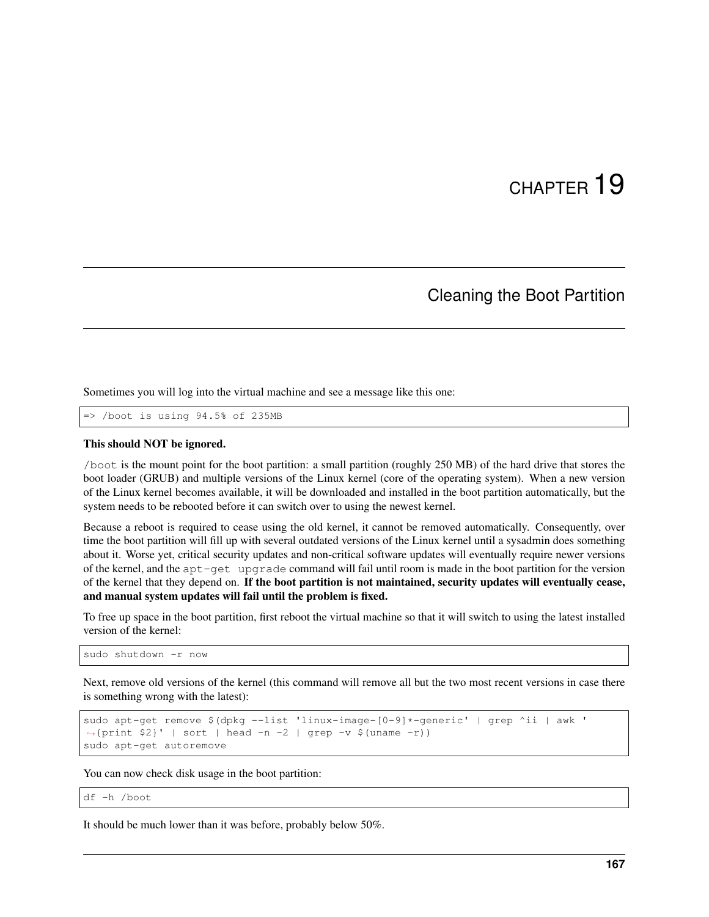# CHAPTER 19

## Cleaning the Boot Partition

Sometimes you will log into the virtual machine and see a message like this one:

```
=> /boot is using 94.5% of 235MB
```

**This should NOT be ignored.**

`/boot` is the mount point for the boot partition: a small partition (roughly 250 MB) of the hard drive that stores the boot loader (GRUB) and multiple versions of the Linux kernel (core of the operating system). When a new version of the Linux kernel becomes available, it will be downloaded and installed in the boot partition automatically, but the system needs to be rebooted before it can switch over to using the newest kernel.

Because a reboot is required to cease using the old kernel, it cannot be removed automatically. Consequently, over time the boot partition will fill up with several outdated versions of the Linux kernel until a sysadmin does something about it. Worse yet, critical security updates and non-critical software updates will eventually require newer versions of the kernel, and the `apt-get upgrade` command will fail until room is made in the boot partition for the version of the kernel that they depend on. **If the boot partition is not maintained, security updates will eventually cease, and manual system updates will fail until the problem is fixed.**

To free up space in the boot partition, first reboot the virtual machine so that it will switch to using the latest installed version of the kernel:

```
sudo shutdown -r now
```

Next, remove old versions of the kernel (this command will remove all but the two most recent versions in case there is something wrong with the latest):

```
sudo apt-get remove $(dpkg --list 'linux-image-[0-9]*-generic' | grep ^ii | awk '
↪{print $2}' | sort | head -n -2 | grep -v $(uname -r))
sudo apt-get autoremove
```

You can now check disk usage in the boot partition:

```
df -h /boot
```

It should be much lower than it was before, probably below 50%.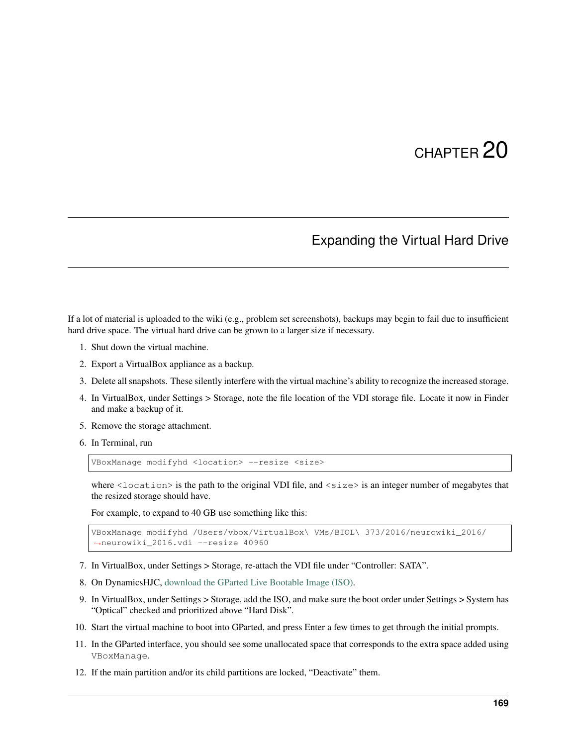# CHAPTER 20

## Expanding the Virtual Hard Drive

If a lot of material is uploaded to the wiki (e.g., problem set screenshots), backups may begin to fail due to insufficient hard drive space. The virtual hard drive can be grown to a larger size if necessary.

1. Shut down the virtual machine.
2. Export a VirtualBox appliance as a backup.
3. Delete all snapshots. These silently interfere with the virtual machine's ability to recognize the increased storage.
4. In VirtualBox, under Settings > Storage, note the file location of the VDI storage file. Locate it now in Finder and make a backup of it.
5. Remove the storage attachment.
6. In Terminal, run

   ```
   VBoxManage modifyhd <location> --resize <size>
   ```

   where `<location>` is the path to the original VDI file, and `<size>` is an integer number of megabytes that the resized storage should have.

   For example, to expand to 40 GB use something like this:

   ```
   VBoxManage modifyhd /Users/vbox/VirtualBox\ VMs/BIOL\ 373/2016/neurowiki_2016/
   ↪neurowiki_2016.vdi --resize 40960
   ```

7. In VirtualBox, under Settings > Storage, re-attach the VDI file under "Controller: SATA".
8. On DynamicsHJC, download the GParted Live Bootable Image (ISO).
9. In VirtualBox, under Settings > Storage, add the ISO, and make sure the boot order under Settings > System has "Optical" checked and prioritized above "Hard Disk".
10. Start the virtual machine to boot into GParted, and press Enter a few times to get through the initial prompts.
11. In the GParted interface, you should see some unallocated space that corresponds to the extra space added using `VBoxManage`.
12. If the main partition and/or its child partitions are locked, "Deactivate" them.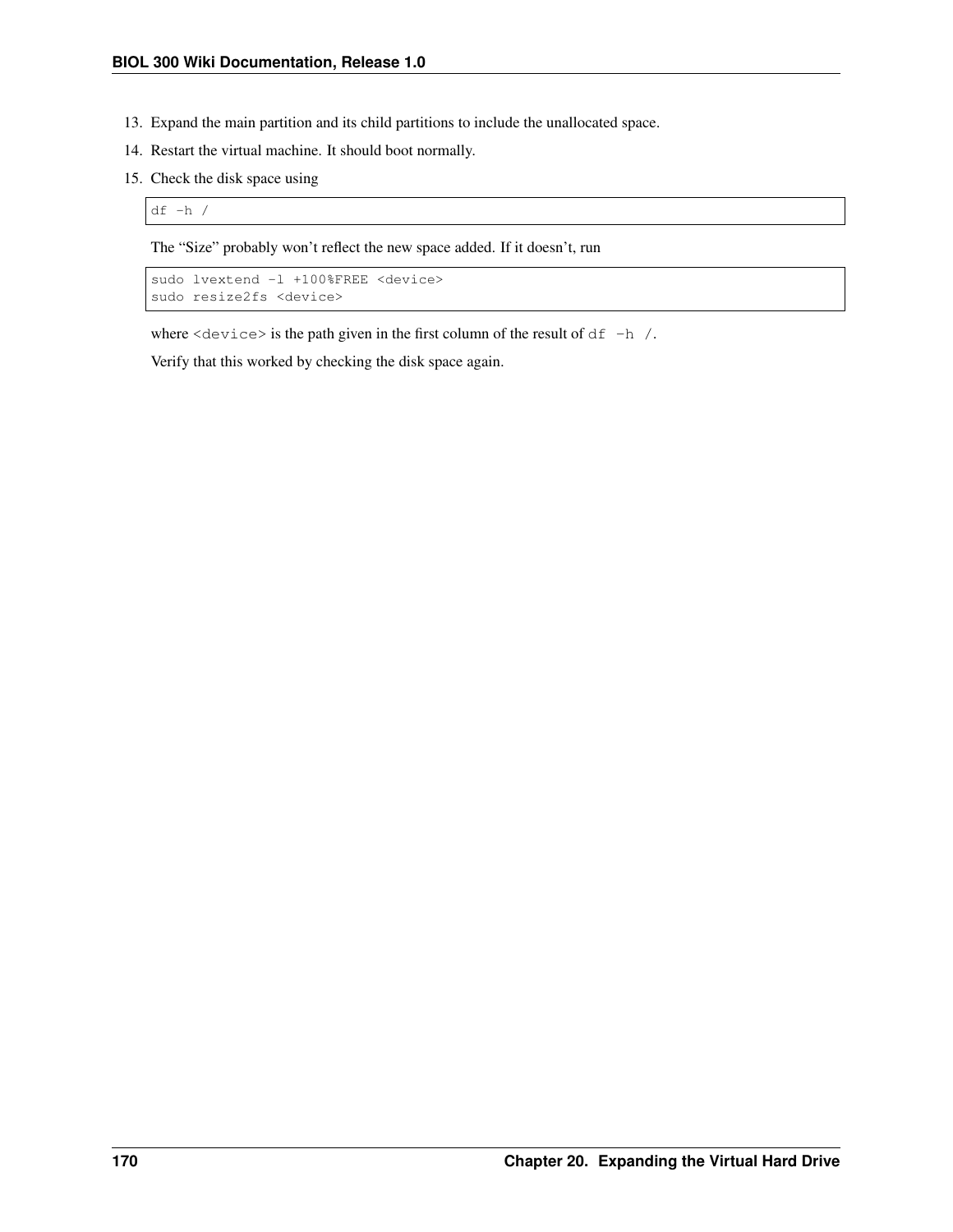13. Expand the main partition and its child partitions to include the unallocated space.
14. Restart the virtual machine. It should boot normally.
15. Check the disk space using

    ```
    df -h /
    ```

    The “Size” probably won’t reflect the new space added. If it doesn’t, run

    ```
    sudo lvextend -l +100%FREE <device>
    sudo resize2fs <device>
    ```

    where `<device>` is the path given in the first column of the result of `df -h /`.

    Verify that this worked by checking the disk space again.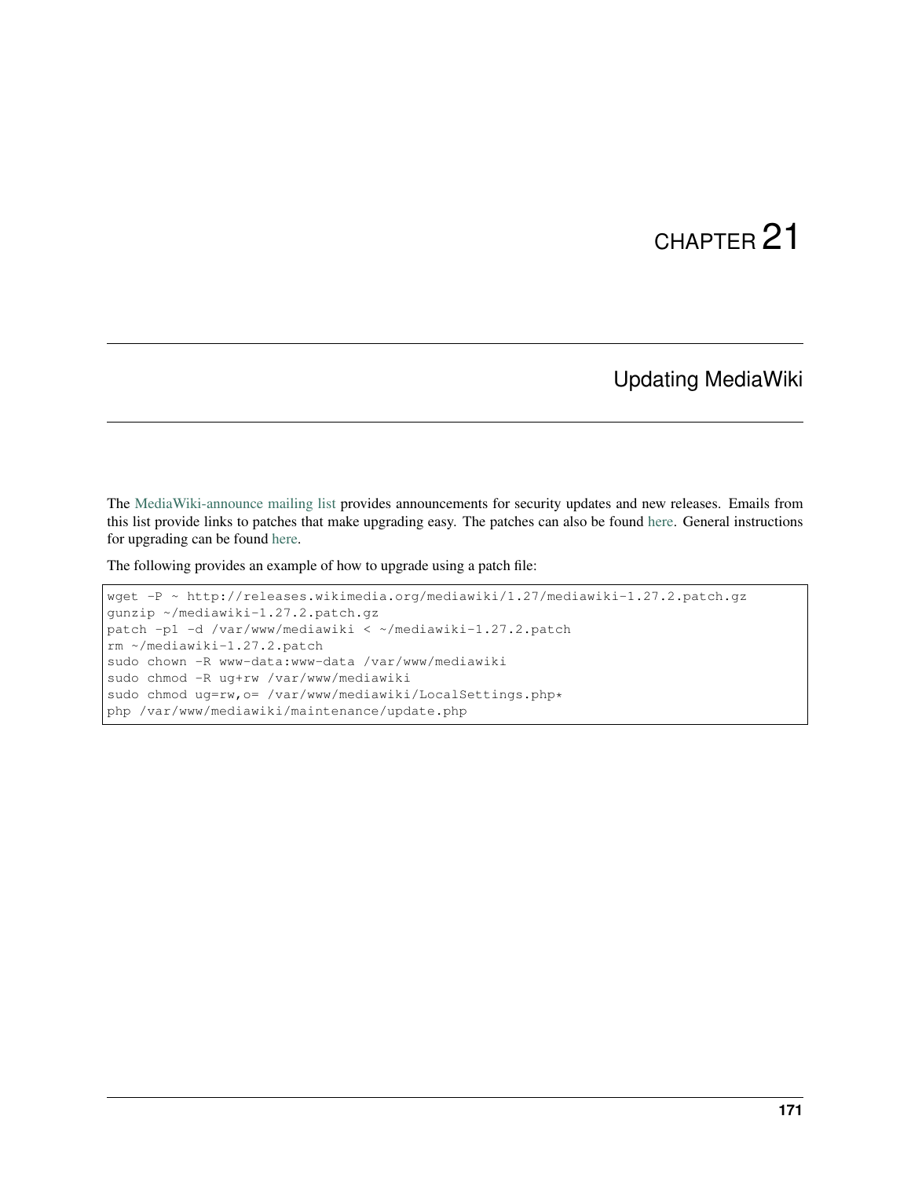# CHAPTER 21

## Updating MediaWiki

The MediaWiki-announce mailing list provides announcements for security updates and new releases. Emails from this list provide links to patches that make upgrading easy. The patches can also be found here. General instructions for upgrading can be found here.

The following provides an example of how to upgrade using a patch file:

```
wget -P ~ http://releases.wikimedia.org/mediawiki/1.27/mediawiki-1.27.2.patch.gz
gunzip ~/mediawiki-1.27.2.patch.gz
patch -p1 -d /var/www/mediawiki < ~/mediawiki-1.27.2.patch
rm ~/mediawiki-1.27.2.patch
sudo chown -R www-data:www-data /var/www/mediawiki
sudo chmod -R ug+rw /var/www/mediawiki
sudo chmod ug=rw,o= /var/www/mediawiki/LocalSettings.php*
php /var/www/mediawiki/maintenance/update.php
```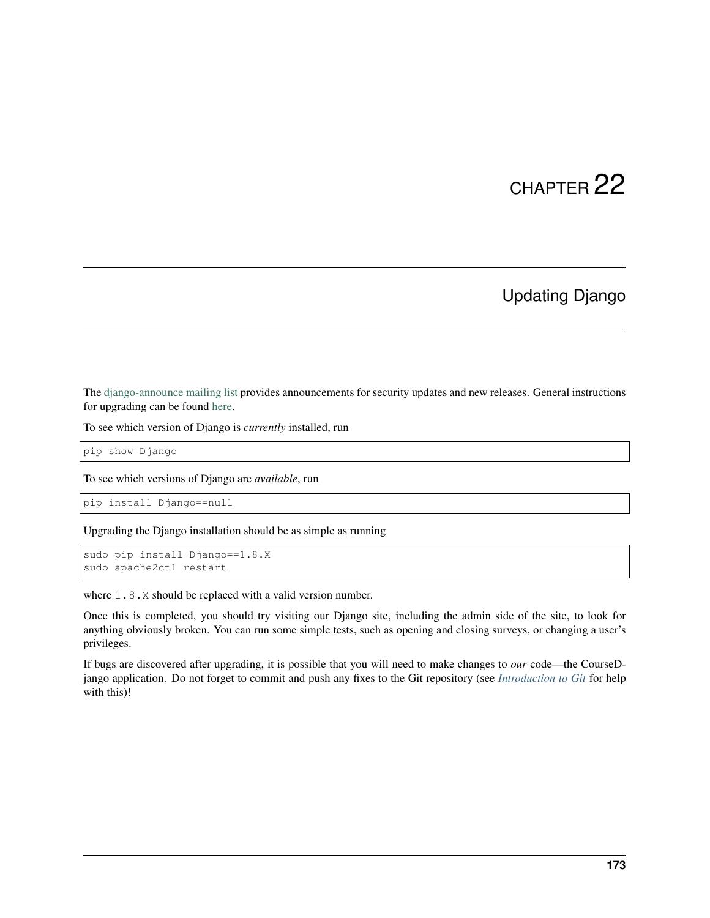# CHAPTER 22

# Updating Django

The django-announce mailing list provides announcements for security updates and new releases. General instructions for upgrading can be found here.

To see which version of Django is *currently* installed, run

```
pip show Django
```

To see which versions of Django are *available*, run

```
pip install Django==null
```

Upgrading the Django installation should be as simple as running

```
sudo pip install Django==1.8.X
sudo apache2ctl restart
```

where `1.8.X` should be replaced with a valid version number.

Once this is completed, you should try visiting our Django site, including the admin side of the site, to look for anything obviously broken. You can run some simple tests, such as opening and closing surveys, or changing a user's privileges.

If bugs are discovered after upgrading, it is possible that you will need to make changes to *our* code—the CourseDjango application. Do not forget to commit and push any fixes to the Git repository (see *Introduction to Git* for help with this)!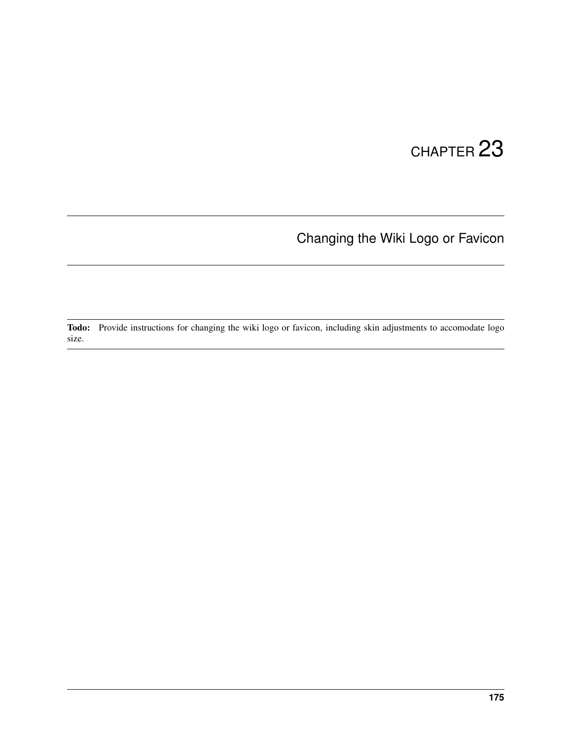# CHAPTER 23

# Changing the Wiki Logo or Favicon

**Todo:** Provide instructions for changing the wiki logo or favicon, including skin adjustments to accomodate logo size.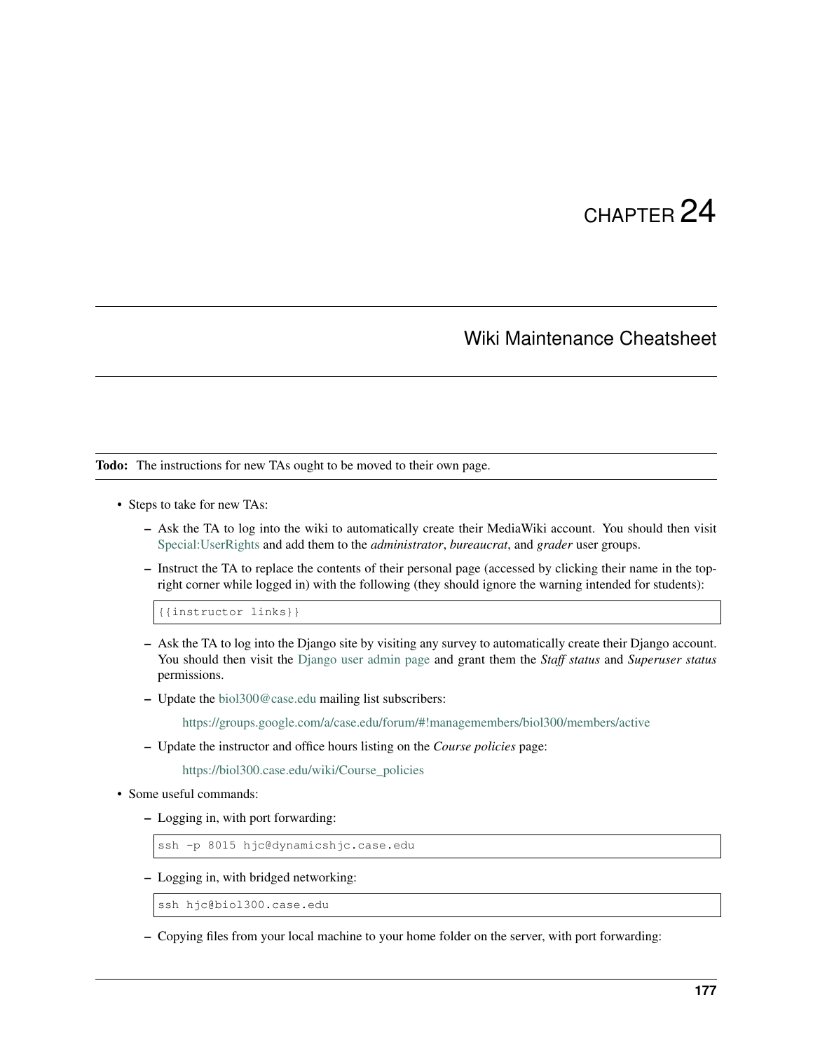# CHAPTER 24

## Wiki Maintenance Cheatsheet

**Todo:** The instructions for new TAs ought to be moved to their own page.

- Steps to take for new TAs:
  - Ask the TA to log into the wiki to automatically create their MediaWiki account. You should then visit Special:UserRights and add them to the *administrator*, *bureaucrat*, and *grader* user groups.
  - Instruct the TA to replace the contents of their personal page (accessed by clicking their name in the top-right corner while logged in) with the following (they should ignore the warning intended for students):

    ```
    {{instructor links}}
    ```

  - Ask the TA to log into the Django site by visiting any survey to automatically create their Django account. You should then visit the Django user admin page and grant them the *Staff status* and *Superuser status* permissions.
  - Update the biol300@case.edu mailing list subscribers:

    https://groups.google.com/a/case.edu/forum/#!managemembers/biol300/members/active

  - Update the instructor and office hours listing on the *Course policies* page:

    https://biol300.case.edu/wiki/Course_policies

- Some useful commands:
  - Logging in, with port forwarding:

    ```
    ssh -p 8015 hjc@dynamicshjc.case.edu
    ```

  - Logging in, with bridged networking:

    ```
    ssh hjc@biol300.case.edu
    ```

  - Copying files from your local machine to your home folder on the server, with port forwarding: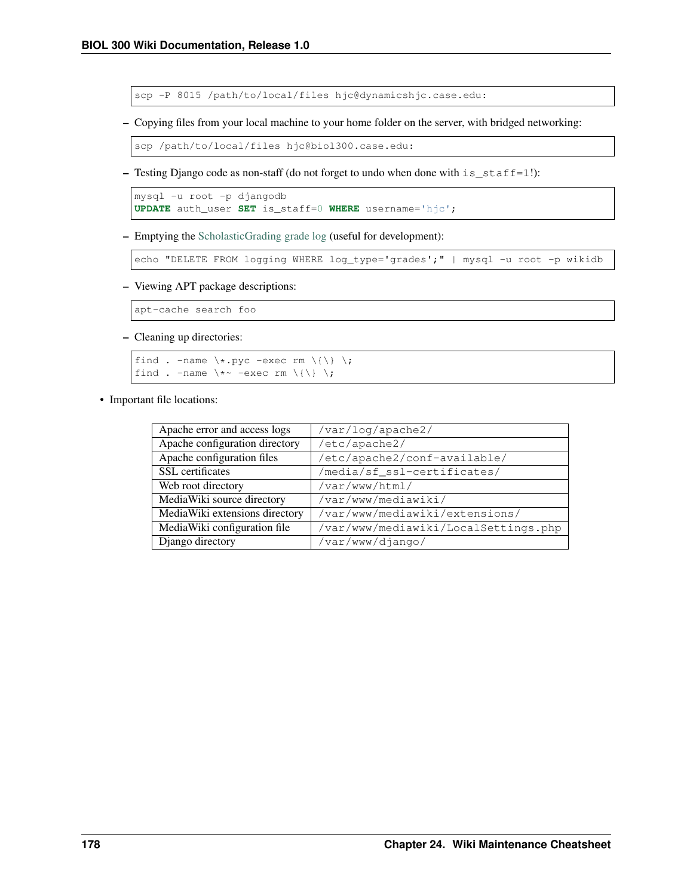```
scp -P 8015 /path/to/local/files hjc@dynamicshjc.case.edu:
```

- Copying files from your local machine to your home folder on the server, with bridged networking:

```
scp /path/to/local/files hjc@biol300.case.edu:
```

- Testing Django code as non-staff (do not forget to undo when done with `is_staff=1`!):

```
mysql -u root -p djangodb
UPDATE auth_user SET is_staff=0 WHERE username='hjc';
```

- Emptying the ScholasticGrading grade log (useful for development):

```
echo "DELETE FROM logging WHERE log_type='grades';" | mysql -u root -p wikidb
```

- Viewing APT package descriptions:

```
apt-cache search foo
```

- Cleaning up directories:

```
find . -name \*.pyc -exec rm \{\} \;
find . -name \*~ -exec rm \{\} \;
```

- Important file locations:

| | |
|---|---|
| Apache error and access logs | `/var/log/apache2/` |
| Apache configuration directory | `/etc/apache2/` |
| Apache configuration files | `/etc/apache2/conf-available/` |
| SSL certificates | `/media/sf_ssl-certificates/` |
| Web root directory | `/var/www/html/` |
| MediaWiki source directory | `/var/www/mediawiki/` |
| MediaWiki extensions directory | `/var/www/mediawiki/extensions/` |
| MediaWiki configuration file | `/var/www/mediawiki/LocalSettings.php` |
| Django directory | `/var/www/django/` |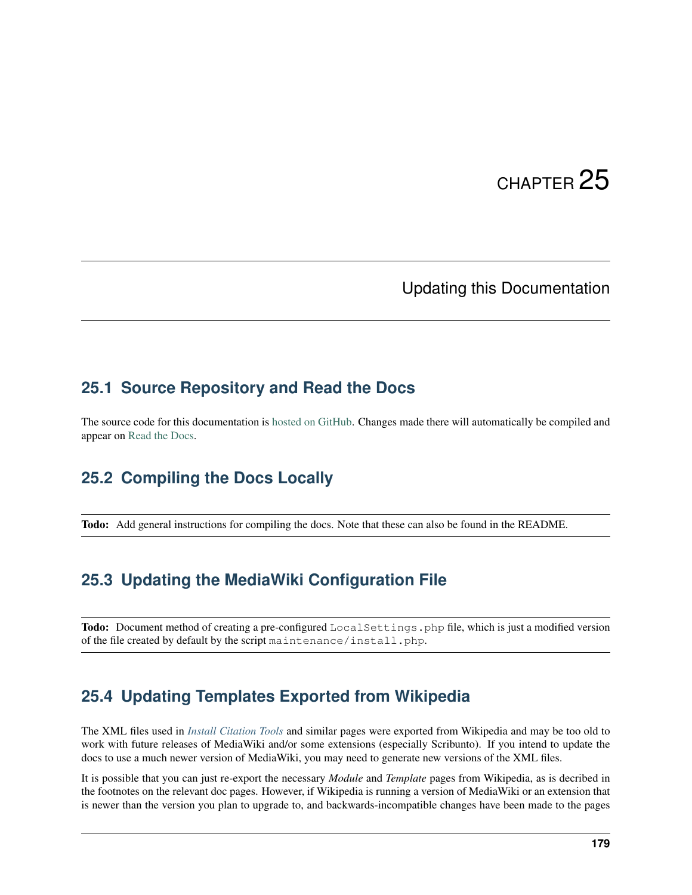# CHAPTER 25

# Updating this Documentation

## 25.1 Source Repository and Read the Docs

The source code for this documentation is hosted on GitHub. Changes made there will automatically be compiled and appear on Read the Docs.

## 25.2 Compiling the Docs Locally

**Todo:** Add general instructions for compiling the docs. Note that these can also be found in the README.

## 25.3 Updating the MediaWiki Configuration File

**Todo:** Document method of creating a pre-configured `LocalSettings.php` file, which is just a modified version of the file created by default by the script `maintenance/install.php`.

## 25.4 Updating Templates Exported from Wikipedia

The XML files used in *Install Citation Tools* and similar pages were exported from Wikipedia and may be too old to work with future releases of MediaWiki and/or some extensions (especially Scribunto). If you intend to update the docs to use a much newer version of MediaWiki, you may need to generate new versions of the XML files.

It is possible that you can just re-export the necessary *Module* and *Template* pages from Wikipedia, as is decribed in the footnotes on the relevant doc pages. However, if Wikipedia is running a version of MediaWiki or an extension that is newer than the version you plan to upgrade to, and backwards-incompatible changes have been made to the pages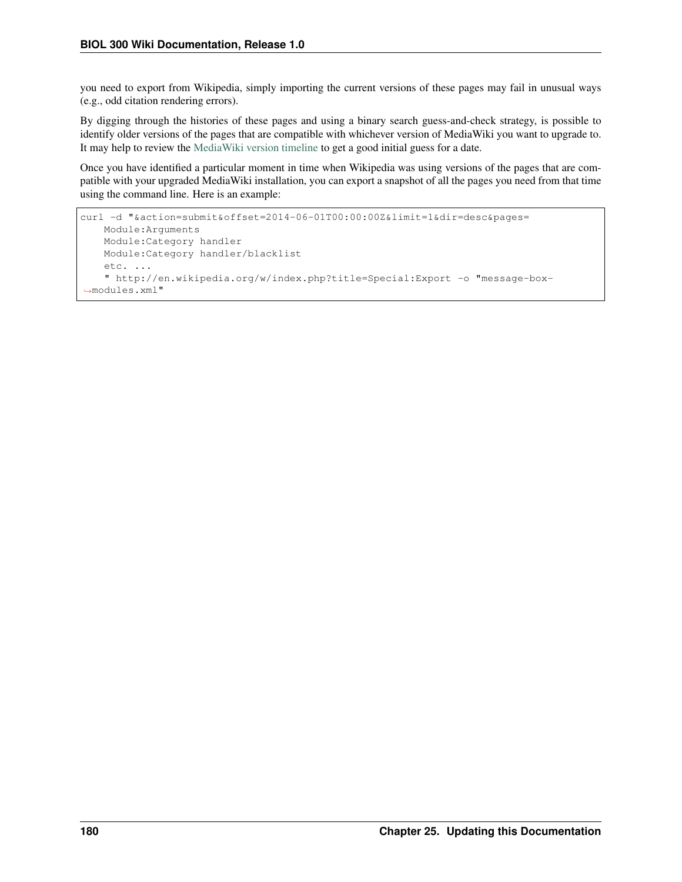you need to export from Wikipedia, simply importing the current versions of these pages may fail in unusual ways (e.g., odd citation rendering errors).

By digging through the histories of these pages and using a binary search guess-and-check strategy, is possible to identify older versions of the pages that are compatible with whichever version of MediaWiki you want to upgrade to. It may help to review the MediaWiki version timeline to get a good initial guess for a date.

Once you have identified a particular moment in time when Wikipedia was using versions of the pages that are compatible with your upgraded MediaWiki installation, you can export a snapshot of all the pages you need from that time using the command line. Here is an example:

```
curl -d "&action=submit&offset=2014-06-01T00:00:00Z&limit=1&dir=desc&pages=
    Module:Arguments
    Module:Category handler
    Module:Category handler/blacklist
    etc. ...
    " http://en.wikipedia.org/w/index.php?title=Special:Export -o "message-box-modules.xml"
```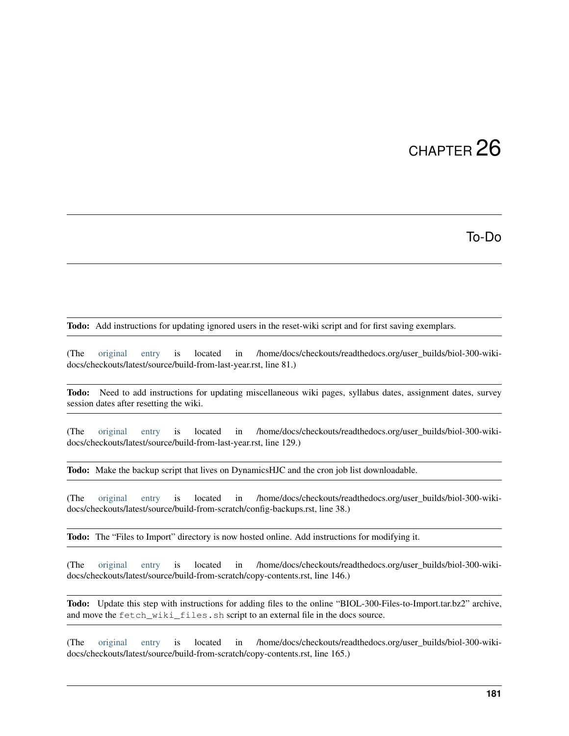# CHAPTER 26

## To-Do

**Todo:** Add instructions for updating ignored users in the reset-wiki script and for first saving exemplars.

(The original entry is located in /home/docs/checkouts/readthedocs.org/user_builds/biol-300-wiki-docs/checkouts/latest/source/build-from-last-year.rst, line 81.)

**Todo:** Need to add instructions for updating miscellaneous wiki pages, syllabus dates, assignment dates, survey session dates after resetting the wiki.

(The original entry is located in /home/docs/checkouts/readthedocs.org/user_builds/biol-300-wiki-docs/checkouts/latest/source/build-from-last-year.rst, line 129.)

**Todo:** Make the backup script that lives on DynamicsHJC and the cron job list downloadable.

(The original entry is located in /home/docs/checkouts/readthedocs.org/user_builds/biol-300-wiki-docs/checkouts/latest/source/build-from-scratch/config-backups.rst, line 38.)

**Todo:** The "Files to Import" directory is now hosted online. Add instructions for modifying it.

(The original entry is located in /home/docs/checkouts/readthedocs.org/user_builds/biol-300-wiki-docs/checkouts/latest/source/build-from-scratch/copy-contents.rst, line 146.)

**Todo:** Update this step with instructions for adding files to the online "BIOL-300-Files-to-Import.tar.bz2" archive, and move the `fetch_wiki_files.sh` script to an external file in the docs source.

(The original entry is located in /home/docs/checkouts/readthedocs.org/user_builds/biol-300-wiki-docs/checkouts/latest/source/build-from-scratch/copy-contents.rst, line 165.)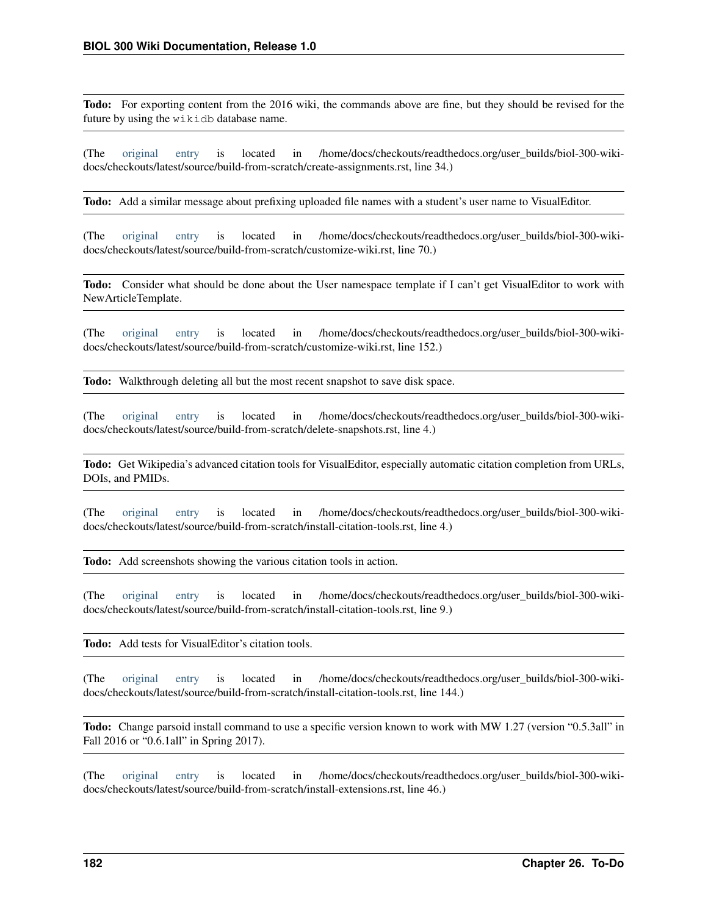**Todo:** For exporting content from the 2016 wiki, the commands above are fine, but they should be revised for the future by using the `wikidb` database name.

(The original entry is located in /home/docs/checkouts/readthedocs.org/user_builds/biol-300-wiki-docs/checkouts/latest/source/build-from-scratch/create-assignments.rst, line 34.)

**Todo:** Add a similar message about prefixing uploaded file names with a student's user name to VisualEditor.

(The original entry is located in /home/docs/checkouts/readthedocs.org/user_builds/biol-300-wiki-docs/checkouts/latest/source/build-from-scratch/customize-wiki.rst, line 70.)

**Todo:** Consider what should be done about the User namespace template if I can't get VisualEditor to work with NewArticleTemplate.

(The original entry is located in /home/docs/checkouts/readthedocs.org/user_builds/biol-300-wiki-docs/checkouts/latest/source/build-from-scratch/customize-wiki.rst, line 152.)

**Todo:** Walkthrough deleting all but the most recent snapshot to save disk space.

(The original entry is located in /home/docs/checkouts/readthedocs.org/user_builds/biol-300-wiki-docs/checkouts/latest/source/build-from-scratch/delete-snapshots.rst, line 4.)

**Todo:** Get Wikipedia's advanced citation tools for VisualEditor, especially automatic citation completion from URLs, DOIs, and PMIDs.

(The original entry is located in /home/docs/checkouts/readthedocs.org/user_builds/biol-300-wiki-docs/checkouts/latest/source/build-from-scratch/install-citation-tools.rst, line 4.)

**Todo:** Add screenshots showing the various citation tools in action.

(The original entry is located in /home/docs/checkouts/readthedocs.org/user_builds/biol-300-wiki-docs/checkouts/latest/source/build-from-scratch/install-citation-tools.rst, line 9.)

**Todo:** Add tests for VisualEditor's citation tools.

(The original entry is located in /home/docs/checkouts/readthedocs.org/user_builds/biol-300-wiki-docs/checkouts/latest/source/build-from-scratch/install-citation-tools.rst, line 144.)

**Todo:** Change parsoid install command to use a specific version known to work with MW 1.27 (version "0.5.3all" in Fall 2016 or "0.6.1all" in Spring 2017).

(The original entry is located in /home/docs/checkouts/readthedocs.org/user_builds/biol-300-wiki-docs/checkouts/latest/source/build-from-scratch/install-extensions.rst, line 46.)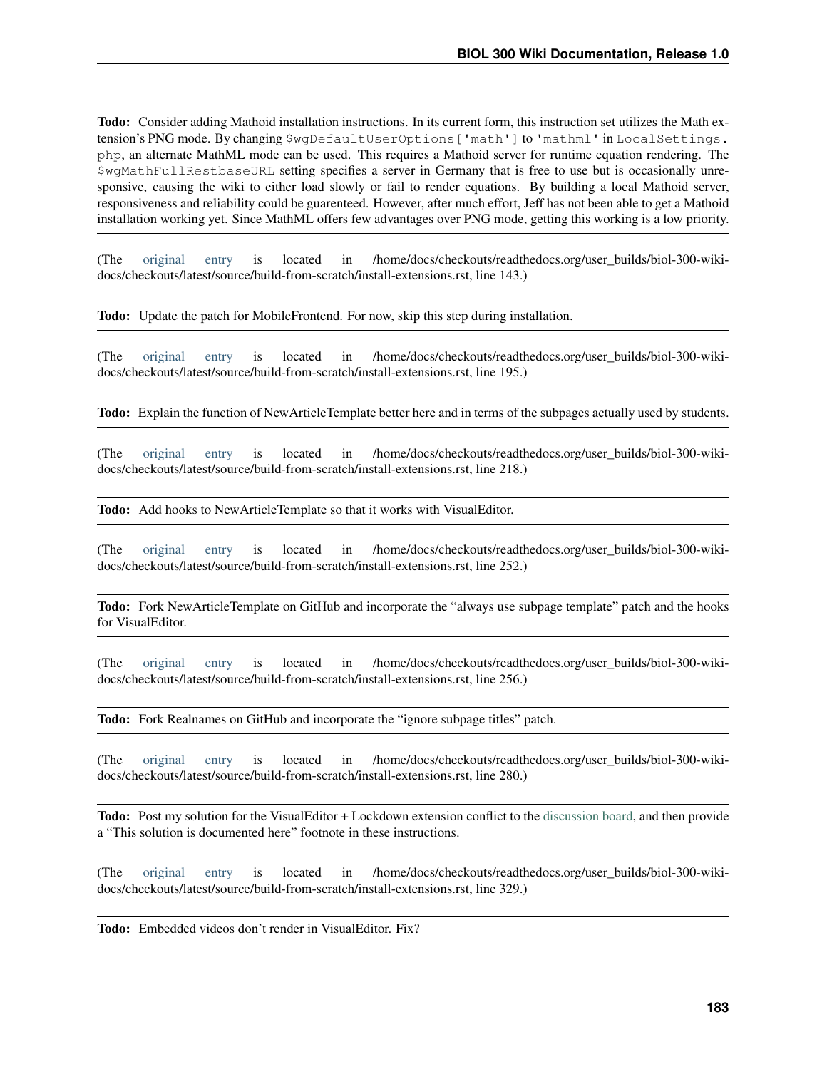**Todo:** Consider adding Mathoid installation instructions. In its current form, this instruction set utilizes the Math extension's PNG mode. By changing `$wgDefaultUserOptions['math']` to `'mathml'` in `LocalSettings.php`, an alternate MathML mode can be used. This requires a Mathoid server for runtime equation rendering. The `$wgMathFullRestbaseURL` setting specifies a server in Germany that is free to use but is occasionally unresponsive, causing the wiki to either load slowly or fail to render equations. By building a local Mathoid server, responsiveness and reliability could be guarenteed. However, after much effort, Jeff has not been able to get a Mathoid installation working yet. Since MathML offers few advantages over PNG mode, getting this working is a low priority.

(The original entry is located in /home/docs/checkouts/readthedocs.org/user_builds/biol-300-wiki-docs/checkouts/latest/source/build-from-scratch/install-extensions.rst, line 143.)

**Todo:** Update the patch for MobileFrontend. For now, skip this step during installation.

(The original entry is located in /home/docs/checkouts/readthedocs.org/user_builds/biol-300-wiki-docs/checkouts/latest/source/build-from-scratch/install-extensions.rst, line 195.)

**Todo:** Explain the function of NewArticleTemplate better here and in terms of the subpages actually used by students.

(The original entry is located in /home/docs/checkouts/readthedocs.org/user_builds/biol-300-wiki-docs/checkouts/latest/source/build-from-scratch/install-extensions.rst, line 218.)

**Todo:** Add hooks to NewArticleTemplate so that it works with VisualEditor.

(The original entry is located in /home/docs/checkouts/readthedocs.org/user_builds/biol-300-wiki-docs/checkouts/latest/source/build-from-scratch/install-extensions.rst, line 252.)

**Todo:** Fork NewArticleTemplate on GitHub and incorporate the "always use subpage template" patch and the hooks for VisualEditor.

(The original entry is located in /home/docs/checkouts/readthedocs.org/user_builds/biol-300-wiki-docs/checkouts/latest/source/build-from-scratch/install-extensions.rst, line 256.)

**Todo:** Fork Realnames on GitHub and incorporate the "ignore subpage titles" patch.

(The original entry is located in /home/docs/checkouts/readthedocs.org/user_builds/biol-300-wiki-docs/checkouts/latest/source/build-from-scratch/install-extensions.rst, line 280.)

**Todo:** Post my solution for the VisualEditor + Lockdown extension conflict to the discussion board, and then provide a "This solution is documented here" footnote in these instructions.

(The original entry is located in /home/docs/checkouts/readthedocs.org/user_builds/biol-300-wiki-docs/checkouts/latest/source/build-from-scratch/install-extensions.rst, line 329.)

**Todo:** Embedded videos don't render in VisualEditor. Fix?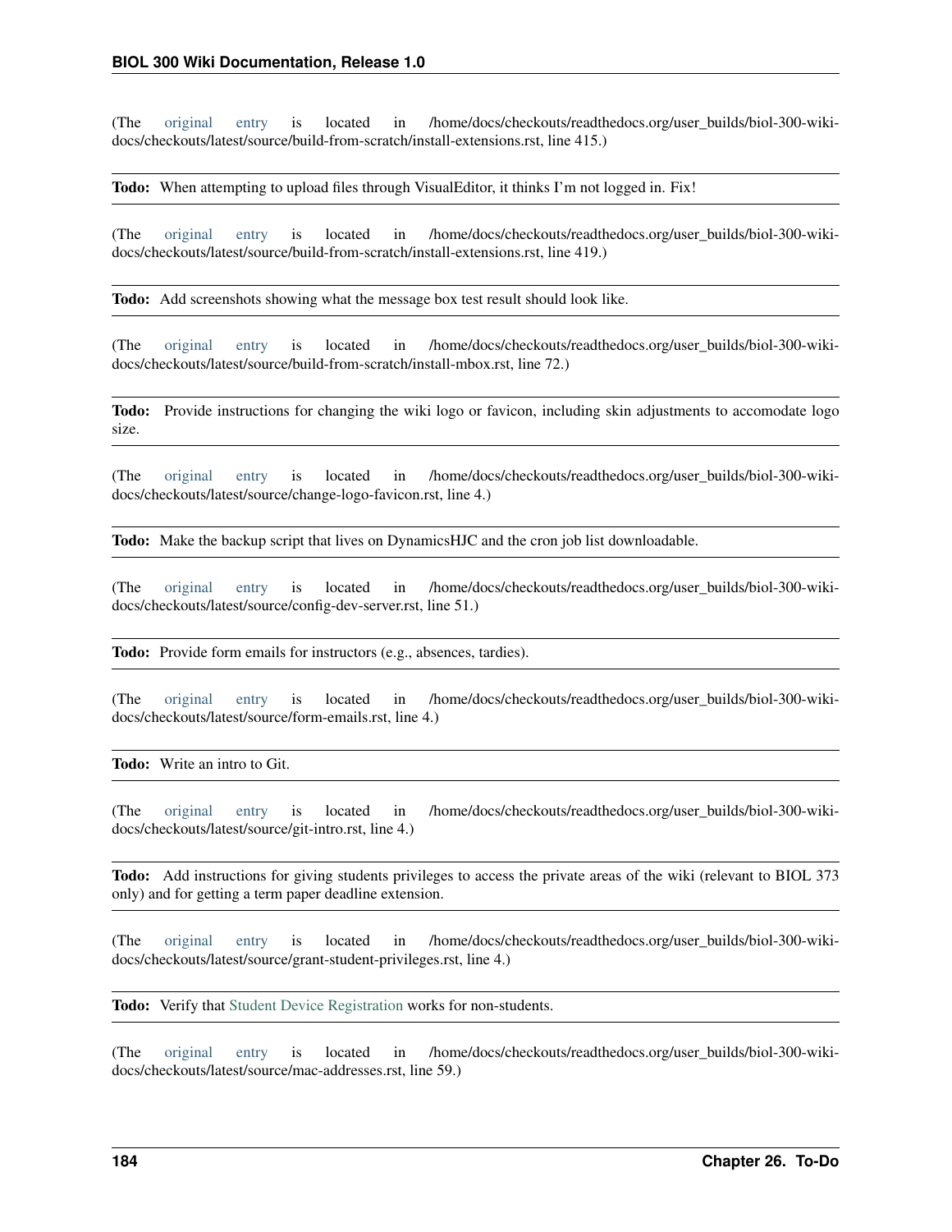(The original entry is located in /home/docs/checkouts/readthedocs.org/user_builds/biol-300-wiki-docs/checkouts/latest/source/build-from-scratch/install-extensions.rst, line 415.)

---

**Todo:** When attempting to upload files through VisualEditor, it thinks I'm not logged in. Fix!

---

(The original entry is located in /home/docs/checkouts/readthedocs.org/user_builds/biol-300-wiki-docs/checkouts/latest/source/build-from-scratch/install-extensions.rst, line 419.)

---

**Todo:** Add screenshots showing what the message box test result should look like.

---

(The original entry is located in /home/docs/checkouts/readthedocs.org/user_builds/biol-300-wiki-docs/checkouts/latest/source/build-from-scratch/install-mbox.rst, line 72.)

---

**Todo:** Provide instructions for changing the wiki logo or favicon, including skin adjustments to accomodate logo size.

---

(The original entry is located in /home/docs/checkouts/readthedocs.org/user_builds/biol-300-wiki-docs/checkouts/latest/source/change-logo-favicon.rst, line 4.)

---

**Todo:** Make the backup script that lives on DynamicsHJC and the cron job list downloadable.

---

(The original entry is located in /home/docs/checkouts/readthedocs.org/user_builds/biol-300-wiki-docs/checkouts/latest/source/config-dev-server.rst, line 51.)

---

**Todo:** Provide form emails for instructors (e.g., absences, tardies).

---

(The original entry is located in /home/docs/checkouts/readthedocs.org/user_builds/biol-300-wiki-docs/checkouts/latest/source/form-emails.rst, line 4.)

---

**Todo:** Write an intro to Git.

---

(The original entry is located in /home/docs/checkouts/readthedocs.org/user_builds/biol-300-wiki-docs/checkouts/latest/source/git-intro.rst, line 4.)

---

**Todo:** Add instructions for giving students privileges to access the private areas of the wiki (relevant to BIOL 373 only) and for getting a term paper deadline extension.

---

(The original entry is located in /home/docs/checkouts/readthedocs.org/user_builds/biol-300-wiki-docs/checkouts/latest/source/grant-student-privileges.rst, line 4.)

---

**Todo:** Verify that Student Device Registration works for non-students.

---

(The original entry is located in /home/docs/checkouts/readthedocs.org/user_builds/biol-300-wiki-docs/checkouts/latest/source/mac-addresses.rst, line 59.)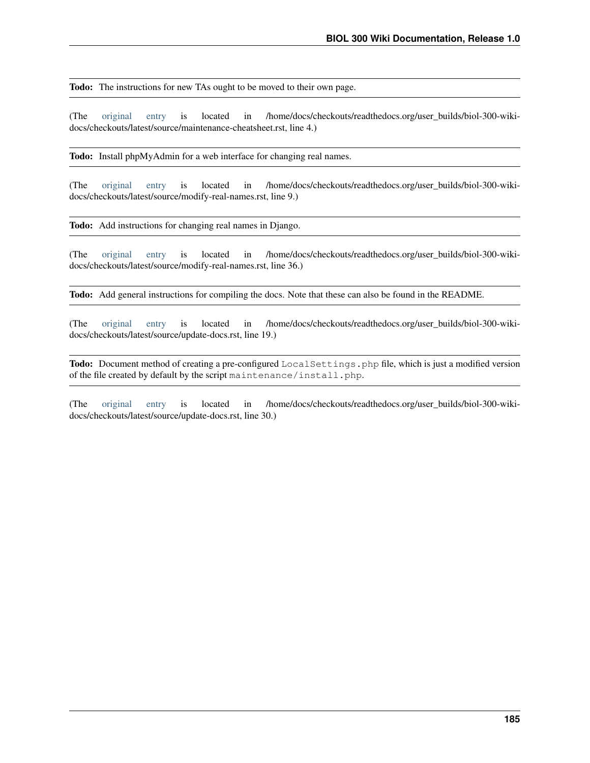**Todo:** The instructions for new TAs ought to be moved to their own page.

(The original entry is located in /home/docs/checkouts/readthedocs.org/user_builds/biol-300-wiki-docs/checkouts/latest/source/maintenance-cheatsheet.rst, line 4.)

**Todo:** Install phpMyAdmin for a web interface for changing real names.

(The original entry is located in /home/docs/checkouts/readthedocs.org/user_builds/biol-300-wiki-docs/checkouts/latest/source/modify-real-names.rst, line 9.)

**Todo:** Add instructions for changing real names in Django.

(The original entry is located in /home/docs/checkouts/readthedocs.org/user_builds/biol-300-wiki-docs/checkouts/latest/source/modify-real-names.rst, line 36.)

**Todo:** Add general instructions for compiling the docs. Note that these can also be found in the README.

(The original entry is located in /home/docs/checkouts/readthedocs.org/user_builds/biol-300-wiki-docs/checkouts/latest/source/update-docs.rst, line 19.)

**Todo:** Document method of creating a pre-configured `LocalSettings.php` file, which is just a modified version of the file created by default by the script `maintenance/install.php`.

(The original entry is located in /home/docs/checkouts/readthedocs.org/user_builds/biol-300-wiki-docs/checkouts/latest/source/update-docs.rst, line 30.)